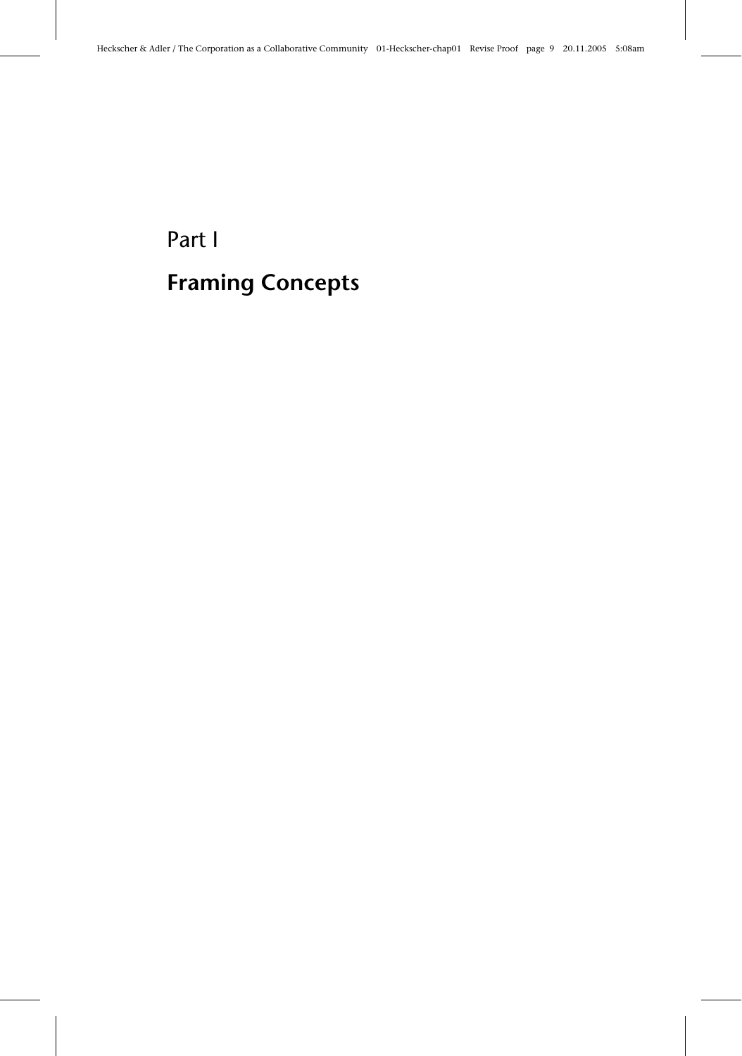# Part I

# Framing Concepts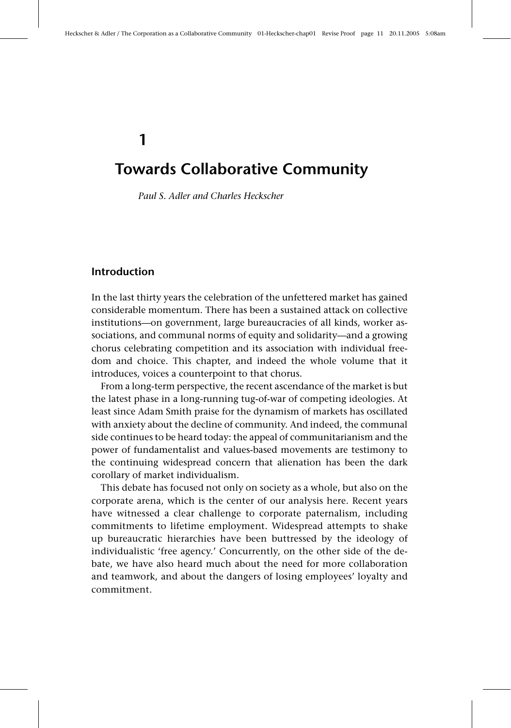# 1

# Towards Collaborative Community

*Paul S. Adler and Charles Heckscher*

## Introduction

In the last thirty years the celebration of the unfettered market has gained considerable momentum. There has been a sustained attack on collective institutions—on government, large bureaucracies of all kinds, worker associations, and communal norms of equity and solidarity—and a growing chorus celebrating competition and its association with individual freedom and choice. This chapter, and indeed the whole volume that it introduces, voices a counterpoint to that chorus.

From a long-term perspective, the recent ascendance of the market is but the latest phase in a long-running tug-of-war of competing ideologies. At least since Adam Smith praise for the dynamism of markets has oscillated with anxiety about the decline of community. And indeed, the communal side continues to be heard today: the appeal of communitarianism and the power of fundamentalist and values-based movements are testimony to the continuing widespread concern that alienation has been the dark corollary of market individualism.

This debate has focused not only on society as a whole, but also on the corporate arena, which is the center of our analysis here. Recent years have witnessed a clear challenge to corporate paternalism, including commitments to lifetime employment. Widespread attempts to shake up bureaucratic hierarchies have been buttressed by the ideology of individualistic 'free agency.' Concurrently, on the other side of the debate, we have also heard much about the need for more collaboration and teamwork, and about the dangers of losing employees' loyalty and commitment.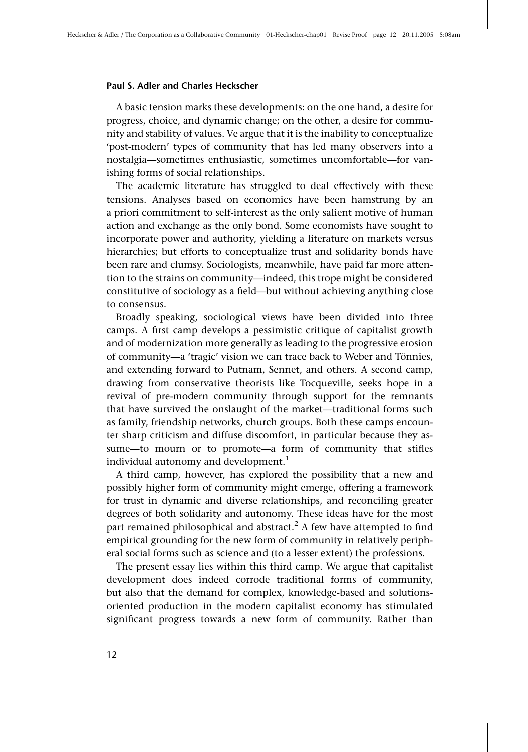A basic tension marks these developments: on the one hand, a desire for progress, choice, and dynamic change; on the other, a desire for community and stability of values. Ve argue that it is the inability to conceptualize 'post-modern' types of community that has led many observers into a nostalgia—sometimes enthusiastic, sometimes uncomfortable—for vanishing forms of social relationships.

The academic literature has struggled to deal effectively with these tensions. Analyses based on economics have been hamstrung by an a priori commitment to self-interest as the only salient motive of human action and exchange as the only bond. Some economists have sought to incorporate power and authority, yielding a literature on markets versus hierarchies; but efforts to conceptualize trust and solidarity bonds have been rare and clumsy. Sociologists, meanwhile, have paid far more attention to the strains on community—indeed, this trope might be considered constitutive of sociology as a field—but without achieving anything close to consensus.

Broadly speaking, sociological views have been divided into three camps. A first camp develops a pessimistic critique of capitalist growth and of modernization more generally as leading to the progressive erosion of community—a 'tragic' vision we can trace back to Weber and Tönnies, and extending forward to Putnam, Sennet, and others. A second camp, drawing from conservative theorists like Tocqueville, seeks hope in a revival of pre-modern community through support for the remnants that have survived the onslaught of the market—traditional forms such as family, friendship networks, church groups. Both these camps encounter sharp criticism and diffuse discomfort, in particular because they assume—to mourn or to promote—a form of community that stifles individual autonomy and development.[1]

A third camp, however, has explored the possibility that a new and possibly higher form of community might emerge, offering a framework for trust in dynamic and diverse relationships, and reconciling greater degrees of both solidarity and autonomy. These ideas have for the most part remained philosophical and abstract.[2] A few have attempted to find empirical grounding for the new form of community in relatively peripheral social forms such as science and (to a lesser extent) the professions.

The present essay lies within this third camp. We argue that capitalist development does indeed corrode traditional forms of community, but also that the demand for complex, knowledge-based and solutions-oriented production in the modern capitalist economy has stimulated significant progress towards a new form of community. Rather than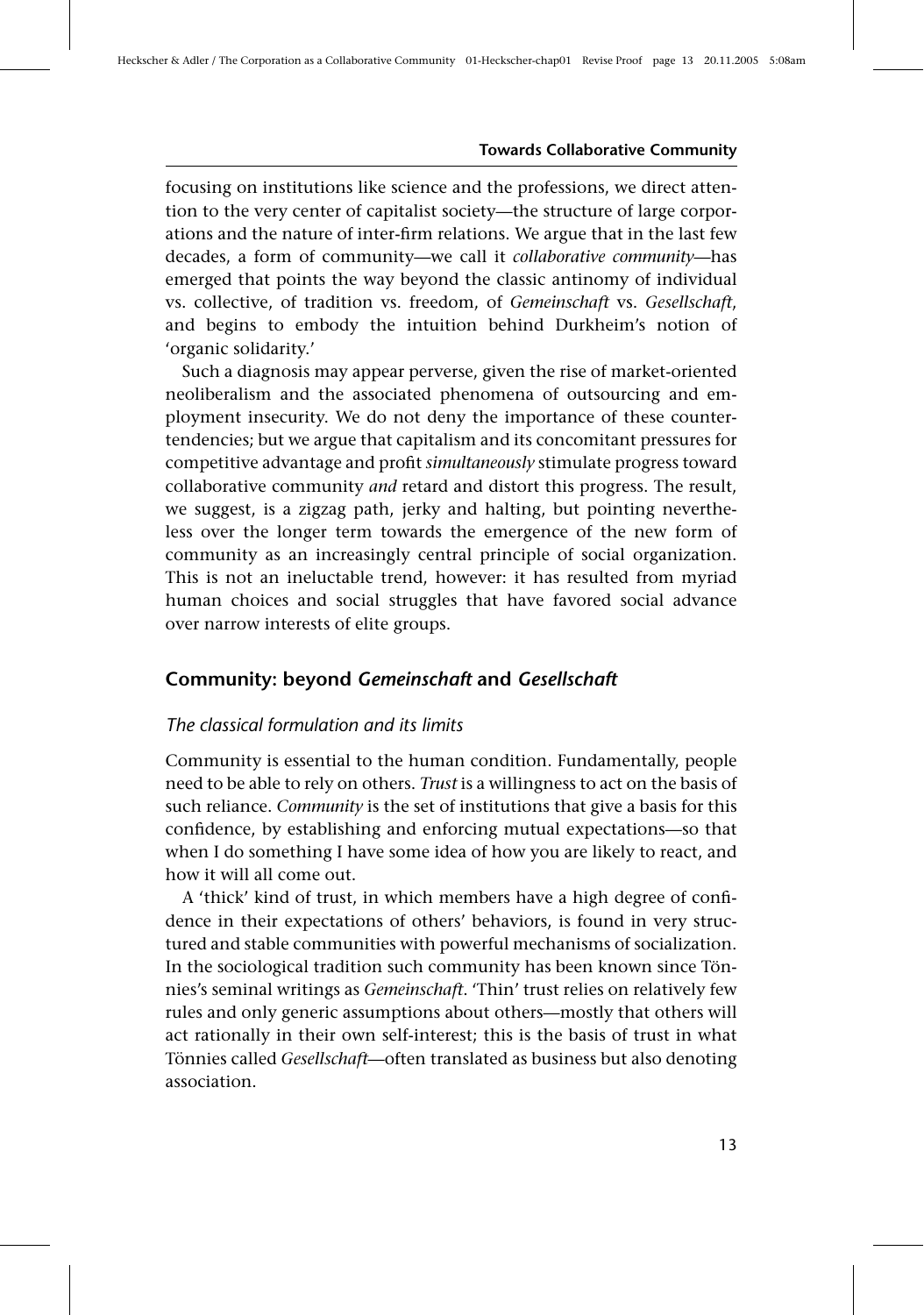focusing on institutions like science and the professions, we direct attention to the very center of capitalist society—the structure of large corporations and the nature of inter-firm relations. We argue that in the last few decades, a form of community—we call it *collaborative community*—has emerged that points the way beyond the classic antinomy of individual vs. collective, of tradition vs. freedom, of *Gemeinschaft* vs. *Gesellschaft*, and begins to embody the intuition behind Durkheim's notion of 'organic solidarity.'

Such a diagnosis may appear perverse, given the rise of market-oriented neoliberalism and the associated phenomena of outsourcing and employment insecurity. We do not deny the importance of these countertendencies; but we argue that capitalism and its concomitant pressures for competitive advantage and profit *simultaneously* stimulate progress toward collaborative community *and* retard and distort this progress. The result, we suggest, is a zigzag path, jerky and halting, but pointing nevertheless over the longer term towards the emergence of the new form of community as an increasingly central principle of social organization. This is not an ineluctable trend, however: it has resulted from myriad human choices and social struggles that have favored social advance over narrow interests of elite groups.

## Community: beyond *Gemeinschaft* and *Gesellschaft*

### *The classical formulation and its limits*

Community is essential to the human condition. Fundamentally, people need to be able to rely on others. *Trust* is a willingness to act on the basis of such reliance. *Community* is the set of institutions that give a basis for this confidence, by establishing and enforcing mutual expectations—so that when I do something I have some idea of how you are likely to react, and how it will all come out.

A 'thick' kind of trust, in which members have a high degree of confidence in their expectations of others' behaviors, is found in very structured and stable communities with powerful mechanisms of socialization. In the sociological tradition such community has been known since Tönnies's seminal writings as *Gemeinschaft*. 'Thin' trust relies on relatively few rules and only generic assumptions about others—mostly that others will act rationally in their own self-interest; this is the basis of trust in what Tönnies called *Gesellschaft*—often translated as business but also denoting association.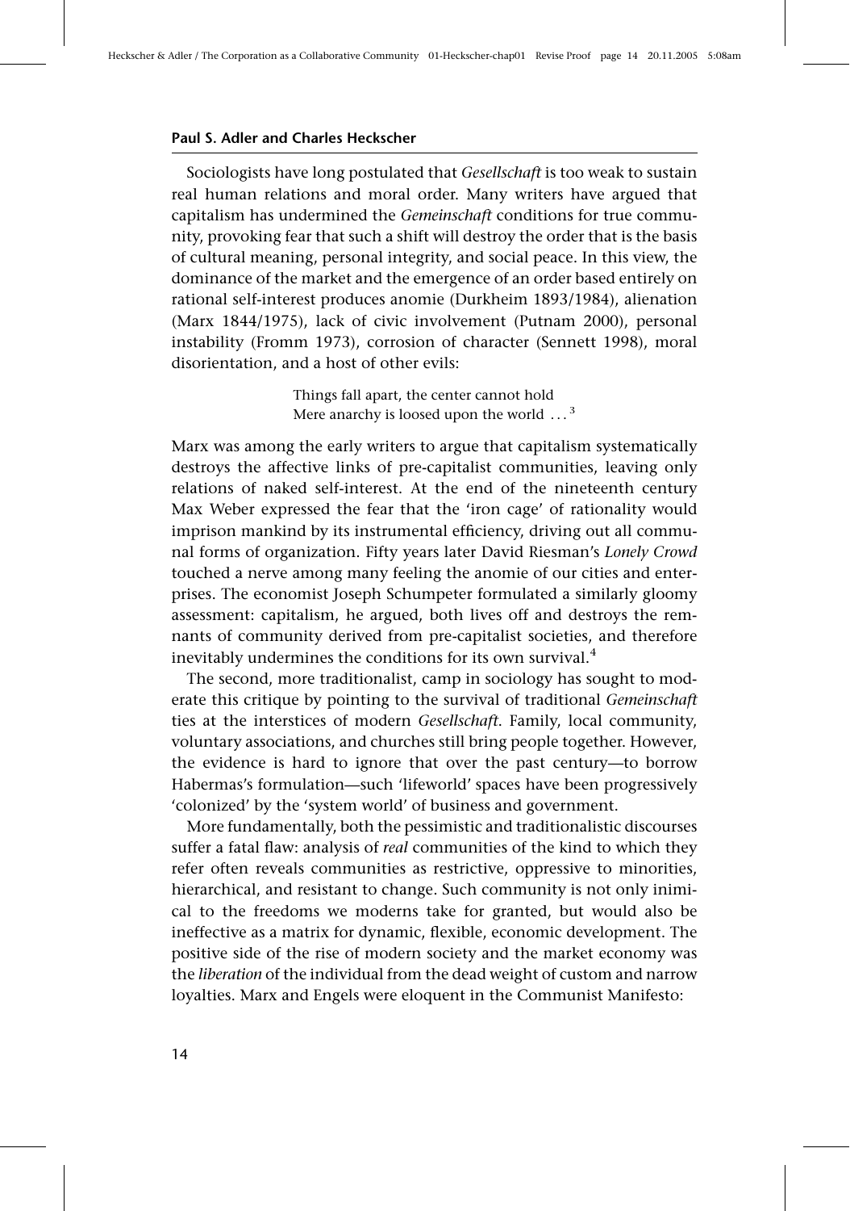Sociologists have long postulated that *Gesellschaft* is too weak to sustain real human relations and moral order. Many writers have argued that capitalism has undermined the *Gemeinschaft* conditions for true community, provoking fear that such a shift will destroy the order that is the basis of cultural meaning, personal integrity, and social peace. In this view, the dominance of the market and the emergence of an order based entirely on rational self-interest produces anomie (Durkheim 1893/1984), alienation (Marx 1844/1975), lack of civic involvement (Putnam 2000), personal instability (Fromm 1973), corrosion of character (Sennett 1998), moral disorientation, and a host of other evils:

> Things fall apart, the center cannot hold
> Mere anarchy is loosed upon the world ...[3]

Marx was among the early writers to argue that capitalism systematically destroys the affective links of pre-capitalist communities, leaving only relations of naked self-interest. At the end of the nineteenth century Max Weber expressed the fear that the 'iron cage' of rationality would imprison mankind by its instrumental efficiency, driving out all communal forms of organization. Fifty years later David Riesman's *Lonely Crowd* touched a nerve among many feeling the anomie of our cities and enterprises. The economist Joseph Schumpeter formulated a similarly gloomy assessment: capitalism, he argued, both lives off and destroys the remnants of community derived from pre-capitalist societies, and therefore inevitably undermines the conditions for its own survival.[4]

The second, more traditionalist, camp in sociology has sought to moderate this critique by pointing to the survival of traditional *Gemeinschaft* ties at the interstices of modern *Gesellschaft*. Family, local community, voluntary associations, and churches still bring people together. However, the evidence is hard to ignore that over the past century—to borrow Habermas's formulation—such 'lifeworld' spaces have been progressively 'colonized' by the 'system world' of business and government.

More fundamentally, both the pessimistic and traditionalistic discourses suffer a fatal flaw: analysis of *real* communities of the kind to which they refer often reveals communities as restrictive, oppressive to minorities, hierarchical, and resistant to change. Such community is not only inimical to the freedoms we moderns take for granted, but would also be ineffective as a matrix for dynamic, flexible, economic development. The positive side of the rise of modern society and the market economy was the *liberation* of the individual from the dead weight of custom and narrow loyalties. Marx and Engels were eloquent in the Communist Manifesto: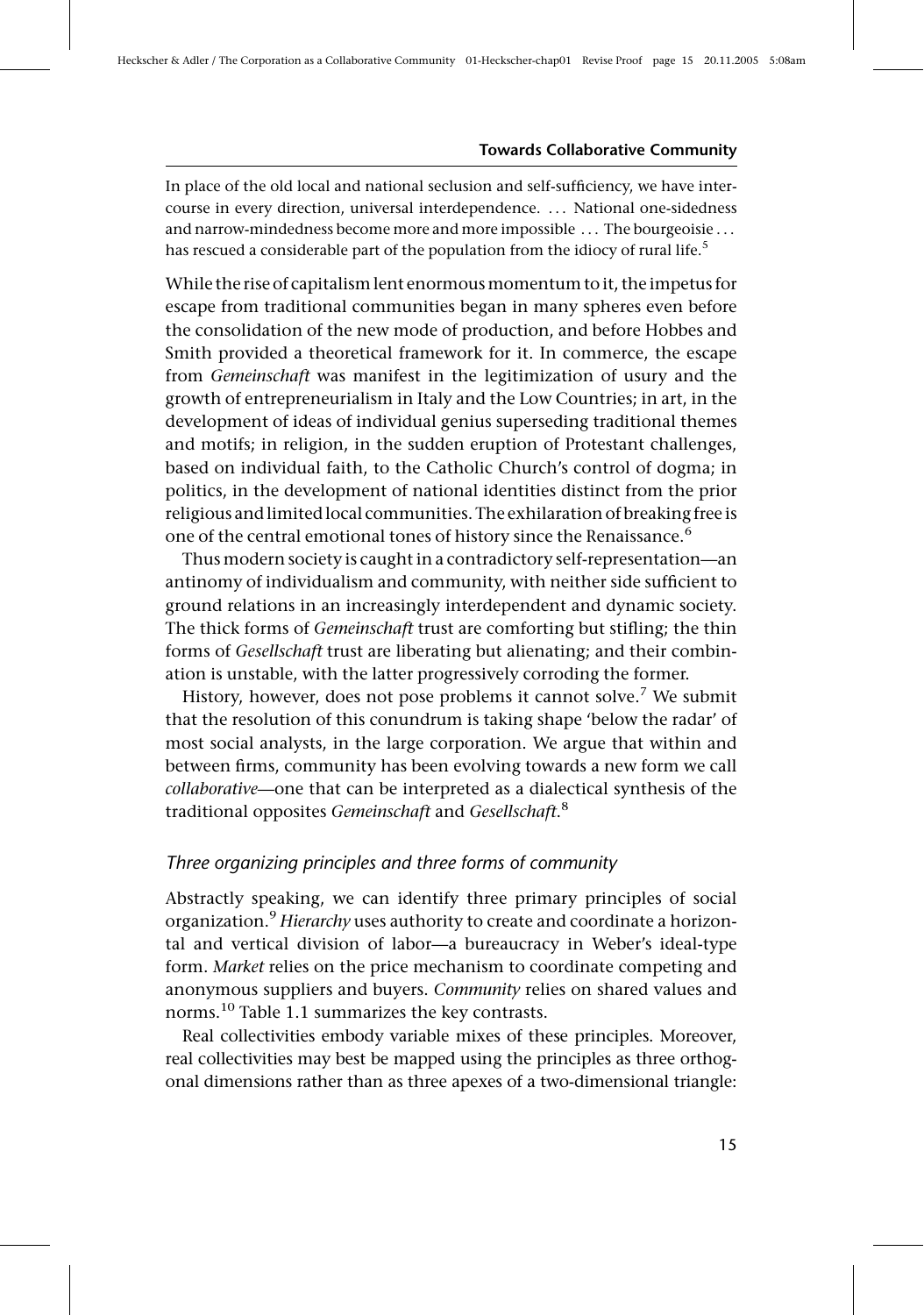> In place of the old local and national seclusion and self-sufficiency, we have intercourse in every direction, universal interdependence. ... National one-sidedness and narrow-mindedness become more and more impossible ... The bourgeoisie ... has rescued a considerable part of the population from the idiocy of rural life.[5]

While the rise of capitalism lent enormous momentum to it, the impetus for escape from traditional communities began in many spheres even before the consolidation of the new mode of production, and before Hobbes and Smith provided a theoretical framework for it. In commerce, the escape from *Gemeinschaft* was manifest in the legitimization of usury and the growth of entrepreneurialism in Italy and the Low Countries; in art, in the development of ideas of individual genius superseding traditional themes and motifs; in religion, in the sudden eruption of Protestant challenges, based on individual faith, to the Catholic Church's control of dogma; in politics, in the development of national identities distinct from the prior religious and limited local communities. The exhilaration of breaking free is one of the central emotional tones of history since the Renaissance.[6]

Thus modern society is caught in a contradictory self-representation—an antinomy of individualism and community, with neither side sufficient to ground relations in an increasingly interdependent and dynamic society. The thick forms of *Gemeinschaft* trust are comforting but stifling; the thin forms of *Gesellschaft* trust are liberating but alienating; and their combination is unstable, with the latter progressively corroding the former.

History, however, does not pose problems it cannot solve.[7] We submit that the resolution of this conundrum is taking shape 'below the radar' of most social analysts, in the large corporation. We argue that within and between firms, community has been evolving towards a new form we call *collaborative*—one that can be interpreted as a dialectical synthesis of the traditional opposites *Gemeinschaft* and *Gesellschaft*.[8]

### *Three organizing principles and three forms of community*

Abstractly speaking, we can identify three primary principles of social organization.[9] *Hierarchy* uses authority to create and coordinate a horizontal and vertical division of labor—a bureaucracy in Weber's ideal-type form. *Market* relies on the price mechanism to coordinate competing and anonymous suppliers and buyers. *Community* relies on shared values and norms.[10] Table 1.1 summarizes the key contrasts.

Real collectivities embody variable mixes of these principles. Moreover, real collectivities may best be mapped using the principles as three orthogonal dimensions rather than as three apexes of a two-dimensional triangle: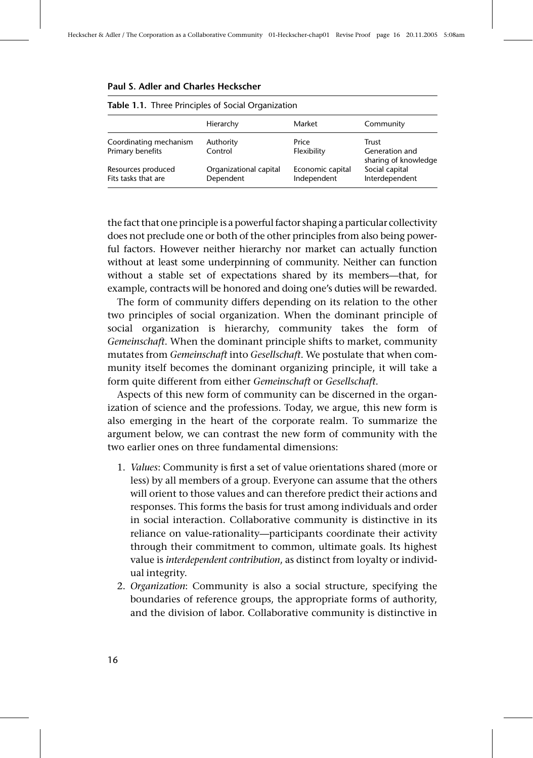**Table 1.1.** Three Principles of Social Organization

| | Hierarchy | Market | Community |
|---|---|---|---|
| Coordinating mechanism | Authority | Price | Trust |
| Primary benefits | Control | Flexibility | Generation and sharing of knowledge |
| Resources produced | Organizational capital | Economic capital | Social capital |
| Fits tasks that are | Dependent | Independent | Interdependent |

the fact that one principle is a powerful factor shaping a particular collectivity does not preclude one or both of the other principles from also being powerful factors. However neither hierarchy nor market can actually function without at least some underpinning of community. Neither can function without a stable set of expectations shared by its members—that, for example, contracts will be honored and doing one's duties will be rewarded.

The form of community differs depending on its relation to the other two principles of social organization. When the dominant principle of social organization is hierarchy, community takes the form of *Gemeinschaft*. When the dominant principle shifts to market, community mutates from *Gemeinschaft* into *Gesellschaft*. We postulate that when community itself becomes the dominant organizing principle, it will take a form quite different from either *Gemeinschaft* or *Gesellschaft*.

Aspects of this new form of community can be discerned in the organization of science and the professions. Today, we argue, this new form is also emerging in the heart of the corporate realm. To summarize the argument below, we can contrast the new form of community with the two earlier ones on three fundamental dimensions:

1. *Values*: Community is first a set of value orientations shared (more or less) by all members of a group. Everyone can assume that the others will orient to those values and can therefore predict their actions and responses. This forms the basis for trust among individuals and order in social interaction. Collaborative community is distinctive in its reliance on value-rationality—participants coordinate their activity through their commitment to common, ultimate goals. Its highest value is *interdependent contribution*, as distinct from loyalty or individual integrity.
2. *Organization*: Community is also a social structure, specifying the boundaries of reference groups, the appropriate forms of authority, and the division of labor. Collaborative community is distinctive in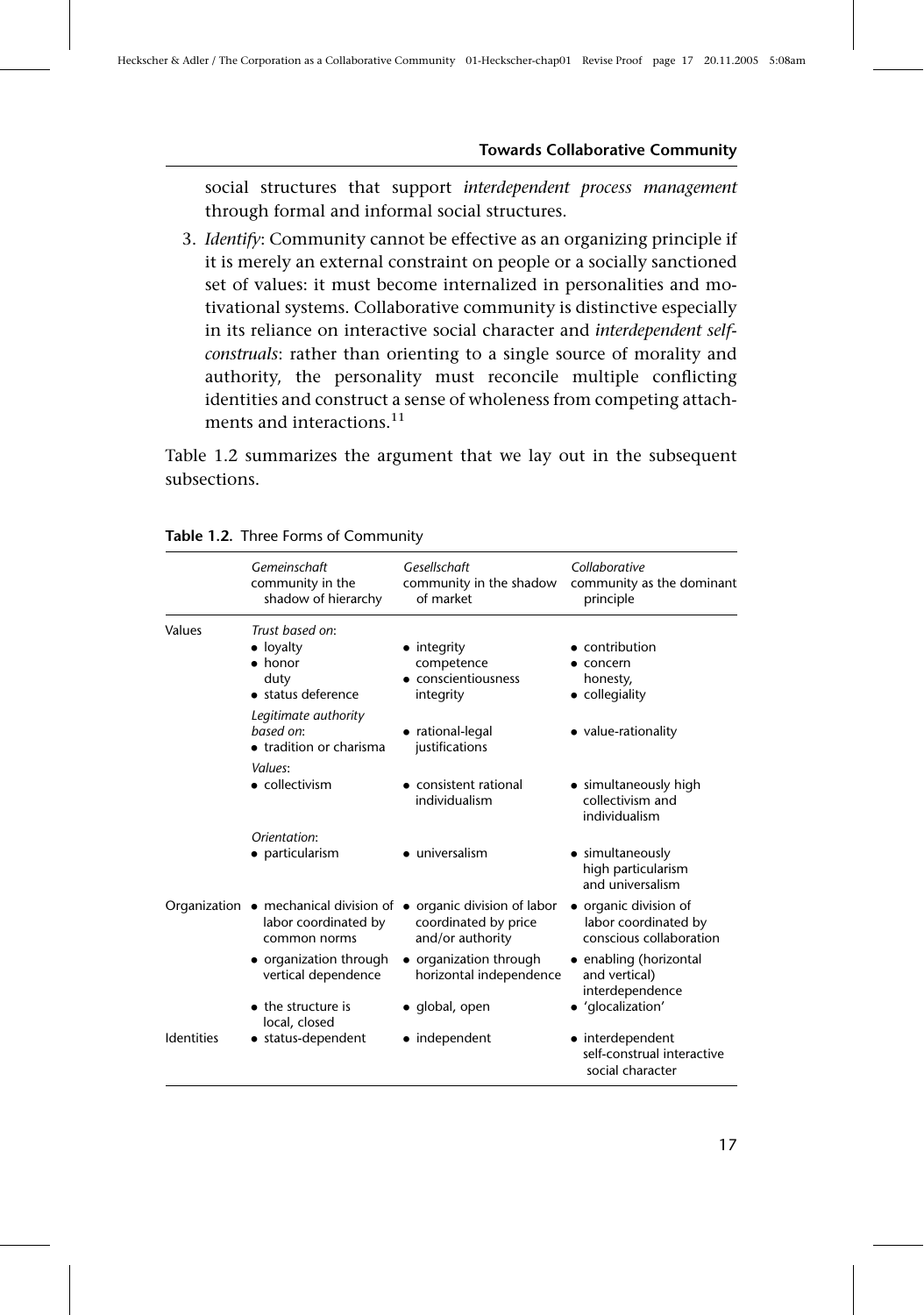social structures that support *interdependent process management* through formal and informal social structures.

3. *Identify*: Community cannot be effective as an organizing principle if it is merely an external constraint on people or a socially sanctioned set of values: it must become internalized in personalities and motivational systems. Collaborative community is distinctive especially in its reliance on interactive social character and *interdependent self-construals*: rather than orienting to a single source of morality and authority, the personality must reconcile multiple conflicting identities and construct a sense of wholeness from competing attachments and interactions.[11]

Table 1.2 summarizes the argument that we lay out in the subsequent subsections.

**Table 1.2.** Three Forms of Community

| | *Gemeinschaft* community in the shadow of hierarchy | *Gesellschaft* community in the shadow of market | *Collaborative* community as the dominant principle |
|---|---|---|---|
| Values | *Trust based on*: • loyalty • honor duty • status deference | • integrity competence • conscientiousness integrity | • contribution • concern honesty, • collegiality |
| | *Legitimate authority based on*: • tradition or charisma | • rational-legal justifications | • value-rationality |
| | *Values*: • collectivism | • consistent rational individualism | • simultaneously high collectivism and individualism |
| | *Orientation*: • particularism | • universalism | • simultaneously high particularism and universalism |
| Organization | • mechanical division of labor coordinated by common norms | • organic division of labor coordinated by price and/or authority | • organic division of labor coordinated by conscious collaboration |
| | • organization through vertical dependence | • organization through horizontal independence | • enabling (horizontal and vertical) interdependence |
| | • the structure is local, closed | • global, open | • 'glocalization' |
| Identities | • status-dependent | • independent | • interdependent self-construal interactive social character |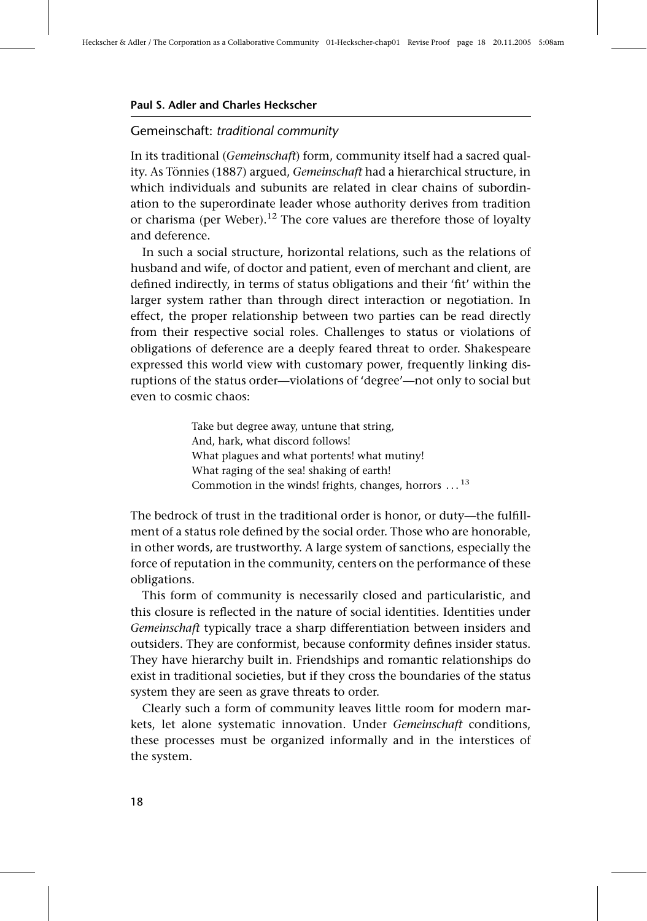## Gemeinschaft: *traditional community*

In its traditional (*Gemeinschaft*) form, community itself had a sacred quality. As Tönnies (1887) argued, *Gemeinschaft* had a hierarchical structure, in which individuals and subunits are related in clear chains of subordination to the superordinate leader whose authority derives from tradition or charisma (per Weber).[12] The core values are therefore those of loyalty and deference.

In such a social structure, horizontal relations, such as the relations of husband and wife, of doctor and patient, even of merchant and client, are defined indirectly, in terms of status obligations and their 'fit' within the larger system rather than through direct interaction or negotiation. In effect, the proper relationship between two parties can be read directly from their respective social roles. Challenges to status or violations of obligations of deference are a deeply feared threat to order. Shakespeare expressed this world view with customary power, frequently linking disruptions of the status order—violations of 'degree'—not only to social but even to cosmic chaos:

> Take but degree away, untune that string,
> And, hark, what discord follows!
> What plagues and what portents! what mutiny!
> What raging of the sea! shaking of earth!
> Commotion in the winds! frights, changes, horrors ...[13]

The bedrock of trust in the traditional order is honor, or duty—the fulfillment of a status role defined by the social order. Those who are honorable, in other words, are trustworthy. A large system of sanctions, especially the force of reputation in the community, centers on the performance of these obligations.

This form of community is necessarily closed and particularistic, and this closure is reflected in the nature of social identities. Identities under *Gemeinschaft* typically trace a sharp differentiation between insiders and outsiders. They are conformist, because conformity defines insider status. They have hierarchy built in. Friendships and romantic relationships do exist in traditional societies, but if they cross the boundaries of the status system they are seen as grave threats to order.

Clearly such a form of community leaves little room for modern markets, let alone systematic innovation. Under *Gemeinschaft* conditions, these processes must be organized informally and in the interstices of the system.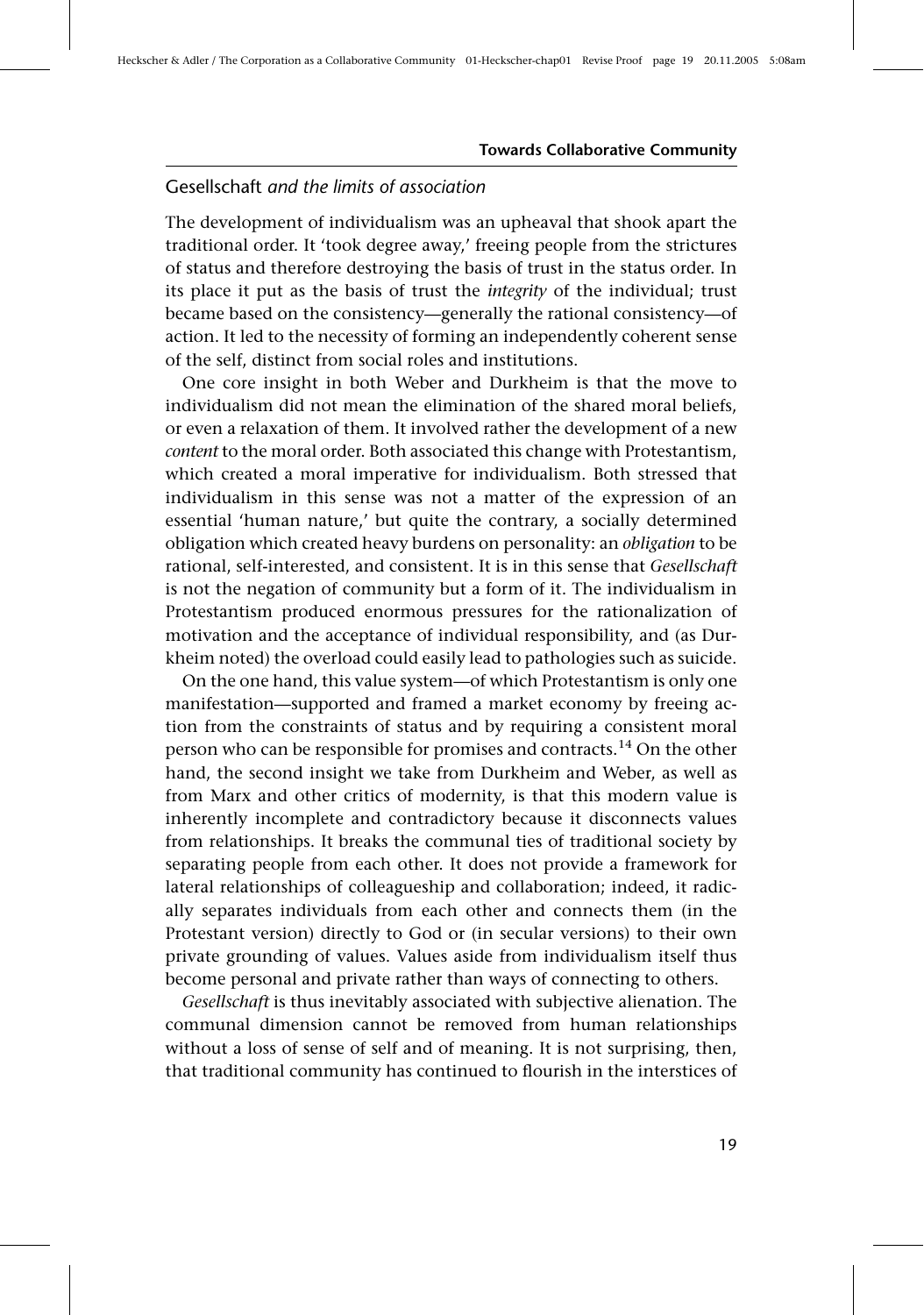### *Gesellschaft* and the limits of association

The development of individualism was an upheaval that shook apart the traditional order. It 'took degree away,' freeing people from the strictures of status and therefore destroying the basis of trust in the status order. In its place it put as the basis of trust the *integrity* of the individual; trust became based on the consistency—generally the rational consistency—of action. It led to the necessity of forming an independently coherent sense of the self, distinct from social roles and institutions.

One core insight in both Weber and Durkheim is that the move to individualism did not mean the elimination of the shared moral beliefs, or even a relaxation of them. It involved rather the development of a new *content* to the moral order. Both associated this change with Protestantism, which created a moral imperative for individualism. Both stressed that individualism in this sense was not a matter of the expression of an essential 'human nature,' but quite the contrary, a socially determined obligation which created heavy burdens on personality: an *obligation* to be rational, self-interested, and consistent. It is in this sense that *Gesellschaft* is not the negation of community but a form of it. The individualism in Protestantism produced enormous pressures for the rationalization of motivation and the acceptance of individual responsibility, and (as Durkheim noted) the overload could easily lead to pathologies such as suicide.

On the one hand, this value system—of which Protestantism is only one manifestation—supported and framed a market economy by freeing action from the constraints of status and by requiring a consistent moral person who can be responsible for promises and contracts.[14] On the other hand, the second insight we take from Durkheim and Weber, as well as from Marx and other critics of modernity, is that this modern value is inherently incomplete and contradictory because it disconnects values from relationships. It breaks the communal ties of traditional society by separating people from each other. It does not provide a framework for lateral relationships of colleagueship and collaboration; indeed, it radically separates individuals from each other and connects them (in the Protestant version) directly to God or (in secular versions) to their own private grounding of values. Values aside from individualism itself thus become personal and private rather than ways of connecting to others.

*Gesellschaft* is thus inevitably associated with subjective alienation. The communal dimension cannot be removed from human relationships without a loss of sense of self and of meaning. It is not surprising, then, that traditional community has continued to flourish in the interstices of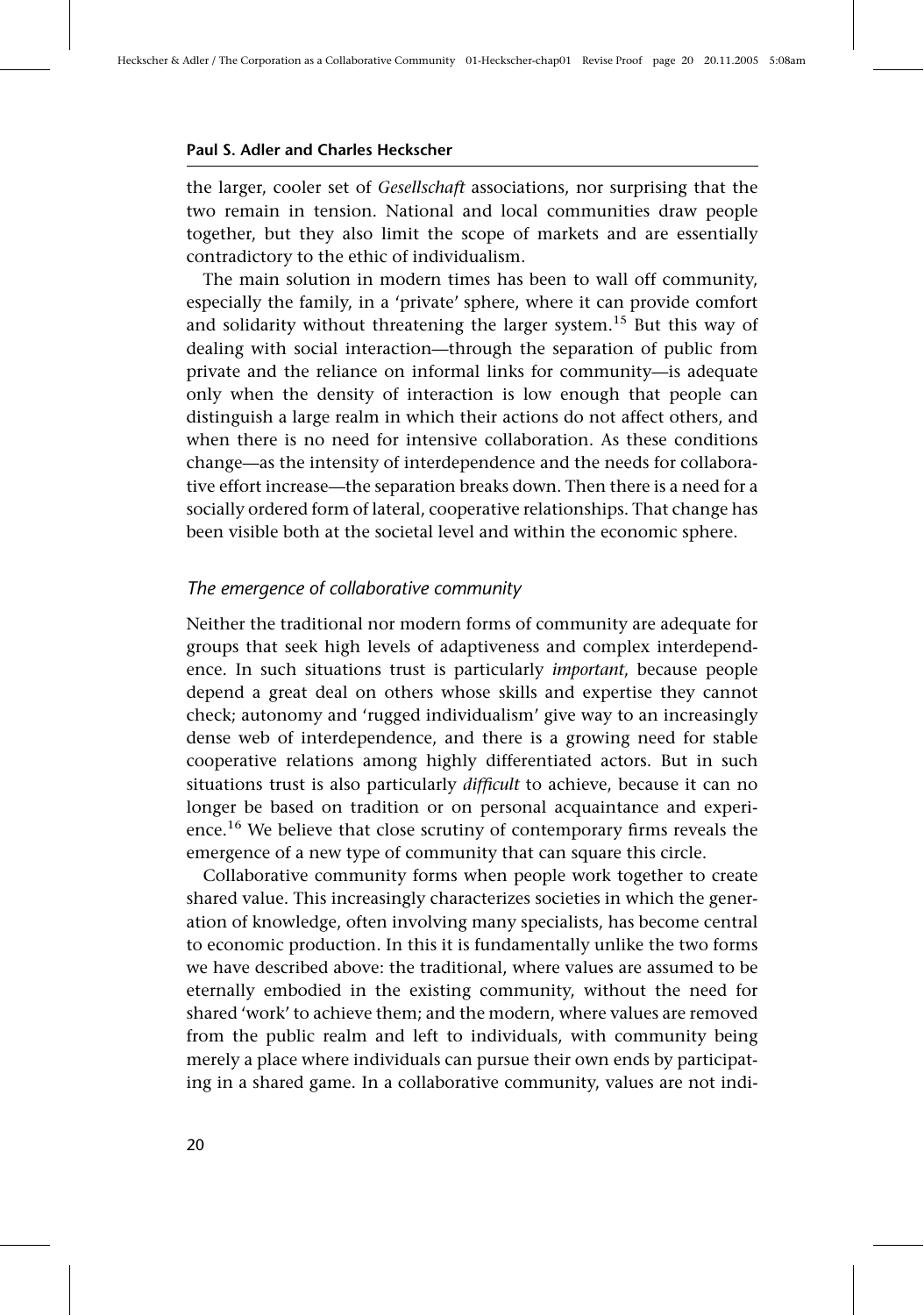the larger, cooler set of *Gesellschaft* associations, nor surprising that the two remain in tension. National and local communities draw people together, but they also limit the scope of markets and are essentially contradictory to the ethic of individualism.

The main solution in modern times has been to wall off community, especially the family, in a 'private' sphere, where it can provide comfort and solidarity without threatening the larger system.[15] But this way of dealing with social interaction—through the separation of public from private and the reliance on informal links for community—is adequate only when the density of interaction is low enough that people can distinguish a large realm in which their actions do not affect others, and when there is no need for intensive collaboration. As these conditions change—as the intensity of interdependence and the needs for collaborative effort increase—the separation breaks down. Then there is a need for a socially ordered form of lateral, cooperative relationships. That change has been visible both at the societal level and within the economic sphere.

### *The emergence of collaborative community*

Neither the traditional nor modern forms of community are adequate for groups that seek high levels of adaptiveness and complex interdependence. In such situations trust is particularly *important*, because people depend a great deal on others whose skills and expertise they cannot check; autonomy and 'rugged individualism' give way to an increasingly dense web of interdependence, and there is a growing need for stable cooperative relations among highly differentiated actors. But in such situations trust is also particularly *difficult* to achieve, because it can no longer be based on tradition or on personal acquaintance and experience.[16] We believe that close scrutiny of contemporary firms reveals the emergence of a new type of community that can square this circle.

Collaborative community forms when people work together to create shared value. This increasingly characterizes societies in which the generation of knowledge, often involving many specialists, has become central to economic production. In this it is fundamentally unlike the two forms we have described above: the traditional, where values are assumed to be eternally embodied in the existing community, without the need for shared 'work' to achieve them; and the modern, where values are removed from the public realm and left to individuals, with community being merely a place where individuals can pursue their own ends by participating in a shared game. In a collaborative community, values are not indi-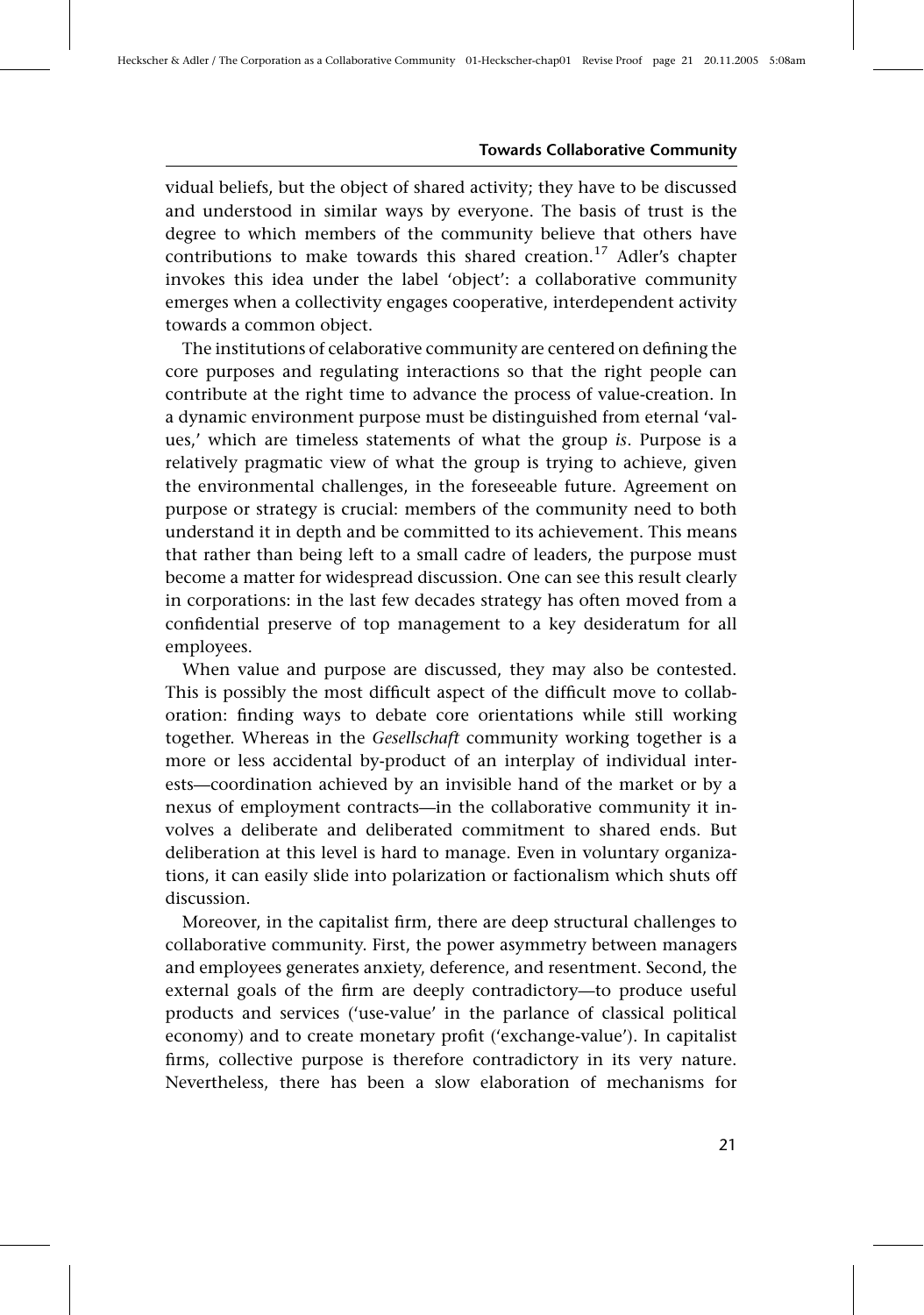vidual beliefs, but the object of shared activity; they have to be discussed and understood in similar ways by everyone. The basis of trust is the degree to which members of the community believe that others have contributions to make towards this shared creation.[17] Adler's chapter invokes this idea under the label 'object': a collaborative community emerges when a collectivity engages cooperative, interdependent activity towards a common object.

The institutions of celaborative community are centered on defining the core purposes and regulating interactions so that the right people can contribute at the right time to advance the process of value-creation. In a dynamic environment purpose must be distinguished from eternal 'values,' which are timeless statements of what the group *is*. Purpose is a relatively pragmatic view of what the group is trying to achieve, given the environmental challenges, in the foreseeable future. Agreement on purpose or strategy is crucial: members of the community need to both understand it in depth and be committed to its achievement. This means that rather than being left to a small cadre of leaders, the purpose must become a matter for widespread discussion. One can see this result clearly in corporations: in the last few decades strategy has often moved from a confidential preserve of top management to a key desideratum for all employees.

When value and purpose are discussed, they may also be contested. This is possibly the most difficult aspect of the difficult move to collaboration: finding ways to debate core orientations while still working together. Whereas in the *Gesellschaft* community working together is a more or less accidental by-product of an interplay of individual interests—coordination achieved by an invisible hand of the market or by a nexus of employment contracts—in the collaborative community it involves a deliberate and deliberated commitment to shared ends. But deliberation at this level is hard to manage. Even in voluntary organizations, it can easily slide into polarization or factionalism which shuts off discussion.

Moreover, in the capitalist firm, there are deep structural challenges to collaborative community. First, the power asymmetry between managers and employees generates anxiety, deference, and resentment. Second, the external goals of the firm are deeply contradictory—to produce useful products and services ('use-value' in the parlance of classical political economy) and to create monetary profit ('exchange-value'). In capitalist firms, collective purpose is therefore contradictory in its very nature. Nevertheless, there has been a slow elaboration of mechanisms for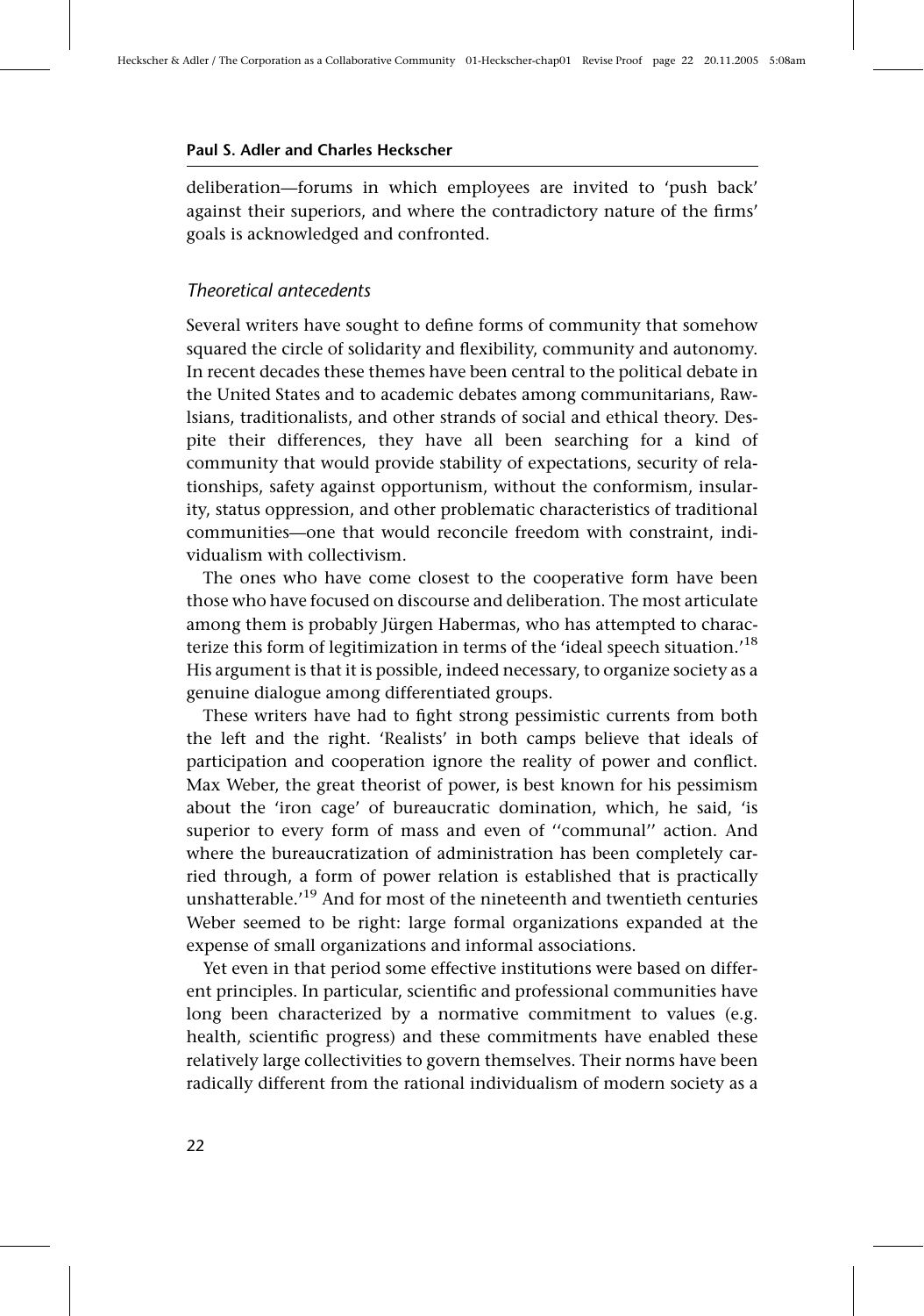deliberation—forums in which employees are invited to 'push back' against their superiors, and where the contradictory nature of the firms' goals is acknowledged and confronted.

### *Theoretical antecedents*

Several writers have sought to define forms of community that somehow squared the circle of solidarity and flexibility, community and autonomy. In recent decades these themes have been central to the political debate in the United States and to academic debates among communitarians, Rawlsians, traditionalists, and other strands of social and ethical theory. Despite their differences, they have all been searching for a kind of community that would provide stability of expectations, security of relationships, safety against opportunism, without the conformism, insularity, status oppression, and other problematic characteristics of traditional communities—one that would reconcile freedom with constraint, individualism with collectivism.

The ones who have come closest to the cooperative form have been those who have focused on discourse and deliberation. The most articulate among them is probably Jürgen Habermas, who has attempted to characterize this form of legitimization in terms of the 'ideal speech situation.'[18] His argument is that it is possible, indeed necessary, to organize society as a genuine dialogue among differentiated groups.

These writers have had to fight strong pessimistic currents from both the left and the right. 'Realists' in both camps believe that ideals of participation and cooperation ignore the reality of power and conflict. Max Weber, the great theorist of power, is best known for his pessimism about the 'iron cage' of bureaucratic domination, which, he said, 'is superior to every form of mass and even of "communal" action. And where the bureaucratization of administration has been completely carried through, a form of power relation is established that is practically unshatterable.'[19] And for most of the nineteenth and twentieth centuries Weber seemed to be right: large formal organizations expanded at the expense of small organizations and informal associations.

Yet even in that period some effective institutions were based on different principles. In particular, scientific and professional communities have long been characterized by a normative commitment to values (e.g. health, scientific progress) and these commitments have enabled these relatively large collectivities to govern themselves. Their norms have been radically different from the rational individualism of modern society as a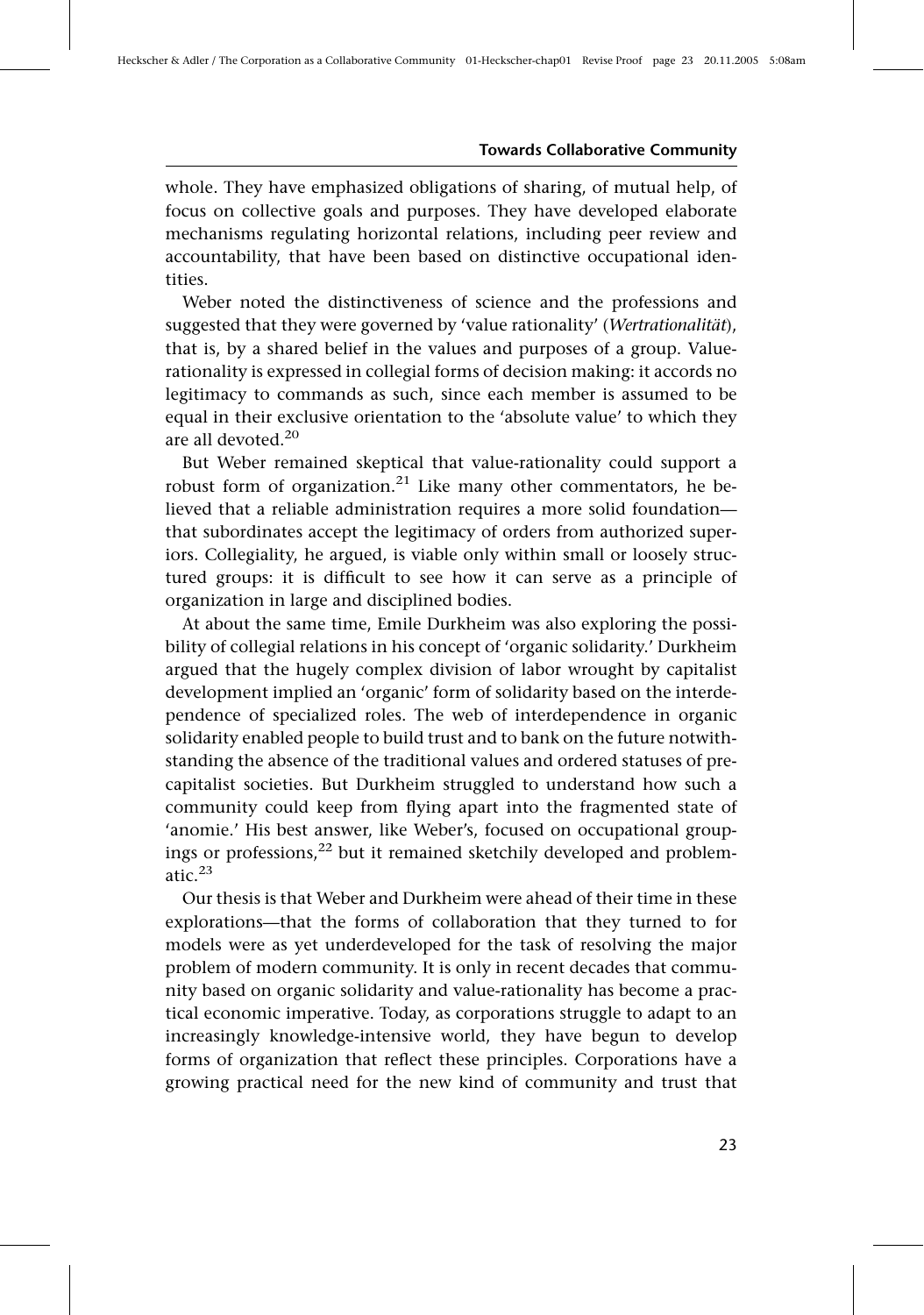whole. They have emphasized obligations of sharing, of mutual help, of focus on collective goals and purposes. They have developed elaborate mechanisms regulating horizontal relations, including peer review and accountability, that have been based on distinctive occupational identities.

Weber noted the distinctiveness of science and the professions and suggested that they were governed by 'value rationality' (*Wertrationalität*), that is, by a shared belief in the values and purposes of a group. Value-rationality is expressed in collegial forms of decision making: it accords no legitimacy to commands as such, since each member is assumed to be equal in their exclusive orientation to the 'absolute value' to which they are all devoted.[20]

But Weber remained skeptical that value-rationality could support a robust form of organization.[21] Like many other commentators, he believed that a reliable administration requires a more solid foundation—that subordinates accept the legitimacy of orders from authorized superiors. Collegiality, he argued, is viable only within small or loosely structured groups: it is difficult to see how it can serve as a principle of organization in large and disciplined bodies.

At about the same time, Emile Durkheim was also exploring the possibility of collegial relations in his concept of 'organic solidarity.' Durkheim argued that the hugely complex division of labor wrought by capitalist development implied an 'organic' form of solidarity based on the interdependence of specialized roles. The web of interdependence in organic solidarity enabled people to build trust and to bank on the future notwithstanding the absence of the traditional values and ordered statuses of precapitalist societies. But Durkheim struggled to understand how such a community could keep from flying apart into the fragmented state of 'anomie.' His best answer, like Weber's, focused on occupational groupings or professions,[22] but it remained sketchily developed and problematic.[23]

Our thesis is that Weber and Durkheim were ahead of their time in these explorations—that the forms of collaboration that they turned to for models were as yet underdeveloped for the task of resolving the major problem of modern community. It is only in recent decades that community based on organic solidarity and value-rationality has become a practical economic imperative. Today, as corporations struggle to adapt to an increasingly knowledge-intensive world, they have begun to develop forms of organization that reflect these principles. Corporations have a growing practical need for the new kind of community and trust that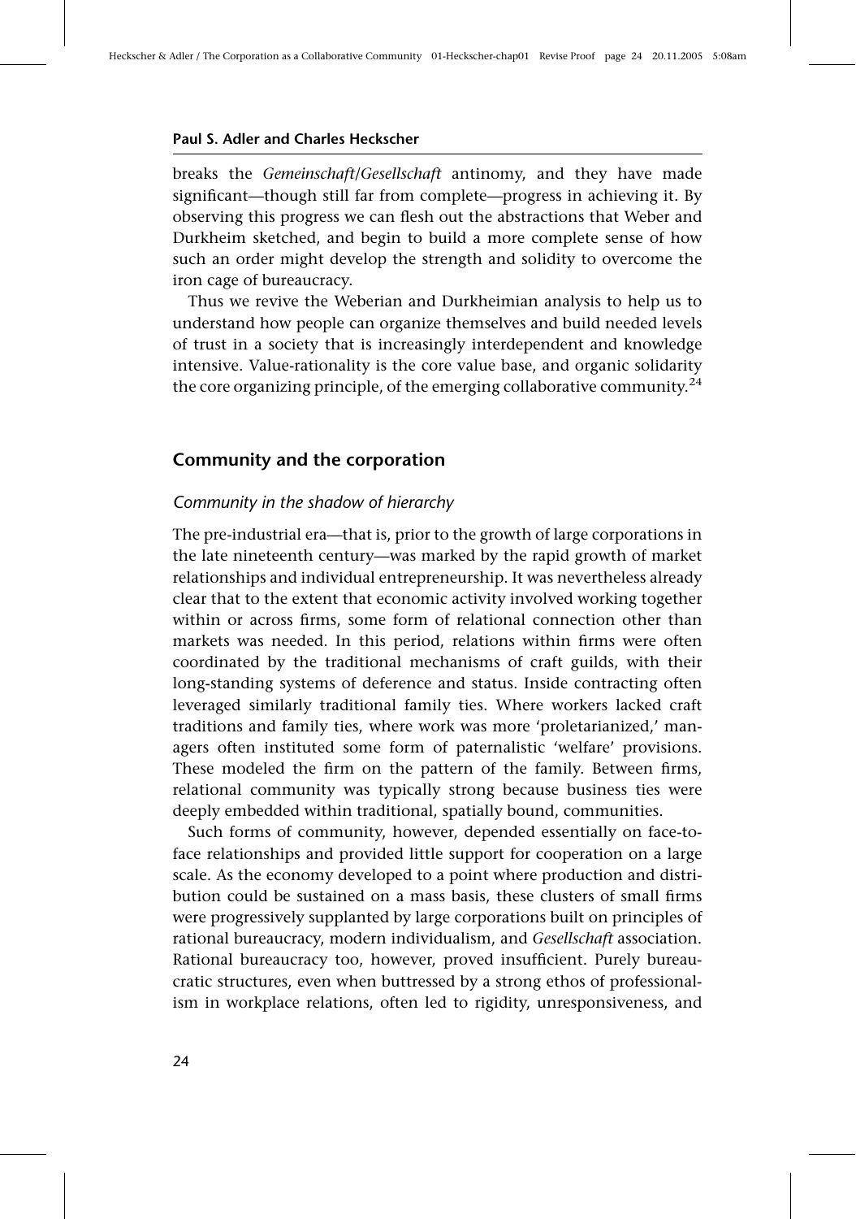breaks the *Gemeinschaft/Gesellschaft* antinomy, and they have made significant—though still far from complete—progress in achieving it. By observing this progress we can flesh out the abstractions that Weber and Durkheim sketched, and begin to build a more complete sense of how such an order might develop the strength and solidity to overcome the iron cage of bureaucracy.

Thus we revive the Weberian and Durkheimian analysis to help us to understand how people can organize themselves and build needed levels of trust in a society that is increasingly interdependent and knowledge intensive. Value-rationality is the core value base, and organic solidarity the core organizing principle, of the emerging collaborative community.[24]

## Community and the corporation

### *Community in the shadow of hierarchy*

The pre-industrial era—that is, prior to the growth of large corporations in the late nineteenth century—was marked by the rapid growth of market relationships and individual entrepreneurship. It was nevertheless already clear that to the extent that economic activity involved working together within or across firms, some form of relational connection other than markets was needed. In this period, relations within firms were often coordinated by the traditional mechanisms of craft guilds, with their long-standing systems of deference and status. Inside contracting often leveraged similarly traditional family ties. Where workers lacked craft traditions and family ties, where work was more 'proletarianized,' managers often instituted some form of paternalistic 'welfare' provisions. These modeled the firm on the pattern of the family. Between firms, relational community was typically strong because business ties were deeply embedded within traditional, spatially bound, communities.

Such forms of community, however, depended essentially on face-to-face relationships and provided little support for cooperation on a large scale. As the economy developed to a point where production and distribution could be sustained on a mass basis, these clusters of small firms were progressively supplanted by large corporations built on principles of rational bureaucracy, modern individualism, and *Gesellschaft* association. Rational bureaucracy too, however, proved insufficient. Purely bureaucratic structures, even when buttressed by a strong ethos of professionalism in workplace relations, often led to rigidity, unresponsiveness, and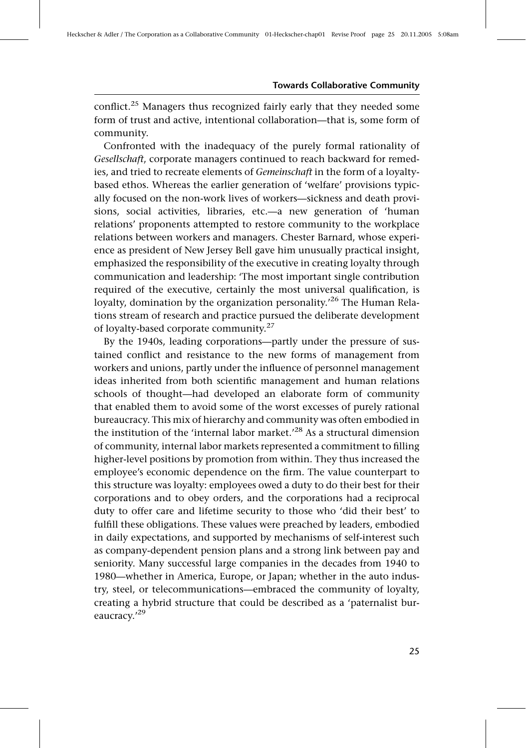conflict.[25] Managers thus recognized fairly early that they needed some form of trust and active, intentional collaboration—that is, some form of community.

Confronted with the inadequacy of the purely formal rationality of *Gesellschaft*, corporate managers continued to reach backward for remedies, and tried to recreate elements of *Gemeinschaft* in the form of a loyalty-based ethos. Whereas the earlier generation of 'welfare' provisions typically focused on the non-work lives of workers—sickness and death provisions, social activities, libraries, etc.—a new generation of 'human relations' proponents attempted to restore community to the workplace relations between workers and managers. Chester Barnard, whose experience as president of New Jersey Bell gave him unusually practical insight, emphasized the responsibility of the executive in creating loyalty through communication and leadership: 'The most important single contribution required of the executive, certainly the most universal qualification, is loyalty, domination by the organization personality.'[26] The Human Relations stream of research and practice pursued the deliberate development of loyalty-based corporate community.[27]

By the 1940s, leading corporations—partly under the pressure of sustained conflict and resistance to the new forms of management from workers and unions, partly under the influence of personnel management ideas inherited from both scientific management and human relations schools of thought—had developed an elaborate form of community that enabled them to avoid some of the worst excesses of purely rational bureaucracy. This mix of hierarchy and community was often embodied in the institution of the 'internal labor market.'[28] As a structural dimension of community, internal labor markets represented a commitment to filling higher-level positions by promotion from within. They thus increased the employee's economic dependence on the firm. The value counterpart to this structure was loyalty: employees owed a duty to do their best for their corporations and to obey orders, and the corporations had a reciprocal duty to offer care and lifetime security to those who 'did their best' to fulfill these obligations. These values were preached by leaders, embodied in daily expectations, and supported by mechanisms of self-interest such as company-dependent pension plans and a strong link between pay and seniority. Many successful large companies in the decades from 1940 to 1980—whether in America, Europe, or Japan; whether in the auto industry, steel, or telecommunications—embraced the community of loyalty, creating a hybrid structure that could be described as a 'paternalist bureaucracy.'[29]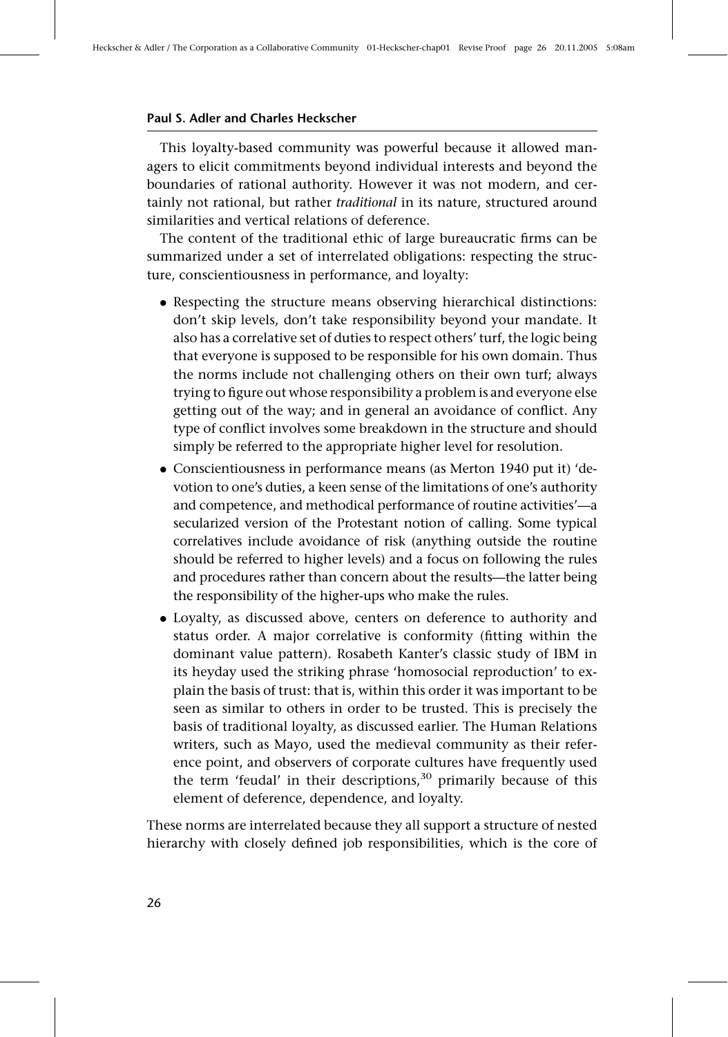This loyalty-based community was powerful because it allowed managers to elicit commitments beyond individual interests and beyond the boundaries of rational authority. However it was not modern, and certainly not rational, but rather *traditional* in its nature, structured around similarities and vertical relations of deference.

The content of the traditional ethic of large bureaucratic firms can be summarized under a set of interrelated obligations: respecting the structure, conscientiousness in performance, and loyalty:

- Respecting the structure means observing hierarchical distinctions: don't skip levels, don't take responsibility beyond your mandate. It also has a correlative set of duties to respect others' turf, the logic being that everyone is supposed to be responsible for his own domain. Thus the norms include not challenging others on their own turf; always trying to figure out whose responsibility a problem is and everyone else getting out of the way; and in general an avoidance of conflict. Any type of conflict involves some breakdown in the structure and should simply be referred to the appropriate higher level for resolution.
- Conscientiousness in performance means (as Merton 1940 put it) 'devotion to one's duties, a keen sense of the limitations of one's authority and competence, and methodical performance of routine activities'—a secularized version of the Protestant notion of calling. Some typical correlatives include avoidance of risk (anything outside the routine should be referred to higher levels) and a focus on following the rules and procedures rather than concern about the results—the latter being the responsibility of the higher-ups who make the rules.
- Loyalty, as discussed above, centers on deference to authority and status order. A major correlative is conformity (fitting within the dominant value pattern). Rosabeth Kanter's classic study of IBM in its heyday used the striking phrase 'homosocial reproduction' to explain the basis of trust: that is, within this order it was important to be seen as similar to others in order to be trusted. This is precisely the basis of traditional loyalty, as discussed earlier. The Human Relations writers, such as Mayo, used the medieval community as their reference point, and observers of corporate cultures have frequently used the term 'feudal' in their descriptions,[30] primarily because of this element of deference, dependence, and loyalty.

These norms are interrelated because they all support a structure of nested hierarchy with closely defined job responsibilities, which is the core of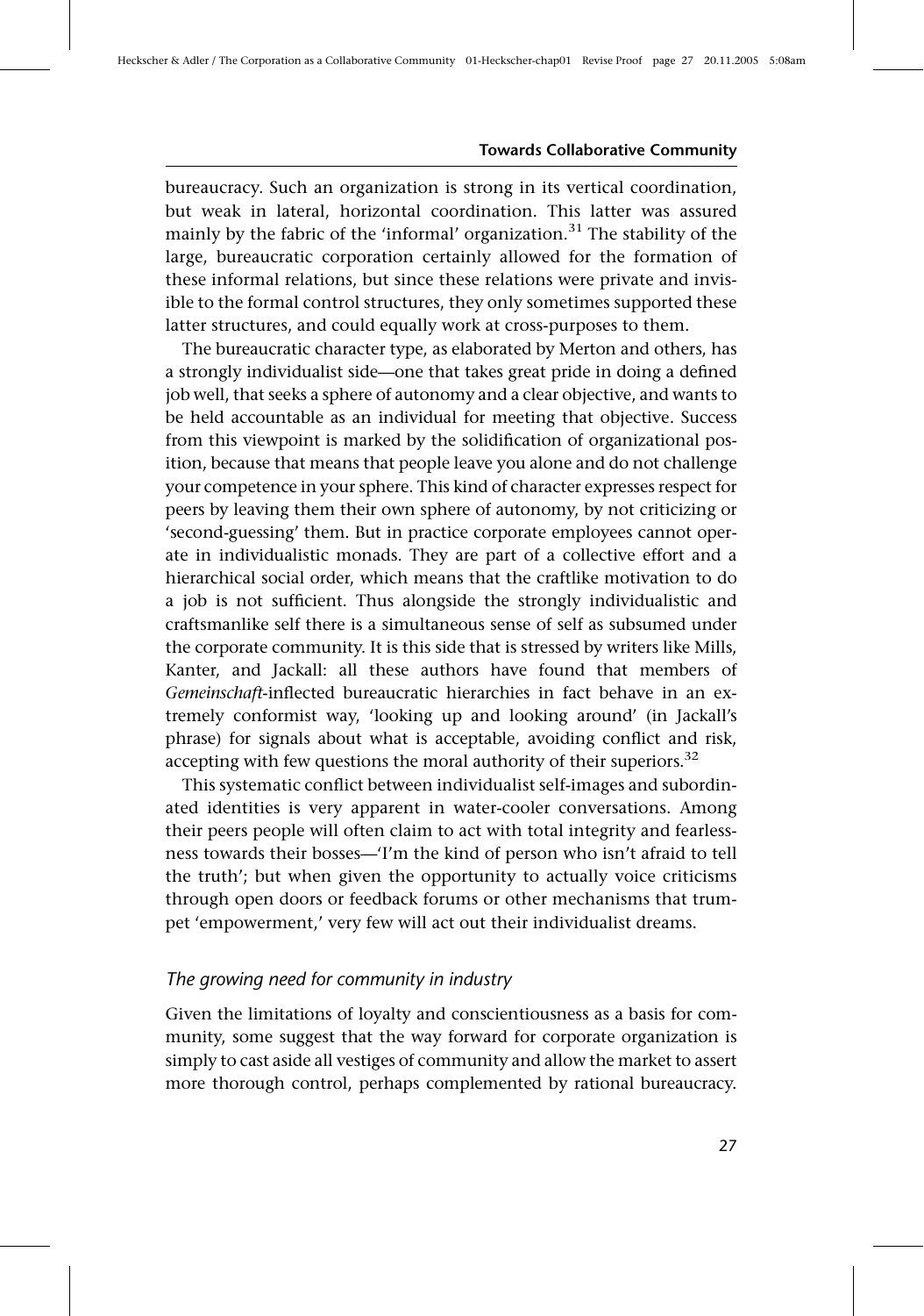bureaucracy. Such an organization is strong in its vertical coordination, but weak in lateral, horizontal coordination. This latter was assured mainly by the fabric of the 'informal' organization.[31] The stability of the large, bureaucratic corporation certainly allowed for the formation of these informal relations, but since these relations were private and invisible to the formal control structures, they only sometimes supported these latter structures, and could equally work at cross-purposes to them.

The bureaucratic character type, as elaborated by Merton and others, has a strongly individualist side—one that takes great pride in doing a defined job well, that seeks a sphere of autonomy and a clear objective, and wants to be held accountable as an individual for meeting that objective. Success from this viewpoint is marked by the solidification of organizational position, because that means that people leave you alone and do not challenge your competence in your sphere. This kind of character expresses respect for peers by leaving them their own sphere of autonomy, by not criticizing or 'second-guessing' them. But in practice corporate employees cannot operate in individualistic monads. They are part of a collective effort and a hierarchical social order, which means that the craftlike motivation to do a job is not sufficient. Thus alongside the strongly individualistic and craftsmanlike self there is a simultaneous sense of self as subsumed under the corporate community. It is this side that is stressed by writers like Mills, Kanter, and Jackall: all these authors have found that members of *Gemeinschaft*-inflected bureaucratic hierarchies in fact behave in an extremely conformist way, 'looking up and looking around' (in Jackall's phrase) for signals about what is acceptable, avoiding conflict and risk, accepting with few questions the moral authority of their superiors.[32]

This systematic conflict between individualist self-images and subordinated identities is very apparent in water-cooler conversations. Among their peers people will often claim to act with total integrity and fearlessness towards their bosses—'I'm the kind of person who isn't afraid to tell the truth'; but when given the opportunity to actually voice criticisms through open doors or feedback forums or other mechanisms that trumpet 'empowerment,' very few will act out their individualist dreams.

### *The growing need for community in industry*

Given the limitations of loyalty and conscientiousness as a basis for community, some suggest that the way forward for corporate organization is simply to cast aside all vestiges of community and allow the market to assert more thorough control, perhaps complemented by rational bureaucracy.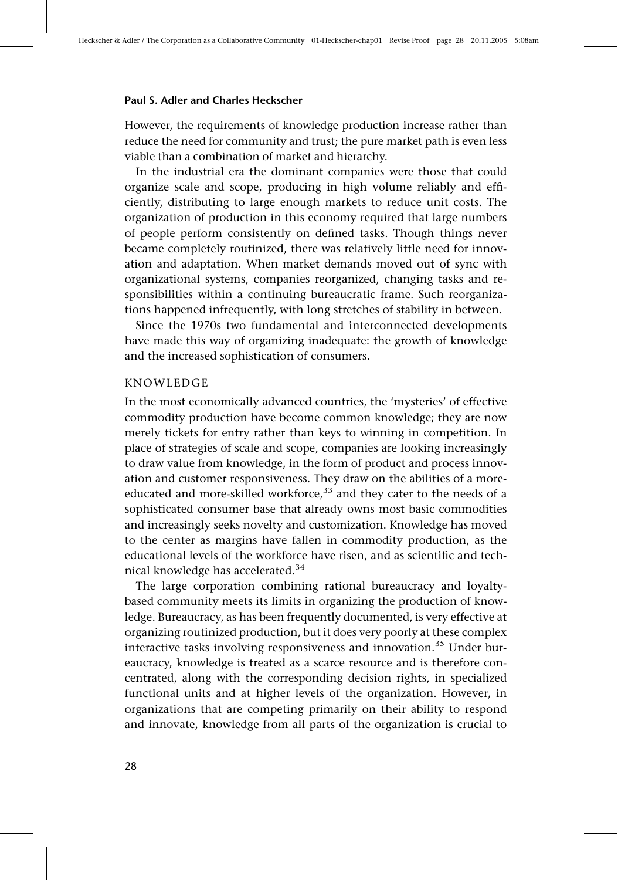However, the requirements of knowledge production increase rather than reduce the need for community and trust; the pure market path is even less viable than a combination of market and hierarchy.

In the industrial era the dominant companies were those that could organize scale and scope, producing in high volume reliably and efficiently, distributing to large enough markets to reduce unit costs. The organization of production in this economy required that large numbers of people perform consistently on defined tasks. Though things never became completely routinized, there was relatively little need for innovation and adaptation. When market demands moved out of sync with organizational systems, companies reorganized, changing tasks and responsibilities within a continuing bureaucratic frame. Such reorganizations happened infrequently, with long stretches of stability in between.

Since the 1970s two fundamental and interconnected developments have made this way of organizing inadequate: the growth of knowledge and the increased sophistication of consumers.

### KNOWLEDGE

In the most economically advanced countries, the 'mysteries' of effective commodity production have become common knowledge; they are now merely tickets for entry rather than keys to winning in competition. In place of strategies of scale and scope, companies are looking increasingly to draw value from knowledge, in the form of product and process innovation and customer responsiveness. They draw on the abilities of a more-educated and more-skilled workforce,[33] and they cater to the needs of a sophisticated consumer base that already owns most basic commodities and increasingly seeks novelty and customization. Knowledge has moved to the center as margins have fallen in commodity production, as the educational levels of the workforce have risen, and as scientific and technical knowledge has accelerated.[34]

The large corporation combining rational bureaucracy and loyalty-based community meets its limits in organizing the production of knowledge. Bureaucracy, as has been frequently documented, is very effective at organizing routinized production, but it does very poorly at these complex interactive tasks involving responsiveness and innovation.[35] Under bureaucracy, knowledge is treated as a scarce resource and is therefore concentrated, along with the corresponding decision rights, in specialized functional units and at higher levels of the organization. However, in organizations that are competing primarily on their ability to respond and innovate, knowledge from all parts of the organization is crucial to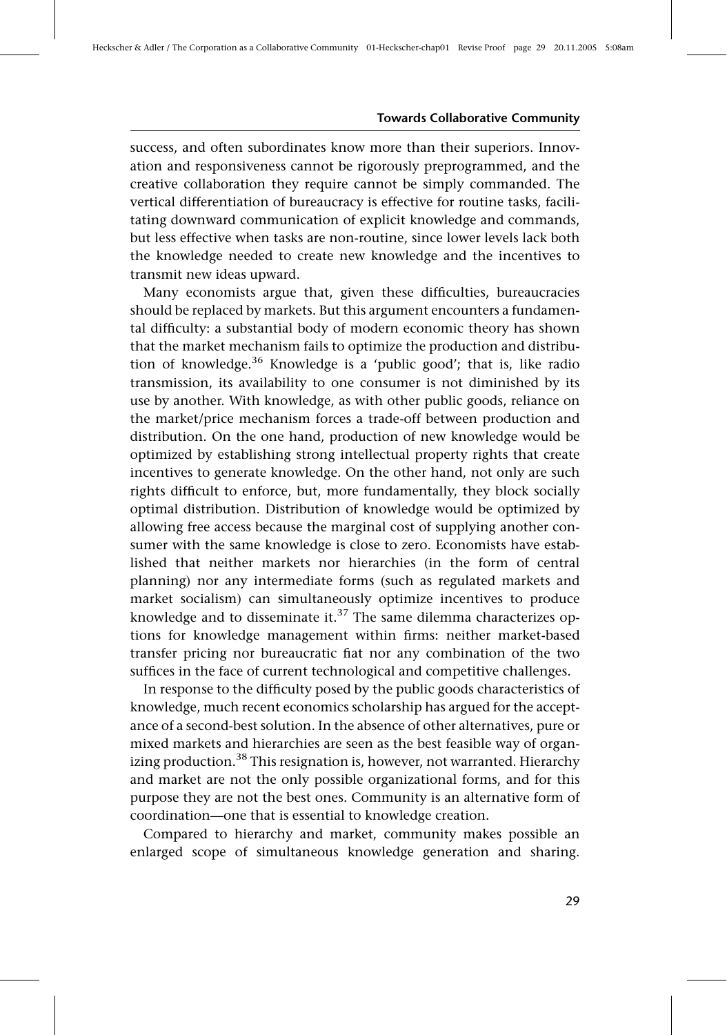success, and often subordinates know more than their superiors. Innovation and responsiveness cannot be rigorously preprogrammed, and the creative collaboration they require cannot be simply commanded. The vertical differentiation of bureaucracy is effective for routine tasks, facilitating downward communication of explicit knowledge and commands, but less effective when tasks are non-routine, since lower levels lack both the knowledge needed to create new knowledge and the incentives to transmit new ideas upward.

Many economists argue that, given these difficulties, bureaucracies should be replaced by markets. But this argument encounters a fundamental difficulty: a substantial body of modern economic theory has shown that the market mechanism fails to optimize the production and distribution of knowledge.[36] Knowledge is a 'public good'; that is, like radio transmission, its availability to one consumer is not diminished by its use by another. With knowledge, as with other public goods, reliance on the market/price mechanism forces a trade-off between production and distribution. On the one hand, production of new knowledge would be optimized by establishing strong intellectual property rights that create incentives to generate knowledge. On the other hand, not only are such rights difficult to enforce, but, more fundamentally, they block socially optimal distribution. Distribution of knowledge would be optimized by allowing free access because the marginal cost of supplying another consumer with the same knowledge is close to zero. Economists have established that neither markets nor hierarchies (in the form of central planning) nor any intermediate forms (such as regulated markets and market socialism) can simultaneously optimize incentives to produce knowledge and to disseminate it.[37] The same dilemma characterizes options for knowledge management within firms: neither market-based transfer pricing nor bureaucratic fiat nor any combination of the two suffices in the face of current technological and competitive challenges.

In response to the difficulty posed by the public goods characteristics of knowledge, much recent economics scholarship has argued for the acceptance of a second-best solution. In the absence of other alternatives, pure or mixed markets and hierarchies are seen as the best feasible way of organizing production.[38] This resignation is, however, not warranted. Hierarchy and market are not the only possible organizational forms, and for this purpose they are not the best ones. Community is an alternative form of coordination—one that is essential to knowledge creation.

Compared to hierarchy and market, community makes possible an enlarged scope of simultaneous knowledge generation and sharing.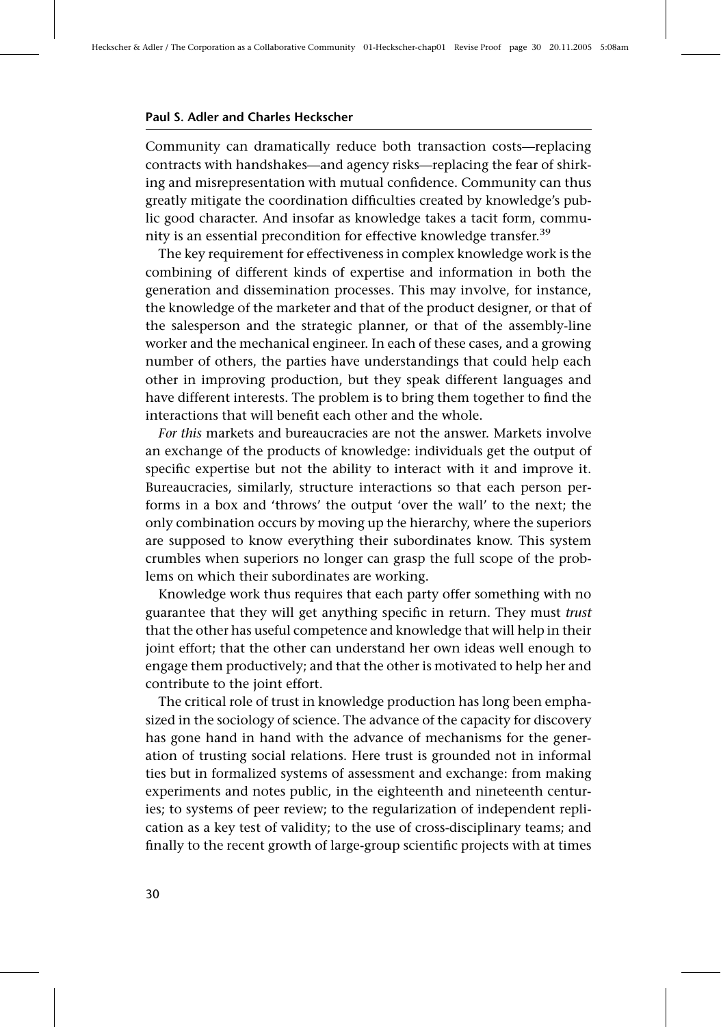Community can dramatically reduce both transaction costs—replacing contracts with handshakes—and agency risks—replacing the fear of shirking and misrepresentation with mutual confidence. Community can thus greatly mitigate the coordination difficulties created by knowledge's public good character. And insofar as knowledge takes a tacit form, community is an essential precondition for effective knowledge transfer.[39]

The key requirement for effectiveness in complex knowledge work is the combining of different kinds of expertise and information in both the generation and dissemination processes. This may involve, for instance, the knowledge of the marketer and that of the product designer, or that of the salesperson and the strategic planner, or that of the assembly-line worker and the mechanical engineer. In each of these cases, and a growing number of others, the parties have understandings that could help each other in improving production, but they speak different languages and have different interests. The problem is to bring them together to find the interactions that will benefit each other and the whole.

*For this* markets and bureaucracies are not the answer. Markets involve an exchange of the products of knowledge: individuals get the output of specific expertise but not the ability to interact with it and improve it. Bureaucracies, similarly, structure interactions so that each person performs in a box and 'throws' the output 'over the wall' to the next; the only combination occurs by moving up the hierarchy, where the superiors are supposed to know everything their subordinates know. This system crumbles when superiors no longer can grasp the full scope of the problems on which their subordinates are working.

Knowledge work thus requires that each party offer something with no guarantee that they will get anything specific in return. They must *trust* that the other has useful competence and knowledge that will help in their joint effort; that the other can understand her own ideas well enough to engage them productively; and that the other is motivated to help her and contribute to the joint effort.

The critical role of trust in knowledge production has long been emphasized in the sociology of science. The advance of the capacity for discovery has gone hand in hand with the advance of mechanisms for the generation of trusting social relations. Here trust is grounded not in informal ties but in formalized systems of assessment and exchange: from making experiments and notes public, in the eighteenth and nineteenth centuries; to systems of peer review; to the regularization of independent replication as a key test of validity; to the use of cross-disciplinary teams; and finally to the recent growth of large-group scientific projects with at times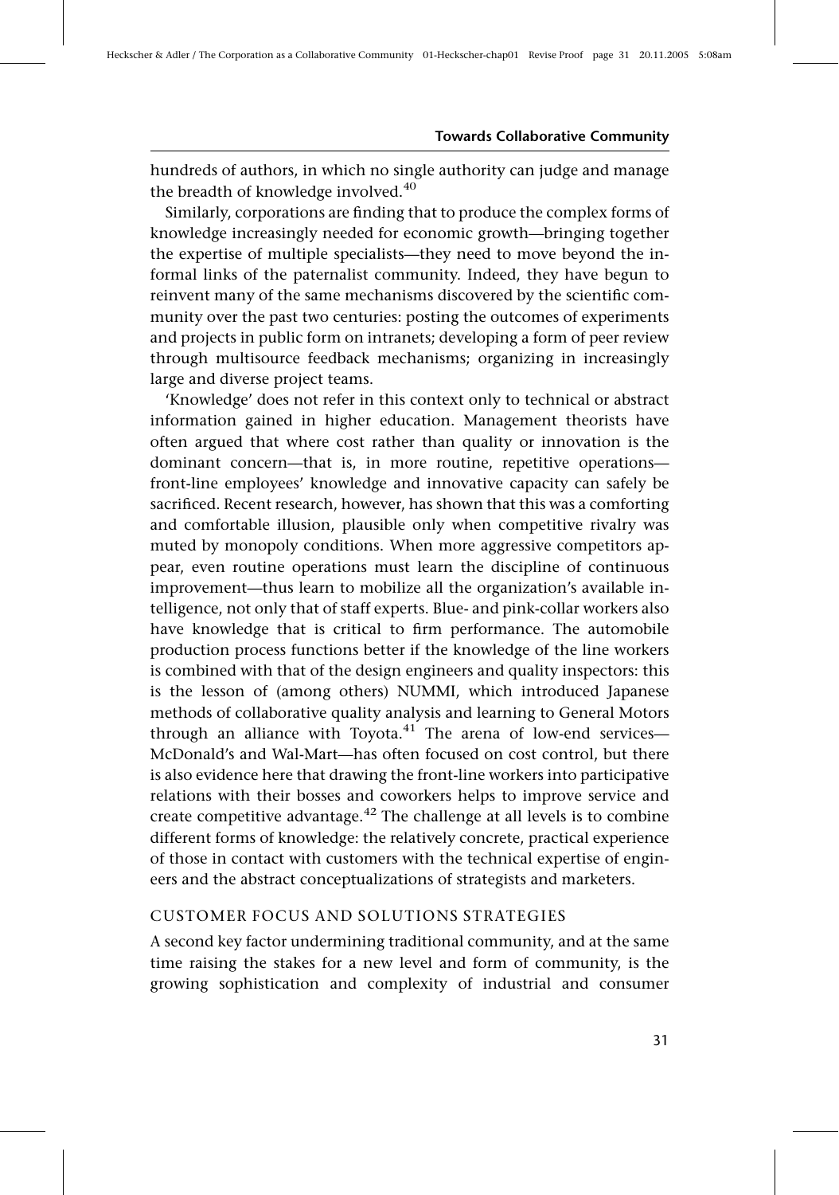hundreds of authors, in which no single authority can judge and manage the breadth of knowledge involved.[40]

Similarly, corporations are finding that to produce the complex forms of knowledge increasingly needed for economic growth—bringing together the expertise of multiple specialists—they need to move beyond the informal links of the paternalist community. Indeed, they have begun to reinvent many of the same mechanisms discovered by the scientific community over the past two centuries: posting the outcomes of experiments and projects in public form on intranets; developing a form of peer review through multisource feedback mechanisms; organizing in increasingly large and diverse project teams.

'Knowledge' does not refer in this context only to technical or abstract information gained in higher education. Management theorists have often argued that where cost rather than quality or innovation is the dominant concern—that is, in more routine, repetitive operations—front-line employees' knowledge and innovative capacity can safely be sacrificed. Recent research, however, has shown that this was a comforting and comfortable illusion, plausible only when competitive rivalry was muted by monopoly conditions. When more aggressive competitors appear, even routine operations must learn the discipline of continuous improvement—thus learn to mobilize all the organization's available intelligence, not only that of staff experts. Blue- and pink-collar workers also have knowledge that is critical to firm performance. The automobile production process functions better if the knowledge of the line workers is combined with that of the design engineers and quality inspectors: this is the lesson of (among others) NUMMI, which introduced Japanese methods of collaborative quality analysis and learning to General Motors through an alliance with Toyota.[41] The arena of low-end services—McDonald's and Wal-Mart—has often focused on cost control, but there is also evidence here that drawing the front-line workers into participative relations with their bosses and coworkers helps to improve service and create competitive advantage.[42] The challenge at all levels is to combine different forms of knowledge: the relatively concrete, practical experience of those in contact with customers with the technical expertise of engineers and the abstract conceptualizations of strategists and marketers.

### CUSTOMER FOCUS AND SOLUTIONS STRATEGIES

A second key factor undermining traditional community, and at the same time raising the stakes for a new level and form of community, is the growing sophistication and complexity of industrial and consumer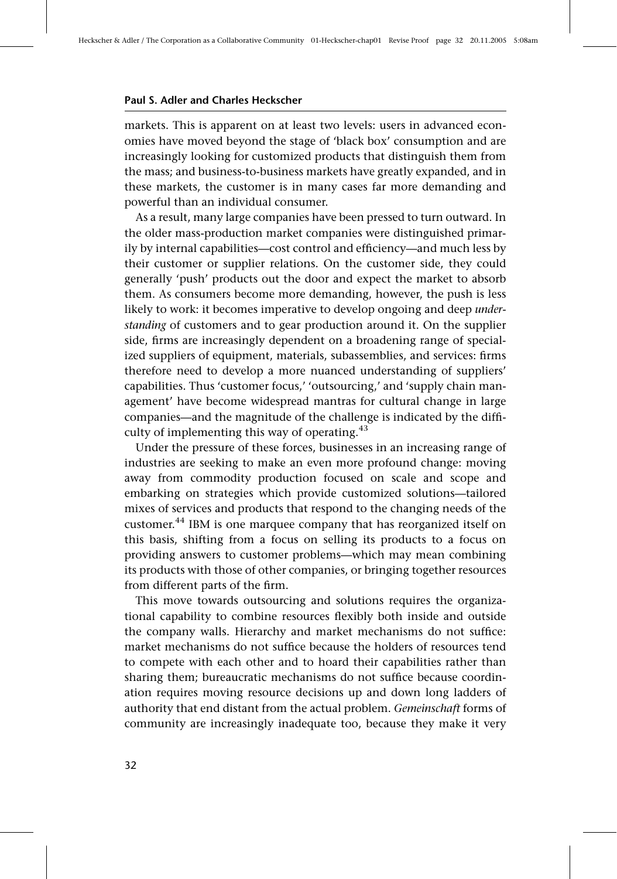markets. This is apparent on at least two levels: users in advanced economies have moved beyond the stage of 'black box' consumption and are increasingly looking for customized products that distinguish them from the mass; and business-to-business markets have greatly expanded, and in these markets, the customer is in many cases far more demanding and powerful than an individual consumer.

As a result, many large companies have been pressed to turn outward. In the older mass-production market companies were distinguished primarily by internal capabilities—cost control and efficiency—and much less by their customer or supplier relations. On the customer side, they could generally 'push' products out the door and expect the market to absorb them. As consumers become more demanding, however, the push is less likely to work: it becomes imperative to develop ongoing and deep *understanding* of customers and to gear production around it. On the supplier side, firms are increasingly dependent on a broadening range of specialized suppliers of equipment, materials, subassemblies, and services: firms therefore need to develop a more nuanced understanding of suppliers' capabilities. Thus 'customer focus,' 'outsourcing,' and 'supply chain management' have become widespread mantras for cultural change in large companies—and the magnitude of the challenge is indicated by the difficulty of implementing this way of operating.[43]

Under the pressure of these forces, businesses in an increasing range of industries are seeking to make an even more profound change: moving away from commodity production focused on scale and scope and embarking on strategies which provide customized solutions—tailored mixes of services and products that respond to the changing needs of the customer.[44] IBM is one marquee company that has reorganized itself on this basis, shifting from a focus on selling its products to a focus on providing answers to customer problems—which may mean combining its products with those of other companies, or bringing together resources from different parts of the firm.

This move towards outsourcing and solutions requires the organizational capability to combine resources flexibly both inside and outside the company walls. Hierarchy and market mechanisms do not suffice: market mechanisms do not suffice because the holders of resources tend to compete with each other and to hoard their capabilities rather than sharing them; bureaucratic mechanisms do not suffice because coordination requires moving resource decisions up and down long ladders of authority that end distant from the actual problem. *Gemeinschaft* forms of community are increasingly inadequate too, because they make it very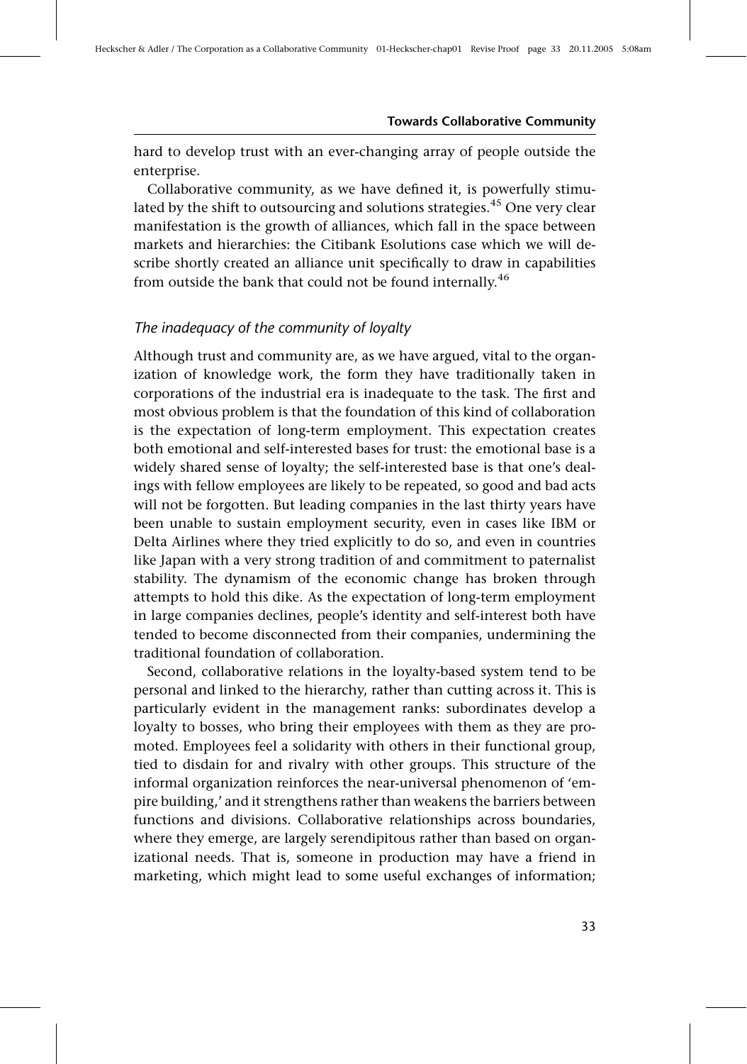hard to develop trust with an ever-changing array of people outside the enterprise.

Collaborative community, as we have defined it, is powerfully stimulated by the shift to outsourcing and solutions strategies.[45] One very clear manifestation is the growth of alliances, which fall in the space between markets and hierarchies: the Citibank Esolutions case which we will describe shortly created an alliance unit specifically to draw in capabilities from outside the bank that could not be found internally.[46]

### *The inadequacy of the community of loyalty*

Although trust and community are, as we have argued, vital to the organization of knowledge work, the form they have traditionally taken in corporations of the industrial era is inadequate to the task. The first and most obvious problem is that the foundation of this kind of collaboration is the expectation of long-term employment. This expectation creates both emotional and self-interested bases for trust: the emotional base is a widely shared sense of loyalty; the self-interested base is that one's dealings with fellow employees are likely to be repeated, so good and bad acts will not be forgotten. But leading companies in the last thirty years have been unable to sustain employment security, even in cases like IBM or Delta Airlines where they tried explicitly to do so, and even in countries like Japan with a very strong tradition of and commitment to paternalist stability. The dynamism of the economic change has broken through attempts to hold this dike. As the expectation of long-term employment in large companies declines, people's identity and self-interest both have tended to become disconnected from their companies, undermining the traditional foundation of collaboration.

Second, collaborative relations in the loyalty-based system tend to be personal and linked to the hierarchy, rather than cutting across it. This is particularly evident in the management ranks: subordinates develop a loyalty to bosses, who bring their employees with them as they are promoted. Employees feel a solidarity with others in their functional group, tied to disdain for and rivalry with other groups. This structure of the informal organization reinforces the near-universal phenomenon of 'empire building,' and it strengthens rather than weakens the barriers between functions and divisions. Collaborative relationships across boundaries, where they emerge, are largely serendipitous rather than based on organizational needs. That is, someone in production may have a friend in marketing, which might lead to some useful exchanges of information;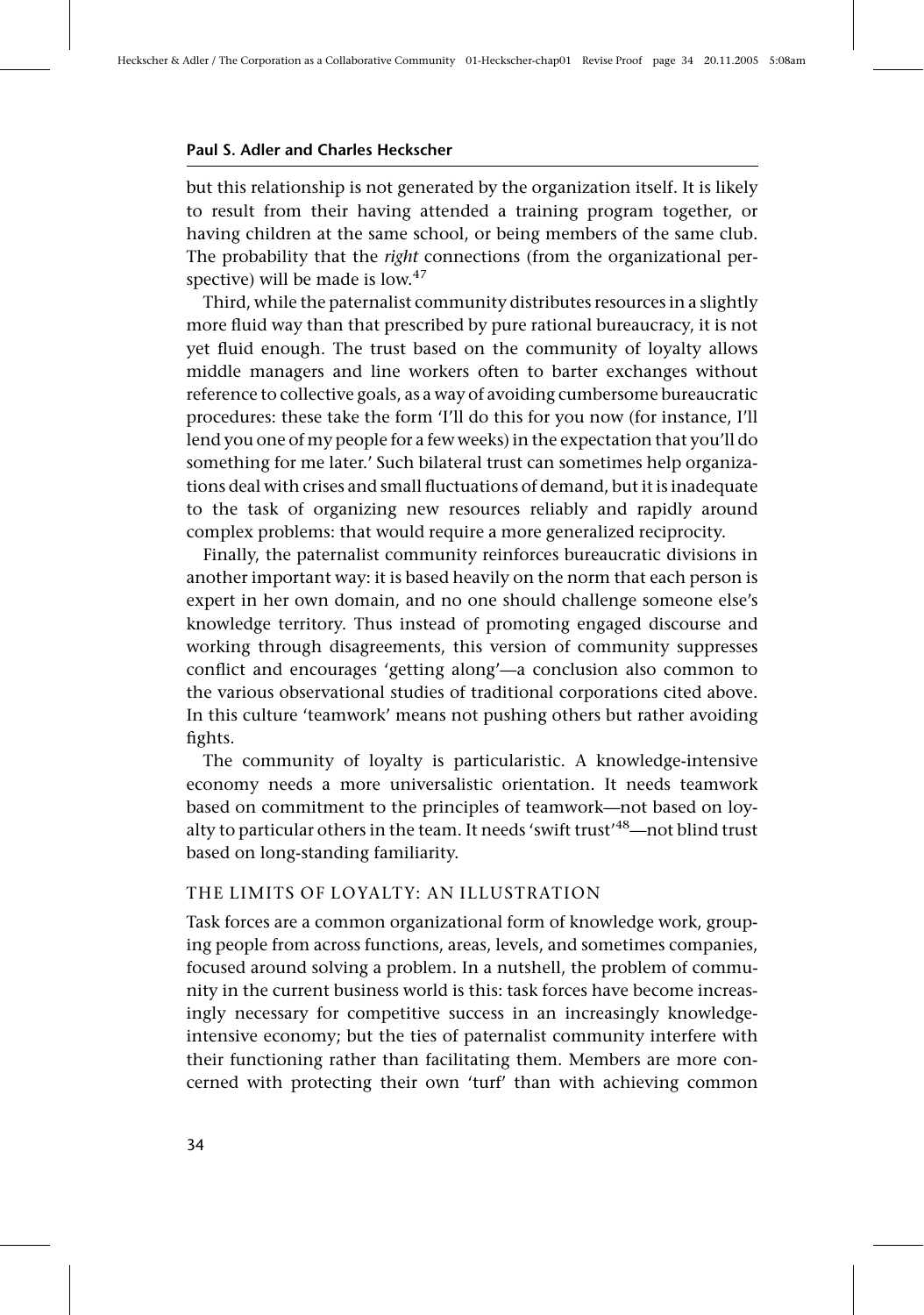but this relationship is not generated by the organization itself. It is likely to result from their having attended a training program together, or having children at the same school, or being members of the same club. The probability that the *right* connections (from the organizational perspective) will be made is low.[47]

Third, while the paternalist community distributes resources in a slightly more fluid way than that prescribed by pure rational bureaucracy, it is not yet fluid enough. The trust based on the community of loyalty allows middle managers and line workers often to barter exchanges without reference to collective goals, as a way of avoiding cumbersome bureaucratic procedures: these take the form 'I'll do this for you now (for instance, I'll lend you one of my people for a few weeks) in the expectation that you'll do something for me later.' Such bilateral trust can sometimes help organizations deal with crises and small fluctuations of demand, but it is inadequate to the task of organizing new resources reliably and rapidly around complex problems: that would require a more generalized reciprocity.

Finally, the paternalist community reinforces bureaucratic divisions in another important way: it is based heavily on the norm that each person is expert in her own domain, and no one should challenge someone else's knowledge territory. Thus instead of promoting engaged discourse and working through disagreements, this version of community suppresses conflict and encourages 'getting along'—a conclusion also common to the various observational studies of traditional corporations cited above. In this culture 'teamwork' means not pushing others but rather avoiding fights.

The community of loyalty is particularistic. A knowledge-intensive economy needs a more universalistic orientation. It needs teamwork based on commitment to the principles of teamwork—not based on loyalty to particular others in the team. It needs 'swift trust'[48]—not blind trust based on long-standing familiarity.

### THE LIMITS OF LOYALTY: AN ILLUSTRATION

Task forces are a common organizational form of knowledge work, grouping people from across functions, areas, levels, and sometimes companies, focused around solving a problem. In a nutshell, the problem of community in the current business world is this: task forces have become increasingly necessary for competitive success in an increasingly knowledge-intensive economy; but the ties of paternalist community interfere with their functioning rather than facilitating them. Members are more concerned with protecting their own 'turf' than with achieving common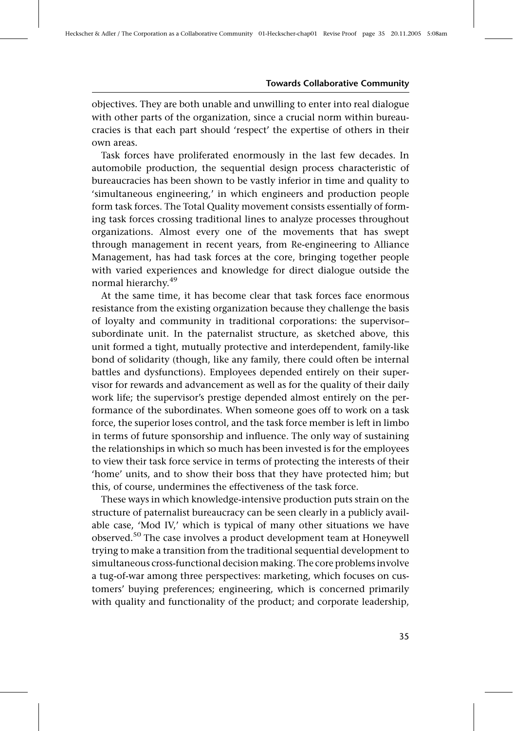objectives. They are both unable and unwilling to enter into real dialogue with other parts of the organization, since a crucial norm within bureaucracies is that each part should 'respect' the expertise of others in their own areas.

Task forces have proliferated enormously in the last few decades. In automobile production, the sequential design process characteristic of bureaucracies has been shown to be vastly inferior in time and quality to 'simultaneous engineering,' in which engineers and production people form task forces. The Total Quality movement consists essentially of forming task forces crossing traditional lines to analyze processes throughout organizations. Almost every one of the movements that has swept through management in recent years, from Re-engineering to Alliance Management, has had task forces at the core, bringing together people with varied experiences and knowledge for direct dialogue outside the normal hierarchy.[49]

At the same time, it has become clear that task forces face enormous resistance from the existing organization because they challenge the basis of loyalty and community in traditional corporations: the supervisor–subordinate unit. In the paternalist structure, as sketched above, this unit formed a tight, mutually protective and interdependent, family-like bond of solidarity (though, like any family, there could often be internal battles and dysfunctions). Employees depended entirely on their supervisor for rewards and advancement as well as for the quality of their daily work life; the supervisor's prestige depended almost entirely on the performance of the subordinates. When someone goes off to work on a task force, the superior loses control, and the task force member is left in limbo in terms of future sponsorship and influence. The only way of sustaining the relationships in which so much has been invested is for the employees to view their task force service in terms of protecting the interests of their 'home' units, and to show their boss that they have protected him; but this, of course, undermines the effectiveness of the task force.

These ways in which knowledge-intensive production puts strain on the structure of paternalist bureaucracy can be seen clearly in a publicly available case, 'Mod IV,' which is typical of many other situations we have observed.[50] The case involves a product development team at Honeywell trying to make a transition from the traditional sequential development to simultaneous cross-functional decision making. The core problems involve a tug-of-war among three perspectives: marketing, which focuses on customers' buying preferences; engineering, which is concerned primarily with quality and functionality of the product; and corporate leadership,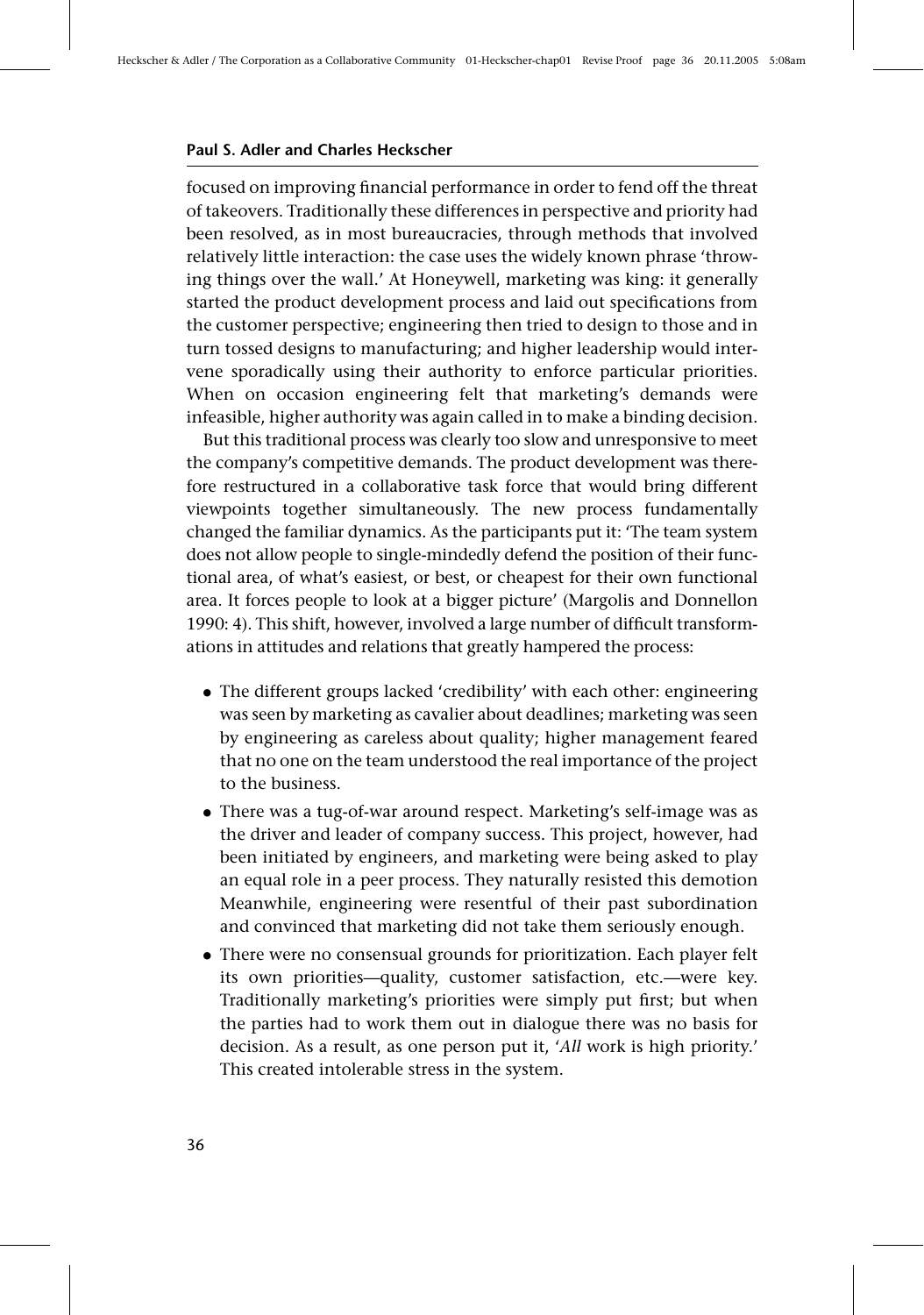focused on improving financial performance in order to fend off the threat of takeovers. Traditionally these differences in perspective and priority had been resolved, as in most bureaucracies, through methods that involved relatively little interaction: the case uses the widely known phrase 'throwing things over the wall.' At Honeywell, marketing was king: it generally started the product development process and laid out specifications from the customer perspective; engineering then tried to design to those and in turn tossed designs to manufacturing; and higher leadership would intervene sporadically using their authority to enforce particular priorities. When on occasion engineering felt that marketing's demands were infeasible, higher authority was again called in to make a binding decision.

But this traditional process was clearly too slow and unresponsive to meet the company's competitive demands. The product development was therefore restructured in a collaborative task force that would bring different viewpoints together simultaneously. The new process fundamentally changed the familiar dynamics. As the participants put it: 'The team system does not allow people to single-mindedly defend the position of their functional area, of what's easiest, or best, or cheapest for their own functional area. It forces people to look at a bigger picture' (Margolis and Donnellon 1990: 4). This shift, however, involved a large number of difficult transformations in attitudes and relations that greatly hampered the process:

- The different groups lacked 'credibility' with each other: engineering was seen by marketing as cavalier about deadlines; marketing was seen by engineering as careless about quality; higher management feared that no one on the team understood the real importance of the project to the business.
- There was a tug-of-war around respect. Marketing's self-image was as the driver and leader of company success. This project, however, had been initiated by engineers, and marketing were being asked to play an equal role in a peer process. They naturally resisted this demotion Meanwhile, engineering were resentful of their past subordination and convinced that marketing did not take them seriously enough.
- There were no consensual grounds for prioritization. Each player felt its own priorities—quality, customer satisfaction, etc.—were key. Traditionally marketing's priorities were simply put first; but when the parties had to work them out in dialogue there was no basis for decision. As a result, as one person put it, '*All* work is high priority.' This created intolerable stress in the system.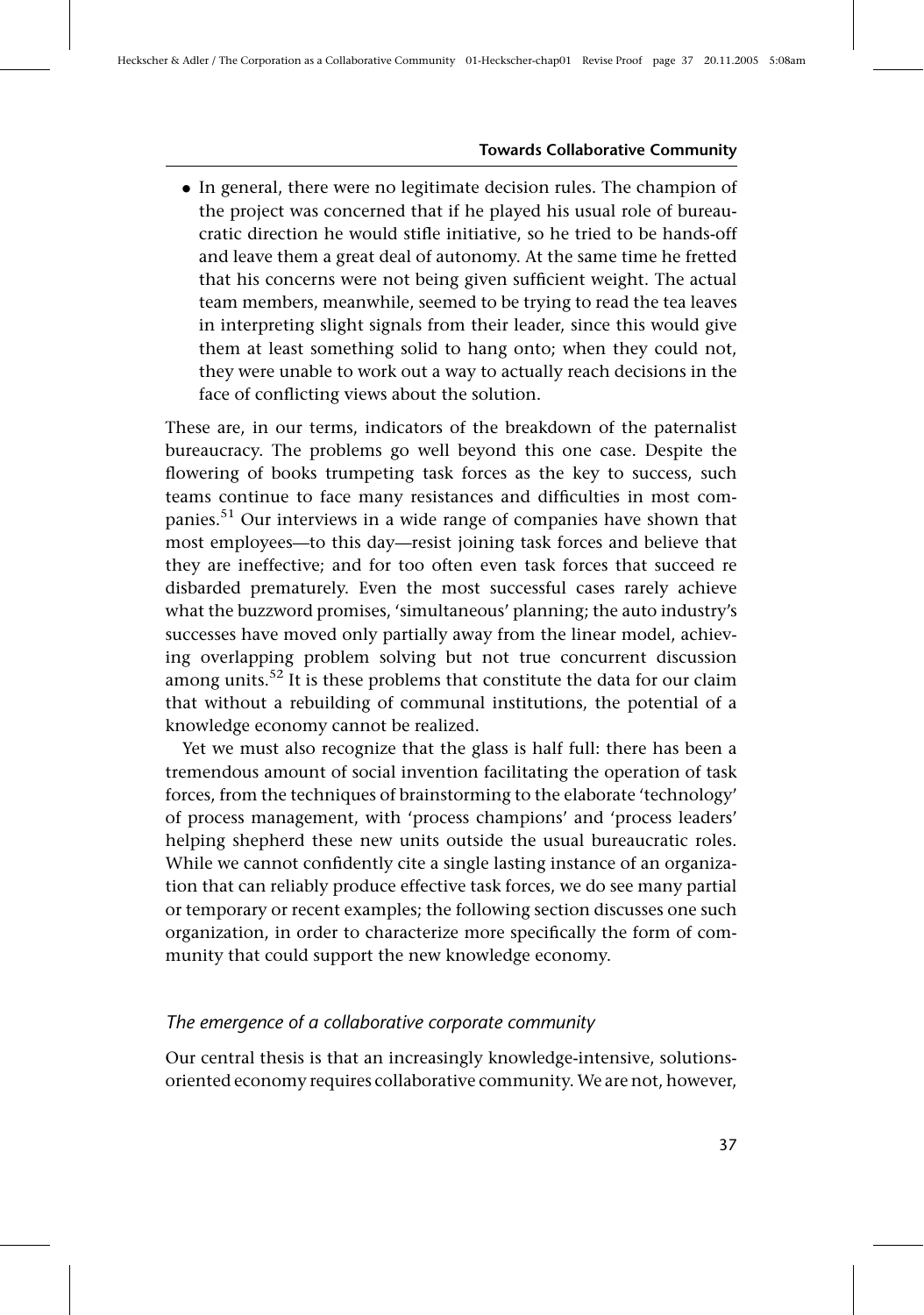- In general, there were no legitimate decision rules. The champion of the project was concerned that if he played his usual role of bureaucratic direction he would stifle initiative, so he tried to be hands-off and leave them a great deal of autonomy. At the same time he fretted that his concerns were not being given sufficient weight. The actual team members, meanwhile, seemed to be trying to read the tea leaves in interpreting slight signals from their leader, since this would give them at least something solid to hang onto; when they could not, they were unable to work out a way to actually reach decisions in the face of conflicting views about the solution.

These are, in our terms, indicators of the breakdown of the paternalist bureaucracy. The problems go well beyond this one case. Despite the flowering of books trumpeting task forces as the key to success, such teams continue to face many resistances and difficulties in most companies.[51] Our interviews in a wide range of companies have shown that most employees—to this day—resist joining task forces and believe that they are ineffective; and for too often even task forces that succeed re disbarded prematurely. Even the most successful cases rarely achieve what the buzzword promises, 'simultaneous' planning; the auto industry's successes have moved only partially away from the linear model, achieving overlapping problem solving but not true concurrent discussion among units.[52] It is these problems that constitute the data for our claim that without a rebuilding of communal institutions, the potential of a knowledge economy cannot be realized.

Yet we must also recognize that the glass is half full: there has been a tremendous amount of social invention facilitating the operation of task forces, from the techniques of brainstorming to the elaborate 'technology' of process management, with 'process champions' and 'process leaders' helping shepherd these new units outside the usual bureaucratic roles. While we cannot confidently cite a single lasting instance of an organization that can reliably produce effective task forces, we do see many partial or temporary or recent examples; the following section discusses one such organization, in order to characterize more specifically the form of community that could support the new knowledge economy.

### *The emergence of a collaborative corporate community*

Our central thesis is that an increasingly knowledge-intensive, solutions-oriented economy requires collaborative community. We are not, however,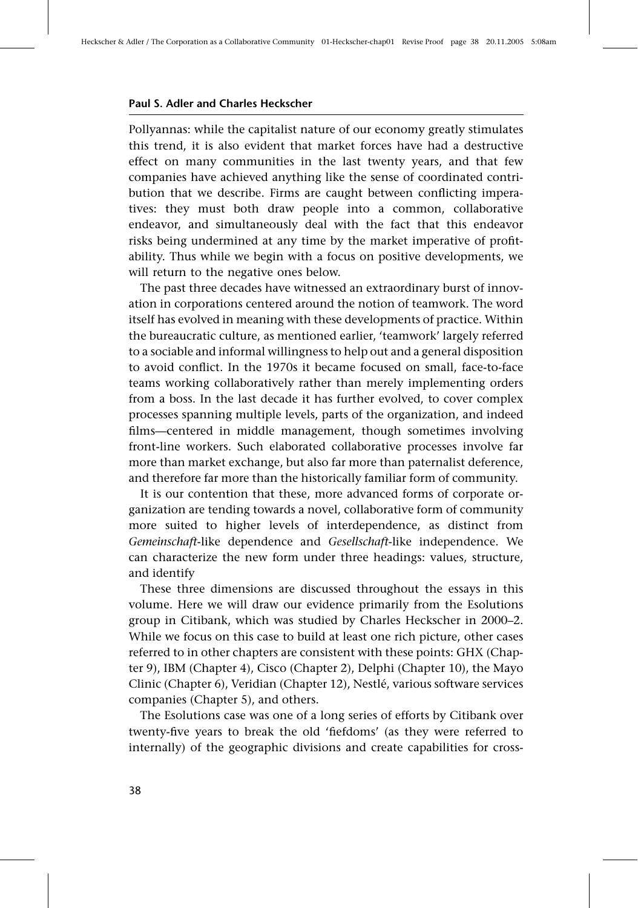Pollyannas: while the capitalist nature of our economy greatly stimulates this trend, it is also evident that market forces have had a destructive effect on many communities in the last twenty years, and that few companies have achieved anything like the sense of coordinated contribution that we describe. Firms are caught between conflicting imperatives: they must both draw people into a common, collaborative endeavor, and simultaneously deal with the fact that this endeavor risks being undermined at any time by the market imperative of profitability. Thus while we begin with a focus on positive developments, we will return to the negative ones below.

The past three decades have witnessed an extraordinary burst of innovation in corporations centered around the notion of teamwork. The word itself has evolved in meaning with these developments of practice. Within the bureaucratic culture, as mentioned earlier, 'teamwork' largely referred to a sociable and informal willingness to help out and a general disposition to avoid conflict. In the 1970s it became focused on small, face-to-face teams working collaboratively rather than merely implementing orders from a boss. In the last decade it has further evolved, to cover complex processes spanning multiple levels, parts of the organization, and indeed films—centered in middle management, though sometimes involving front-line workers. Such elaborated collaborative processes involve far more than market exchange, but also far more than paternalist deference, and therefore far more than the historically familiar form of community.

It is our contention that these, more advanced forms of corporate organization are tending towards a novel, collaborative form of community more suited to higher levels of interdependence, as distinct from *Gemeinschaft*-like dependence and *Gesellschaft*-like independence. We can characterize the new form under three headings: values, structure, and identify

These three dimensions are discussed throughout the essays in this volume. Here we will draw our evidence primarily from the Esolutions group in Citibank, which was studied by Charles Heckscher in 2000–2. While we focus on this case to build at least one rich picture, other cases referred to in other chapters are consistent with these points: GHX (Chapter 9), IBM (Chapter 4), Cisco (Chapter 2), Delphi (Chapter 10), the Mayo Clinic (Chapter 6), Veridian (Chapter 12), Nestlé, various software services companies (Chapter 5), and others.

The Esolutions case was one of a long series of efforts by Citibank over twenty-five years to break the old 'fiefdoms' (as they were referred to internally) of the geographic divisions and create capabilities for cross-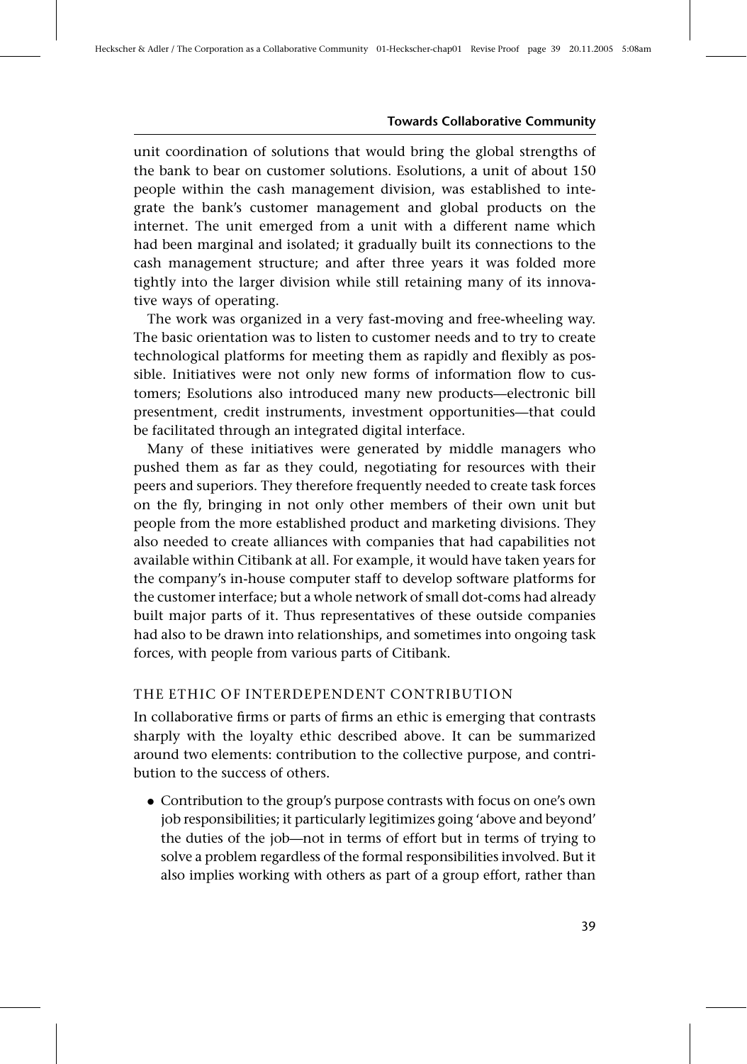unit coordination of solutions that would bring the global strengths of the bank to bear on customer solutions. Esolutions, a unit of about 150 people within the cash management division, was established to integrate the bank's customer management and global products on the internet. The unit emerged from a unit with a different name which had been marginal and isolated; it gradually built its connections to the cash management structure; and after three years it was folded more tightly into the larger division while still retaining many of its innovative ways of operating.

The work was organized in a very fast-moving and free-wheeling way. The basic orientation was to listen to customer needs and to try to create technological platforms for meeting them as rapidly and flexibly as possible. Initiatives were not only new forms of information flow to customers; Esolutions also introduced many new products—electronic bill presentment, credit instruments, investment opportunities—that could be facilitated through an integrated digital interface.

Many of these initiatives were generated by middle managers who pushed them as far as they could, negotiating for resources with their peers and superiors. They therefore frequently needed to create task forces on the fly, bringing in not only other members of their own unit but people from the more established product and marketing divisions. They also needed to create alliances with companies that had capabilities not available within Citibank at all. For example, it would have taken years for the company's in-house computer staff to develop software platforms for the customer interface; but a whole network of small dot-coms had already built major parts of it. Thus representatives of these outside companies had also to be drawn into relationships, and sometimes into ongoing task forces, with people from various parts of Citibank.

### THE ETHIC OF INTERDEPENDENT CONTRIBUTION

In collaborative firms or parts of firms an ethic is emerging that contrasts sharply with the loyalty ethic described above. It can be summarized around two elements: contribution to the collective purpose, and contribution to the success of others.

- Contribution to the group's purpose contrasts with focus on one's own job responsibilities; it particularly legitimizes going 'above and beyond' the duties of the job—not in terms of effort but in terms of trying to solve a problem regardless of the formal responsibilities involved. But it also implies working with others as part of a group effort, rather than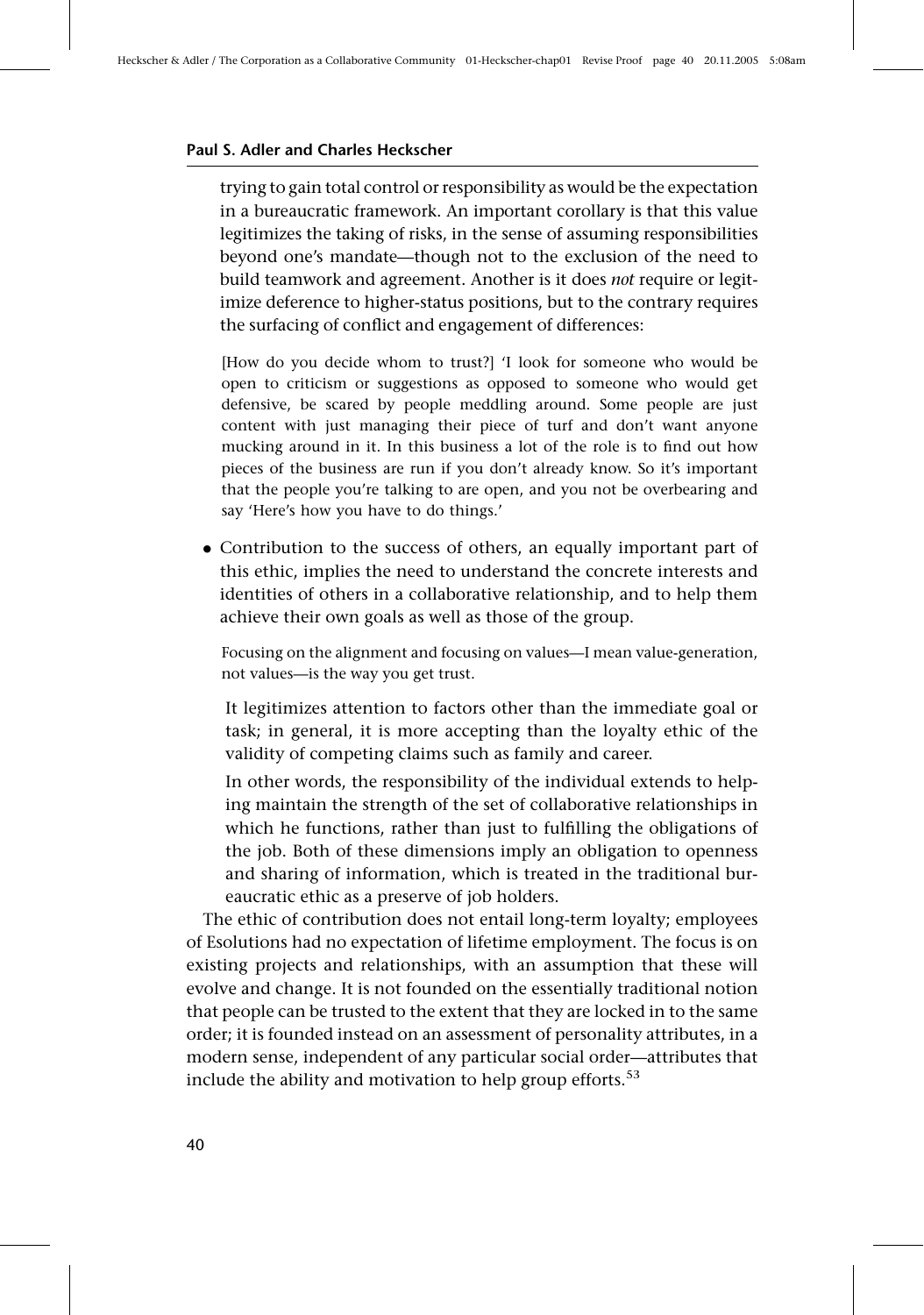trying to gain total control or responsibility as would be the expectation in a bureaucratic framework. An important corollary is that this value legitimizes the taking of risks, in the sense of assuming responsibilities beyond one's mandate—though not to the exclusion of the need to build teamwork and agreement. Another is it does *not* require or legitimize deference to higher-status positions, but to the contrary requires the surfacing of conflict and engagement of differences:

> [How do you decide whom to trust?] 'I look for someone who would be open to criticism or suggestions as opposed to someone who would get defensive, be scared by people meddling around. Some people are just content with just managing their piece of turf and don't want anyone mucking around in it. In this business a lot of the role is to find out how pieces of the business are run if you don't already know. So it's important that the people you're talking to are open, and you not be overbearing and say 'Here's how you have to do things.'

- Contribution to the success of others, an equally important part of this ethic, implies the need to understand the concrete interests and identities of others in a collaborative relationship, and to help them achieve their own goals as well as those of the group.

  > Focusing on the alignment and focusing on values—I mean value-generation, not values—is the way you get trust.

  It legitimizes attention to factors other than the immediate goal or task; in general, it is more accepting than the loyalty ethic of the validity of competing claims such as family and career.

  In other words, the responsibility of the individual extends to helping maintain the strength of the set of collaborative relationships in which he functions, rather than just to fulfilling the obligations of the job. Both of these dimensions imply an obligation to openness and sharing of information, which is treated in the traditional bureaucratic ethic as a preserve of job holders.

The ethic of contribution does not entail long-term loyalty; employees of Esolutions had no expectation of lifetime employment. The focus is on existing projects and relationships, with an assumption that these will evolve and change. It is not founded on the essentially traditional notion that people can be trusted to the extent that they are locked in to the same order; it is founded instead on an assessment of personality attributes, in a modern sense, independent of any particular social order—attributes that include the ability and motivation to help group efforts.[53]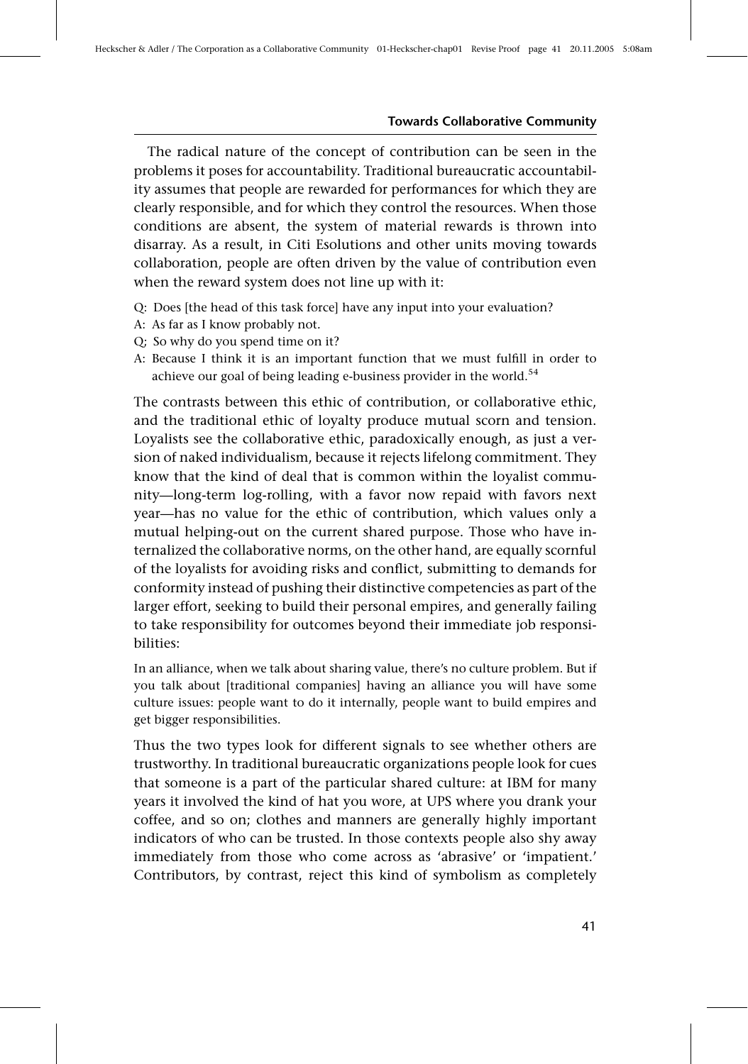The radical nature of the concept of contribution can be seen in the problems it poses for accountability. Traditional bureaucratic accountability assumes that people are rewarded for performances for which they are clearly responsible, and for which they control the resources. When those conditions are absent, the system of material rewards is thrown into disarray. As a result, in Citi Esolutions and other units moving towards collaboration, people are often driven by the value of contribution even when the reward system does not line up with it:

Q: Does [the head of this task force] have any input into your evaluation?
A: As far as I know probably not.
Q; So why do you spend time on it?
A: Because I think it is an important function that we must fulfill in order to achieve our goal of being leading e-business provider in the world.[54]

The contrasts between this ethic of contribution, or collaborative ethic, and the traditional ethic of loyalty produce mutual scorn and tension. Loyalists see the collaborative ethic, paradoxically enough, as just a version of naked individualism, because it rejects lifelong commitment. They know that the kind of deal that is common within the loyalist community—long-term log-rolling, with a favor now repaid with favors next year—has no value for the ethic of contribution, which values only a mutual helping-out on the current shared purpose. Those who have internalized the collaborative norms, on the other hand, are equally scornful of the loyalists for avoiding risks and conflict, submitting to demands for conformity instead of pushing their distinctive competencies as part of the larger effort, seeking to build their personal empires, and generally failing to take responsibility for outcomes beyond their immediate job responsibilities:

> In an alliance, when we talk about sharing value, there's no culture problem. But if you talk about [traditional companies] having an alliance you will have some culture issues: people want to do it internally, people want to build empires and get bigger responsibilities.

Thus the two types look for different signals to see whether others are trustworthy. In traditional bureaucratic organizations people look for cues that someone is a part of the particular shared culture: at IBM for many years it involved the kind of hat you wore, at UPS where you drank your coffee, and so on; clothes and manners are generally highly important indicators of who can be trusted. In those contexts people also shy away immediately from those who come across as 'abrasive' or 'impatient.' Contributors, by contrast, reject this kind of symbolism as completely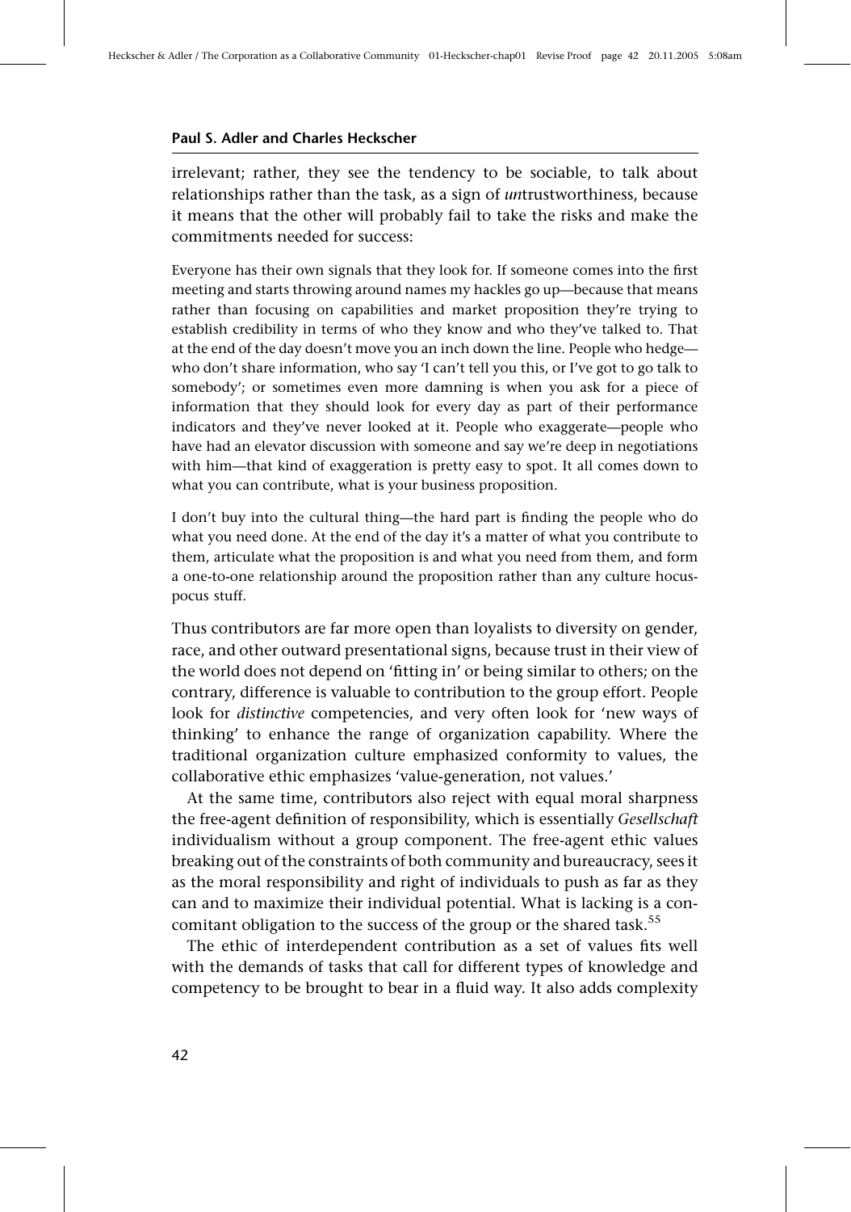irrelevant; rather, they see the tendency to be sociable, to talk about relationships rather than the task, as a sign of *un*trustworthiness, because it means that the other will probably fail to take the risks and make the commitments needed for success:

> Everyone has their own signals that they look for. If someone comes into the first meeting and starts throwing around names my hackles go up—because that means rather than focusing on capabilities and market proposition they're trying to establish credibility in terms of who they know and who they've talked to. That at the end of the day doesn't move you an inch down the line. People who hedge—who don't share information, who say 'I can't tell you this, or I've got to go talk to somebody'; or sometimes even more damning is when you ask for a piece of information that they should look for every day as part of their performance indicators and they've never looked at it. People who exaggerate—people who have had an elevator discussion with someone and say we're deep in negotiations with him—that kind of exaggeration is pretty easy to spot. It all comes down to what you can contribute, what is your business proposition.
>
> I don't buy into the cultural thing—the hard part is finding the people who do what you need done. At the end of the day it's a matter of what you contribute to them, articulate what the proposition is and what you need from them, and form a one-to-one relationship around the proposition rather than any culture hocus-pocus stuff.

Thus contributors are far more open than loyalists to diversity on gender, race, and other outward presentational signs, because trust in their view of the world does not depend on 'fitting in' or being similar to others; on the contrary, difference is valuable to contribution to the group effort. People look for *distinctive* competencies, and very often look for 'new ways of thinking' to enhance the range of organization capability. Where the traditional organization culture emphasized conformity to values, the collaborative ethic emphasizes 'value-generation, not values.'

At the same time, contributors also reject with equal moral sharpness the free-agent definition of responsibility, which is essentially *Gesellschaft* individualism without a group component. The free-agent ethic values breaking out of the constraints of both community and bureaucracy, sees it as the moral responsibility and right of individuals to push as far as they can and to maximize their individual potential. What is lacking is a concomitant obligation to the success of the group or the shared task.[55]

The ethic of interdependent contribution as a set of values fits well with the demands of tasks that call for different types of knowledge and competency to be brought to bear in a fluid way. It also adds complexity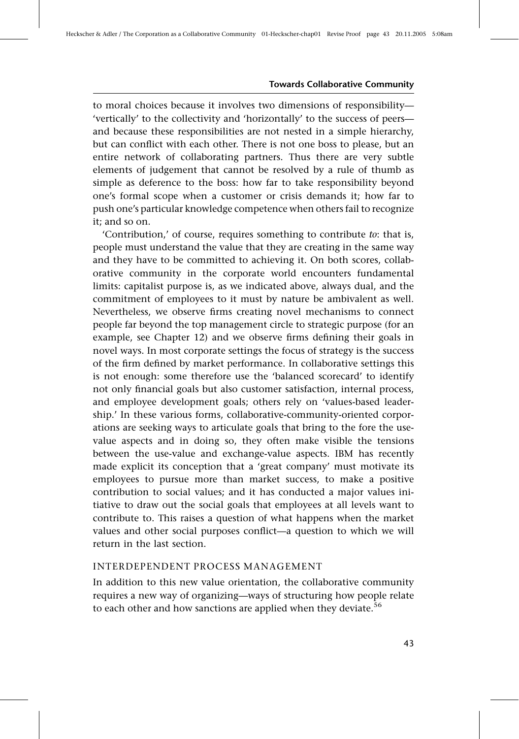to moral choices because it involves two dimensions of responsibility—'vertically' to the collectivity and 'horizontally' to the success of peers—and because these responsibilities are not nested in a simple hierarchy, but can conflict with each other. There is not one boss to please, but an entire network of collaborating partners. Thus there are very subtle elements of judgement that cannot be resolved by a rule of thumb as simple as deference to the boss: how far to take responsibility beyond one's formal scope when a customer or crisis demands it; how far to push one's particular knowledge competence when others fail to recognize it; and so on.

'Contribution,' of course, requires something to contribute *to*: that is, people must understand the value that they are creating in the same way and they have to be committed to achieving it. On both scores, collaborative community in the corporate world encounters fundamental limits: capitalist purpose is, as we indicated above, always dual, and the commitment of employees to it must by nature be ambivalent as well. Nevertheless, we observe firms creating novel mechanisms to connect people far beyond the top management circle to strategic purpose (for an example, see Chapter 12) and we observe firms defining their goals in novel ways. In most corporate settings the focus of strategy is the success of the firm defined by market performance. In collaborative settings this is not enough: some therefore use the 'balanced scorecard' to identify not only financial goals but also customer satisfaction, internal process, and employee development goals; others rely on 'values-based leadership.' In these various forms, collaborative-community-oriented corporations are seeking ways to articulate goals that bring to the fore the use-value aspects and in doing so, they often make visible the tensions between the use-value and exchange-value aspects. IBM has recently made explicit its conception that a 'great company' must motivate its employees to pursue more than market success, to make a positive contribution to social values; and it has conducted a major values initiative to draw out the social goals that employees at all levels want to contribute to. This raises a question of what happens when the market values and other social purposes conflict—a question to which we will return in the last section.

### INTERDEPENDENT PROCESS MANAGEMENT

In addition to this new value orientation, the collaborative community requires a new way of organizing—ways of structuring how people relate to each other and how sanctions are applied when they deviate.[56]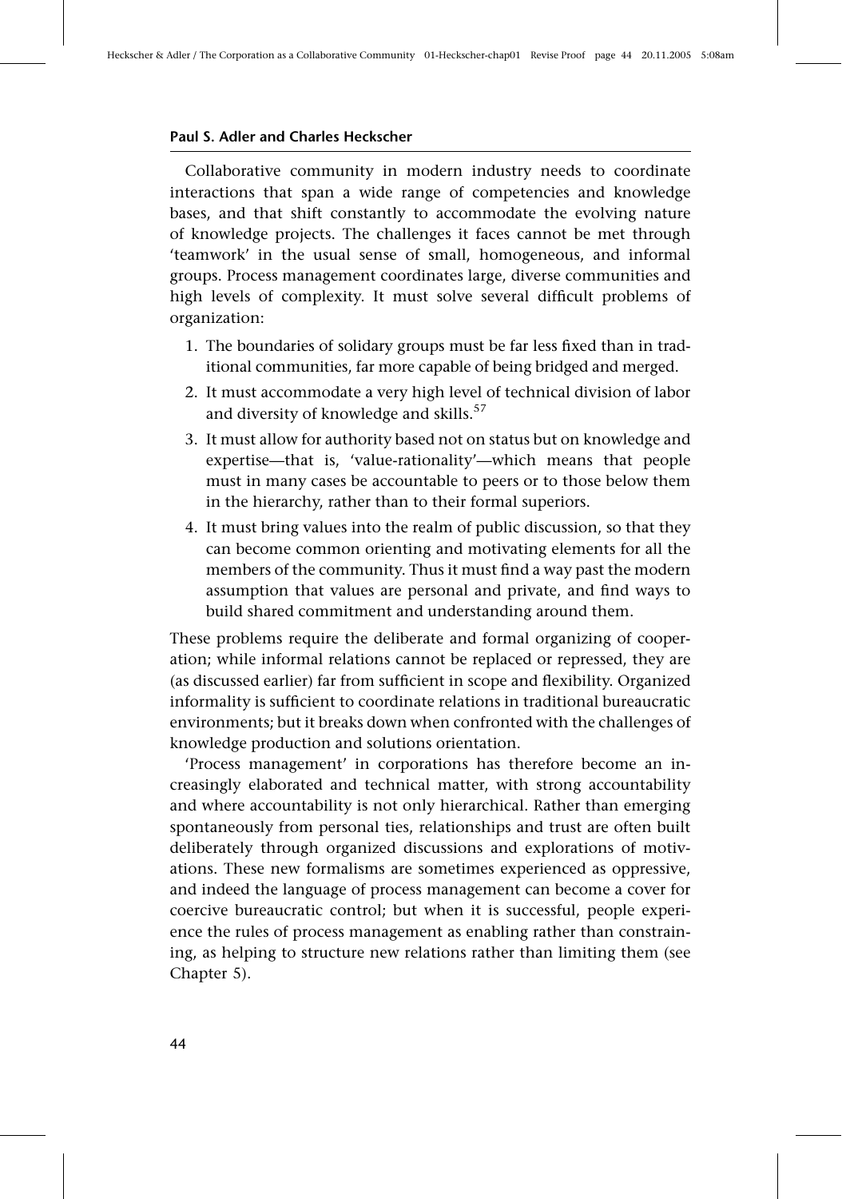Collaborative community in modern industry needs to coordinate interactions that span a wide range of competencies and knowledge bases, and that shift constantly to accommodate the evolving nature of knowledge projects. The challenges it faces cannot be met through 'teamwork' in the usual sense of small, homogeneous, and informal groups. Process management coordinates large, diverse communities and high levels of complexity. It must solve several difficult problems of organization:

1. The boundaries of solidary groups must be far less fixed than in traditional communities, far more capable of being bridged and merged.
2. It must accommodate a very high level of technical division of labor and diversity of knowledge and skills.[57]
3. It must allow for authority based not on status but on knowledge and expertise—that is, 'value-rationality'—which means that people must in many cases be accountable to peers or to those below them in the hierarchy, rather than to their formal superiors.
4. It must bring values into the realm of public discussion, so that they can become common orienting and motivating elements for all the members of the community. Thus it must find a way past the modern assumption that values are personal and private, and find ways to build shared commitment and understanding around them.

These problems require the deliberate and formal organizing of cooperation; while informal relations cannot be replaced or repressed, they are (as discussed earlier) far from sufficient in scope and flexibility. Organized informality is sufficient to coordinate relations in traditional bureaucratic environments; but it breaks down when confronted with the challenges of knowledge production and solutions orientation.

'Process management' in corporations has therefore become an increasingly elaborated and technical matter, with strong accountability and where accountability is not only hierarchical. Rather than emerging spontaneously from personal ties, relationships and trust are often built deliberately through organized discussions and explorations of motivations. These new formalisms are sometimes experienced as oppressive, and indeed the language of process management can become a cover for coercive bureaucratic control; but when it is successful, people experience the rules of process management as enabling rather than constraining, as helping to structure new relations rather than limiting them (see Chapter 5).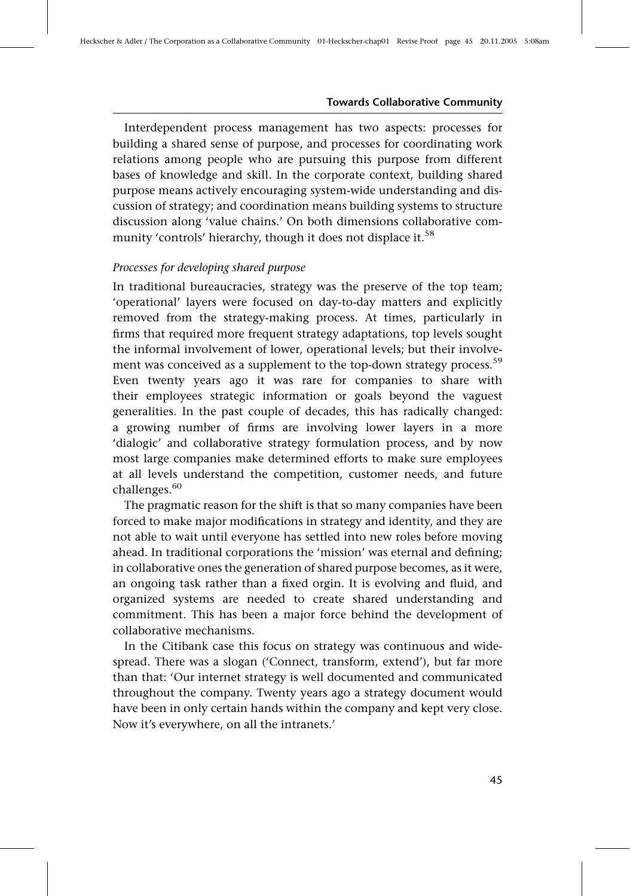Interdependent process management has two aspects: processes for building a shared sense of purpose, and processes for coordinating work relations among people who are pursuing this purpose from different bases of knowledge and skill. In the corporate context, building shared purpose means actively encouraging system-wide understanding and discussion of strategy; and coordination means building systems to structure discussion along 'value chains.' On both dimensions collaborative community 'controls' hierarchy, though it does not displace it.[58]

*Processes for developing shared purpose*

In traditional bureaucracies, strategy was the preserve of the top team; 'operational' layers were focused on day-to-day matters and explicitly removed from the strategy-making process. At times, particularly in firms that required more frequent strategy adaptations, top levels sought the informal involvement of lower, operational levels; but their involvement was conceived as a supplement to the top-down strategy process.[59] Even twenty years ago it was rare for companies to share with their employees strategic information or goals beyond the vaguest generalities. In the past couple of decades, this has radically changed: a growing number of firms are involving lower layers in a more 'dialogic' and collaborative strategy formulation process, and by now most large companies make determined efforts to make sure employees at all levels understand the competition, customer needs, and future challenges.[60]

The pragmatic reason for the shift is that so many companies have been forced to make major modifications in strategy and identity, and they are not able to wait until everyone has settled into new roles before moving ahead. In traditional corporations the 'mission' was eternal and defining; in collaborative ones the generation of shared purpose becomes, as it were, an ongoing task rather than a fixed orgin. It is evolving and fluid, and organized systems are needed to create shared understanding and commitment. This has been a major force behind the development of collaborative mechanisms.

In the Citibank case this focus on strategy was continuous and widespread. There was a slogan ('Connect, transform, extend'), but far more than that: 'Our internet strategy is well documented and communicated throughout the company. Twenty years ago a strategy document would have been in only certain hands within the company and kept very close. Now it's everywhere, on all the intranets.'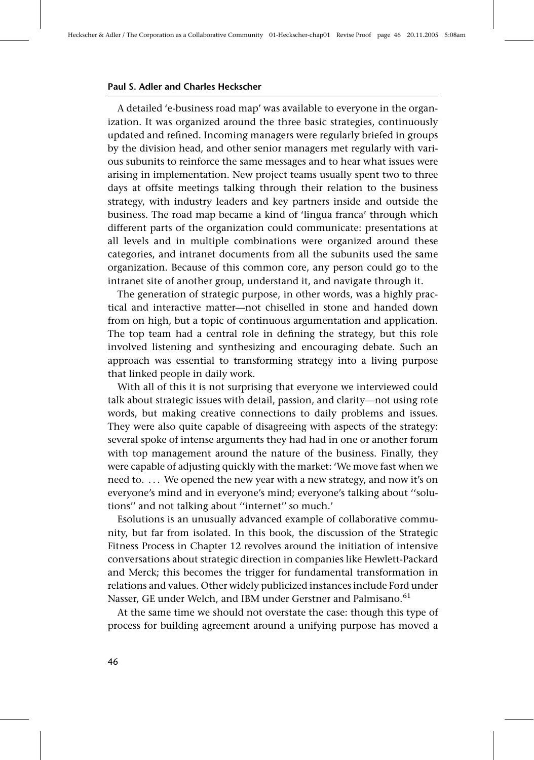A detailed 'e-business road map' was available to everyone in the organization. It was organized around the three basic strategies, continuously updated and refined. Incoming managers were regularly briefed in groups by the division head, and other senior managers met regularly with various subunits to reinforce the same messages and to hear what issues were arising in implementation. New project teams usually spent two to three days at offsite meetings talking through their relation to the business strategy, with industry leaders and key partners inside and outside the business. The road map became a kind of 'lingua franca' through which different parts of the organization could communicate: presentations at all levels and in multiple combinations were organized around these categories, and intranet documents from all the subunits used the same organization. Because of this common core, any person could go to the intranet site of another group, understand it, and navigate through it.

The generation of strategic purpose, in other words, was a highly practical and interactive matter—not chiselled in stone and handed down from on high, but a topic of continuous argumentation and application. The top team had a central role in defining the strategy, but this role involved listening and synthesizing and encouraging debate. Such an approach was essential to transforming strategy into a living purpose that linked people in daily work.

With all of this it is not surprising that everyone we interviewed could talk about strategic issues with detail, passion, and clarity—not using rote words, but making creative connections to daily problems and issues. They were also quite capable of disagreeing with aspects of the strategy: several spoke of intense arguments they had had in one or another forum with top management around the nature of the business. Finally, they were capable of adjusting quickly with the market: 'We move fast when we need to. ... We opened the new year with a new strategy, and now it's on everyone's mind and in everyone's mind; everyone's talking about "solutions" and not talking about "internet" so much.'

Esolutions is an unusually advanced example of collaborative community, but far from isolated. In this book, the discussion of the Strategic Fitness Process in Chapter 12 revolves around the initiation of intensive conversations about strategic direction in companies like Hewlett-Packard and Merck; this becomes the trigger for fundamental transformation in relations and values. Other widely publicized instances include Ford under Nasser, GE under Welch, and IBM under Gerstner and Palmisano.[61]

At the same time we should not overstate the case: though this type of process for building agreement around a unifying purpose has moved a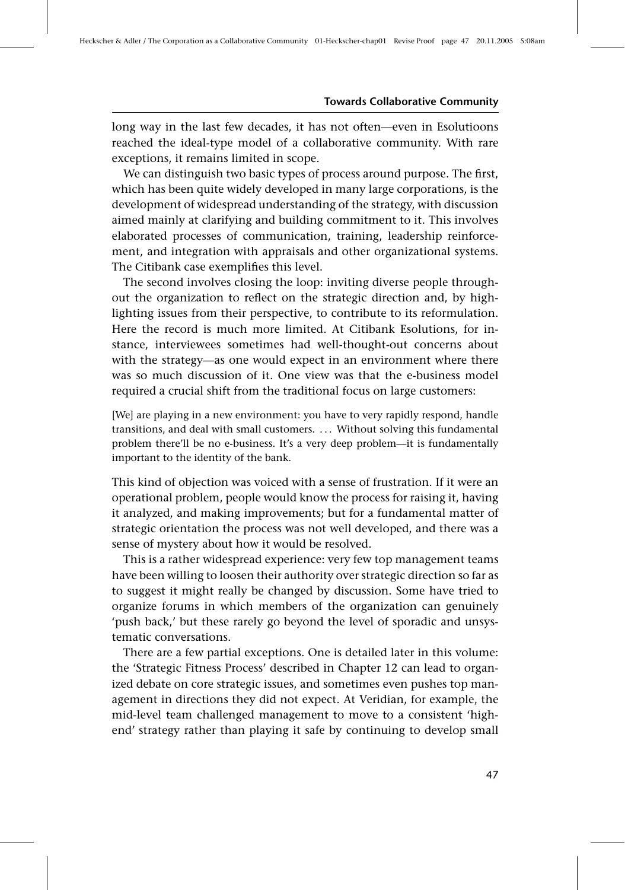long way in the last few decades, it has not often—even in Esolutioons reached the ideal-type model of a collaborative community. With rare exceptions, it remains limited in scope.

We can distinguish two basic types of process around purpose. The first, which has been quite widely developed in many large corporations, is the development of widespread understanding of the strategy, with discussion aimed mainly at clarifying and building commitment to it. This involves elaborated processes of communication, training, leadership reinforcement, and integration with appraisals and other organizational systems. The Citibank case exemplifies this level.

The second involves closing the loop: inviting diverse people throughout the organization to reflect on the strategic direction and, by highlighting issues from their perspective, to contribute to its reformulation. Here the record is much more limited. At Citibank Esolutions, for instance, interviewees sometimes had well-thought-out concerns about with the strategy—as one would expect in an environment where there was so much discussion of it. One view was that the e-business model required a crucial shift from the traditional focus on large customers:

> [We] are playing in a new environment: you have to very rapidly respond, handle transitions, and deal with small customers. ... Without solving this fundamental problem there'll be no e-business. It's a very deep problem—it is fundamentally important to the identity of the bank.

This kind of objection was voiced with a sense of frustration. If it were an operational problem, people would know the process for raising it, having it analyzed, and making improvements; but for a fundamental matter of strategic orientation the process was not well developed, and there was a sense of mystery about how it would be resolved.

This is a rather widespread experience: very few top management teams have been willing to loosen their authority over strategic direction so far as to suggest it might really be changed by discussion. Some have tried to organize forums in which members of the organization can genuinely 'push back,' but these rarely go beyond the level of sporadic and unsystematic conversations.

There are a few partial exceptions. One is detailed later in this volume: the 'Strategic Fitness Process' described in Chapter 12 can lead to organized debate on core strategic issues, and sometimes even pushes top management in directions they did not expect. At Veridian, for example, the mid-level team challenged management to move to a consistent 'high-end' strategy rather than playing it safe by continuing to develop small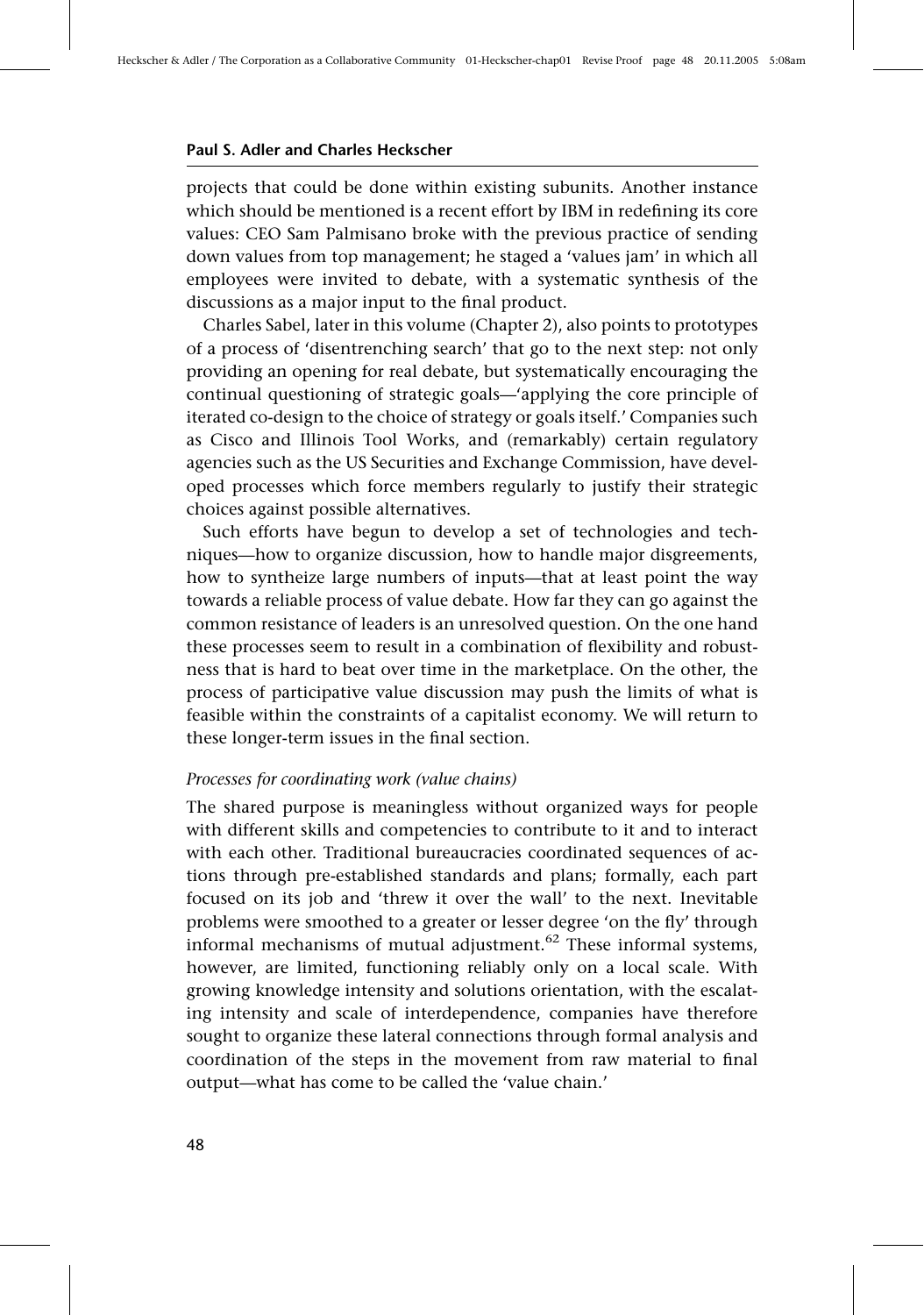projects that could be done within existing subunits. Another instance which should be mentioned is a recent effort by IBM in redefining its core values: CEO Sam Palmisano broke with the previous practice of sending down values from top management; he staged a 'values jam' in which all employees were invited to debate, with a systematic synthesis of the discussions as a major input to the final product.

Charles Sabel, later in this volume (Chapter 2), also points to prototypes of a process of 'disentrenching search' that go to the next step: not only providing an opening for real debate, but systematically encouraging the continual questioning of strategic goals—'applying the core principle of iterated co-design to the choice of strategy or goals itself.' Companies such as Cisco and Illinois Tool Works, and (remarkably) certain regulatory agencies such as the US Securities and Exchange Commission, have developed processes which force members regularly to justify their strategic choices against possible alternatives.

Such efforts have begun to develop a set of technologies and techniques—how to organize discussion, how to handle major disgreements, how to syntheize large numbers of inputs—that at least point the way towards a reliable process of value debate. How far they can go against the common resistance of leaders is an unresolved question. On the one hand these processes seem to result in a combination of flexibility and robustness that is hard to beat over time in the marketplace. On the other, the process of participative value discussion may push the limits of what is feasible within the constraints of a capitalist economy. We will return to these longer-term issues in the final section.

*Processes for coordinating work (value chains)*

The shared purpose is meaningless without organized ways for people with different skills and competencies to contribute to it and to interact with each other. Traditional bureaucracies coordinated sequences of actions through pre-established standards and plans; formally, each part focused on its job and 'threw it over the wall' to the next. Inevitable problems were smoothed to a greater or lesser degree 'on the fly' through informal mechanisms of mutual adjustment.[62] These informal systems, however, are limited, functioning reliably only on a local scale. With growing knowledge intensity and solutions orientation, with the escalating intensity and scale of interdependence, companies have therefore sought to organize these lateral connections through formal analysis and coordination of the steps in the movement from raw material to final output—what has come to be called the 'value chain.'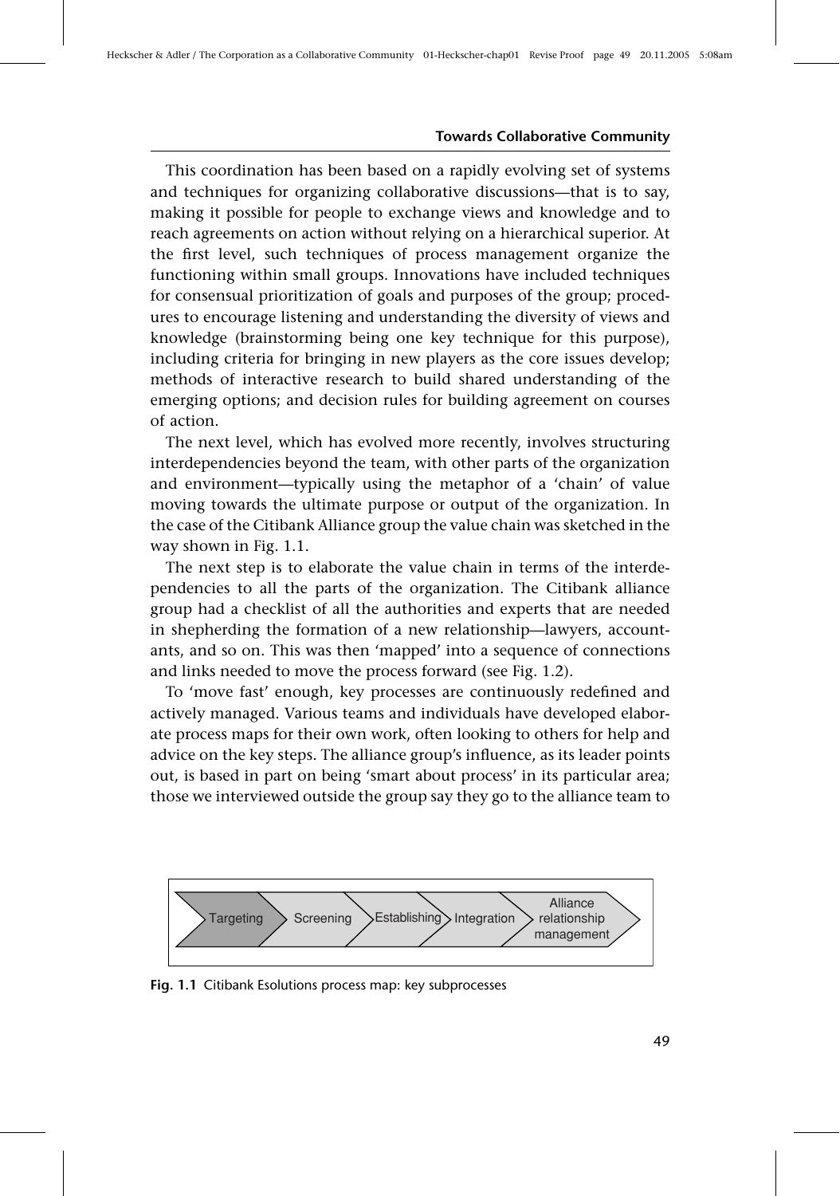This coordination has been based on a rapidly evolving set of systems and techniques for organizing collaborative discussions—that is to say, making it possible for people to exchange views and knowledge and to reach agreements on action without relying on a hierarchical superior. At the first level, such techniques of process management organize the functioning within small groups. Innovations have included techniques for consensual prioritization of goals and purposes of the group; procedures to encourage listening and understanding the diversity of views and knowledge (brainstorming being one key technique for this purpose), including criteria for bringing in new players as the core issues develop; methods of interactive research to build shared understanding of the emerging options; and decision rules for building agreement on courses of action.

The next level, which has evolved more recently, involves structuring interdependencies beyond the team, with other parts of the organization and environment—typically using the metaphor of a 'chain' of value moving towards the ultimate purpose or output of the organization. In the case of the Citibank Alliance group the value chain was sketched in the way shown in Fig. 1.1.

The next step is to elaborate the value chain in terms of the interdependencies to all the parts of the organization. The Citibank alliance group had a checklist of all the authorities and experts that are needed in shepherding the formation of a new relationship—lawyers, accountants, and so on. This was then 'mapped' into a sequence of connections and links needed to move the process forward (see Fig. 1.2).

To 'move fast' enough, key processes are continuously redefined and actively managed. Various teams and individuals have developed elaborate process maps for their own work, often looking to others for help and advice on the key steps. The alliance group's influence, as its leader points out, is based in part on being 'smart about process' in its particular area; those we interviewed outside the group say they go to the alliance team to

Targeting → Screening → Establishing → Integration → Alliance relationship management

**Fig. 1.1** Citibank Esolutions process map: key subprocesses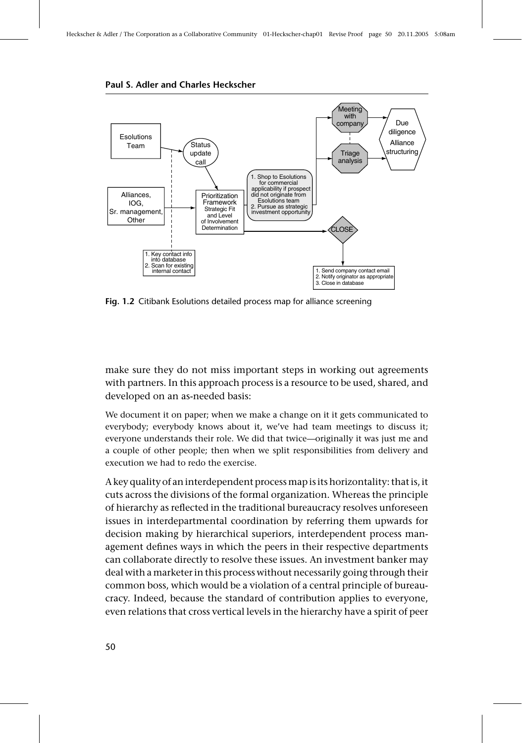Fig. 1.2 Citibank Esolutions detailed process map for alliance screening

make sure they do not miss important steps in working out agreements with partners. In this approach process is a resource to be used, shared, and developed on an as-needed basis:

> We document it on paper; when we make a change on it it gets communicated to everybody; everybody knows about it, we've had team meetings to discuss it; everyone understands their role. We did that twice—originally it was just me and a couple of other people; then when we split responsibilities from delivery and execution we had to redo the exercise.

A key quality of an interdependent process map is its horizontality: that is, it cuts across the divisions of the formal organization. Whereas the principle of hierarchy as reflected in the traditional bureaucracy resolves unforeseen issues in interdepartmental coordination by referring them upwards for decision making by hierarchical superiors, interdependent process management defines ways in which the peers in their respective departments can collaborate directly to resolve these issues. An investment banker may deal with a marketer in this process without necessarily going through their common boss, which would be a violation of a central principle of bureaucracy. Indeed, because the standard of contribution applies to everyone, even relations that cross vertical levels in the hierarchy have a spirit of peer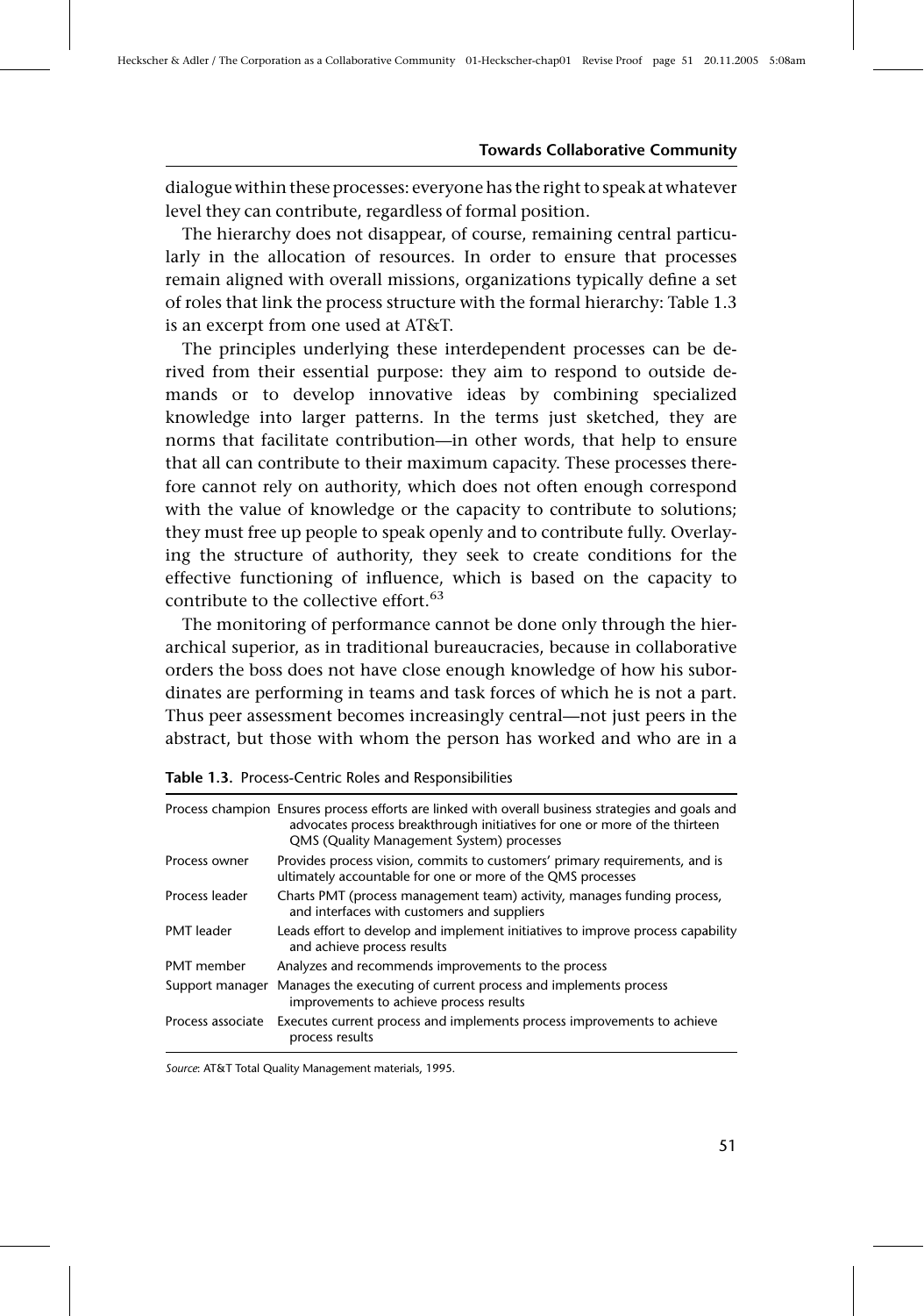dialogue within these processes: everyone has the right to speak at whatever level they can contribute, regardless of formal position.

The hierarchy does not disappear, of course, remaining central particularly in the allocation of resources. In order to ensure that processes remain aligned with overall missions, organizations typically define a set of roles that link the process structure with the formal hierarchy: Table 1.3 is an excerpt from one used at AT&T.

The principles underlying these interdependent processes can be derived from their essential purpose: they aim to respond to outside demands or to develop innovative ideas by combining specialized knowledge into larger patterns. In the terms just sketched, they are norms that facilitate contribution—in other words, that help to ensure that all can contribute to their maximum capacity. These processes therefore cannot rely on authority, which does not often enough correspond with the value of knowledge or the capacity to contribute to solutions; they must free up people to speak openly and to contribute fully. Overlaying the structure of authority, they seek to create conditions for the effective functioning of influence, which is based on the capacity to contribute to the collective effort.[63]

The monitoring of performance cannot be done only through the hierarchical superior, as in traditional bureaucracies, because in collaborative orders the boss does not have close enough knowledge of how his subordinates are performing in teams and task forces of which he is not a part. Thus peer assessment becomes increasingly central—not just peers in the abstract, but those with whom the person has worked and who are in a

**Table 1.3.** Process-Centric Roles and Responsibilities

| | |
|---|---|
| Process champion | Ensures process efforts are linked with overall business strategies and goals and advocates process breakthrough initiatives for one or more of the thirteen QMS (Quality Management System) processes |
| Process owner | Provides process vision, commits to customers' primary requirements, and is ultimately accountable for one or more of the QMS processes |
| Process leader | Charts PMT (process management team) activity, manages funding process, and interfaces with customers and suppliers |
| PMT leader | Leads effort to develop and implement initiatives to improve process capability and achieve process results |
| PMT member | Analyzes and recommends improvements to the process |
| Support manager | Manages the executing of current process and implements process improvements to achieve process results |
| Process associate | Executes current process and implements process improvements to achieve process results |

*Source*: AT&T Total Quality Management materials, 1995.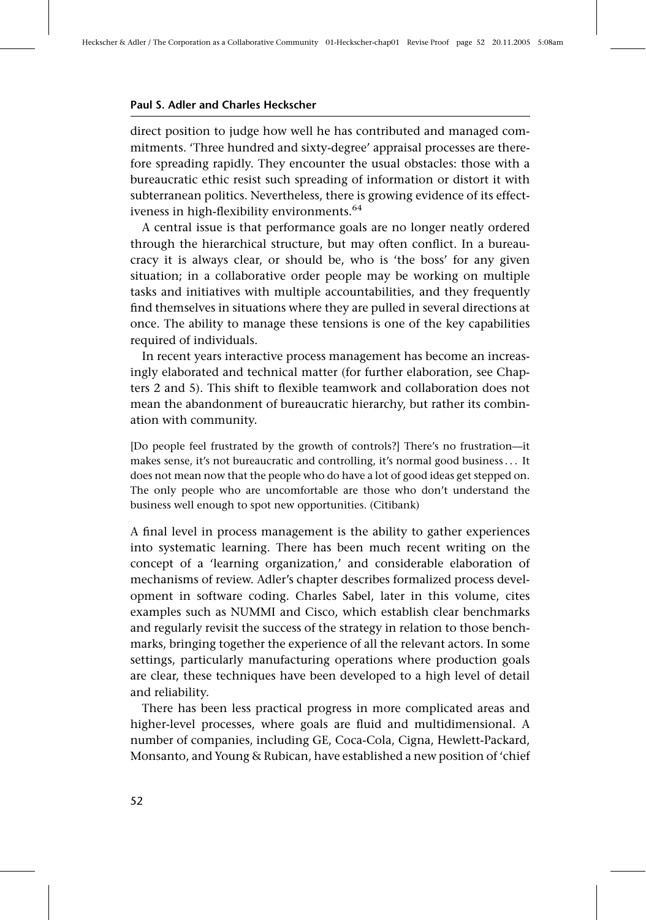direct position to judge how well he has contributed and managed commitments. 'Three hundred and sixty-degree' appraisal processes are therefore spreading rapidly. They encounter the usual obstacles: those with a bureaucratic ethic resist such spreading of information or distort it with subterranean politics. Nevertheless, there is growing evidence of its effectiveness in high-flexibility environments.[64]

A central issue is that performance goals are no longer neatly ordered through the hierarchical structure, but may often conflict. In a bureaucracy it is always clear, or should be, who is 'the boss' for any given situation; in a collaborative order people may be working on multiple tasks and initiatives with multiple accountabilities, and they frequently find themselves in situations where they are pulled in several directions at once. The ability to manage these tensions is one of the key capabilities required of individuals.

In recent years interactive process management has become an increasingly elaborated and technical matter (for further elaboration, see Chapters 2 and 5). This shift to flexible teamwork and collaboration does not mean the abandonment of bureaucratic hierarchy, but rather its combination with community.

> [Do people feel frustrated by the growth of controls?] There's no frustration—it makes sense, it's not bureaucratic and controlling, it's normal good business . . . It does not mean now that the people who do have a lot of good ideas get stepped on. The only people who are uncomfortable are those who don't understand the business well enough to spot new opportunities. (Citibank)

A final level in process management is the ability to gather experiences into systematic learning. There has been much recent writing on the concept of a 'learning organization,' and considerable elaboration of mechanisms of review. Adler's chapter describes formalized process development in software coding. Charles Sabel, later in this volume, cites examples such as NUMMI and Cisco, which establish clear benchmarks and regularly revisit the success of the strategy in relation to those benchmarks, bringing together the experience of all the relevant actors. In some settings, particularly manufacturing operations where production goals are clear, these techniques have been developed to a high level of detail and reliability.

There has been less practical progress in more complicated areas and higher-level processes, where goals are fluid and multidimensional. A number of companies, including GE, Coca-Cola, Cigna, Hewlett-Packard, Monsanto, and Young & Rubican, have established a new position of 'chief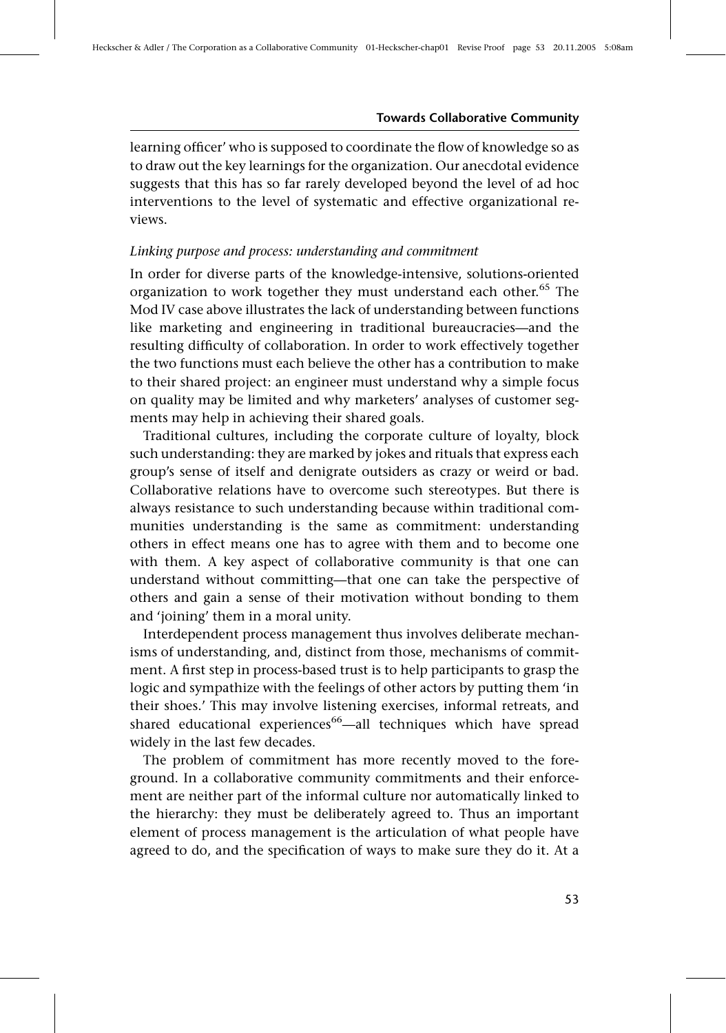learning officer' who is supposed to coordinate the flow of knowledge so as to draw out the key learnings for the organization. Our anecdotal evidence suggests that this has so far rarely developed beyond the level of ad hoc interventions to the level of systematic and effective organizational reviews.

### *Linking purpose and process: understanding and commitment*

In order for diverse parts of the knowledge-intensive, solutions-oriented organization to work together they must understand each other.[65] The Mod IV case above illustrates the lack of understanding between functions like marketing and engineering in traditional bureaucracies—and the resulting difficulty of collaboration. In order to work effectively together the two functions must each believe the other has a contribution to make to their shared project: an engineer must understand why a simple focus on quality may be limited and why marketers' analyses of customer segments may help in achieving their shared goals.

Traditional cultures, including the corporate culture of loyalty, block such understanding: they are marked by jokes and rituals that express each group's sense of itself and denigrate outsiders as crazy or weird or bad. Collaborative relations have to overcome such stereotypes. But there is always resistance to such understanding because within traditional communities understanding is the same as commitment: understanding others in effect means one has to agree with them and to become one with them. A key aspect of collaborative community is that one can understand without committing—that one can take the perspective of others and gain a sense of their motivation without bonding to them and 'joining' them in a moral unity.

Interdependent process management thus involves deliberate mechanisms of understanding, and, distinct from those, mechanisms of commitment. A first step in process-based trust is to help participants to grasp the logic and sympathize with the feelings of other actors by putting them 'in their shoes.' This may involve listening exercises, informal retreats, and shared educational experiences[66]—all techniques which have spread widely in the last few decades.

The problem of commitment has more recently moved to the foreground. In a collaborative community commitments and their enforcement are neither part of the informal culture nor automatically linked to the hierarchy: they must be deliberately agreed to. Thus an important element of process management is the articulation of what people have agreed to do, and the specification of ways to make sure they do it. At a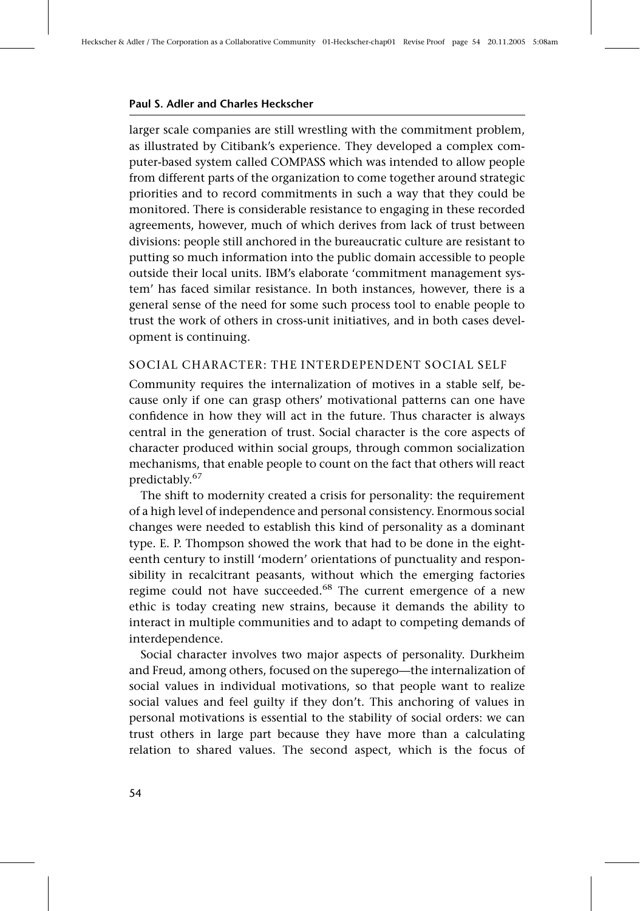larger scale companies are still wrestling with the commitment problem, as illustrated by Citibank's experience. They developed a complex computer-based system called COMPASS which was intended to allow people from different parts of the organization to come together around strategic priorities and to record commitments in such a way that they could be monitored. There is considerable resistance to engaging in these recorded agreements, however, much of which derives from lack of trust between divisions: people still anchored in the bureaucratic culture are resistant to putting so much information into the public domain accessible to people outside their local units. IBM's elaborate 'commitment management system' has faced similar resistance. In both instances, however, there is a general sense of the need for some such process tool to enable people to trust the work of others in cross-unit initiatives, and in both cases development is continuing.

### SOCIAL CHARACTER: THE INTERDEPENDENT SOCIAL SELF

Community requires the internalization of motives in a stable self, because only if one can grasp others' motivational patterns can one have confidence in how they will act in the future. Thus character is always central in the generation of trust. Social character is the core aspects of character produced within social groups, through common socialization mechanisms, that enable people to count on the fact that others will react predictably.[67]

The shift to modernity created a crisis for personality: the requirement of a high level of independence and personal consistency. Enormous social changes were needed to establish this kind of personality as a dominant type. E. P. Thompson showed the work that had to be done in the eighteenth century to instill 'modern' orientations of punctuality and responsibility in recalcitrant peasants, without which the emerging factories regime could not have succeeded.[68] The current emergence of a new ethic is today creating new strains, because it demands the ability to interact in multiple communities and to adapt to competing demands of interdependence.

Social character involves two major aspects of personality. Durkheim and Freud, among others, focused on the superego—the internalization of social values in individual motivations, so that people want to realize social values and feel guilty if they don't. This anchoring of values in personal motivations is essential to the stability of social orders: we can trust others in large part because they have more than a calculating relation to shared values. The second aspect, which is the focus of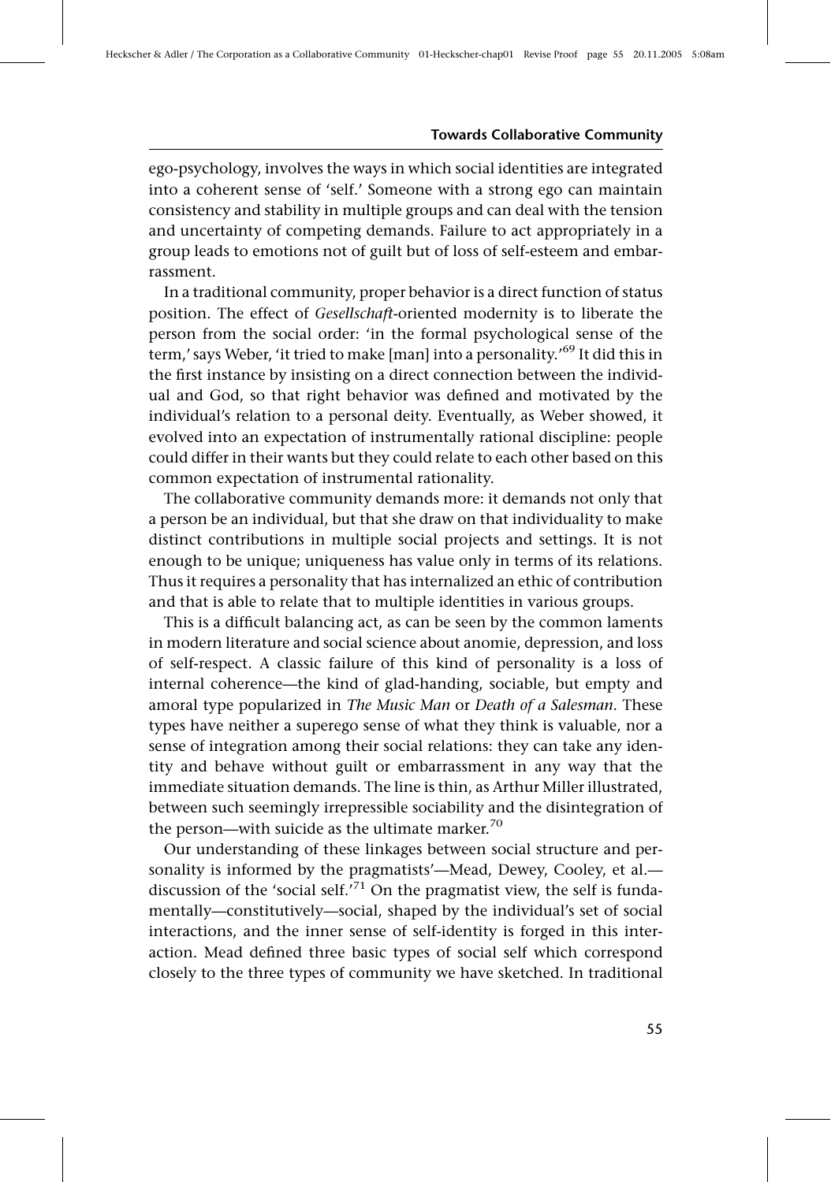ego-psychology, involves the ways in which social identities are integrated into a coherent sense of 'self.' Someone with a strong ego can maintain consistency and stability in multiple groups and can deal with the tension and uncertainty of competing demands. Failure to act appropriately in a group leads to emotions not of guilt but of loss of self-esteem and embarrassment.

In a traditional community, proper behavior is a direct function of status position. The effect of *Gesellschaft*-oriented modernity is to liberate the person from the social order: 'in the formal psychological sense of the term,' says Weber, 'it tried to make [man] into a personality.'[69] It did this in the first instance by insisting on a direct connection between the individual and God, so that right behavior was defined and motivated by the individual's relation to a personal deity. Eventually, as Weber showed, it evolved into an expectation of instrumentally rational discipline: people could differ in their wants but they could relate to each other based on this common expectation of instrumental rationality.

The collaborative community demands more: it demands not only that a person be an individual, but that she draw on that individuality to make distinct contributions in multiple social projects and settings. It is not enough to be unique; uniqueness has value only in terms of its relations. Thus it requires a personality that has internalized an ethic of contribution and that is able to relate that to multiple identities in various groups.

This is a difficult balancing act, as can be seen by the common laments in modern literature and social science about anomie, depression, and loss of self-respect. A classic failure of this kind of personality is a loss of internal coherence—the kind of glad-handing, sociable, but empty and amoral type popularized in *The Music Man* or *Death of a Salesman*. These types have neither a superego sense of what they think is valuable, nor a sense of integration among their social relations: they can take any identity and behave without guilt or embarrassment in any way that the immediate situation demands. The line is thin, as Arthur Miller illustrated, between such seemingly irrepressible sociability and the disintegration of the person—with suicide as the ultimate marker.[70]

Our understanding of these linkages between social structure and personality is informed by the pragmatists'—Mead, Dewey, Cooley, et al.—discussion of the 'social self.'[71] On the pragmatist view, the self is fundamentally—constitutively—social, shaped by the individual's set of social interactions, and the inner sense of self-identity is forged in this interaction. Mead defined three basic types of social self which correspond closely to the three types of community we have sketched. In traditional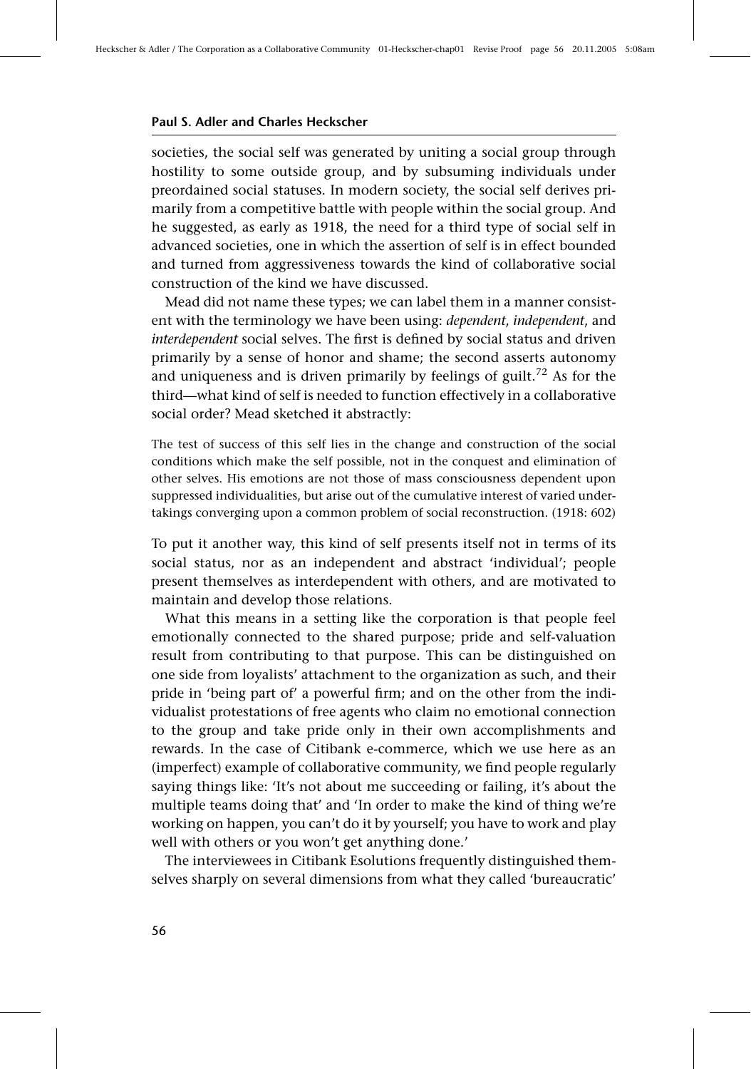societies, the social self was generated by uniting a social group through hostility to some outside group, and by subsuming individuals under preordained social statuses. In modern society, the social self derives primarily from a competitive battle with people within the social group. And he suggested, as early as 1918, the need for a third type of social self in advanced societies, one in which the assertion of self is in effect bounded and turned from aggressiveness towards the kind of collaborative social construction of the kind we have discussed.

Mead did not name these types; we can label them in a manner consistent with the terminology we have been using: *dependent*, *independent*, and *interdependent* social selves. The first is defined by social status and driven primarily by a sense of honor and shame; the second asserts autonomy and uniqueness and is driven primarily by feelings of guilt.[72] As for the third—what kind of self is needed to function effectively in a collaborative social order? Mead sketched it abstractly:

> The test of success of this self lies in the change and construction of the social conditions which make the self possible, not in the conquest and elimination of other selves. His emotions are not those of mass consciousness dependent upon suppressed individualities, but arise out of the cumulative interest of varied undertakings converging upon a common problem of social reconstruction. (1918: 602)

To put it another way, this kind of self presents itself not in terms of its social status, nor as an independent and abstract 'individual'; people present themselves as interdependent with others, and are motivated to maintain and develop those relations.

What this means in a setting like the corporation is that people feel emotionally connected to the shared purpose; pride and self-valuation result from contributing to that purpose. This can be distinguished on one side from loyalists' attachment to the organization as such, and their pride in 'being part of' a powerful firm; and on the other from the individualist protestations of free agents who claim no emotional connection to the group and take pride only in their own accomplishments and rewards. In the case of Citibank e-commerce, which we use here as an (imperfect) example of collaborative community, we find people regularly saying things like: 'It's not about me succeeding or failing, it's about the multiple teams doing that' and 'In order to make the kind of thing we're working on happen, you can't do it by yourself; you have to work and play well with others or you won't get anything done.'

The interviewees in Citibank Esolutions frequently distinguished themselves sharply on several dimensions from what they called 'bureaucratic'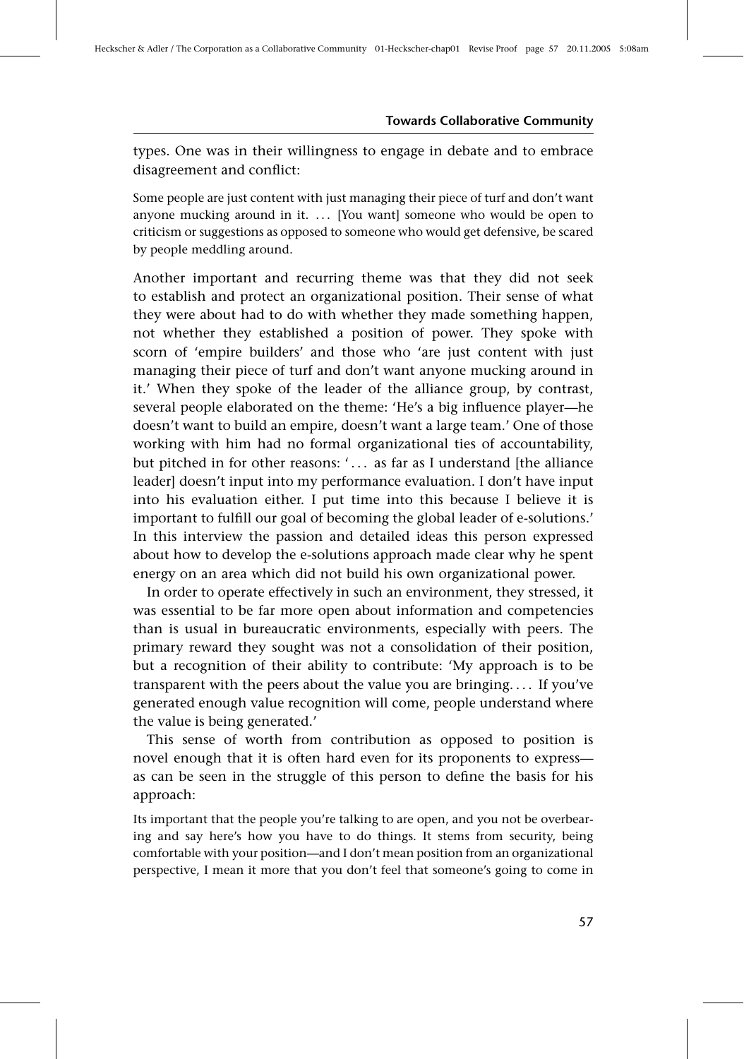types. One was in their willingness to engage in debate and to embrace disagreement and conflict:

> Some people are just content with just managing their piece of turf and don't want anyone mucking around in it. ... [You want] someone who would be open to criticism or suggestions as opposed to someone who would get defensive, be scared by people meddling around.

Another important and recurring theme was that they did not seek to establish and protect an organizational position. Their sense of what they were about had to do with whether they made something happen, not whether they established a position of power. They spoke with scorn of 'empire builders' and those who 'are just content with just managing their piece of turf and don't want anyone mucking around in it.' When they spoke of the leader of the alliance group, by contrast, several people elaborated on the theme: 'He's a big influence player—he doesn't want to build an empire, doesn't want a large team.' One of those working with him had no formal organizational ties of accountability, but pitched in for other reasons: '... as far as I understand [the alliance leader] doesn't input into my performance evaluation. I don't have input into his evaluation either. I put time into this because I believe it is important to fulfill our goal of becoming the global leader of e-solutions.' In this interview the passion and detailed ideas this person expressed about how to develop the e-solutions approach made clear why he spent energy on an area which did not build his own organizational power.

In order to operate effectively in such an environment, they stressed, it was essential to be far more open about information and competencies than is usual in bureaucratic environments, especially with peers. The primary reward they sought was not a consolidation of their position, but a recognition of their ability to contribute: 'My approach is to be transparent with the peers about the value you are bringing.... If you've generated enough value recognition will come, people understand where the value is being generated.'

This sense of worth from contribution as opposed to position is novel enough that it is often hard even for its proponents to express—as can be seen in the struggle of this person to define the basis for his approach:

> Its important that the people you're talking to are open, and you not be overbearing and say here's how you have to do things. It stems from security, being comfortable with your position—and I don't mean position from an organizational perspective, I mean it more that you don't feel that someone's going to come in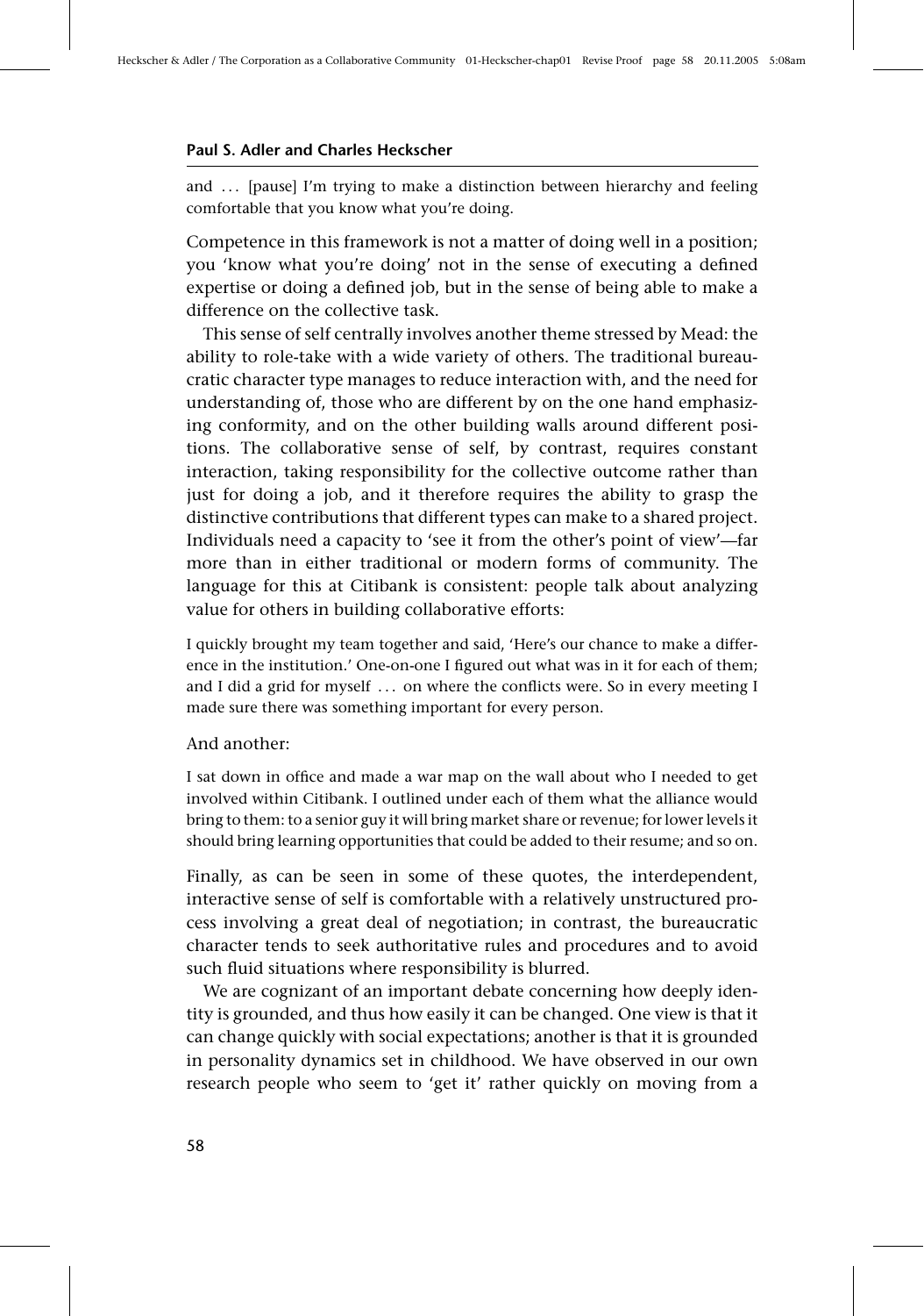and ... [pause] I'm trying to make a distinction between hierarchy and feeling comfortable that you know what you're doing.

Competence in this framework is not a matter of doing well in a position; you 'know what you're doing' not in the sense of executing a defined expertise or doing a defined job, but in the sense of being able to make a difference on the collective task.

This sense of self centrally involves another theme stressed by Mead: the ability to role-take with a wide variety of others. The traditional bureaucratic character type manages to reduce interaction with, and the need for understanding of, those who are different by on the one hand emphasizing conformity, and on the other building walls around different positions. The collaborative sense of self, by contrast, requires constant interaction, taking responsibility for the collective outcome rather than just for doing a job, and it therefore requires the ability to grasp the distinctive contributions that different types can make to a shared project. Individuals need a capacity to 'see it from the other's point of view'—far more than in either traditional or modern forms of community. The language for this at Citibank is consistent: people talk about analyzing value for others in building collaborative efforts:

I quickly brought my team together and said, 'Here's our chance to make a difference in the institution.' One-on-one I figured out what was in it for each of them; and I did a grid for myself ... on where the conflicts were. So in every meeting I made sure there was something important for every person.

And another:

I sat down in office and made a war map on the wall about who I needed to get involved within Citibank. I outlined under each of them what the alliance would bring to them: to a senior guy it will bring market share or revenue; for lower levels it should bring learning opportunities that could be added to their resume; and so on.

Finally, as can be seen in some of these quotes, the interdependent, interactive sense of self is comfortable with a relatively unstructured process involving a great deal of negotiation; in contrast, the bureaucratic character tends to seek authoritative rules and procedures and to avoid such fluid situations where responsibility is blurred.

We are cognizant of an important debate concerning how deeply identity is grounded, and thus how easily it can be changed. One view is that it can change quickly with social expectations; another is that it is grounded in personality dynamics set in childhood. We have observed in our own research people who seem to 'get it' rather quickly on moving from a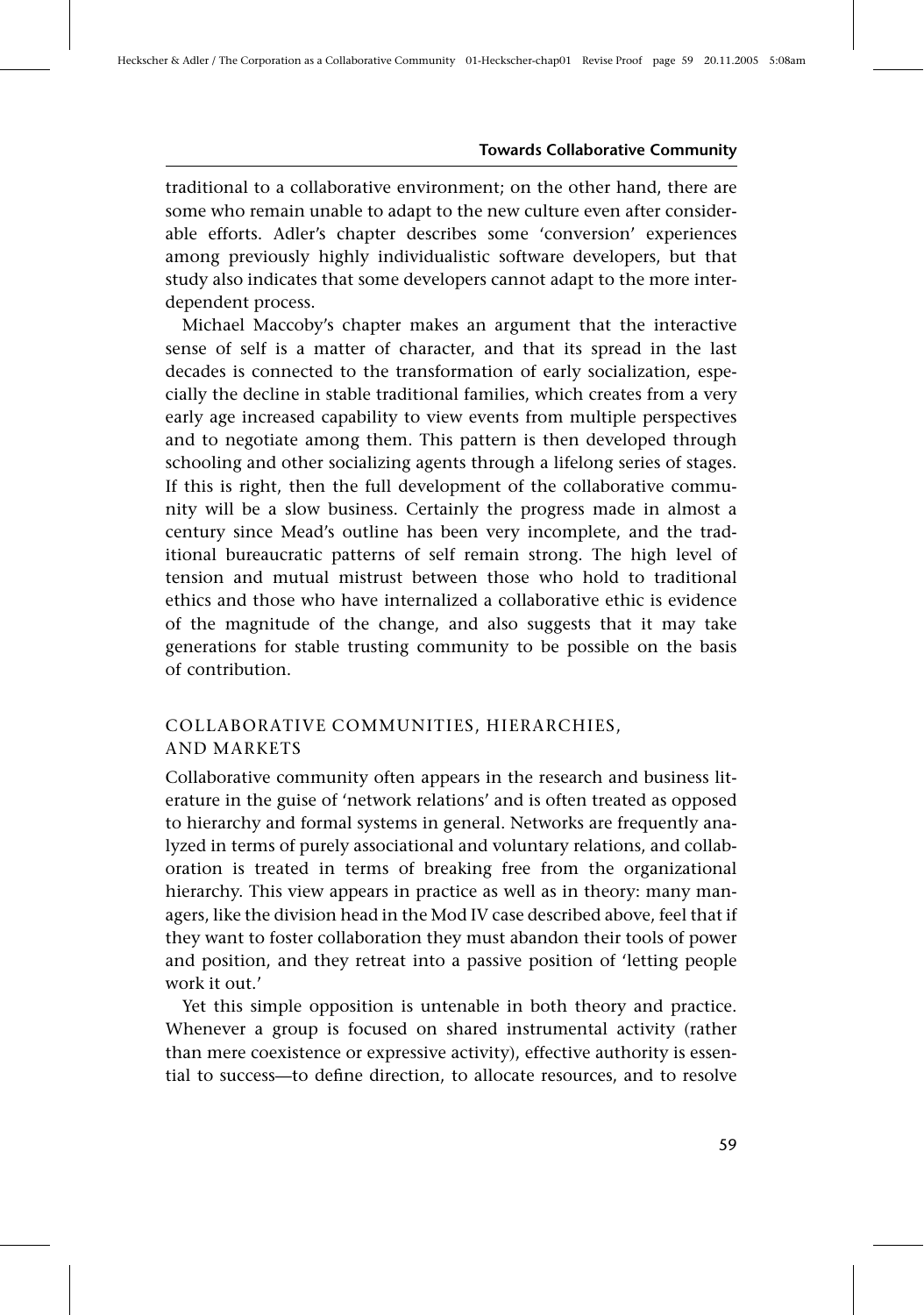traditional to a collaborative environment; on the other hand, there are some who remain unable to adapt to the new culture even after considerable efforts. Adler's chapter describes some 'conversion' experiences among previously highly individualistic software developers, but that study also indicates that some developers cannot adapt to the more interdependent process.

Michael Maccoby's chapter makes an argument that the interactive sense of self is a matter of character, and that its spread in the last decades is connected to the transformation of early socialization, especially the decline in stable traditional families, which creates from a very early age increased capability to view events from multiple perspectives and to negotiate among them. This pattern is then developed through schooling and other socializing agents through a lifelong series of stages. If this is right, then the full development of the collaborative community will be a slow business. Certainly the progress made in almost a century since Mead's outline has been very incomplete, and the traditional bureaucratic patterns of self remain strong. The high level of tension and mutual mistrust between those who hold to traditional ethics and those who have internalized a collaborative ethic is evidence of the magnitude of the change, and also suggests that it may take generations for stable trusting community to be possible on the basis of contribution.

## COLLABORATIVE COMMUNITIES, HIERARCHIES, AND MARKETS

Collaborative community often appears in the research and business literature in the guise of 'network relations' and is often treated as opposed to hierarchy and formal systems in general. Networks are frequently analyzed in terms of purely associational and voluntary relations, and collaboration is treated in terms of breaking free from the organizational hierarchy. This view appears in practice as well as in theory: many managers, like the division head in the Mod IV case described above, feel that if they want to foster collaboration they must abandon their tools of power and position, and they retreat into a passive position of 'letting people work it out.'

Yet this simple opposition is untenable in both theory and practice. Whenever a group is focused on shared instrumental activity (rather than mere coexistence or expressive activity), effective authority is essential to success—to define direction, to allocate resources, and to resolve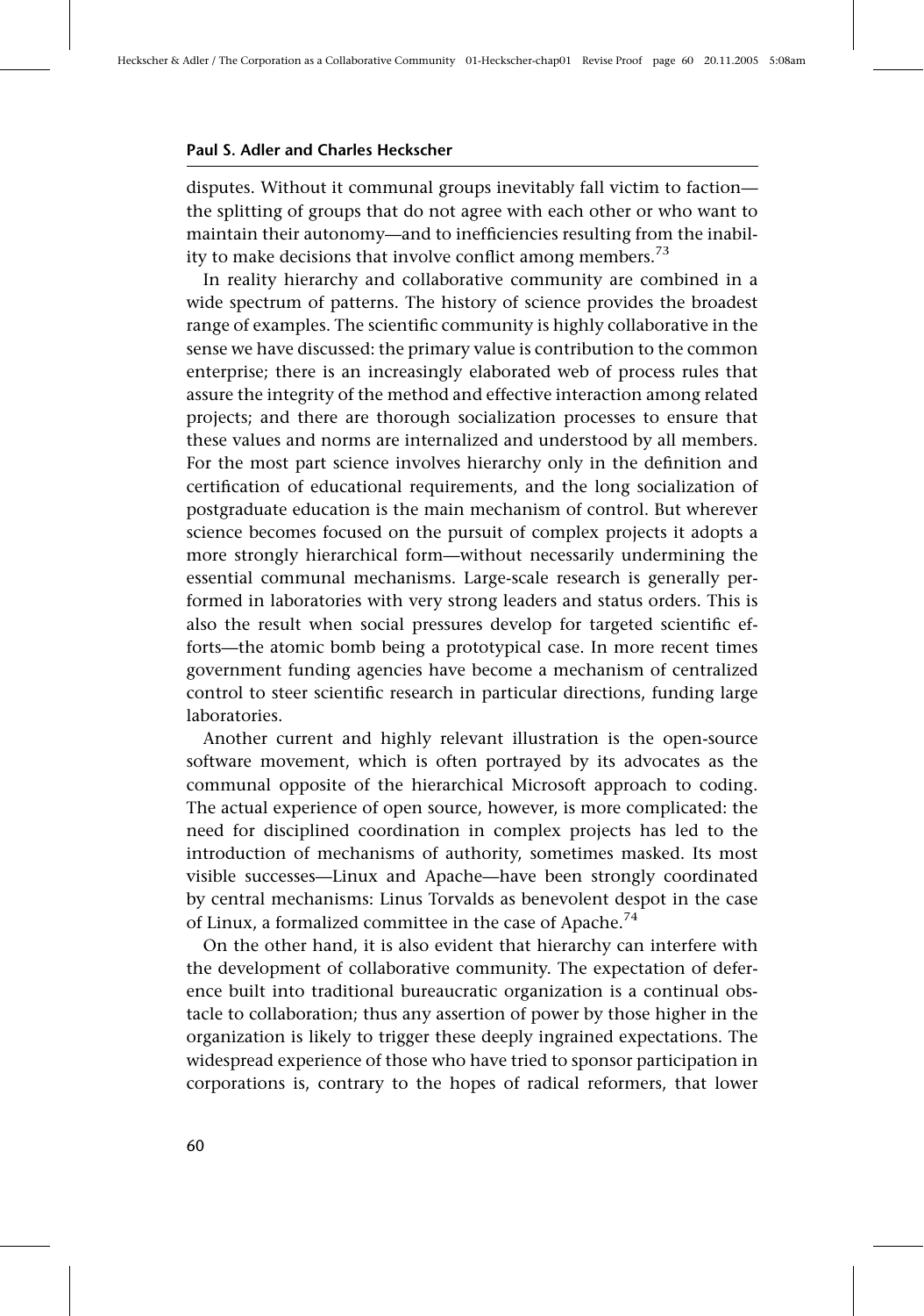disputes. Without it communal groups inevitably fall victim to faction—the splitting of groups that do not agree with each other or who want to maintain their autonomy—and to inefficiencies resulting from the inability to make decisions that involve conflict among members.[73]

In reality hierarchy and collaborative community are combined in a wide spectrum of patterns. The history of science provides the broadest range of examples. The scientific community is highly collaborative in the sense we have discussed: the primary value is contribution to the common enterprise; there is an increasingly elaborated web of process rules that assure the integrity of the method and effective interaction among related projects; and there are thorough socialization processes to ensure that these values and norms are internalized and understood by all members. For the most part science involves hierarchy only in the definition and certification of educational requirements, and the long socialization of postgraduate education is the main mechanism of control. But wherever science becomes focused on the pursuit of complex projects it adopts a more strongly hierarchical form—without necessarily undermining the essential communal mechanisms. Large-scale research is generally performed in laboratories with very strong leaders and status orders. This is also the result when social pressures develop for targeted scientific efforts—the atomic bomb being a prototypical case. In more recent times government funding agencies have become a mechanism of centralized control to steer scientific research in particular directions, funding large laboratories.

Another current and highly relevant illustration is the open-source software movement, which is often portrayed by its advocates as the communal opposite of the hierarchical Microsoft approach to coding. The actual experience of open source, however, is more complicated: the need for disciplined coordination in complex projects has led to the introduction of mechanisms of authority, sometimes masked. Its most visible successes—Linux and Apache—have been strongly coordinated by central mechanisms: Linus Torvalds as benevolent despot in the case of Linux, a formalized committee in the case of Apache.[74]

On the other hand, it is also evident that hierarchy can interfere with the development of collaborative community. The expectation of deference built into traditional bureaucratic organization is a continual obstacle to collaboration; thus any assertion of power by those higher in the organization is likely to trigger these deeply ingrained expectations. The widespread experience of those who have tried to sponsor participation in corporations is, contrary to the hopes of radical reformers, that lower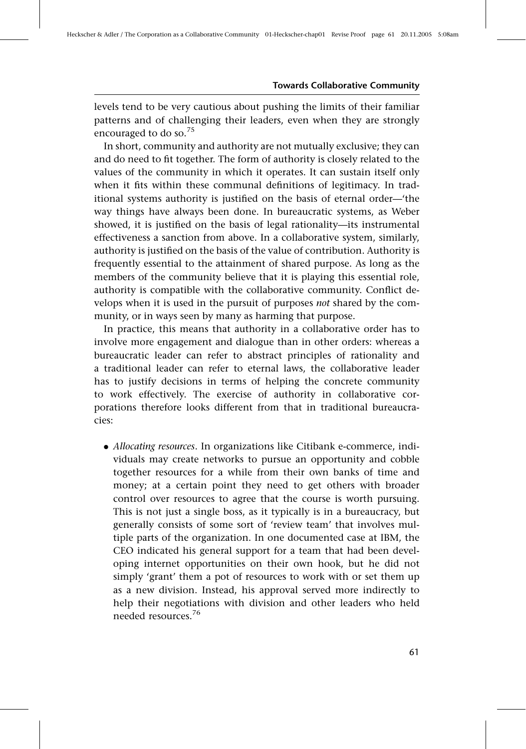levels tend to be very cautious about pushing the limits of their familiar patterns and of challenging their leaders, even when they are strongly encouraged to do so.[75]

In short, community and authority are not mutually exclusive; they can and do need to fit together. The form of authority is closely related to the values of the community in which it operates. It can sustain itself only when it fits within these communal definitions of legitimacy. In traditional systems authority is justified on the basis of eternal order—'the way things have always been done. In bureaucratic systems, as Weber showed, it is justified on the basis of legal rationality—its instrumental effectiveness a sanction from above. In a collaborative system, similarly, authority is justified on the basis of the value of contribution. Authority is frequently essential to the attainment of shared purpose. As long as the members of the community believe that it is playing this essential role, authority is compatible with the collaborative community. Conflict develops when it is used in the pursuit of purposes *not* shared by the community, or in ways seen by many as harming that purpose.

In practice, this means that authority in a collaborative order has to involve more engagement and dialogue than in other orders: whereas a bureaucratic leader can refer to abstract principles of rationality and a traditional leader can refer to eternal laws, the collaborative leader has to justify decisions in terms of helping the concrete community to work effectively. The exercise of authority in collaborative corporations therefore looks different from that in traditional bureaucracies:

- *Allocating resources*. In organizations like Citibank e-commerce, individuals may create networks to pursue an opportunity and cobble together resources for a while from their own banks of time and money; at a certain point they need to get others with broader control over resources to agree that the course is worth pursuing. This is not just a single boss, as it typically is in a bureaucracy, but generally consists of some sort of 'review team' that involves multiple parts of the organization. In one documented case at IBM, the CEO indicated his general support for a team that had been developing internet opportunities on their own hook, but he did not simply 'grant' them a pot of resources to work with or set them up as a new division. Instead, his approval served more indirectly to help their negotiations with division and other leaders who held needed resources.[76]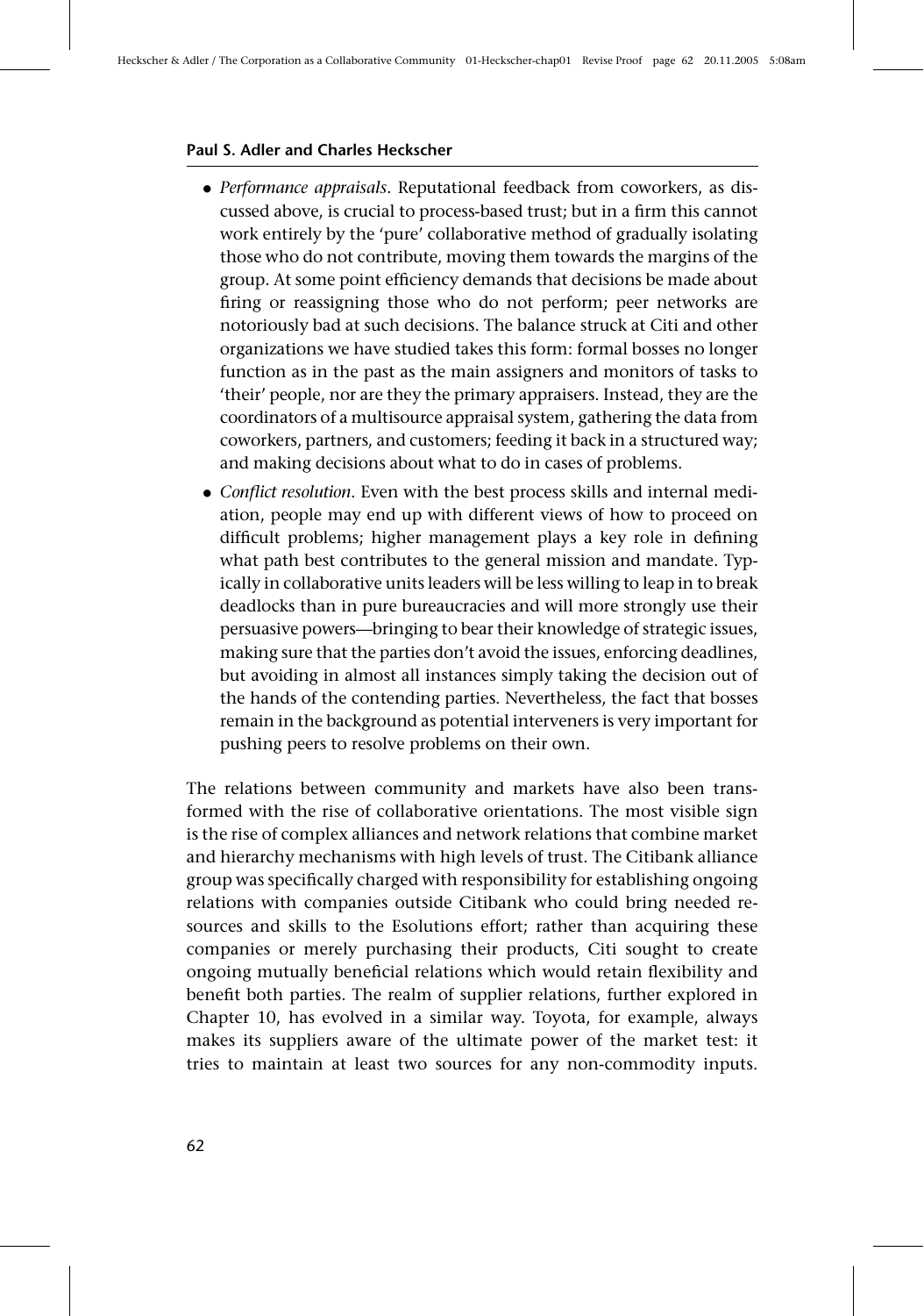- *Performance appraisals*. Reputational feedback from coworkers, as discussed above, is crucial to process-based trust; but in a firm this cannot work entirely by the 'pure' collaborative method of gradually isolating those who do not contribute, moving them towards the margins of the group. At some point efficiency demands that decisions be made about firing or reassigning those who do not perform; peer networks are notoriously bad at such decisions. The balance struck at Citi and other organizations we have studied takes this form: formal bosses no longer function as in the past as the main assigners and monitors of tasks to 'their' people, nor are they the primary appraisers. Instead, they are the coordinators of a multisource appraisal system, gathering the data from coworkers, partners, and customers; feeding it back in a structured way; and making decisions about what to do in cases of problems.
- *Conflict resolution*. Even with the best process skills and internal mediation, people may end up with different views of how to proceed on difficult problems; higher management plays a key role in defining what path best contributes to the general mission and mandate. Typically in collaborative units leaders will be less willing to leap in to break deadlocks than in pure bureaucracies and will more strongly use their persuasive powers—bringing to bear their knowledge of strategic issues, making sure that the parties don't avoid the issues, enforcing deadlines, but avoiding in almost all instances simply taking the decision out of the hands of the contending parties. Nevertheless, the fact that bosses remain in the background as potential interveners is very important for pushing peers to resolve problems on their own.

The relations between community and markets have also been transformed with the rise of collaborative orientations. The most visible sign is the rise of complex alliances and network relations that combine market and hierarchy mechanisms with high levels of trust. The Citibank alliance group was specifically charged with responsibility for establishing ongoing relations with companies outside Citibank who could bring needed resources and skills to the Esolutions effort; rather than acquiring these companies or merely purchasing their products, Citi sought to create ongoing mutually beneficial relations which would retain flexibility and benefit both parties. The realm of supplier relations, further explored in Chapter 10, has evolved in a similar way. Toyota, for example, always makes its suppliers aware of the ultimate power of the market test: it tries to maintain at least two sources for any non-commodity inputs.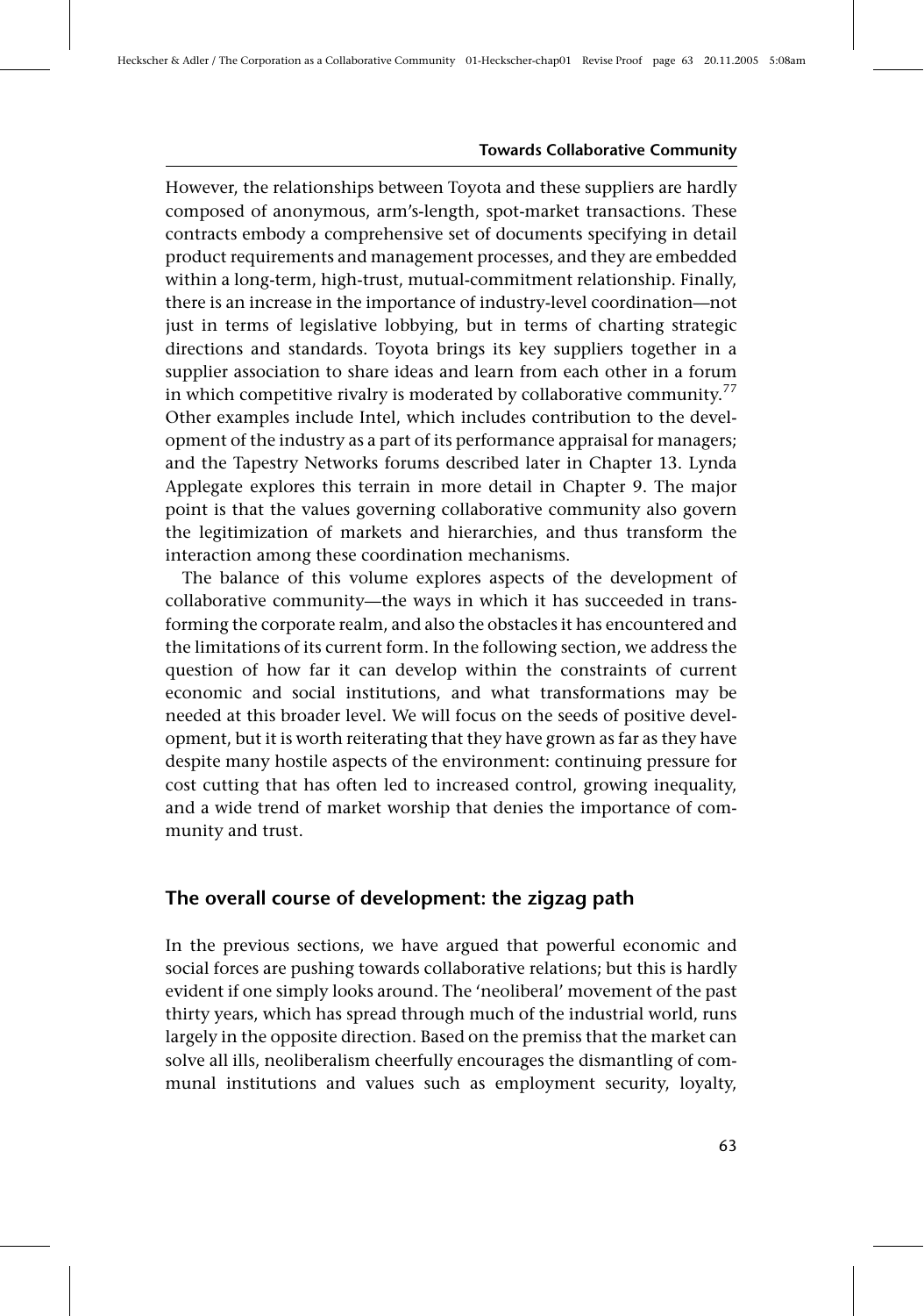However, the relationships between Toyota and these suppliers are hardly composed of anonymous, arm's-length, spot-market transactions. These contracts embody a comprehensive set of documents specifying in detail product requirements and management processes, and they are embedded within a long-term, high-trust, mutual-commitment relationship. Finally, there is an increase in the importance of industry-level coordination—not just in terms of legislative lobbying, but in terms of charting strategic directions and standards. Toyota brings its key suppliers together in a supplier association to share ideas and learn from each other in a forum in which competitive rivalry is moderated by collaborative community.[77] Other examples include Intel, which includes contribution to the development of the industry as a part of its performance appraisal for managers; and the Tapestry Networks forums described later in Chapter 13. Lynda Applegate explores this terrain in more detail in Chapter 9. The major point is that the values governing collaborative community also govern the legitimization of markets and hierarchies, and thus transform the interaction among these coordination mechanisms.

The balance of this volume explores aspects of the development of collaborative community—the ways in which it has succeeded in transforming the corporate realm, and also the obstacles it has encountered and the limitations of its current form. In the following section, we address the question of how far it can develop within the constraints of current economic and social institutions, and what transformations may be needed at this broader level. We will focus on the seeds of positive development, but it is worth reiterating that they have grown as far as they have despite many hostile aspects of the environment: continuing pressure for cost cutting that has often led to increased control, growing inequality, and a wide trend of market worship that denies the importance of community and trust.

## The overall course of development: the zigzag path

In the previous sections, we have argued that powerful economic and social forces are pushing towards collaborative relations; but this is hardly evident if one simply looks around. The 'neoliberal' movement of the past thirty years, which has spread through much of the industrial world, runs largely in the opposite direction. Based on the premiss that the market can solve all ills, neoliberalism cheerfully encourages the dismantling of communal institutions and values such as employment security, loyalty,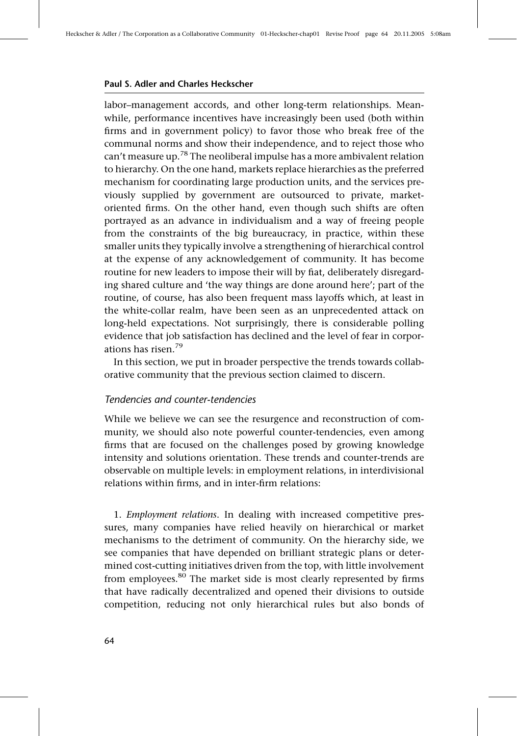labor–management accords, and other long-term relationships. Meanwhile, performance incentives have increasingly been used (both within firms and in government policy) to favor those who break free of the communal norms and show their independence, and to reject those who can't measure up.[78] The neoliberal impulse has a more ambivalent relation to hierarchy. On the one hand, markets replace hierarchies as the preferred mechanism for coordinating large production units, and the services previously supplied by government are outsourced to private, market-oriented firms. On the other hand, even though such shifts are often portrayed as an advance in individualism and a way of freeing people from the constraints of the big bureaucracy, in practice, within these smaller units they typically involve a strengthening of hierarchical control at the expense of any acknowledgement of community. It has become routine for new leaders to impose their will by fiat, deliberately disregarding shared culture and 'the way things are done around here'; part of the routine, of course, has also been frequent mass layoffs which, at least in the white-collar realm, have been seen as an unprecedented attack on long-held expectations. Not surprisingly, there is considerable polling evidence that job satisfaction has declined and the level of fear in corporations has risen.[79]

In this section, we put in broader perspective the trends towards collaborative community that the previous section claimed to discern.

### *Tendencies and counter-tendencies*

While we believe we can see the resurgence and reconstruction of community, we should also note powerful counter-tendencies, even among firms that are focused on the challenges posed by growing knowledge intensity and solutions orientation. These trends and counter-trends are observable on multiple levels: in employment relations, in interdivisional relations within firms, and in inter-firm relations:

1. *Employment relations*. In dealing with increased competitive pressures, many companies have relied heavily on hierarchical or market mechanisms to the detriment of community. On the hierarchy side, we see companies that have depended on brilliant strategic plans or determined cost-cutting initiatives driven from the top, with little involvement from employees.[80] The market side is most clearly represented by firms that have radically decentralized and opened their divisions to outside competition, reducing not only hierarchical rules but also bonds of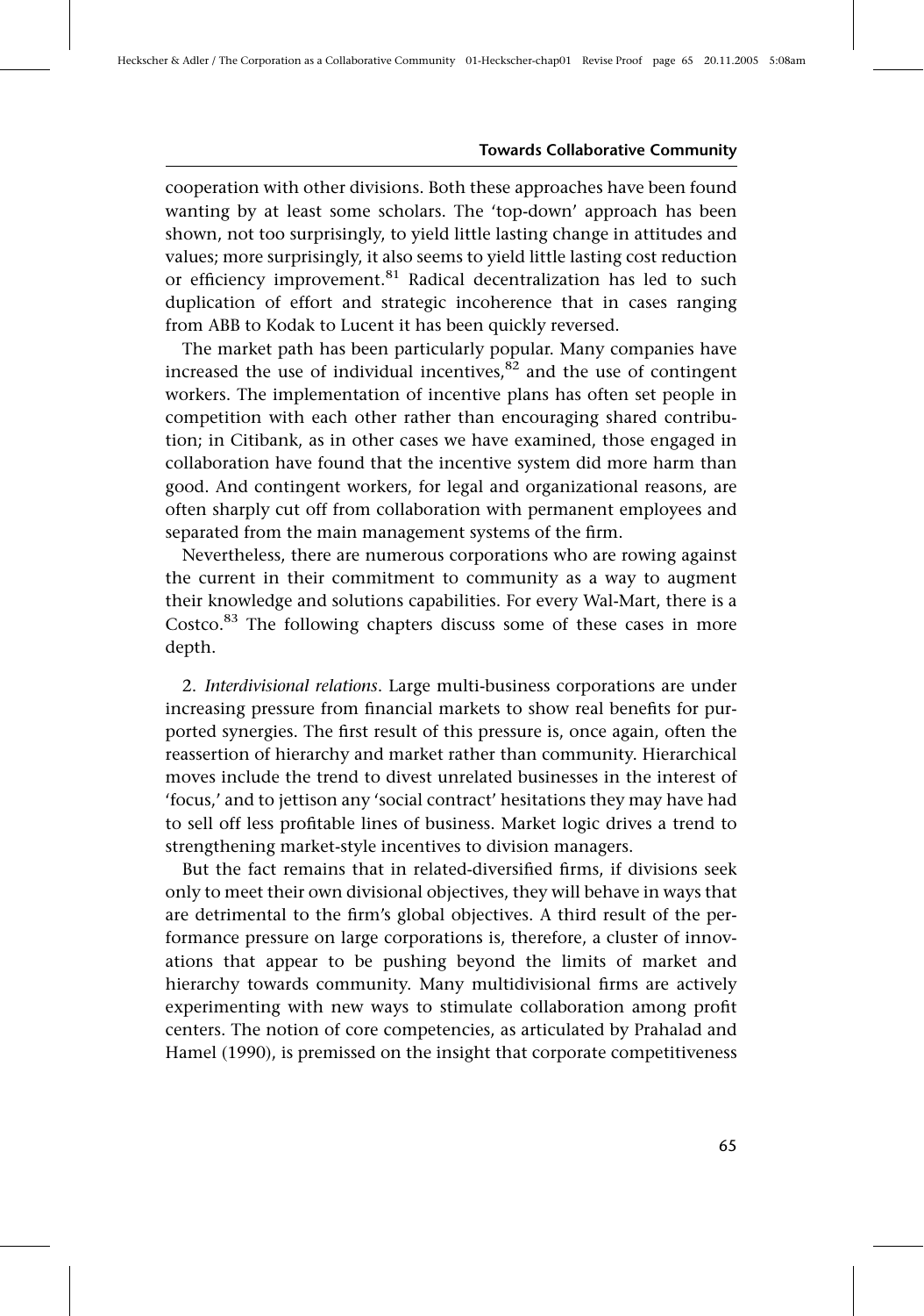cooperation with other divisions. Both these approaches have been found wanting by at least some scholars. The 'top-down' approach has been shown, not too surprisingly, to yield little lasting change in attitudes and values; more surprisingly, it also seems to yield little lasting cost reduction or efficiency improvement.[81] Radical decentralization has led to such duplication of effort and strategic incoherence that in cases ranging from ABB to Kodak to Lucent it has been quickly reversed.

The market path has been particularly popular. Many companies have increased the use of individual incentives,[82] and the use of contingent workers. The implementation of incentive plans has often set people in competition with each other rather than encouraging shared contribution; in Citibank, as in other cases we have examined, those engaged in collaboration have found that the incentive system did more harm than good. And contingent workers, for legal and organizational reasons, are often sharply cut off from collaboration with permanent employees and separated from the main management systems of the firm.

Nevertheless, there are numerous corporations who are rowing against the current in their commitment to community as a way to augment their knowledge and solutions capabilities. For every Wal-Mart, there is a Costco.[83] The following chapters discuss some of these cases in more depth.

2. *Interdivisional relations*. Large multi-business corporations are under increasing pressure from financial markets to show real benefits for purported synergies. The first result of this pressure is, once again, often the reassertion of hierarchy and market rather than community. Hierarchical moves include the trend to divest unrelated businesses in the interest of 'focus,' and to jettison any 'social contract' hesitations they may have had to sell off less profitable lines of business. Market logic drives a trend to strengthening market-style incentives to division managers.

But the fact remains that in related-diversified firms, if divisions seek only to meet their own divisional objectives, they will behave in ways that are detrimental to the firm's global objectives. A third result of the performance pressure on large corporations is, therefore, a cluster of innovations that appear to be pushing beyond the limits of market and hierarchy towards community. Many multidivisional firms are actively experimenting with new ways to stimulate collaboration among profit centers. The notion of core competencies, as articulated by Prahalad and Hamel (1990), is premissed on the insight that corporate competitiveness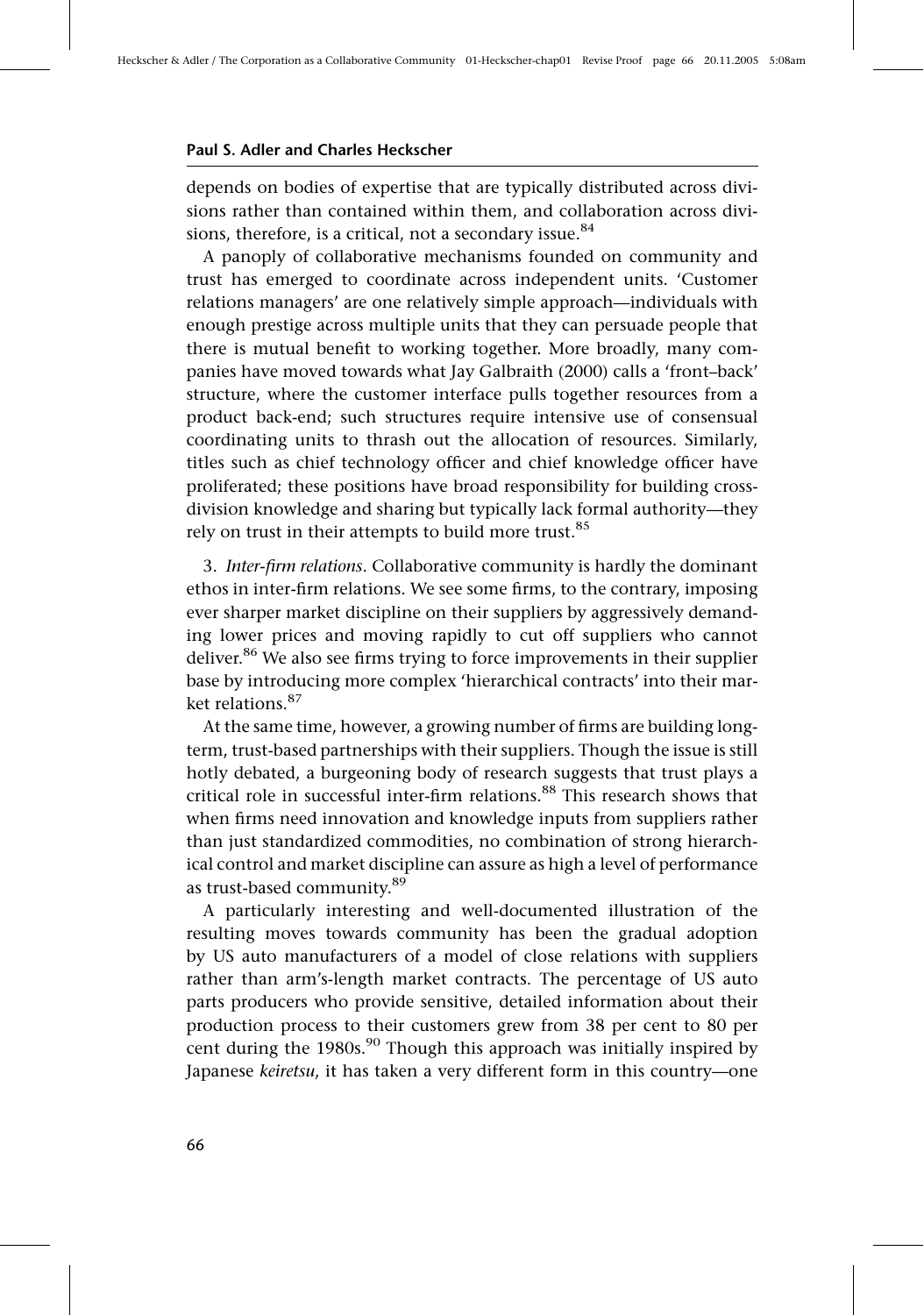depends on bodies of expertise that are typically distributed across divisions rather than contained within them, and collaboration across divisions, therefore, is a critical, not a secondary issue.[84]

A panoply of collaborative mechanisms founded on community and trust has emerged to coordinate across independent units. 'Customer relations managers' are one relatively simple approach—individuals with enough prestige across multiple units that they can persuade people that there is mutual benefit to working together. More broadly, many companies have moved towards what Jay Galbraith (2000) calls a 'front–back' structure, where the customer interface pulls together resources from a product back-end; such structures require intensive use of consensual coordinating units to thrash out the allocation of resources. Similarly, titles such as chief technology officer and chief knowledge officer have proliferated; these positions have broad responsibility for building cross-division knowledge and sharing but typically lack formal authority—they rely on trust in their attempts to build more trust.[85]

3. *Inter-firm relations*. Collaborative community is hardly the dominant ethos in inter-firm relations. We see some firms, to the contrary, imposing ever sharper market discipline on their suppliers by aggressively demanding lower prices and moving rapidly to cut off suppliers who cannot deliver.[86] We also see firms trying to force improvements in their supplier base by introducing more complex 'hierarchical contracts' into their market relations.[87]

At the same time, however, a growing number of firms are building long-term, trust-based partnerships with their suppliers. Though the issue is still hotly debated, a burgeoning body of research suggests that trust plays a critical role in successful inter-firm relations.[88] This research shows that when firms need innovation and knowledge inputs from suppliers rather than just standardized commodities, no combination of strong hierarchical control and market discipline can assure as high a level of performance as trust-based community.[89]

A particularly interesting and well-documented illustration of the resulting moves towards community has been the gradual adoption by US auto manufacturers of a model of close relations with suppliers rather than arm's-length market contracts. The percentage of US auto parts producers who provide sensitive, detailed information about their production process to their customers grew from 38 per cent to 80 per cent during the 1980s.[90] Though this approach was initially inspired by Japanese *keiretsu*, it has taken a very different form in this country—one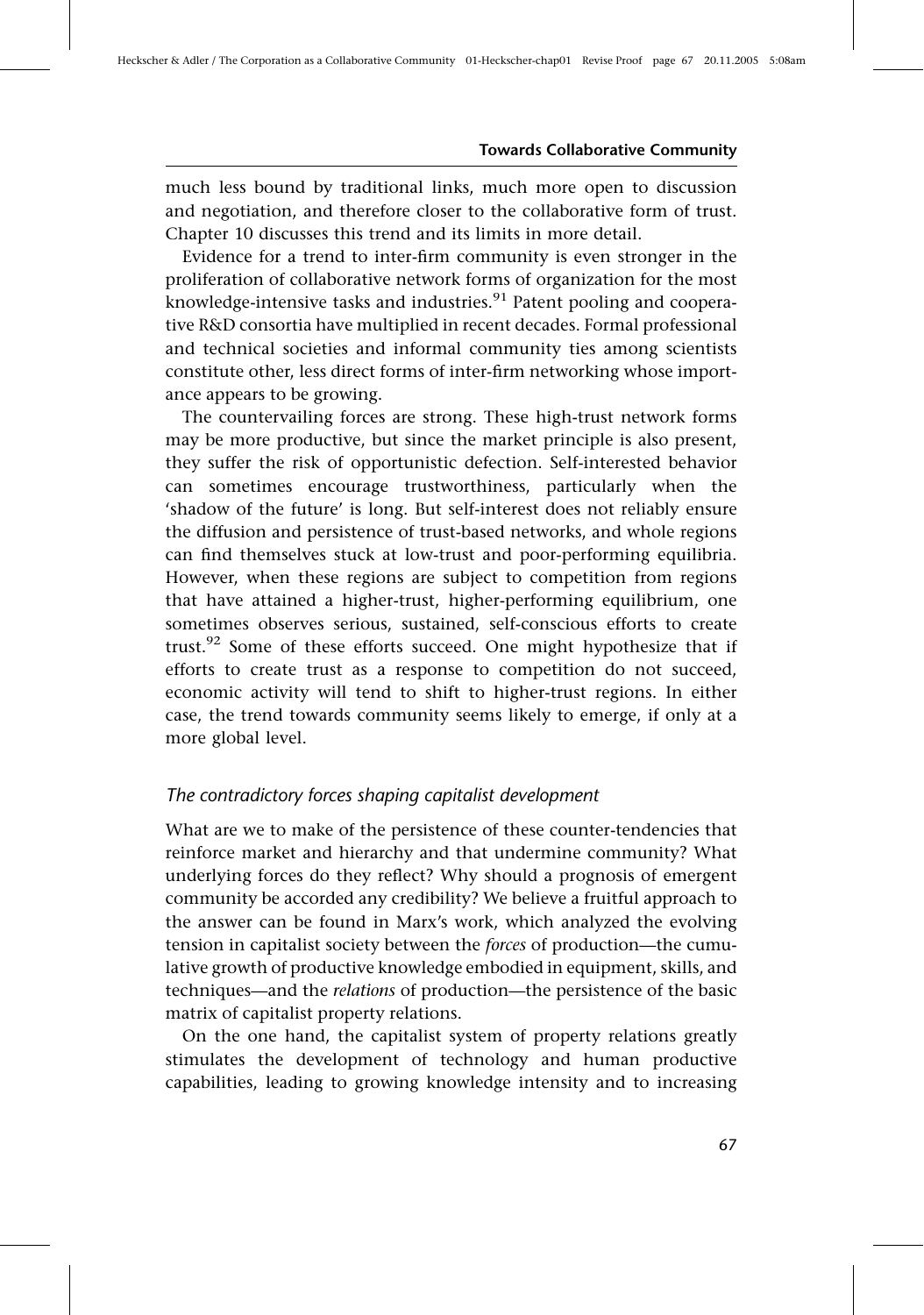much less bound by traditional links, much more open to discussion and negotiation, and therefore closer to the collaborative form of trust. Chapter 10 discusses this trend and its limits in more detail.

Evidence for a trend to inter-firm community is even stronger in the proliferation of collaborative network forms of organization for the most knowledge-intensive tasks and industries.[91] Patent pooling and cooperative R&D consortia have multiplied in recent decades. Formal professional and technical societies and informal community ties among scientists constitute other, less direct forms of inter-firm networking whose importance appears to be growing.

The countervailing forces are strong. These high-trust network forms may be more productive, but since the market principle is also present, they suffer the risk of opportunistic defection. Self-interested behavior can sometimes encourage trustworthiness, particularly when the 'shadow of the future' is long. But self-interest does not reliably ensure the diffusion and persistence of trust-based networks, and whole regions can find themselves stuck at low-trust and poor-performing equilibria. However, when these regions are subject to competition from regions that have attained a higher-trust, higher-performing equilibrium, one sometimes observes serious, sustained, self-conscious efforts to create trust.[92] Some of these efforts succeed. One might hypothesize that if efforts to create trust as a response to competition do not succeed, economic activity will tend to shift to higher-trust regions. In either case, the trend towards community seems likely to emerge, if only at a more global level.

### *The contradictory forces shaping capitalist development*

What are we to make of the persistence of these counter-tendencies that reinforce market and hierarchy and that undermine community? What underlying forces do they reflect? Why should a prognosis of emergent community be accorded any credibility? We believe a fruitful approach to the answer can be found in Marx's work, which analyzed the evolving tension in capitalist society between the *forces* of production—the cumulative growth of productive knowledge embodied in equipment, skills, and techniques—and the *relations* of production—the persistence of the basic matrix of capitalist property relations.

On the one hand, the capitalist system of property relations greatly stimulates the development of technology and human productive capabilities, leading to growing knowledge intensity and to increasing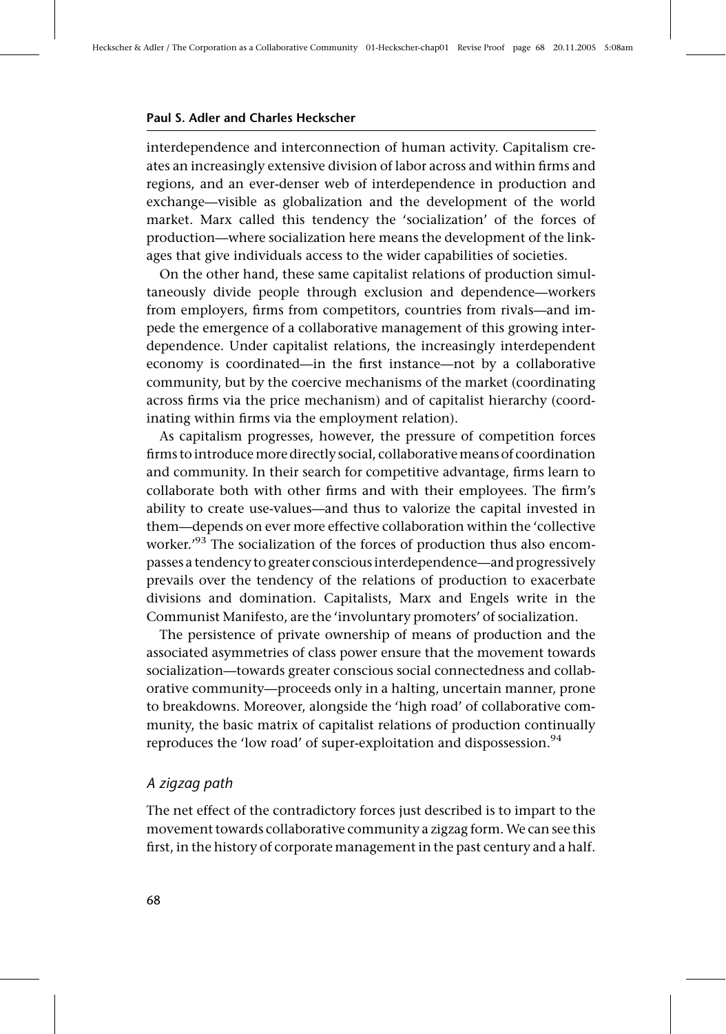interdependence and interconnection of human activity. Capitalism creates an increasingly extensive division of labor across and within firms and regions, and an ever-denser web of interdependence in production and exchange—visible as globalization and the development of the world market. Marx called this tendency the 'socialization' of the forces of production—where socialization here means the development of the linkages that give individuals access to the wider capabilities of societies.

On the other hand, these same capitalist relations of production simultaneously divide people through exclusion and dependence—workers from employers, firms from competitors, countries from rivals—and impede the emergence of a collaborative management of this growing interdependence. Under capitalist relations, the increasingly interdependent economy is coordinated—in the first instance—not by a collaborative community, but by the coercive mechanisms of the market (coordinating across firms via the price mechanism) and of capitalist hierarchy (coordinating within firms via the employment relation).

As capitalism progresses, however, the pressure of competition forces firms to introduce more directly social, collaborative means of coordination and community. In their search for competitive advantage, firms learn to collaborate both with other firms and with their employees. The firm's ability to create use-values—and thus to valorize the capital invested in them—depends on ever more effective collaboration within the 'collective worker.'[93] The socialization of the forces of production thus also encompasses a tendency to greater conscious interdependence—and progressively prevails over the tendency of the relations of production to exacerbate divisions and domination. Capitalists, Marx and Engels write in the Communist Manifesto, are the 'involuntary promoters' of socialization.

The persistence of private ownership of means of production and the associated asymmetries of class power ensure that the movement towards socialization—towards greater conscious social connectedness and collaborative community—proceeds only in a halting, uncertain manner, prone to breakdowns. Moreover, alongside the 'high road' of collaborative community, the basic matrix of capitalist relations of production continually reproduces the 'low road' of super-exploitation and dispossession.[94]

### *A zigzag path*

The net effect of the contradictory forces just described is to impart to the movement towards collaborative community a zigzag form. We can see this first, in the history of corporate management in the past century and a half.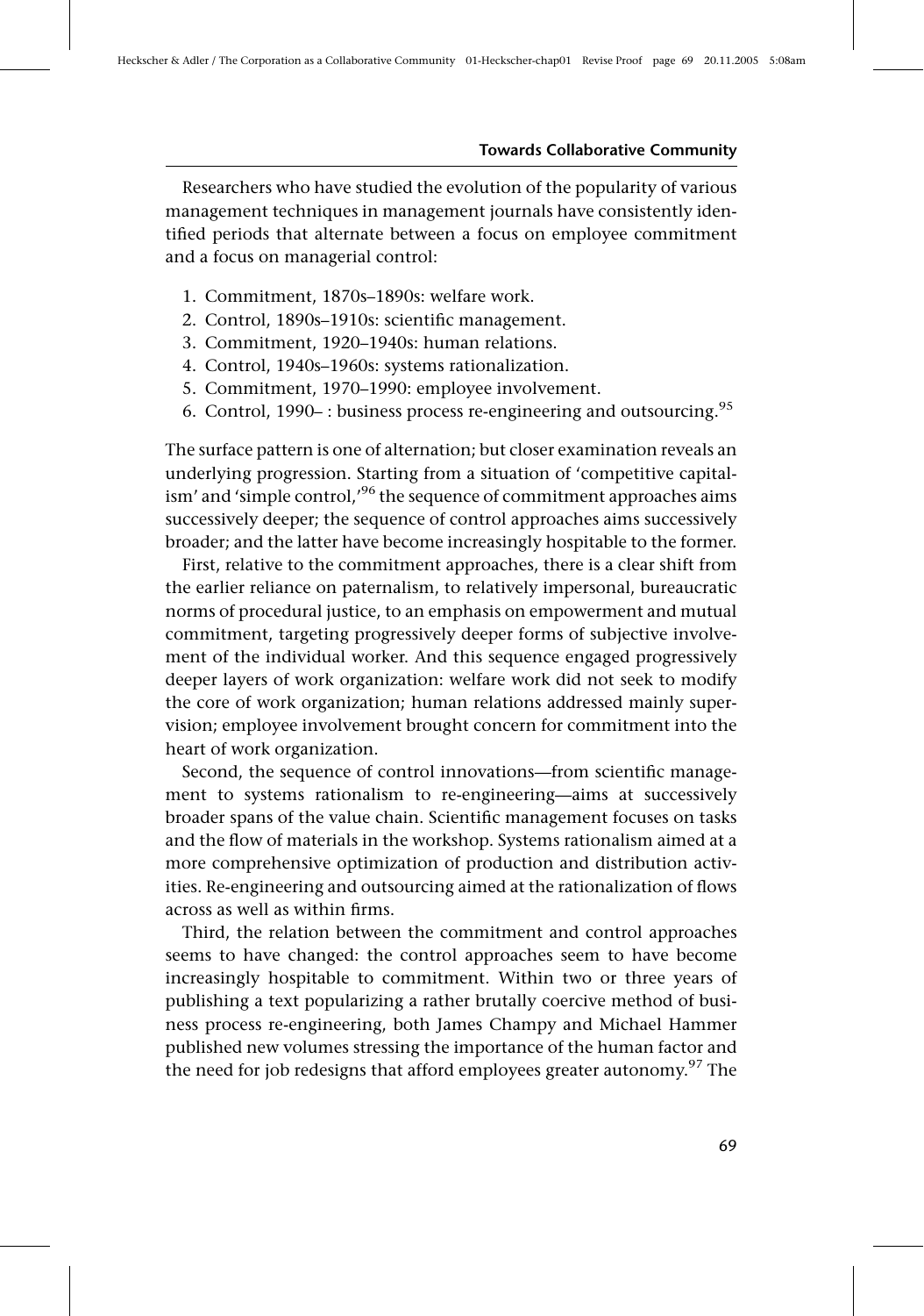Researchers who have studied the evolution of the popularity of various management techniques in management journals have consistently identified periods that alternate between a focus on employee commitment and a focus on managerial control:

1. Commitment, 1870s–1890s: welfare work.
2. Control, 1890s–1910s: scientific management.
3. Commitment, 1920–1940s: human relations.
4. Control, 1940s–1960s: systems rationalization.
5. Commitment, 1970–1990: employee involvement.
6. Control, 1990– : business process re-engineering and outsourcing.[95]

The surface pattern is one of alternation; but closer examination reveals an underlying progression. Starting from a situation of 'competitive capitalism' and 'simple control,'[96] the sequence of commitment approaches aims successively deeper; the sequence of control approaches aims successively broader; and the latter have become increasingly hospitable to the former.

First, relative to the commitment approaches, there is a clear shift from the earlier reliance on paternalism, to relatively impersonal, bureaucratic norms of procedural justice, to an emphasis on empowerment and mutual commitment, targeting progressively deeper forms of subjective involvement of the individual worker. And this sequence engaged progressively deeper layers of work organization: welfare work did not seek to modify the core of work organization; human relations addressed mainly supervision; employee involvement brought concern for commitment into the heart of work organization.

Second, the sequence of control innovations—from scientific management to systems rationalism to re-engineering—aims at successively broader spans of the value chain. Scientific management focuses on tasks and the flow of materials in the workshop. Systems rationalism aimed at a more comprehensive optimization of production and distribution activities. Re-engineering and outsourcing aimed at the rationalization of flows across as well as within firms.

Third, the relation between the commitment and control approaches seems to have changed: the control approaches seem to have become increasingly hospitable to commitment. Within two or three years of publishing a text popularizing a rather brutally coercive method of business process re-engineering, both James Champy and Michael Hammer published new volumes stressing the importance of the human factor and the need for job redesigns that afford employees greater autonomy.[97] The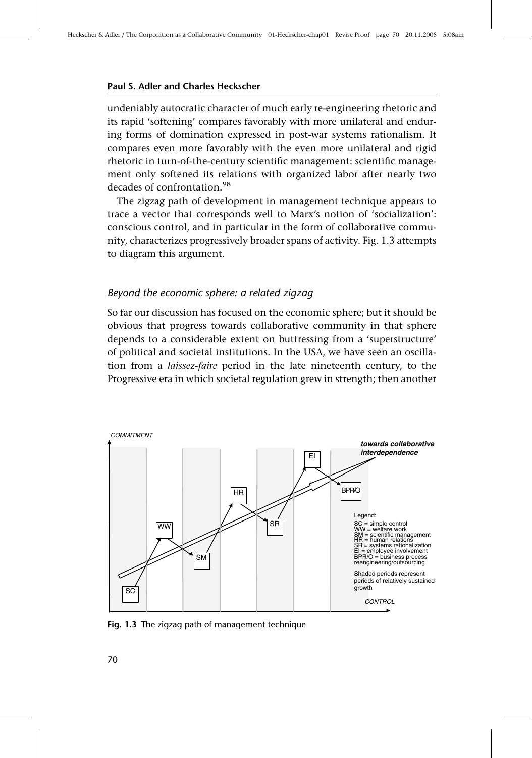undeniably autocratic character of much early re-engineering rhetoric and its rapid 'softening' compares favorably with more unilateral and enduring forms of domination expressed in post-war systems rationalism. It compares even more favorably with the even more unilateral and rigid rhetoric in turn-of-the-century scientific management: scientific management only softened its relations with organized labor after nearly two decades of confrontation.[98]

The zigzag path of development in management technique appears to trace a vector that corresponds well to Marx's notion of 'socialization': conscious control, and in particular in the form of collaborative community, characterizes progressively broader spans of activity. Fig. 1.3 attempts to diagram this argument.

### *Beyond the economic sphere: a related zigzag*

So far our discussion has focused on the economic sphere; but it should be obvious that progress towards collaborative community in that sphere depends to a considerable extent on buttressing from a 'superstructure' of political and societal institutions. In the USA, we have seen an oscillation from a *laissez-faire* period in the late nineteenth century, to the Progressive era in which societal regulation grew in strength; then another

COMMITMENT

**towards collaborative interdependence**

SC — WW — SM — HR — SR — EI — BPR/O

CONTROL

Legend:
SC = simple control
WW = welfare work
SM = scientific management
HR = human relations
SR = systems rationalization
EI = employee involvement
BPR/O = business process reengineering/outsourcing

Shaded periods represent periods of relatively sustained growth

**Fig. 1.3** The zigzag path of management technique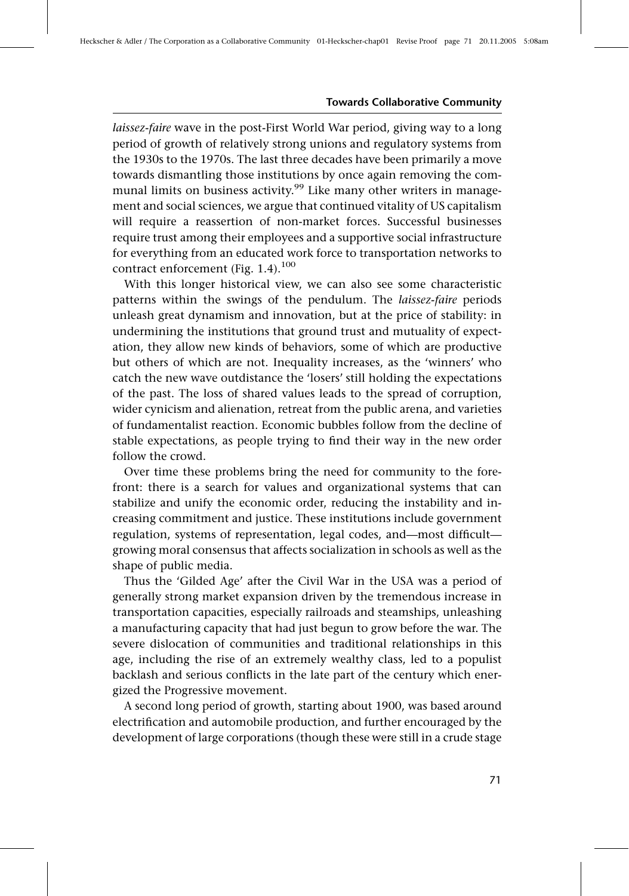*laissez-faire* wave in the post-First World War period, giving way to a long period of growth of relatively strong unions and regulatory systems from the 1930s to the 1970s. The last three decades have been primarily a move towards dismantling those institutions by once again removing the communal limits on business activity.[99] Like many other writers in management and social sciences, we argue that continued vitality of US capitalism will require a reassertion of non-market forces. Successful businesses require trust among their employees and a supportive social infrastructure for everything from an educated work force to transportation networks to contract enforcement (Fig. 1.4).[100]

With this longer historical view, we can also see some characteristic patterns within the swings of the pendulum. The *laissez-faire* periods unleash great dynamism and innovation, but at the price of stability: in undermining the institutions that ground trust and mutuality of expectation, they allow new kinds of behaviors, some of which are productive but others of which are not. Inequality increases, as the 'winners' who catch the new wave outdistance the 'losers' still holding the expectations of the past. The loss of shared values leads to the spread of corruption, wider cynicism and alienation, retreat from the public arena, and varieties of fundamentalist reaction. Economic bubbles follow from the decline of stable expectations, as people trying to find their way in the new order follow the crowd.

Over time these problems bring the need for community to the forefront: there is a search for values and organizational systems that can stabilize and unify the economic order, reducing the instability and increasing commitment and justice. These institutions include government regulation, systems of representation, legal codes, and—most difficult—growing moral consensus that affects socialization in schools as well as the shape of public media.

Thus the 'Gilded Age' after the Civil War in the USA was a period of generally strong market expansion driven by the tremendous increase in transportation capacities, especially railroads and steamships, unleashing a manufacturing capacity that had just begun to grow before the war. The severe dislocation of communities and traditional relationships in this age, including the rise of an extremely wealthy class, led to a populist backlash and serious conflicts in the late part of the century which energized the Progressive movement.

A second long period of growth, starting about 1900, was based around electrification and automobile production, and further encouraged by the development of large corporations (though these were still in a crude stage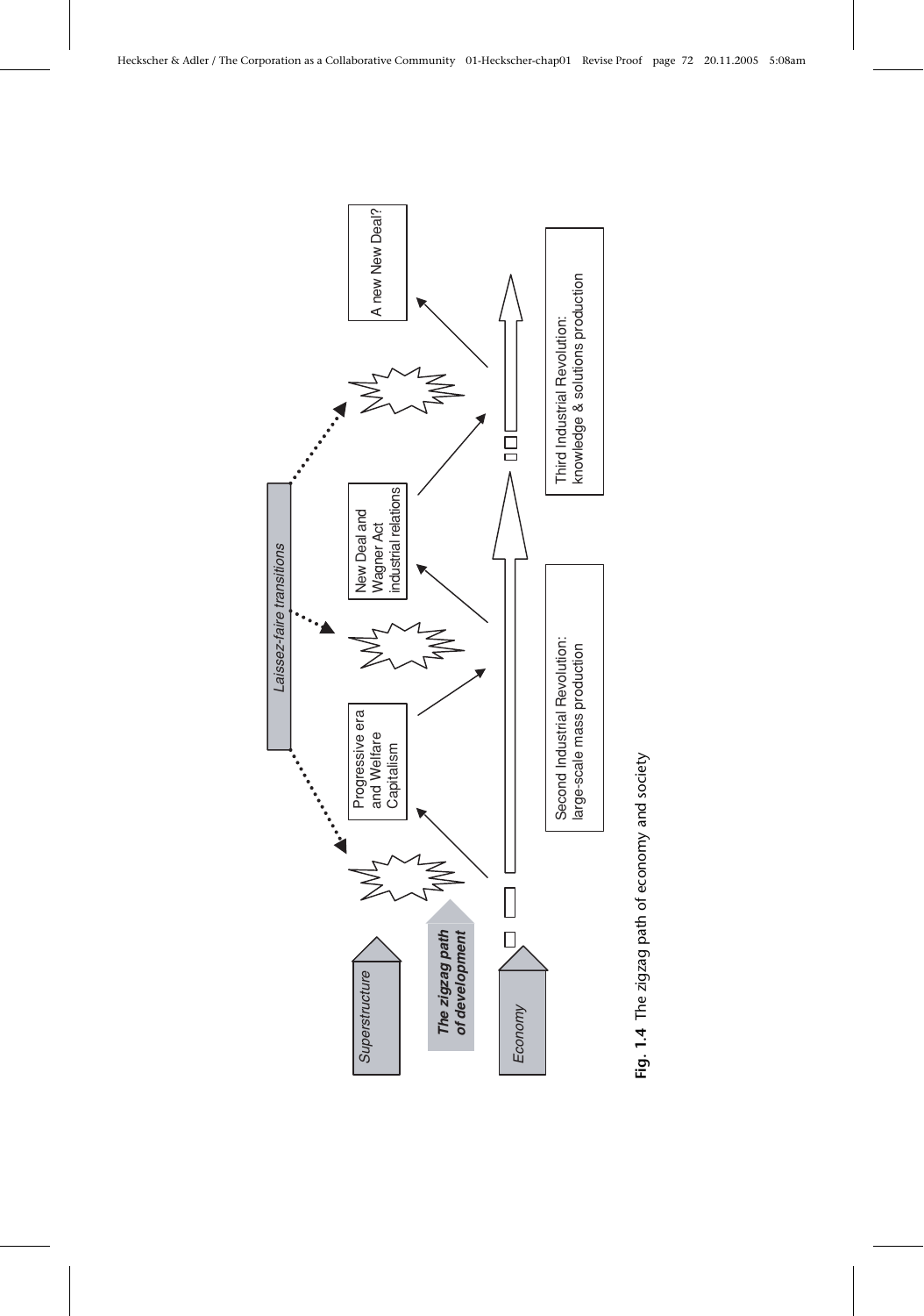Superstructure

*The zigzag path of development*

Economy

*Laissez-faire transitions*

Progressive era and Welfare Capitalism

New Deal and Wagner Act industrial relations

A new New Deal?

Second Industrial Revolution: large-scale mass production

Third Industrial Revolution: knowledge & solutions production

**Fig. 1.4** The zigzag path of economy and society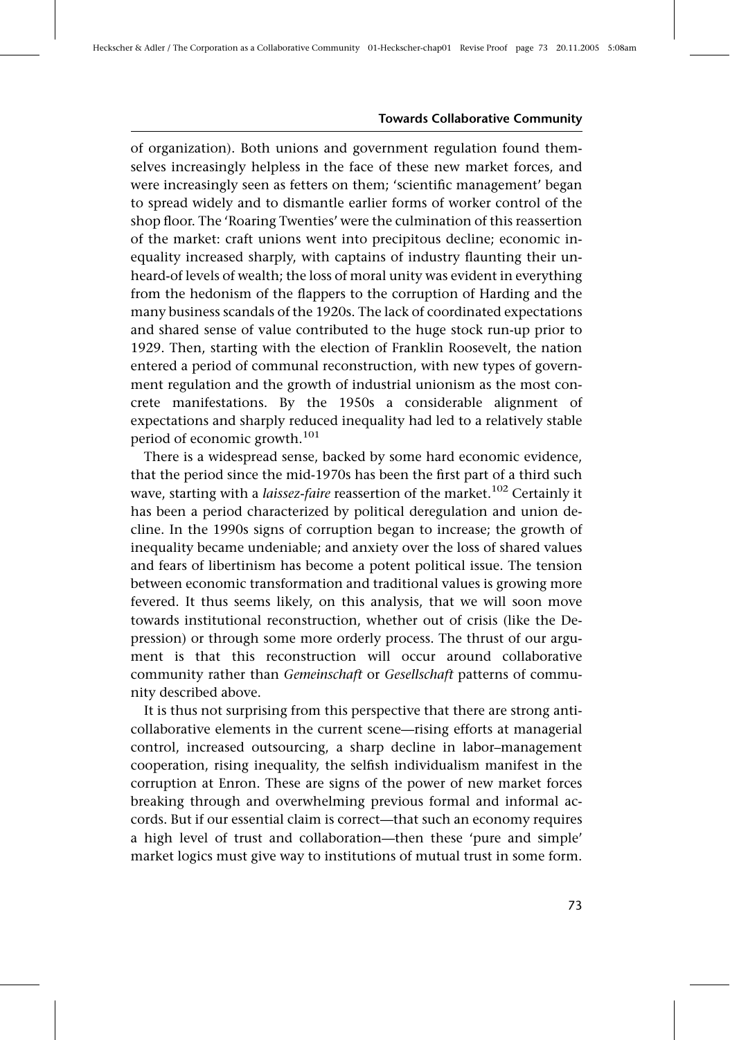of organization). Both unions and government regulation found themselves increasingly helpless in the face of these new market forces, and were increasingly seen as fetters on them; 'scientific management' began to spread widely and to dismantle earlier forms of worker control of the shop floor. The 'Roaring Twenties' were the culmination of this reassertion of the market: craft unions went into precipitous decline; economic inequality increased sharply, with captains of industry flaunting their unheard-of levels of wealth; the loss of moral unity was evident in everything from the hedonism of the flappers to the corruption of Harding and the many business scandals of the 1920s. The lack of coordinated expectations and shared sense of value contributed to the huge stock run-up prior to 1929. Then, starting with the election of Franklin Roosevelt, the nation entered a period of communal reconstruction, with new types of government regulation and the growth of industrial unionism as the most concrete manifestations. By the 1950s a considerable alignment of expectations and sharply reduced inequality had led to a relatively stable period of economic growth.[101]

There is a widespread sense, backed by some hard economic evidence, that the period since the mid-1970s has been the first part of a third such wave, starting with a *laissez-faire* reassertion of the market.[102] Certainly it has been a period characterized by political deregulation and union decline. In the 1990s signs of corruption began to increase; the growth of inequality became undeniable; and anxiety over the loss of shared values and fears of libertinism has become a potent political issue. The tension between economic transformation and traditional values is growing more fevered. It thus seems likely, on this analysis, that we will soon move towards institutional reconstruction, whether out of crisis (like the Depression) or through some more orderly process. The thrust of our argument is that this reconstruction will occur around collaborative community rather than *Gemeinschaft* or *Gesellschaft* patterns of community described above.

It is thus not surprising from this perspective that there are strong anti-collaborative elements in the current scene—rising efforts at managerial control, increased outsourcing, a sharp decline in labor–management cooperation, rising inequality, the selfish individualism manifest in the corruption at Enron. These are signs of the power of new market forces breaking through and overwhelming previous formal and informal accords. But if our essential claim is correct—that such an economy requires a high level of trust and collaboration—then these 'pure and simple' market logics must give way to institutions of mutual trust in some form.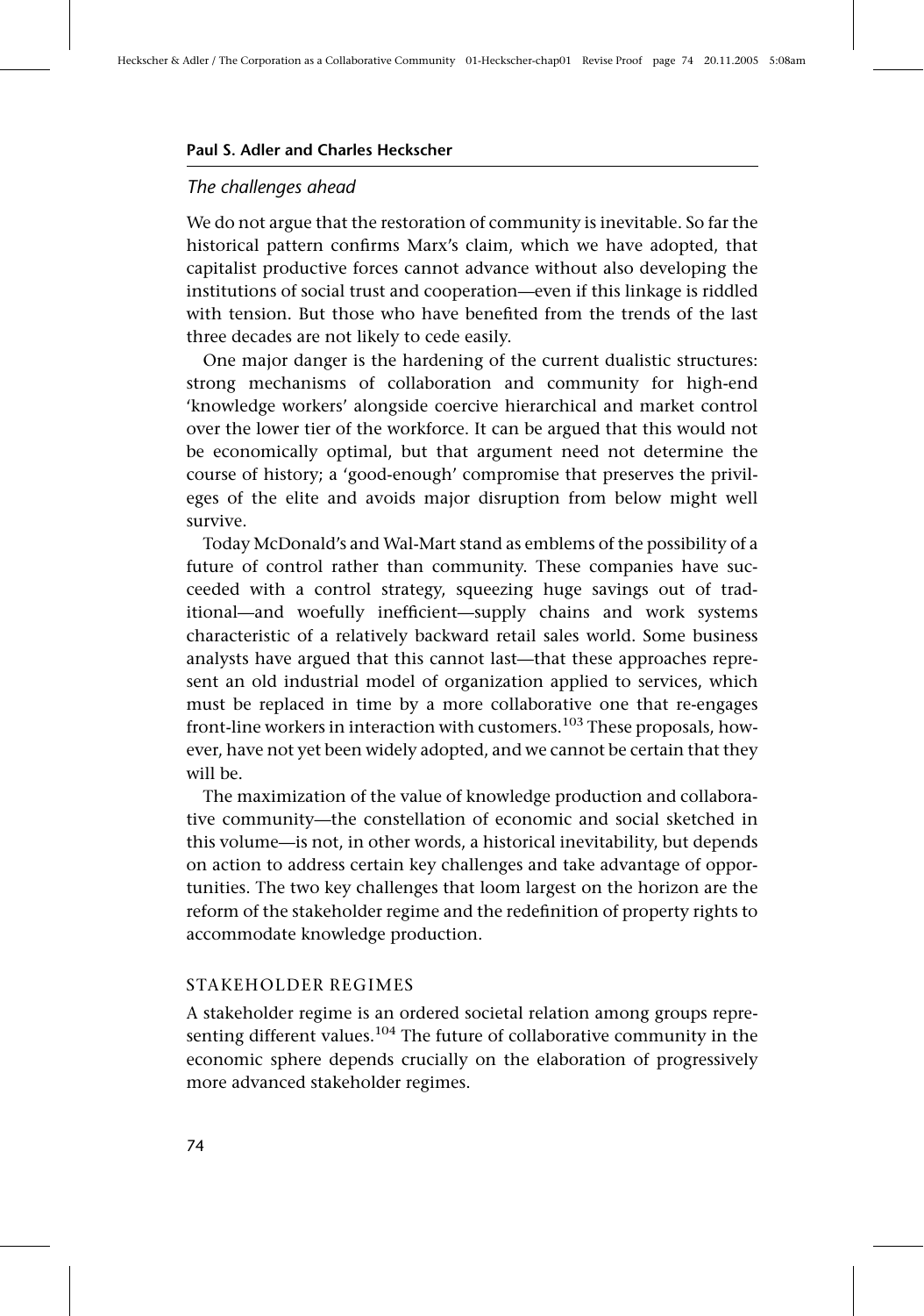### *The challenges ahead*

We do not argue that the restoration of community is inevitable. So far the historical pattern confirms Marx's claim, which we have adopted, that capitalist productive forces cannot advance without also developing the institutions of social trust and cooperation—even if this linkage is riddled with tension. But those who have benefited from the trends of the last three decades are not likely to cede easily.

One major danger is the hardening of the current dualistic structures: strong mechanisms of collaboration and community for high-end 'knowledge workers' alongside coercive hierarchical and market control over the lower tier of the workforce. It can be argued that this would not be economically optimal, but that argument need not determine the course of history; a 'good-enough' compromise that preserves the privileges of the elite and avoids major disruption from below might well survive.

Today McDonald's and Wal-Mart stand as emblems of the possibility of a future of control rather than community. These companies have succeeded with a control strategy, squeezing huge savings out of traditional—and woefully inefficient—supply chains and work systems characteristic of a relatively backward retail sales world. Some business analysts have argued that this cannot last—that these approaches represent an old industrial model of organization applied to services, which must be replaced in time by a more collaborative one that re-engages front-line workers in interaction with customers.[103] These proposals, however, have not yet been widely adopted, and we cannot be certain that they will be.

The maximization of the value of knowledge production and collaborative community—the constellation of economic and social sketched in this volume—is not, in other words, a historical inevitability, but depends on action to address certain key challenges and take advantage of opportunities. The two key challenges that loom largest on the horizon are the reform of the stakeholder regime and the redefinition of property rights to accommodate knowledge production.

#### STAKEHOLDER REGIMES

A stakeholder regime is an ordered societal relation among groups representing different values.[104] The future of collaborative community in the economic sphere depends crucially on the elaboration of progressively more advanced stakeholder regimes.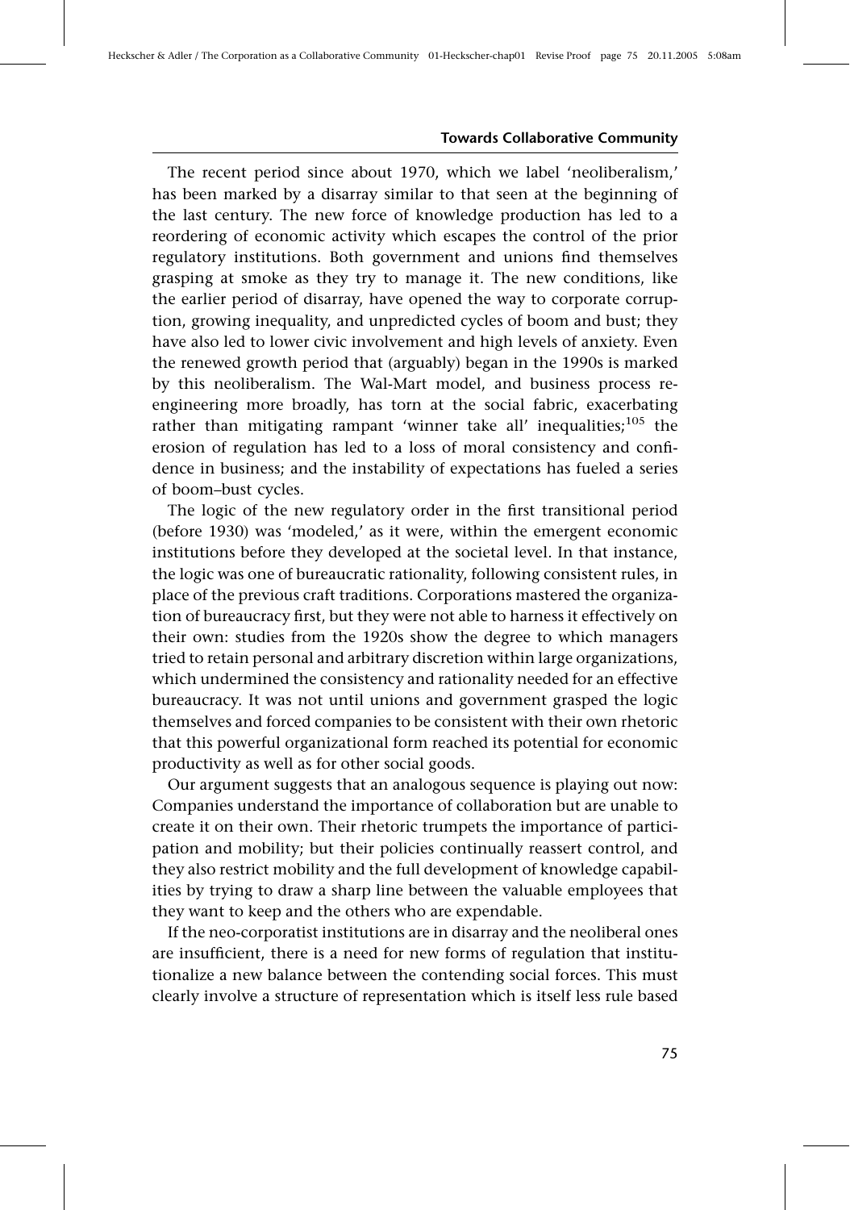The recent period since about 1970, which we label 'neoliberalism,' has been marked by a disarray similar to that seen at the beginning of the last century. The new force of knowledge production has led to a reordering of economic activity which escapes the control of the prior regulatory institutions. Both government and unions find themselves grasping at smoke as they try to manage it. The new conditions, like the earlier period of disarray, have opened the way to corporate corruption, growing inequality, and unpredicted cycles of boom and bust; they have also led to lower civic involvement and high levels of anxiety. Even the renewed growth period that (arguably) began in the 1990s is marked by this neoliberalism. The Wal-Mart model, and business process reengineering more broadly, has torn at the social fabric, exacerbating rather than mitigating rampant 'winner take all' inequalities;[105] the erosion of regulation has led to a loss of moral consistency and confidence in business; and the instability of expectations has fueled a series of boom–bust cycles.

The logic of the new regulatory order in the first transitional period (before 1930) was 'modeled,' as it were, within the emergent economic institutions before they developed at the societal level. In that instance, the logic was one of bureaucratic rationality, following consistent rules, in place of the previous craft traditions. Corporations mastered the organization of bureaucracy first, but they were not able to harness it effectively on their own: studies from the 1920s show the degree to which managers tried to retain personal and arbitrary discretion within large organizations, which undermined the consistency and rationality needed for an effective bureaucracy. It was not until unions and government grasped the logic themselves and forced companies to be consistent with their own rhetoric that this powerful organizational form reached its potential for economic productivity as well as for other social goods.

Our argument suggests that an analogous sequence is playing out now: Companies understand the importance of collaboration but are unable to create it on their own. Their rhetoric trumpets the importance of participation and mobility; but their policies continually reassert control, and they also restrict mobility and the full development of knowledge capabilities by trying to draw a sharp line between the valuable employees that they want to keep and the others who are expendable.

If the neo-corporatist institutions are in disarray and the neoliberal ones are insufficient, there is a need for new forms of regulation that institutionalize a new balance between the contending social forces. This must clearly involve a structure of representation which is itself less rule based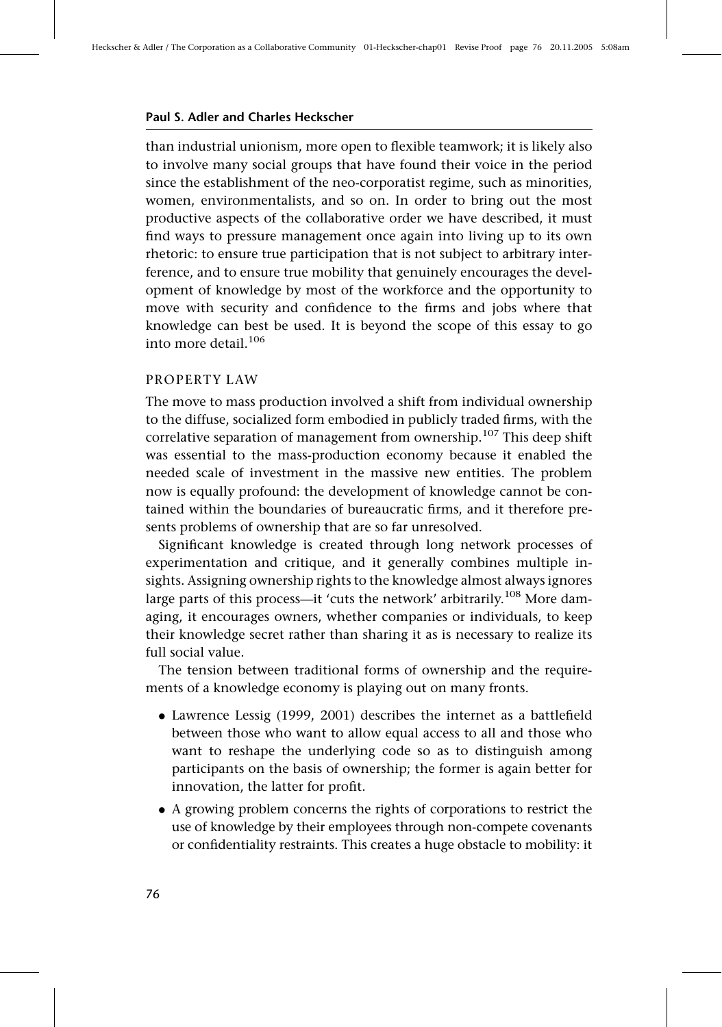than industrial unionism, more open to flexible teamwork; it is likely also to involve many social groups that have found their voice in the period since the establishment of the neo-corporatist regime, such as minorities, women, environmentalists, and so on. In order to bring out the most productive aspects of the collaborative order we have described, it must find ways to pressure management once again into living up to its own rhetoric: to ensure true participation that is not subject to arbitrary interference, and to ensure true mobility that genuinely encourages the development of knowledge by most of the workforce and the opportunity to move with security and confidence to the firms and jobs where that knowledge can best be used. It is beyond the scope of this essay to go into more detail.[106]

### PROPERTY LAW

The move to mass production involved a shift from individual ownership to the diffuse, socialized form embodied in publicly traded firms, with the correlative separation of management from ownership.[107] This deep shift was essential to the mass-production economy because it enabled the needed scale of investment in the massive new entities. The problem now is equally profound: the development of knowledge cannot be contained within the boundaries of bureaucratic firms, and it therefore presents problems of ownership that are so far unresolved.

Significant knowledge is created through long network processes of experimentation and critique, and it generally combines multiple insights. Assigning ownership rights to the knowledge almost always ignores large parts of this process—it 'cuts the network' arbitrarily.[108] More damaging, it encourages owners, whether companies or individuals, to keep their knowledge secret rather than sharing it as is necessary to realize its full social value.

The tension between traditional forms of ownership and the requirements of a knowledge economy is playing out on many fronts.

- Lawrence Lessig (1999, 2001) describes the internet as a battlefield between those who want to allow equal access to all and those who want to reshape the underlying code so as to distinguish among participants on the basis of ownership; the former is again better for innovation, the latter for profit.
- A growing problem concerns the rights of corporations to restrict the use of knowledge by their employees through non-compete covenants or confidentiality restraints. This creates a huge obstacle to mobility: it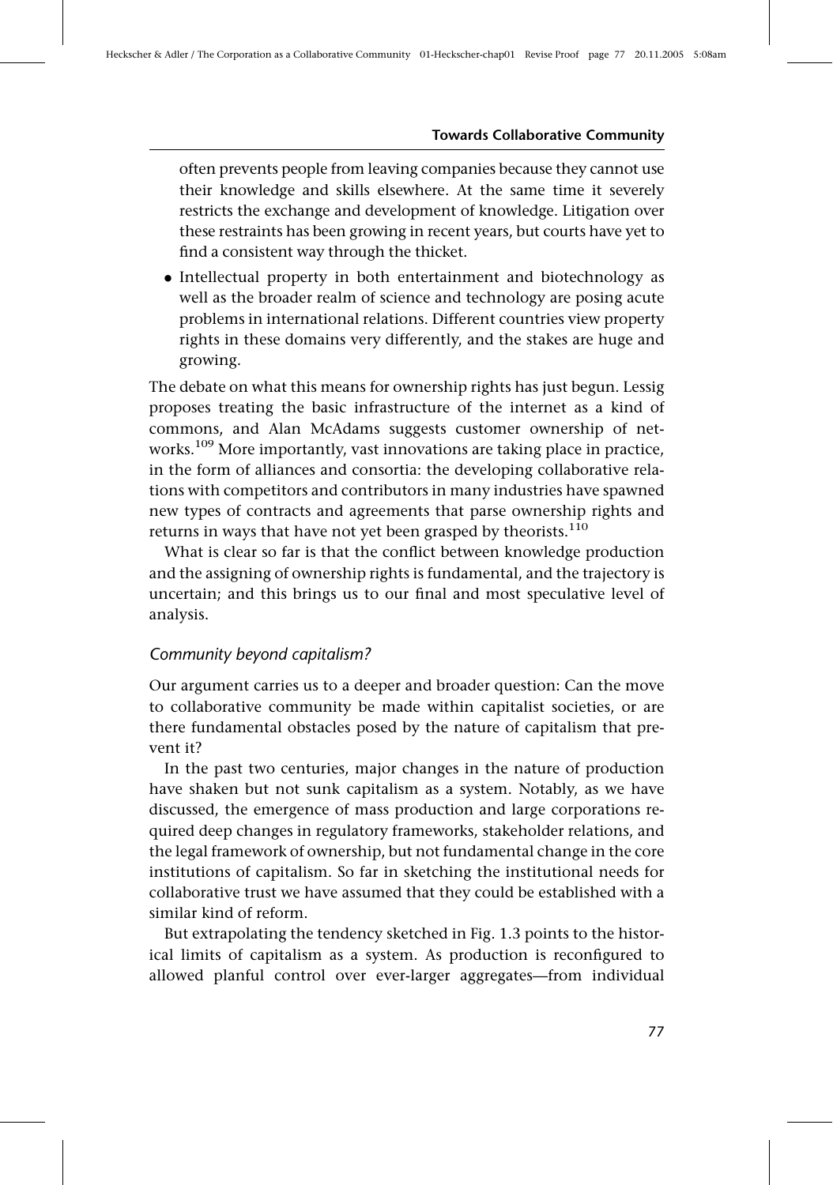often prevents people from leaving companies because they cannot use their knowledge and skills elsewhere. At the same time it severely restricts the exchange and development of knowledge. Litigation over these restraints has been growing in recent years, but courts have yet to find a consistent way through the thicket.

- Intellectual property in both entertainment and biotechnology as well as the broader realm of science and technology are posing acute problems in international relations. Different countries view property rights in these domains very differently, and the stakes are huge and growing.

The debate on what this means for ownership rights has just begun. Lessig proposes treating the basic infrastructure of the internet as a kind of commons, and Alan McAdams suggests customer ownership of networks.[109] More importantly, vast innovations are taking place in practice, in the form of alliances and consortia: the developing collaborative relations with competitors and contributors in many industries have spawned new types of contracts and agreements that parse ownership rights and returns in ways that have not yet been grasped by theorists.[110]

What is clear so far is that the conflict between knowledge production and the assigning of ownership rights is fundamental, and the trajectory is uncertain; and this brings us to our final and most speculative level of analysis.

### *Community beyond capitalism?*

Our argument carries us to a deeper and broader question: Can the move to collaborative community be made within capitalist societies, or are there fundamental obstacles posed by the nature of capitalism that prevent it?

In the past two centuries, major changes in the nature of production have shaken but not sunk capitalism as a system. Notably, as we have discussed, the emergence of mass production and large corporations required deep changes in regulatory frameworks, stakeholder relations, and the legal framework of ownership, but not fundamental change in the core institutions of capitalism. So far in sketching the institutional needs for collaborative trust we have assumed that they could be established with a similar kind of reform.

But extrapolating the tendency sketched in Fig. 1.3 points to the historical limits of capitalism as a system. As production is reconfigured to allowed planful control over ever-larger aggregates—from individual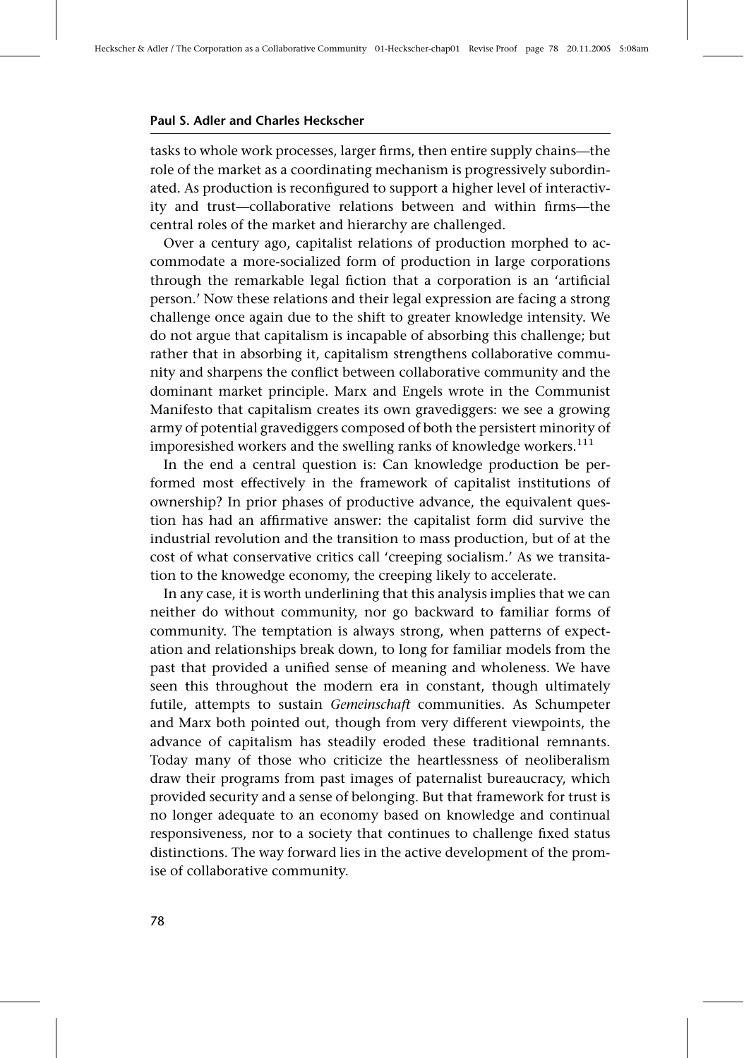tasks to whole work processes, larger firms, then entire supply chains—the role of the market as a coordinating mechanism is progressively subordinated. As production is reconfigured to support a higher level of interactivity and trust—collaborative relations between and within firms—the central roles of the market and hierarchy are challenged.

Over a century ago, capitalist relations of production morphed to accommodate a more-socialized form of production in large corporations through the remarkable legal fiction that a corporation is an 'artificial person.' Now these relations and their legal expression are facing a strong challenge once again due to the shift to greater knowledge intensity. We do not argue that capitalism is incapable of absorbing this challenge; but rather that in absorbing it, capitalism strengthens collaborative community and sharpens the conflict between collaborative community and the dominant market principle. Marx and Engels wrote in the Communist Manifesto that capitalism creates its own gravediggers: we see a growing army of potential gravediggers composed of both the persistert minority of imporesished workers and the swelling ranks of knowledge workers.[111]

In the end a central question is: Can knowledge production be performed most effectively in the framework of capitalist institutions of ownership? In prior phases of productive advance, the equivalent question has had an affirmative answer: the capitalist form did survive the industrial revolution and the transition to mass production, but of at the cost of what conservative critics call 'creeping socialism.' As we transitation to the knowedge economy, the creeping likely to accelerate.

In any case, it is worth underlining that this analysis implies that we can neither do without community, nor go backward to familiar forms of community. The temptation is always strong, when patterns of expectation and relationships break down, to long for familiar models from the past that provided a unified sense of meaning and wholeness. We have seen this throughout the modern era in constant, though ultimately futile, attempts to sustain *Gemeinschaft* communities. As Schumpeter and Marx both pointed out, though from very different viewpoints, the advance of capitalism has steadily eroded these traditional remnants. Today many of those who criticize the heartlessness of neoliberalism draw their programs from past images of paternalist bureaucracy, which provided security and a sense of belonging. But that framework for trust is no longer adequate to an economy based on knowledge and continual responsiveness, nor to a society that continues to challenge fixed status distinctions. The way forward lies in the active development of the promise of collaborative community.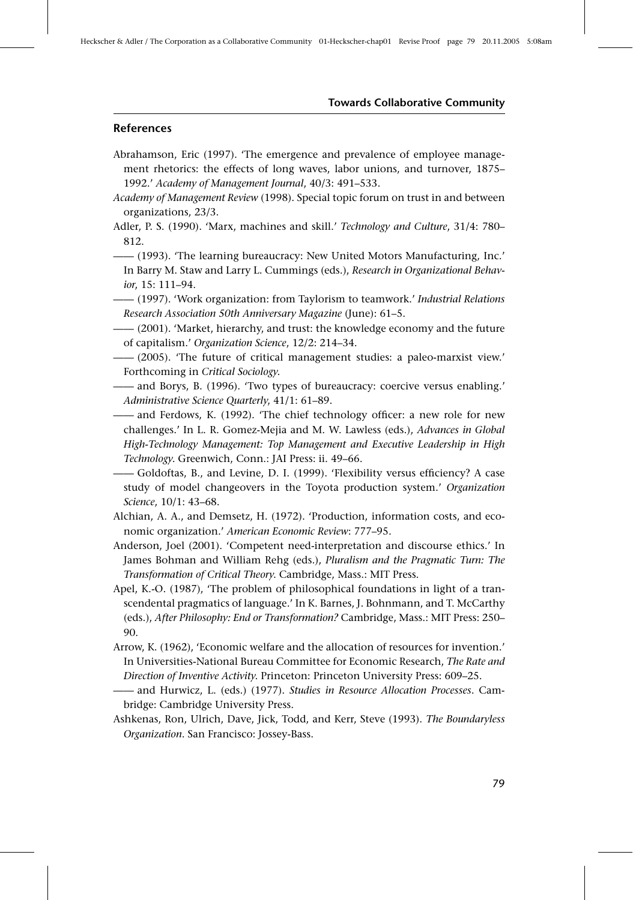## References

Abrahamson, Eric (1997). 'The emergence and prevalence of employee management rhetorics: the effects of long waves, labor unions, and turnover, 1875–1992.' *Academy of Management Journal*, 40/3: 491–533.

*Academy of Management Review* (1998). Special topic forum on trust in and between organizations, 23/3.

Adler, P. S. (1990). 'Marx, machines and skill.' *Technology and Culture*, 31/4: 780–812.

—— (1993). 'The learning bureaucracy: New United Motors Manufacturing, Inc.' In Barry M. Staw and Larry L. Cummings (eds.), *Research in Organizational Behavior*, 15: 111–94.

—— (1997). 'Work organization: from Taylorism to teamwork.' *Industrial Relations Research Association 50th Anniversary Magazine* (June): 61–5.

—— (2001). 'Market, hierarchy, and trust: the knowledge economy and the future of capitalism.' *Organization Science*, 12/2: 214–34.

—— (2005). 'The future of critical management studies: a paleo-marxist view.' Forthcoming in *Critical Sociology*.

—— and Borys, B. (1996). 'Two types of bureaucracy: coercive versus enabling.' *Administrative Science Quarterly*, 41/1: 61–89.

—— and Ferdows, K. (1992). 'The chief technology officer: a new role for new challenges.' In L. R. Gomez-Mejia and M. W. Lawless (eds.), *Advances in Global High-Technology Management: Top Management and Executive Leadership in High Technology*. Greenwich, Conn.: JAI Press: ii. 49–66.

—— Goldoftas, B., and Levine, D. I. (1999). 'Flexibility versus efficiency? A case study of model changeovers in the Toyota production system.' *Organization Science*, 10/1: 43–68.

Alchian, A. A., and Demsetz, H. (1972). 'Production, information costs, and economic organization.' *American Economic Review*: 777–95.

Anderson, Joel (2001). 'Competent need-interpretation and discourse ethics.' In James Bohman and William Rehg (eds.), *Pluralism and the Pragmatic Turn: The Transformation of Critical Theory.* Cambridge, Mass.: MIT Press.

Apel, K.-O. (1987), 'The problem of philosophical foundations in light of a transcendental pragmatics of language.' In K. Barnes, J. Bohnmann, and T. McCarthy (eds.), *After Philosophy: End or Transformation?* Cambridge, Mass.: MIT Press: 250–90.

Arrow, K. (1962), 'Economic welfare and the allocation of resources for invention.' In Universities-National Bureau Committee for Economic Research, *The Rate and Direction of Inventive Activity*. Princeton: Princeton University Press: 609–25.

—— and Hurwicz, L. (eds.) (1977). *Studies in Resource Allocation Processes*. Cambridge: Cambridge University Press.

Ashkenas, Ron, Ulrich, Dave, Jick, Todd, and Kerr, Steve (1993). *The Boundaryless Organization*. San Francisco: Jossey-Bass.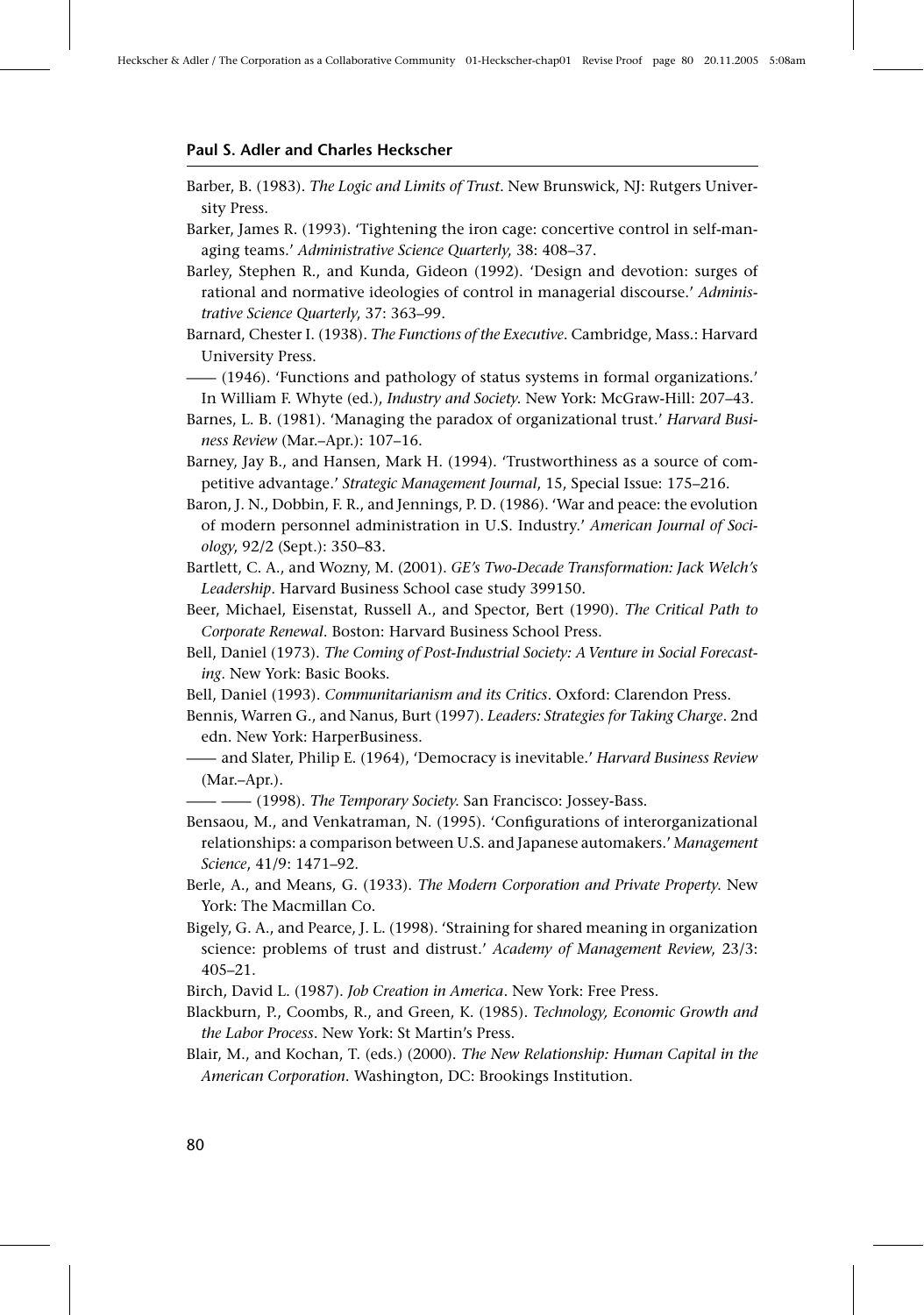Barber, B. (1983). *The Logic and Limits of Trust*. New Brunswick, NJ: Rutgers University Press.

Barker, James R. (1993). 'Tightening the iron cage: concertive control in self-managing teams.' *Administrative Science Quarterly*, 38: 408–37.

Barley, Stephen R., and Kunda, Gideon (1992). 'Design and devotion: surges of rational and normative ideologies of control in managerial discourse.' *Administrative Science Quarterly*, 37: 363–99.

Barnard, Chester I. (1938). *The Functions of the Executive*. Cambridge, Mass.: Harvard University Press.

—— (1946). 'Functions and pathology of status systems in formal organizations.' In William F. Whyte (ed.), *Industry and Society*. New York: McGraw-Hill: 207–43.

Barnes, L. B. (1981). 'Managing the paradox of organizational trust.' *Harvard Business Review* (Mar.–Apr.): 107–16.

Barney, Jay B., and Hansen, Mark H. (1994). 'Trustworthiness as a source of competitive advantage.' *Strategic Management Journal*, 15, Special Issue: 175–216.

Baron, J. N., Dobbin, F. R., and Jennings, P. D. (1986). 'War and peace: the evolution of modern personnel administration in U.S. Industry.' *American Journal of Sociology*, 92/2 (Sept.): 350–83.

Bartlett, C. A., and Wozny, M. (2001). *GE's Two-Decade Transformation: Jack Welch's Leadership*. Harvard Business School case study 399150.

Beer, Michael, Eisenstat, Russell A., and Spector, Bert (1990). *The Critical Path to Corporate Renewal*. Boston: Harvard Business School Press.

Bell, Daniel (1973). *The Coming of Post-Industrial Society: A Venture in Social Forecasting*. New York: Basic Books.

Bell, Daniel (1993). *Communitarianism and its Critics*. Oxford: Clarendon Press.

Bennis, Warren G., and Nanus, Burt (1997). *Leaders: Strategies for Taking Charge*. 2nd edn. New York: HarperBusiness.

—— and Slater, Philip E. (1964), 'Democracy is inevitable.' *Harvard Business Review* (Mar.–Apr.).

—— —— (1998). *The Temporary Society*. San Francisco: Jossey-Bass.

Bensaou, M., and Venkatraman, N. (1995). 'Configurations of interorganizational relationships: a comparison between U.S. and Japanese automakers.' *Management Science*, 41/9: 1471–92.

Berle, A., and Means, G. (1933). *The Modern Corporation and Private Property*. New York: The Macmillan Co.

Bigely, G. A., and Pearce, J. L. (1998). 'Straining for shared meaning in organization science: problems of trust and distrust.' *Academy of Management Review*, 23/3: 405–21.

Birch, David L. (1987). *Job Creation in America*. New York: Free Press.

Blackburn, P., Coombs, R., and Green, K. (1985). *Technology, Economic Growth and the Labor Process*. New York: St Martin's Press.

Blair, M., and Kochan, T. (eds.) (2000). *The New Relationship: Human Capital in the American Corporation*. Washington, DC: Brookings Institution.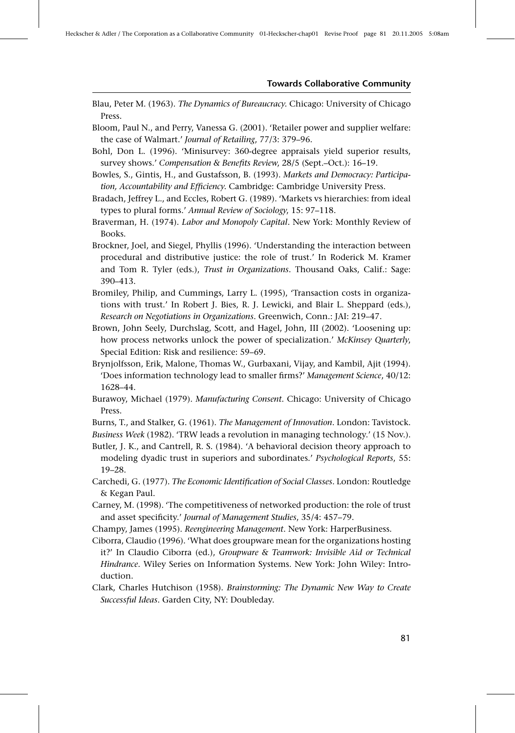Blau, Peter M. (1963). *The Dynamics of Bureaucracy*. Chicago: University of Chicago Press.

Bloom, Paul N., and Perry, Vanessa G. (2001). 'Retailer power and supplier welfare: the case of Walmart.' *Journal of Retailing*, 77/3: 379–96.

Bohl, Don L. (1996). 'Minisurvey: 360-degree appraisals yield superior results, survey shows.' *Compensation & Benefits Review*, 28/5 (Sept.–Oct.): 16–19.

Bowles, S., Gintis, H., and Gustafsson, B. (1993). *Markets and Democracy: Participation, Accountability and Efficiency*. Cambridge: Cambridge University Press.

Bradach, Jeffrey L., and Eccles, Robert G. (1989). 'Markets vs hierarchies: from ideal types to plural forms.' *Annual Review of Sociology*, 15: 97–118.

Braverman, H. (1974). *Labor and Monopoly Capital*. New York: Monthly Review of Books.

Brockner, Joel, and Siegel, Phyllis (1996). 'Understanding the interaction between procedural and distributive justice: the role of trust.' In Roderick M. Kramer and Tom R. Tyler (eds.), *Trust in Organizations*. Thousand Oaks, Calif.: Sage: 390–413.

Bromiley, Philip, and Cummings, Larry L. (1995), 'Transaction costs in organizations with trust.' In Robert J. Bies, R. J. Lewicki, and Blair L. Sheppard (eds.), *Research on Negotiations in Organizations*. Greenwich, Conn.: JAI: 219–47.

Brown, John Seely, Durchslag, Scott, and Hagel, John, III (2002). 'Loosening up: how process networks unlock the power of specialization.' *McKinsey Quarterly*, Special Edition: Risk and resilience: 59–69.

Brynjolfsson, Erik, Malone, Thomas W., Gurbaxani, Vijay, and Kambil, Ajit (1994). 'Does information technology lead to smaller firms?' *Management Science*, 40/12: 1628–44.

Burawoy, Michael (1979). *Manufacturing Consent*. Chicago: University of Chicago Press.

Burns, T., and Stalker, G. (1961). *The Management of Innovation*. London: Tavistock.

*Business Week* (1982). 'TRW leads a revolution in managing technology.' (15 Nov.).

Butler, J. K., and Cantrell, R. S. (1984). 'A behavioral decision theory approach to modeling dyadic trust in superiors and subordinates.' *Psychological Reports*, 55: 19–28.

Carchedi, G. (1977). *The Economic Identification of Social Classes*. London: Routledge & Kegan Paul.

Carney, M. (1998). 'The competitiveness of networked production: the role of trust and asset specificity.' *Journal of Management Studies*, 35/4: 457–79.

Champy, James (1995). *Reengineering Management*. New York: HarperBusiness.

Ciborra, Claudio (1996). 'What does groupware mean for the organizations hosting it?' In Claudio Ciborra (ed.), *Groupware & Teamwork: Invisible Aid or Technical Hindrance*. Wiley Series on Information Systems. New York: John Wiley: Introduction.

Clark, Charles Hutchison (1958). *Brainstorming: The Dynamic New Way to Create Successful Ideas*. Garden City, NY: Doubleday.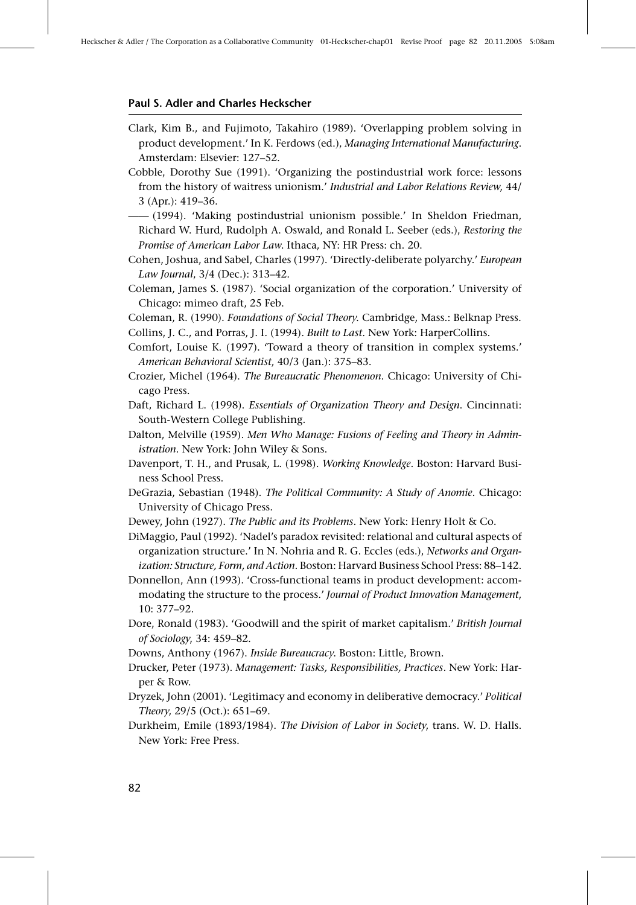Clark, Kim B., and Fujimoto, Takahiro (1989). 'Overlapping problem solving in product development.' In K. Ferdows (ed.), *Managing International Manufacturing*. Amsterdam: Elsevier: 127–52.

Cobble, Dorothy Sue (1991). 'Organizing the postindustrial work force: lessons from the history of waitress unionism.' *Industrial and Labor Relations Review*, 44/3 (Apr.): 419–36.

—— (1994). 'Making postindustrial unionism possible.' In Sheldon Friedman, Richard W. Hurd, Rudolph A. Oswald, and Ronald L. Seeber (eds.), *Restoring the Promise of American Labor Law*. Ithaca, NY: HR Press: ch. 20.

Cohen, Joshua, and Sabel, Charles (1997). 'Directly-deliberate polyarchy.' *European Law Journal*, 3/4 (Dec.): 313–42.

Coleman, James S. (1987). 'Social organization of the corporation.' University of Chicago: mimeo draft, 25 Feb.

Coleman, R. (1990). *Foundations of Social Theory*. Cambridge, Mass.: Belknap Press.

Collins, J. C., and Porras, J. I. (1994). *Built to Last*. New York: HarperCollins.

Comfort, Louise K. (1997). 'Toward a theory of transition in complex systems.' *American Behavioral Scientist*, 40/3 (Jan.): 375–83.

Crozier, Michel (1964). *The Bureaucratic Phenomenon*. Chicago: University of Chicago Press.

Daft, Richard L. (1998). *Essentials of Organization Theory and Design*. Cincinnati: South-Western College Publishing.

Dalton, Melville (1959). *Men Who Manage: Fusions of Feeling and Theory in Administration*. New York: John Wiley & Sons.

Davenport, T. H., and Prusak, L. (1998). *Working Knowledge*. Boston: Harvard Business School Press.

DeGrazia, Sebastian (1948). *The Political Community: A Study of Anomie*. Chicago: University of Chicago Press.

Dewey, John (1927). *The Public and its Problems*. New York: Henry Holt & Co.

DiMaggio, Paul (1992). 'Nadel's paradox revisited: relational and cultural aspects of organization structure.' In N. Nohria and R. G. Eccles (eds.), *Networks and Organization: Structure, Form, and Action*. Boston: Harvard Business School Press: 88–142.

Donnellon, Ann (1993). 'Cross-functional teams in product development: accommodating the structure to the process.' *Journal of Product Innovation Management*, 10: 377–92.

Dore, Ronald (1983). 'Goodwill and the spirit of market capitalism.' *British Journal of Sociology*, 34: 459–82.

Downs, Anthony (1967). *Inside Bureaucracy*. Boston: Little, Brown.

Drucker, Peter (1973). *Management: Tasks, Responsibilities, Practices*. New York: Harper & Row.

Dryzek, John (2001). 'Legitimacy and economy in deliberative democracy.' *Political Theory*, 29/5 (Oct.): 651–69.

Durkheim, Emile (1893/1984). *The Division of Labor in Society*, trans. W. D. Halls. New York: Free Press.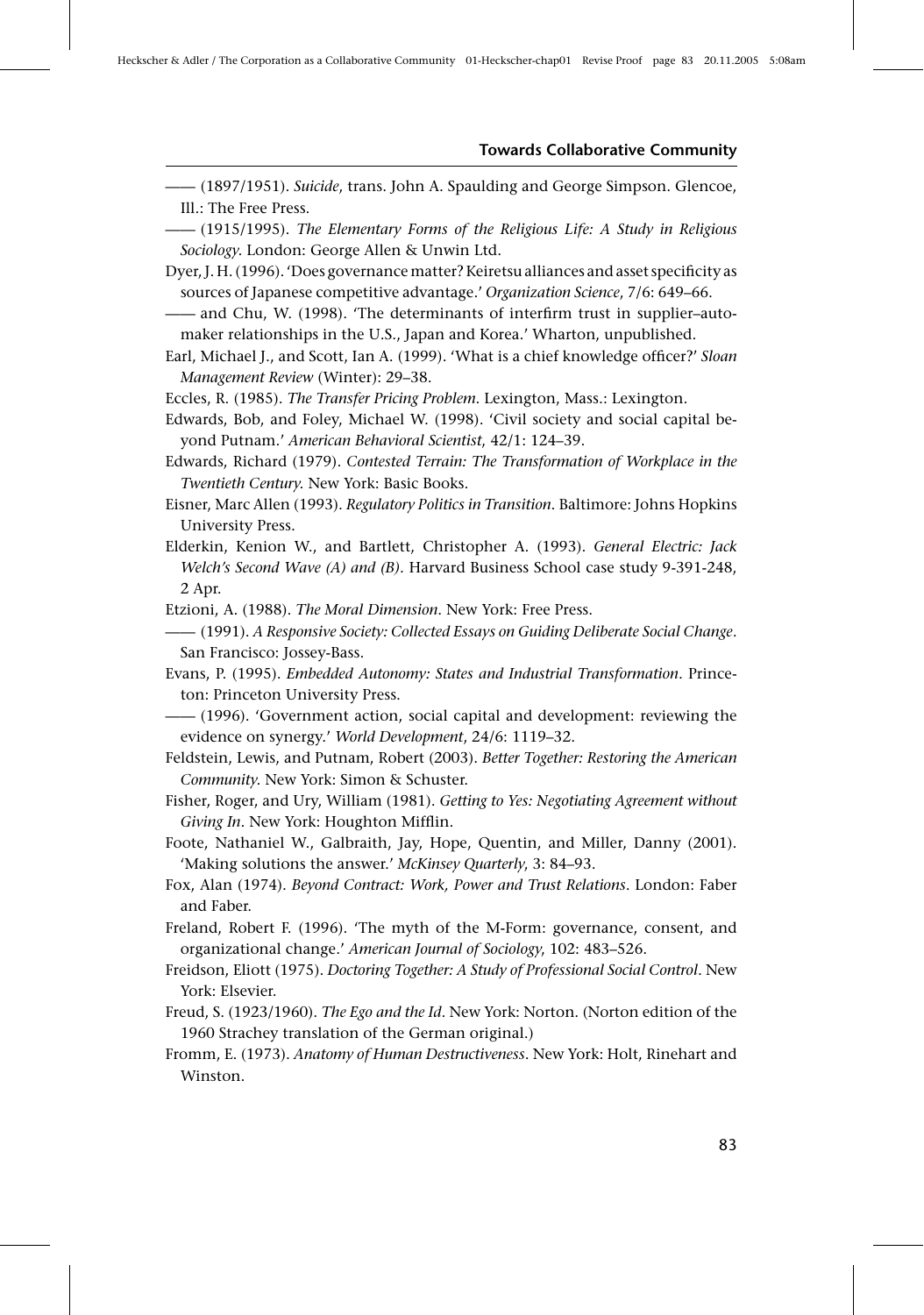—— (1897/1951). *Suicide*, trans. John A. Spaulding and George Simpson. Glencoe, Ill.: The Free Press.

—— (1915/1995). *The Elementary Forms of the Religious Life: A Study in Religious Sociology*. London: George Allen & Unwin Ltd.

Dyer, J. H. (1996). 'Does governance matter? Keiretsu alliances and asset specificity as sources of Japanese competitive advantage.' *Organization Science*, 7/6: 649–66.

—— and Chu, W. (1998). 'The determinants of interfirm trust in supplier–automaker relationships in the U.S., Japan and Korea.' Wharton, unpublished.

Earl, Michael J., and Scott, Ian A. (1999). 'What is a chief knowledge officer?' *Sloan Management Review* (Winter): 29–38.

Eccles, R. (1985). *The Transfer Pricing Problem*. Lexington, Mass.: Lexington.

Edwards, Bob, and Foley, Michael W. (1998). 'Civil society and social capital beyond Putnam.' *American Behavioral Scientist*, 42/1: 124–39.

Edwards, Richard (1979). *Contested Terrain: The Transformation of Workplace in the Twentieth Century*. New York: Basic Books.

Eisner, Marc Allen (1993). *Regulatory Politics in Transition*. Baltimore: Johns Hopkins University Press.

Elderkin, Kenion W., and Bartlett, Christopher A. (1993). *General Electric: Jack Welch's Second Wave (A) and (B)*. Harvard Business School case study 9-391-248, 2 Apr.

Etzioni, A. (1988). *The Moral Dimension*. New York: Free Press.

—— (1991). *A Responsive Society: Collected Essays on Guiding Deliberate Social Change*. San Francisco: Jossey-Bass.

Evans, P. (1995). *Embedded Autonomy: States and Industrial Transformation*. Princeton: Princeton University Press.

—— (1996). 'Government action, social capital and development: reviewing the evidence on synergy.' *World Development*, 24/6: 1119–32.

Feldstein, Lewis, and Putnam, Robert (2003). *Better Together: Restoring the American Community*. New York: Simon & Schuster.

Fisher, Roger, and Ury, William (1981). *Getting to Yes: Negotiating Agreement without Giving In*. New York: Houghton Mifflin.

Foote, Nathaniel W., Galbraith, Jay, Hope, Quentin, and Miller, Danny (2001). 'Making solutions the answer.' *McKinsey Quarterly*, 3: 84–93.

Fox, Alan (1974). *Beyond Contract: Work, Power and Trust Relations*. London: Faber and Faber.

Freland, Robert F. (1996). 'The myth of the M-Form: governance, consent, and organizational change.' *American Journal of Sociology*, 102: 483–526.

Freidson, Eliott (1975). *Doctoring Together: A Study of Professional Social Control*. New York: Elsevier.

Freud, S. (1923/1960). *The Ego and the Id*. New York: Norton. (Norton edition of the 1960 Strachey translation of the German original.)

Fromm, E. (1973). *Anatomy of Human Destructiveness*. New York: Holt, Rinehart and Winston.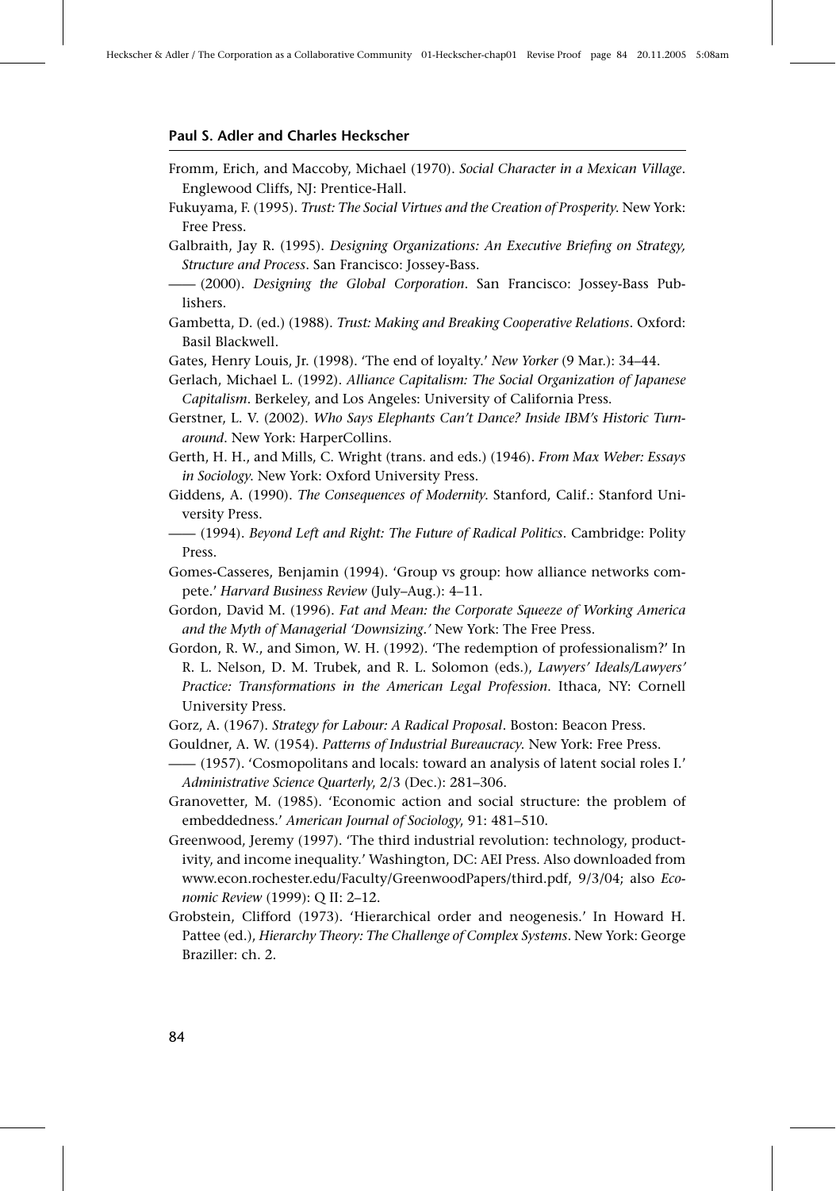Fromm, Erich, and Maccoby, Michael (1970). *Social Character in a Mexican Village*. Englewood Cliffs, NJ: Prentice-Hall.

Fukuyama, F. (1995). *Trust: The Social Virtues and the Creation of Prosperity*. New York: Free Press.

Galbraith, Jay R. (1995). *Designing Organizations: An Executive Briefing on Strategy, Structure and Process*. San Francisco: Jossey-Bass.

—— (2000). *Designing the Global Corporation*. San Francisco: Jossey-Bass Publishers.

Gambetta, D. (ed.) (1988). *Trust: Making and Breaking Cooperative Relations*. Oxford: Basil Blackwell.

Gates, Henry Louis, Jr. (1998). 'The end of loyalty.' *New Yorker* (9 Mar.): 34–44.

Gerlach, Michael L. (1992). *Alliance Capitalism: The Social Organization of Japanese Capitalism*. Berkeley, and Los Angeles: University of California Press.

Gerstner, L. V. (2002). *Who Says Elephants Can't Dance? Inside IBM's Historic Turnaround*. New York: HarperCollins.

Gerth, H. H., and Mills, C. Wright (trans. and eds.) (1946). *From Max Weber: Essays in Sociology*. New York: Oxford University Press.

Giddens, A. (1990). *The Consequences of Modernity*. Stanford, Calif.: Stanford University Press.

—— (1994). *Beyond Left and Right: The Future of Radical Politics*. Cambridge: Polity Press.

Gomes-Casseres, Benjamin (1994). 'Group vs group: how alliance networks compete.' *Harvard Business Review* (July–Aug.): 4–11.

Gordon, David M. (1996). *Fat and Mean: the Corporate Squeeze of Working America and the Myth of Managerial 'Downsizing.'* New York: The Free Press.

Gordon, R. W., and Simon, W. H. (1992). 'The redemption of professionalism?' In R. L. Nelson, D. M. Trubek, and R. L. Solomon (eds.), *Lawyers' Ideals/Lawyers' Practice: Transformations in the American Legal Profession*. Ithaca, NY: Cornell University Press.

Gorz, A. (1967). *Strategy for Labour: A Radical Proposal*. Boston: Beacon Press.

Gouldner, A. W. (1954). *Patterns of Industrial Bureaucracy*. New York: Free Press.

—— (1957). 'Cosmopolitans and locals: toward an analysis of latent social roles I.' *Administrative Science Quarterly*, 2/3 (Dec.): 281–306.

Granovetter, M. (1985). 'Economic action and social structure: the problem of embeddedness.' *American Journal of Sociology*, 91: 481–510.

Greenwood, Jeremy (1997). 'The third industrial revolution: technology, productivity, and income inequality.' Washington, DC: AEI Press. Also downloaded from www.econ.rochester.edu/Faculty/GreenwoodPapers/third.pdf, 9/3/04; also *Economic Review* (1999): Q II: 2–12.

Grobstein, Clifford (1973). 'Hierarchical order and neogenesis.' In Howard H. Pattee (ed.), *Hierarchy Theory: The Challenge of Complex Systems*. New York: George Braziller: ch. 2.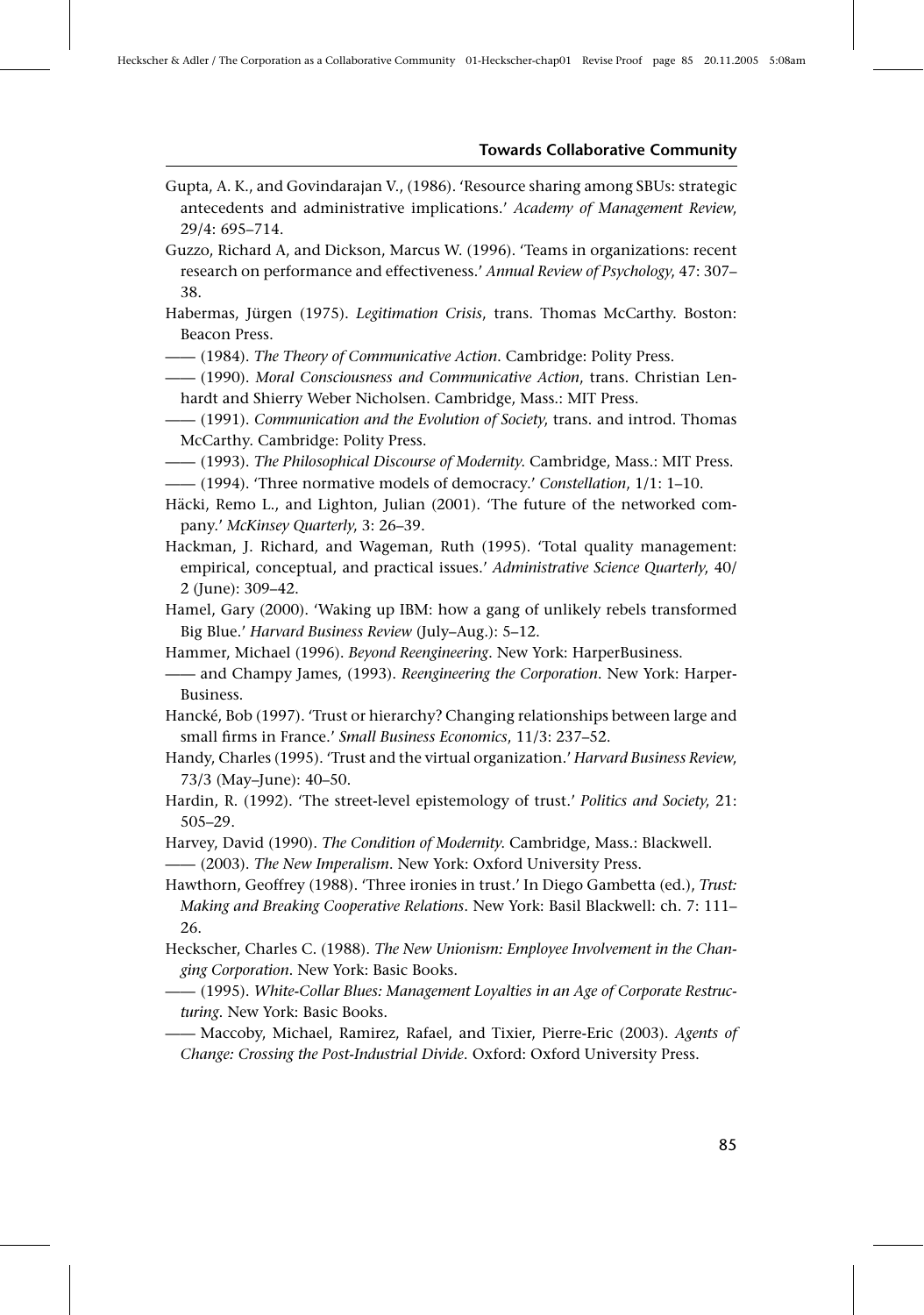Gupta, A. K., and Govindarajan V., (1986). 'Resource sharing among SBUs: strategic antecedents and administrative implications.' *Academy of Management Review*, 29/4: 695–714.

Guzzo, Richard A, and Dickson, Marcus W. (1996). 'Teams in organizations: recent research on performance and effectiveness.' *Annual Review of Psychology*, 47: 307–38.

Habermas, Jürgen (1975). *Legitimation Crisis*, trans. Thomas McCarthy. Boston: Beacon Press.

—— (1984). *The Theory of Communicative Action*. Cambridge: Polity Press.

—— (1990). *Moral Consciousness and Communicative Action*, trans. Christian Lenhardt and Shierry Weber Nicholsen. Cambridge, Mass.: MIT Press.

—— (1991). *Communication and the Evolution of Society*, trans. and introd. Thomas McCarthy. Cambridge: Polity Press.

—— (1993). *The Philosophical Discourse of Modernity*. Cambridge, Mass.: MIT Press.

—— (1994). 'Three normative models of democracy.' *Constellation*, 1/1: 1–10.

Häcki, Remo L., and Lighton, Julian (2001). 'The future of the networked company.' *McKinsey Quarterly*, 3: 26–39.

Hackman, J. Richard, and Wageman, Ruth (1995). 'Total quality management: empirical, conceptual, and practical issues.' *Administrative Science Quarterly*, 40/2 (June): 309–42.

Hamel, Gary (2000). 'Waking up IBM: how a gang of unlikely rebels transformed Big Blue.' *Harvard Business Review* (July–Aug.): 5–12.

Hammer, Michael (1996). *Beyond Reengineering*. New York: HarperBusiness.

—— and Champy James, (1993). *Reengineering the Corporation*. New York: HarperBusiness.

Hancké, Bob (1997). 'Trust or hierarchy? Changing relationships between large and small firms in France.' *Small Business Economics*, 11/3: 237–52.

Handy, Charles (1995). 'Trust and the virtual organization.' *Harvard Business Review*, 73/3 (May–June): 40–50.

Hardin, R. (1992). 'The street-level epistemology of trust.' *Politics and Society*, 21: 505–29.

Harvey, David (1990). *The Condition of Modernity*. Cambridge, Mass.: Blackwell.

—— (2003). *The New Imperialism*. New York: Oxford University Press.

Hawthorn, Geoffrey (1988). 'Three ironies in trust.' In Diego Gambetta (ed.), *Trust: Making and Breaking Cooperative Relations*. New York: Basil Blackwell: ch. 7: 111–26.

Heckscher, Charles C. (1988). *The New Unionism: Employee Involvement in the Changing Corporation*. New York: Basic Books.

—— (1995). *White-Collar Blues: Management Loyalties in an Age of Corporate Restructuring*. New York: Basic Books.

—— Maccoby, Michael, Ramirez, Rafael, and Tixier, Pierre-Eric (2003). *Agents of Change: Crossing the Post-Industrial Divide*. Oxford: Oxford University Press.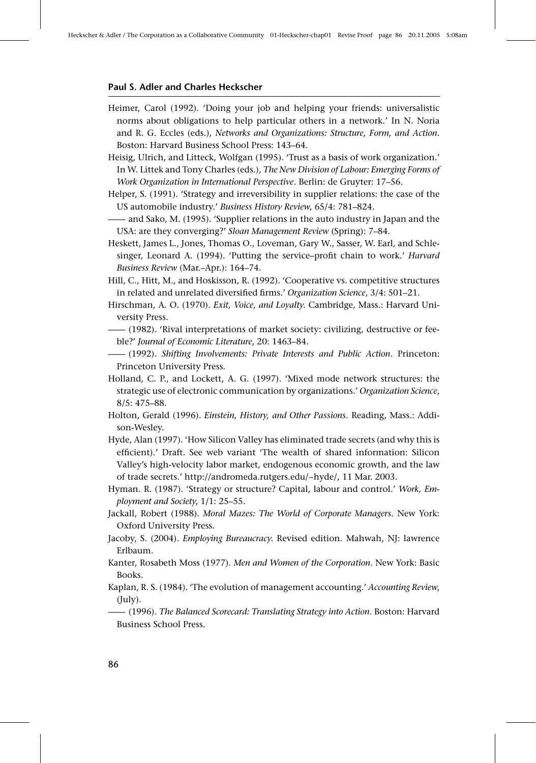Heimer, Carol (1992). 'Doing your job and helping your friends: universalistic norms about obligations to help particular others in a network.' In N. Noria and R. G. Eccles (eds.), *Networks and Organizations: Structure, Form, and Action*. Boston: Harvard Business School Press: 143–64.

Heisig, Ulrich, and Litteck, Wolfgan (1995). 'Trust as a basis of work organization.' In W. Littek and Tony Charles (eds.), *The New Division of Labour: Emerging Forms of Work Organization in International Perspective*. Berlin: de Gruyter: 17–56.

Helper, S. (1991). 'Strategy and irreversibility in supplier relations: the case of the US automobile industry.' *Business History Review*, 65/4: 781–824.

—— and Sako, M. (1995). 'Supplier relations in the auto industry in Japan and the USA: are they converging?' *Sloan Management Review* (Spring): 7–84.

Heskett, James L., Jones, Thomas O., Loveman, Gary W., Sasser, W. Earl, and Schlesinger, Leonard A. (1994). 'Putting the service–profit chain to work.' *Harvard Business Review* (Mar.–Apr.): 164–74.

Hill, C., Hitt, M., and Hoskisson, R. (1992). 'Cooperative vs. competitive structures in related and unrelated diversified firms.' *Organization Science*, 3/4: 501–21.

Hirschman, A. O. (1970). *Exit, Voice, and Loyalty*. Cambridge, Mass.: Harvard University Press.

—— (1982). 'Rival interpretations of market society: civilizing, destructive or feeble?' *Journal of Economic Literature*, 20: 1463–84.

—— (1992). *Shifting Involvements: Private Interests and Public Action*. Princeton: Princeton University Press.

Holland, C. P., and Lockett, A. G. (1997). 'Mixed mode network structures: the strategic use of electronic communication by organizations.' *Organization Science*, 8/5: 475–88.

Holton, Gerald (1996). *Einstein, History, and Other Passions*. Reading, Mass.: Addison-Wesley.

Hyde, Alan (1997). 'How Silicon Valley has eliminated trade secrets (and why this is efficient).' Draft. See web variant 'The wealth of shared information: Silicon Valley's high-velocity labor market, endogenous economic growth, and the law of trade secrets.' http://andromeda.rutgers.edu/~hyde/, 11 Mar. 2003.

Hyman. R. (1987). 'Strategy or structure? Capital, labour and control.' *Work, Employment and Society*, 1/1: 25–55.

Jackall, Robert (1988). *Moral Mazes: The World of Corporate Managers*. New York: Oxford University Press.

Jacoby, S. (2004). *Employing Bureaucracy*. Revised edition. Mahwah, NJ: lawrence Erlbaum.

Kanter, Rosabeth Moss (1977). *Men and Women of the Corporation*. New York: Basic Books.

Kaplan, R. S. (1984). 'The evolution of management accounting.' *Accounting Review*, (July).

—— (1996). *The Balanced Scorecard: Translating Strategy into Action*. Boston: Harvard Business School Press.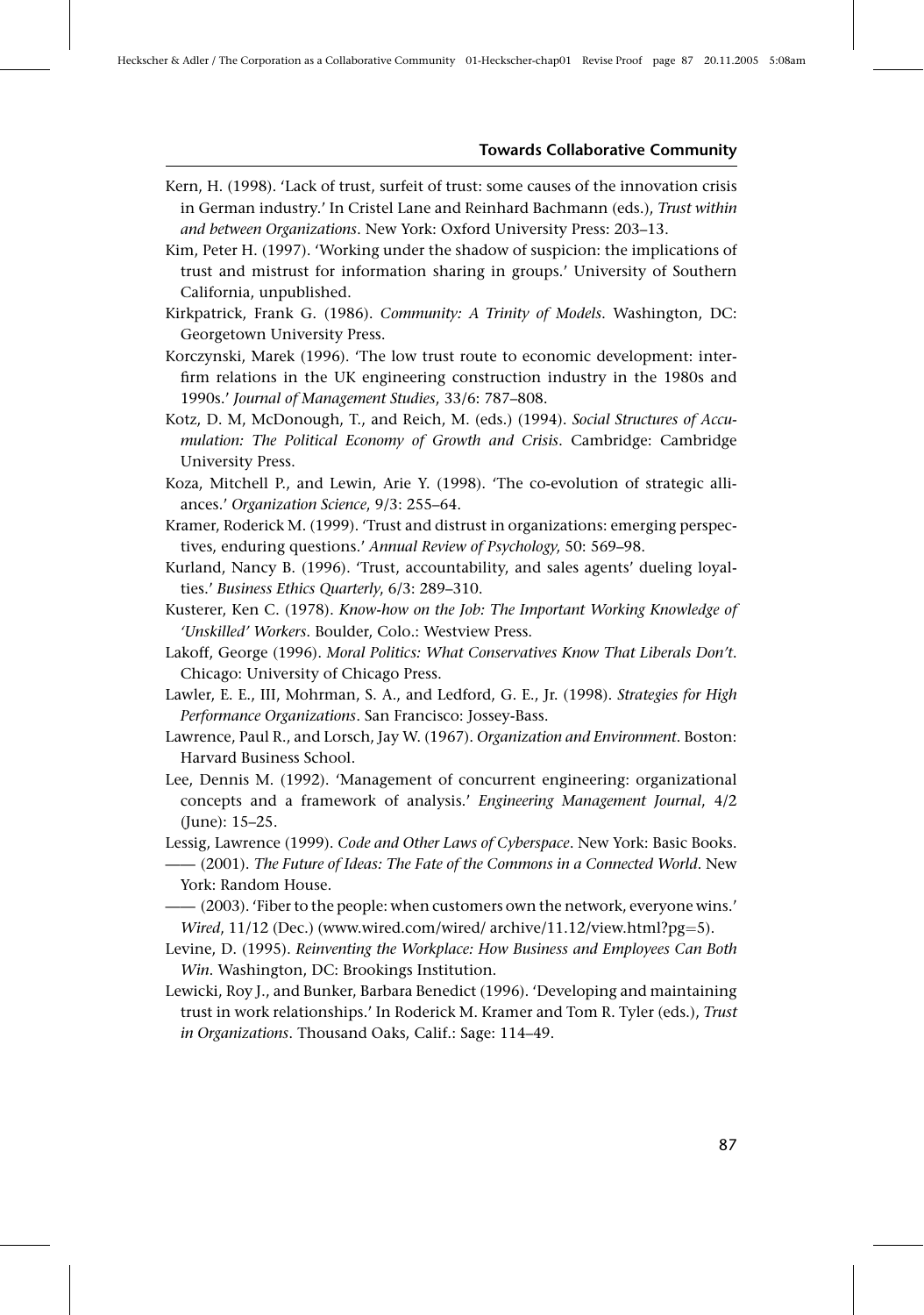Kern, H. (1998). 'Lack of trust, surfeit of trust: some causes of the innovation crisis in German industry.' In Cristel Lane and Reinhard Bachmann (eds.), *Trust within and between Organizations*. New York: Oxford University Press: 203–13.

Kim, Peter H. (1997). 'Working under the shadow of suspicion: the implications of trust and mistrust for information sharing in groups.' University of Southern California, unpublished.

Kirkpatrick, Frank G. (1986). *Community: A Trinity of Models*. Washington, DC: Georgetown University Press.

Korczynski, Marek (1996). 'The low trust route to economic development: inter-firm relations in the UK engineering construction industry in the 1980s and 1990s.' *Journal of Management Studies*, 33/6: 787–808.

Kotz, D. M, McDonough, T., and Reich, M. (eds.) (1994). *Social Structures of Accumulation: The Political Economy of Growth and Crisis*. Cambridge: Cambridge University Press.

Koza, Mitchell P., and Lewin, Arie Y. (1998). 'The co-evolution of strategic alliances.' *Organization Science*, 9/3: 255–64.

Kramer, Roderick M. (1999). 'Trust and distrust in organizations: emerging perspectives, enduring questions.' *Annual Review of Psychology*, 50: 569–98.

Kurland, Nancy B. (1996). 'Trust, accountability, and sales agents' dueling loyalties.' *Business Ethics Quarterly*, 6/3: 289–310.

Kusterer, Ken C. (1978). *Know-how on the Job: The Important Working Knowledge of 'Unskilled' Workers*. Boulder, Colo.: Westview Press.

Lakoff, George (1996). *Moral Politics: What Conservatives Know That Liberals Don't*. Chicago: University of Chicago Press.

Lawler, E. E., III, Mohrman, S. A., and Ledford, G. E., Jr. (1998). *Strategies for High Performance Organizations*. San Francisco: Jossey-Bass.

Lawrence, Paul R., and Lorsch, Jay W. (1967). *Organization and Environment*. Boston: Harvard Business School.

Lee, Dennis M. (1992). 'Management of concurrent engineering: organizational concepts and a framework of analysis.' *Engineering Management Journal*, 4/2 (June): 15–25.

Lessig, Lawrence (1999). *Code and Other Laws of Cyberspace*. New York: Basic Books.

—— (2001). *The Future of Ideas: The Fate of the Commons in a Connected World*. New York: Random House.

—— (2003). 'Fiber to the people: when customers own the network, everyone wins.' *Wired*, 11/12 (Dec.) (www.wired.com/wired/ archive/11.12/view.html?pg=5).

Levine, D. (1995). *Reinventing the Workplace: How Business and Employees Can Both Win*. Washington, DC: Brookings Institution.

Lewicki, Roy J., and Bunker, Barbara Benedict (1996). 'Developing and maintaining trust in work relationships.' In Roderick M. Kramer and Tom R. Tyler (eds.), *Trust in Organizations*. Thousand Oaks, Calif.: Sage: 114–49.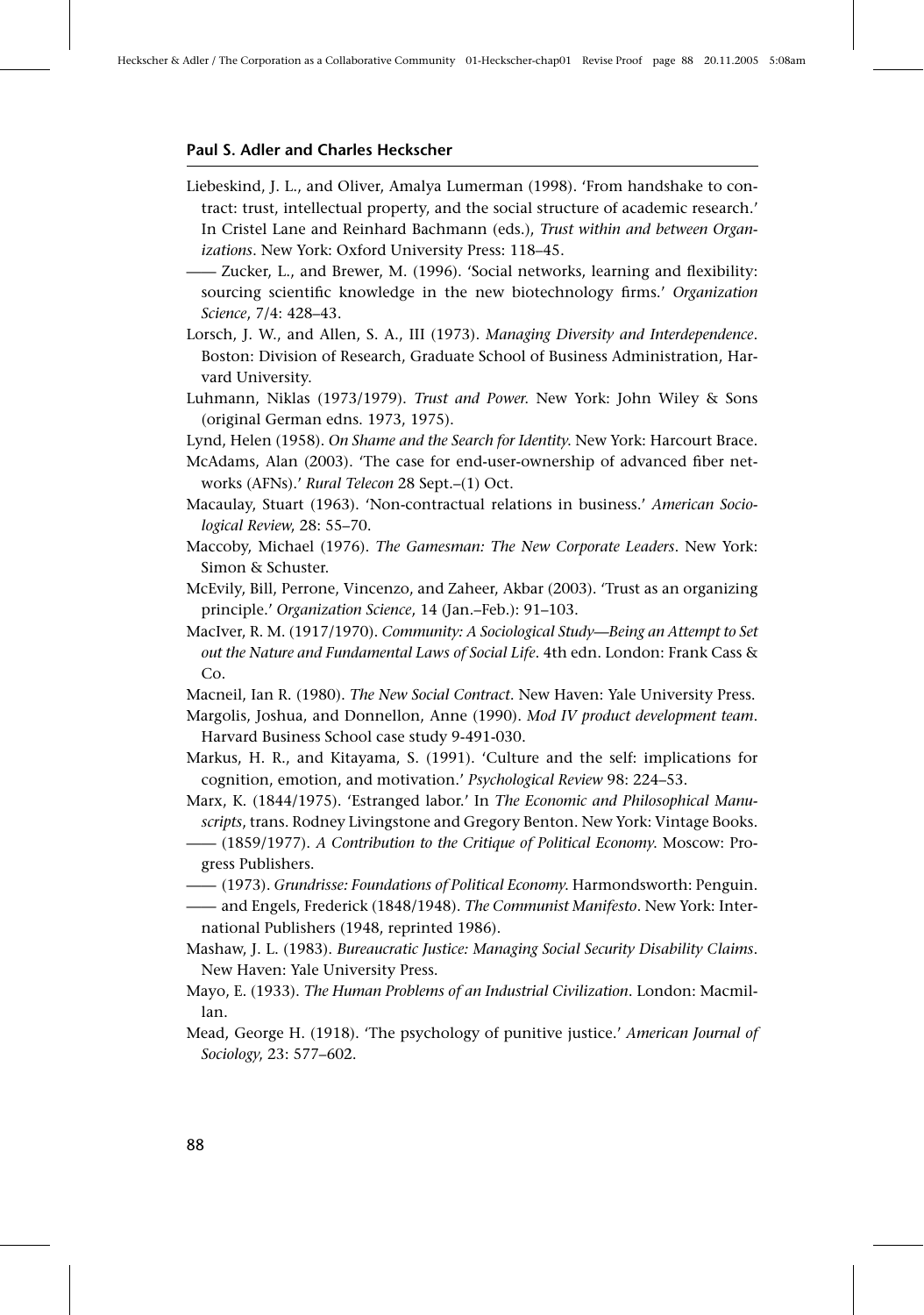Liebeskind, J. L., and Oliver, Amalya Lumerman (1998). 'From handshake to contract: trust, intellectual property, and the social structure of academic research.' In Cristel Lane and Reinhard Bachmann (eds.), *Trust within and between Organizations*. New York: Oxford University Press: 118–45.

—— Zucker, L., and Brewer, M. (1996). 'Social networks, learning and flexibility: sourcing scientific knowledge in the new biotechnology firms.' *Organization Science*, 7/4: 428–43.

Lorsch, J. W., and Allen, S. A., III (1973). *Managing Diversity and Interdependence*. Boston: Division of Research, Graduate School of Business Administration, Harvard University.

Luhmann, Niklas (1973/1979). *Trust and Power*. New York: John Wiley & Sons (original German edns. 1973, 1975).

Lynd, Helen (1958). *On Shame and the Search for Identity*. New York: Harcourt Brace.

McAdams, Alan (2003). 'The case for end-user-ownership of advanced fiber networks (AFNs).' *Rural Telecon* 28 Sept.–(1) Oct.

Macaulay, Stuart (1963). 'Non-contractual relations in business.' *American Sociological Review*, 28: 55–70.

Maccoby, Michael (1976). *The Gamesman: The New Corporate Leaders*. New York: Simon & Schuster.

McEvily, Bill, Perrone, Vincenzo, and Zaheer, Akbar (2003). 'Trust as an organizing principle.' *Organization Science*, 14 (Jan.–Feb.): 91–103.

MacIver, R. M. (1917/1970). *Community: A Sociological Study—Being an Attempt to Set out the Nature and Fundamental Laws of Social Life*. 4th edn. London: Frank Cass & Co.

Macneil, Ian R. (1980). *The New Social Contract*. New Haven: Yale University Press.

Margolis, Joshua, and Donnellon, Anne (1990). *Mod IV product development team*. Harvard Business School case study 9-491-030.

Markus, H. R., and Kitayama, S. (1991). 'Culture and the self: implications for cognition, emotion, and motivation.' *Psychological Review* 98: 224–53.

Marx, K. (1844/1975). 'Estranged labor.' In *The Economic and Philosophical Manuscripts*, trans. Rodney Livingstone and Gregory Benton. New York: Vintage Books.

—— (1859/1977). *A Contribution to the Critique of Political Economy*. Moscow: Progress Publishers.

—— (1973). *Grundrisse: Foundations of Political Economy*. Harmondsworth: Penguin.

—— and Engels, Frederick (1848/1948). *The Communist Manifesto*. New York: International Publishers (1948, reprinted 1986).

Mashaw, J. L. (1983). *Bureaucratic Justice: Managing Social Security Disability Claims*. New Haven: Yale University Press.

Mayo, E. (1933). *The Human Problems of an Industrial Civilization*. London: Macmillan.

Mead, George H. (1918). 'The psychology of punitive justice.' *American Journal of Sociology*, 23: 577–602.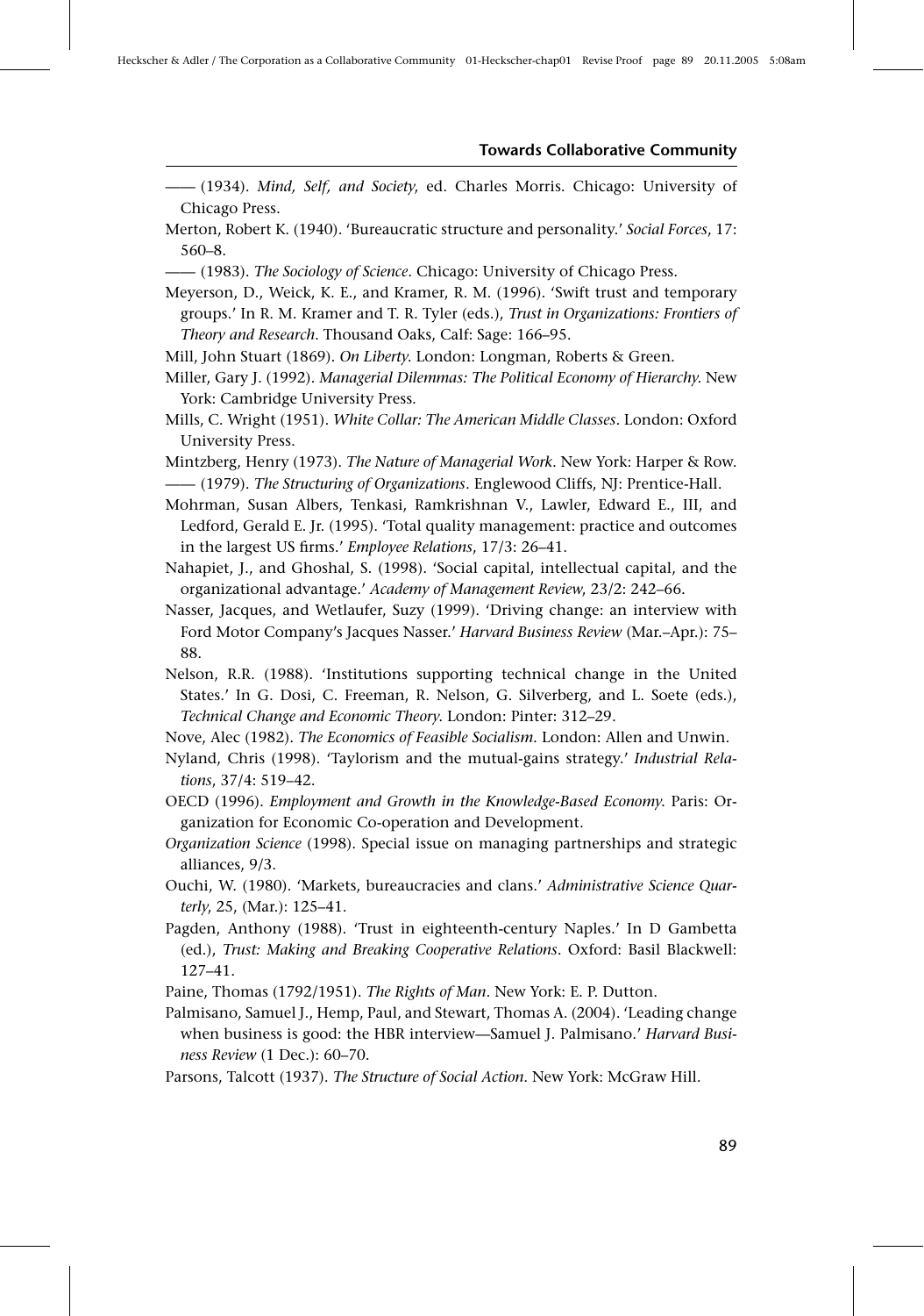—— (1934). *Mind, Self, and Society*, ed. Charles Morris. Chicago: University of Chicago Press.

Merton, Robert K. (1940). 'Bureaucratic structure and personality.' *Social Forces*, 17: 560–8.

—— (1983). *The Sociology of Science*. Chicago: University of Chicago Press.

Meyerson, D., Weick, K. E., and Kramer, R. M. (1996). 'Swift trust and temporary groups.' In R. M. Kramer and T. R. Tyler (eds.), *Trust in Organizations: Frontiers of Theory and Research*. Thousand Oaks, Calf: Sage: 166–95.

Mill, John Stuart (1869). *On Liberty*. London: Longman, Roberts & Green.

Miller, Gary J. (1992). *Managerial Dilemmas: The Political Economy of Hierarchy*. New York: Cambridge University Press.

Mills, C. Wright (1951). *White Collar: The American Middle Classes*. London: Oxford University Press.

Mintzberg, Henry (1973). *The Nature of Managerial Work*. New York: Harper & Row.

—— (1979). *The Structuring of Organizations*. Englewood Cliffs, NJ: Prentice-Hall.

Mohrman, Susan Albers, Tenkasi, Ramkrishnan V., Lawler, Edward E., III, and Ledford, Gerald E. Jr. (1995). 'Total quality management: practice and outcomes in the largest US firms.' *Employee Relations*, 17/3: 26–41.

Nahapiet, J., and Ghoshal, S. (1998). 'Social capital, intellectual capital, and the organizational advantage.' *Academy of Management Review*, 23/2: 242–66.

Nasser, Jacques, and Wetlaufer, Suzy (1999). 'Driving change: an interview with Ford Motor Company's Jacques Nasser.' *Harvard Business Review* (Mar.–Apr.): 75–88.

Nelson, R.R. (1988). 'Institutions supporting technical change in the United States.' In G. Dosi, C. Freeman, R. Nelson, G. Silverberg, and L. Soete (eds.), *Technical Change and Economic Theory*. London: Pinter: 312–29.

Nove, Alec (1982). *The Economics of Feasible Socialism*. London: Allen and Unwin.

Nyland, Chris (1998). 'Taylorism and the mutual-gains strategy.' *Industrial Relations*, 37/4: 519–42.

OECD (1996). *Employment and Growth in the Knowledge-Based Economy*. Paris: Organization for Economic Co-operation and Development.

*Organization Science* (1998). Special issue on managing partnerships and strategic alliances, 9/3.

Ouchi, W. (1980). 'Markets, bureaucracies and clans.' *Administrative Science Quarterly*, 25, (Mar.): 125–41.

Pagden, Anthony (1988). 'Trust in eighteenth-century Naples.' In D Gambetta (ed.), *Trust: Making and Breaking Cooperative Relations*. Oxford: Basil Blackwell: 127–41.

Paine, Thomas (1792/1951). *The Rights of Man*. New York: E. P. Dutton.

Palmisano, Samuel J., Hemp, Paul, and Stewart, Thomas A. (2004). 'Leading change when business is good: the HBR interview—Samuel J. Palmisano.' *Harvard Business Review* (1 Dec.): 60–70.

Parsons, Talcott (1937). *The Structure of Social Action*. New York: McGraw Hill.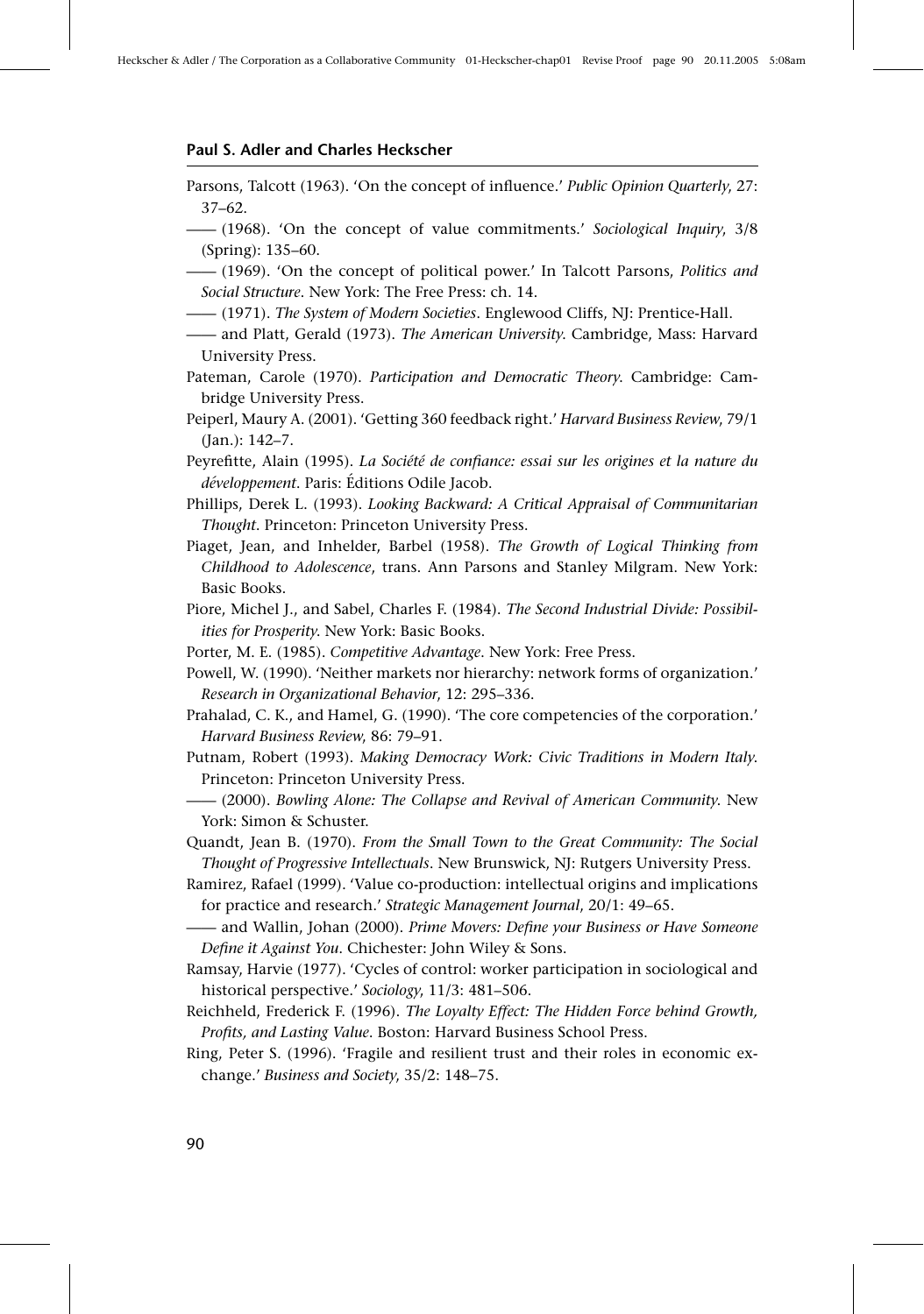Parsons, Talcott (1963). 'On the concept of influence.' *Public Opinion Quarterly*, 27: 37–62.

—— (1968). 'On the concept of value commitments.' *Sociological Inquiry*, 3/8 (Spring): 135–60.

—— (1969). 'On the concept of political power.' In Talcott Parsons, *Politics and Social Structure*. New York: The Free Press: ch. 14.

—— (1971). *The System of Modern Societies*. Englewood Cliffs, NJ: Prentice-Hall.

—— and Platt, Gerald (1973). *The American University*. Cambridge, Mass: Harvard University Press.

Pateman, Carole (1970). *Participation and Democratic Theory*. Cambridge: Cambridge University Press.

Peiperl, Maury A. (2001). 'Getting 360 feedback right.' *Harvard Business Review*, 79/1 (Jan.): 142–7.

Peyrefitte, Alain (1995). *La Société de confiance: essai sur les origines et la nature du développement*. Paris: Éditions Odile Jacob.

Phillips, Derek L. (1993). *Looking Backward: A Critical Appraisal of Communitarian Thought*. Princeton: Princeton University Press.

Piaget, Jean, and Inhelder, Barbel (1958). *The Growth of Logical Thinking from Childhood to Adolescence*, trans. Ann Parsons and Stanley Milgram. New York: Basic Books.

Piore, Michel J., and Sabel, Charles F. (1984). *The Second Industrial Divide: Possibilities for Prosperity*. New York: Basic Books.

Porter, M. E. (1985). *Competitive Advantage*. New York: Free Press.

Powell, W. (1990). 'Neither markets nor hierarchy: network forms of organization.' *Research in Organizational Behavior*, 12: 295–336.

Prahalad, C. K., and Hamel, G. (1990). 'The core competencies of the corporation.' *Harvard Business Review*, 86: 79–91.

Putnam, Robert (1993). *Making Democracy Work: Civic Traditions in Modern Italy*. Princeton: Princeton University Press.

—— (2000). *Bowling Alone: The Collapse and Revival of American Community*. New York: Simon & Schuster.

Quandt, Jean B. (1970). *From the Small Town to the Great Community: The Social Thought of Progressive Intellectuals*. New Brunswick, NJ: Rutgers University Press.

Ramirez, Rafael (1999). 'Value co-production: intellectual origins and implications for practice and research.' *Strategic Management Journal*, 20/1: 49–65.

—— and Wallin, Johan (2000). *Prime Movers: Define your Business or Have Someone Define it Against You*. Chichester: John Wiley & Sons.

Ramsay, Harvie (1977). 'Cycles of control: worker participation in sociological and historical perspective.' *Sociology*, 11/3: 481–506.

Reichheld, Frederick F. (1996). *The Loyalty Effect: The Hidden Force behind Growth, Profits, and Lasting Value*. Boston: Harvard Business School Press.

Ring, Peter S. (1996). 'Fragile and resilient trust and their roles in economic exchange.' *Business and Society*, 35/2: 148–75.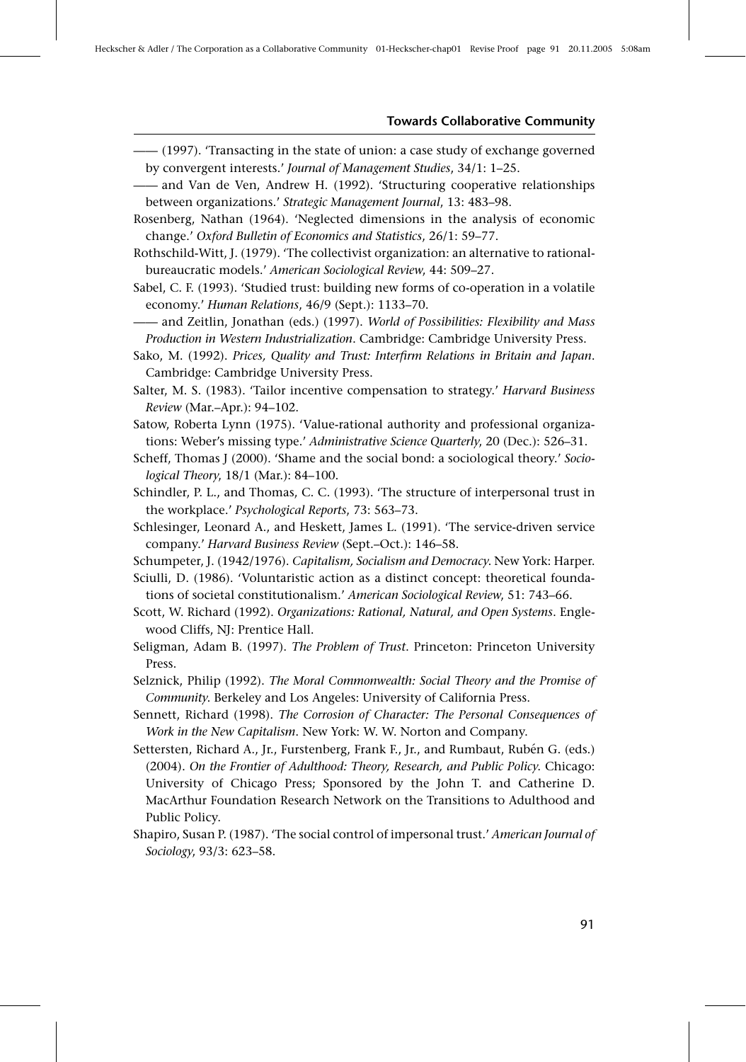—— (1997). 'Transacting in the state of union: a case study of exchange governed by convergent interests.' *Journal of Management Studies*, 34/1: 1–25.

—— and Van de Ven, Andrew H. (1992). 'Structuring cooperative relationships between organizations.' *Strategic Management Journal*, 13: 483–98.

Rosenberg, Nathan (1964). 'Neglected dimensions in the analysis of economic change.' *Oxford Bulletin of Economics and Statistics*, 26/1: 59–77.

Rothschild-Witt, J. (1979). 'The collectivist organization: an alternative to rational-bureaucratic models.' *American Sociological Review*, 44: 509–27.

Sabel, C. F. (1993). 'Studied trust: building new forms of co-operation in a volatile economy.' *Human Relations*, 46/9 (Sept.): 1133–70.

—— and Zeitlin, Jonathan (eds.) (1997). *World of Possibilities: Flexibility and Mass Production in Western Industrialization*. Cambridge: Cambridge University Press.

Sako, M. (1992). *Prices, Quality and Trust: Interfirm Relations in Britain and Japan*. Cambridge: Cambridge University Press.

Salter, M. S. (1983). 'Tailor incentive compensation to strategy.' *Harvard Business Review* (Mar.–Apr.): 94–102.

Satow, Roberta Lynn (1975). 'Value-rational authority and professional organizations: Weber's missing type.' *Administrative Science Quarterly*, 20 (Dec.): 526–31.

Scheff, Thomas J (2000). 'Shame and the social bond: a sociological theory.' *Sociological Theory*, 18/1 (Mar.): 84–100.

Schindler, P. L., and Thomas, C. C. (1993). 'The structure of interpersonal trust in the workplace.' *Psychological Reports*, 73: 563–73.

Schlesinger, Leonard A., and Heskett, James L. (1991). 'The service-driven service company.' *Harvard Business Review* (Sept.–Oct.): 146–58.

Schumpeter, J. (1942/1976). *Capitalism, Socialism and Democracy*. New York: Harper.

Sciulli, D. (1986). 'Voluntaristic action as a distinct concept: theoretical foundations of societal constitutionalism.' *American Sociological Review*, 51: 743–66.

Scott, W. Richard (1992). *Organizations: Rational, Natural, and Open Systems*. Englewood Cliffs, NJ: Prentice Hall.

Seligman, Adam B. (1997). *The Problem of Trust*. Princeton: Princeton University Press.

Selznick, Philip (1992). *The Moral Commonwealth: Social Theory and the Promise of Community*. Berkeley and Los Angeles: University of California Press.

Sennett, Richard (1998). *The Corrosion of Character: The Personal Consequences of Work in the New Capitalism*. New York: W. W. Norton and Company.

Settersten, Richard A., Jr., Furstenberg, Frank F., Jr., and Rumbaut, Rubén G. (eds.) (2004). *On the Frontier of Adulthood: Theory, Research, and Public Policy*. Chicago: University of Chicago Press; Sponsored by the John T. and Catherine D. MacArthur Foundation Research Network on the Transitions to Adulthood and Public Policy.

Shapiro, Susan P. (1987). 'The social control of impersonal trust.' *American Journal of Sociology*, 93/3: 623–58.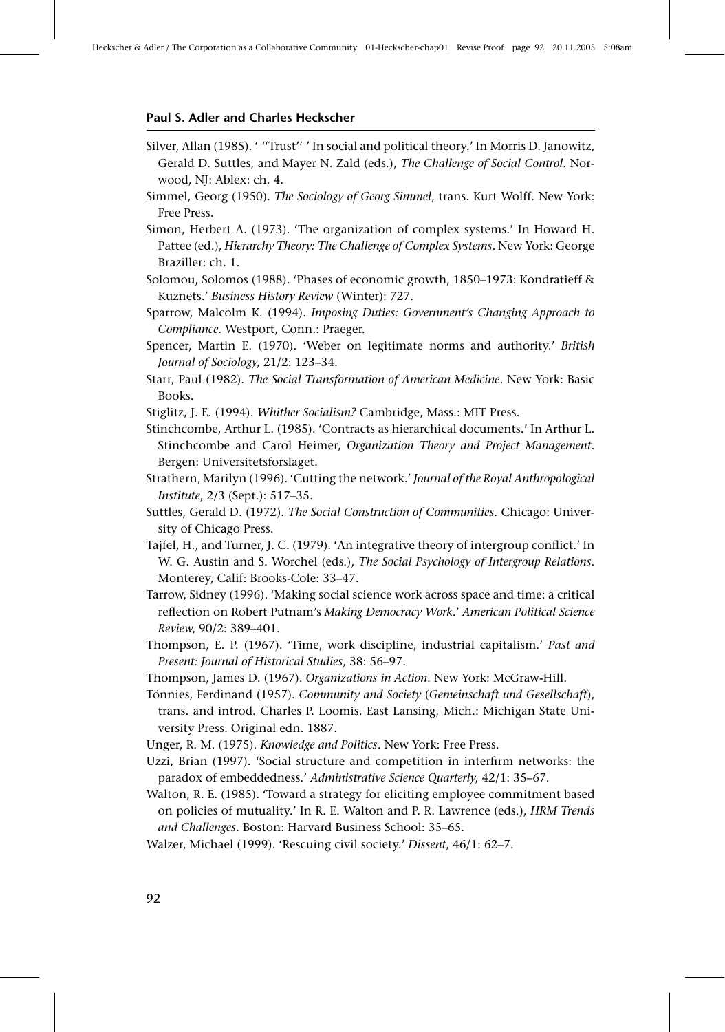Silver, Allan (1985). ' ''Trust'' ' In social and political theory.' In Morris D. Janowitz, Gerald D. Suttles, and Mayer N. Zald (eds.), *The Challenge of Social Control*. Norwood, NJ: Ablex: ch. 4.

Simmel, Georg (1950). *The Sociology of Georg Simmel*, trans. Kurt Wolff. New York: Free Press.

Simon, Herbert A. (1973). 'The organization of complex systems.' In Howard H. Pattee (ed.), *Hierarchy Theory: The Challenge of Complex Systems*. New York: George Braziller: ch. 1.

Solomou, Solomos (1988). 'Phases of economic growth, 1850–1973: Kondratieff & Kuznets.' *Business History Review* (Winter): 727.

Sparrow, Malcolm K. (1994). *Imposing Duties: Government's Changing Approach to Compliance*. Westport, Conn.: Praeger.

Spencer, Martin E. (1970). 'Weber on legitimate norms and authority.' *British Journal of Sociology*, 21/2: 123–34.

Starr, Paul (1982). *The Social Transformation of American Medicine*. New York: Basic Books.

Stiglitz, J. E. (1994). *Whither Socialism?* Cambridge, Mass.: MIT Press.

Stinchcombe, Arthur L. (1985). 'Contracts as hierarchical documents.' In Arthur L. Stinchcombe and Carol Heimer, *Organization Theory and Project Management*. Bergen: Universitetsforslaget.

Strathern, Marilyn (1996). 'Cutting the network.' *Journal of the Royal Anthropological Institute*, 2/3 (Sept.): 517–35.

Suttles, Gerald D. (1972). *The Social Construction of Communities*. Chicago: University of Chicago Press.

Tajfel, H., and Turner, J. C. (1979). 'An integrative theory of intergroup conflict.' In W. G. Austin and S. Worchel (eds.), *The Social Psychology of Intergroup Relations*. Monterey, Calif: Brooks-Cole: 33–47.

Tarrow, Sidney (1996). 'Making social science work across space and time: a critical reflection on Robert Putnam's *Making Democracy Work*.' *American Political Science Review*, 90/2: 389–401.

Thompson, E. P. (1967). 'Time, work discipline, industrial capitalism.' *Past and Present: Journal of Historical Studies*, 38: 56–97.

Thompson, James D. (1967). *Organizations in Action*. New York: McGraw-Hill.

Tönnies, Ferdinand (1957). *Community and Society* (*Gemeinschaft und Gesellschaft*), trans. and introd. Charles P. Loomis. East Lansing, Mich.: Michigan State University Press. Original edn. 1887.

Unger, R. M. (1975). *Knowledge and Politics*. New York: Free Press.

Uzzi, Brian (1997). 'Social structure and competition in interfirm networks: the paradox of embeddedness.' *Administrative Science Quarterly*, 42/1: 35–67.

Walton, R. E. (1985). 'Toward a strategy for eliciting employee commitment based on policies of mutuality.' In R. E. Walton and P. R. Lawrence (eds.), *HRM Trends and Challenges*. Boston: Harvard Business School: 35–65.

Walzer, Michael (1999). 'Rescuing civil society.' *Dissent*, 46/1: 62–7.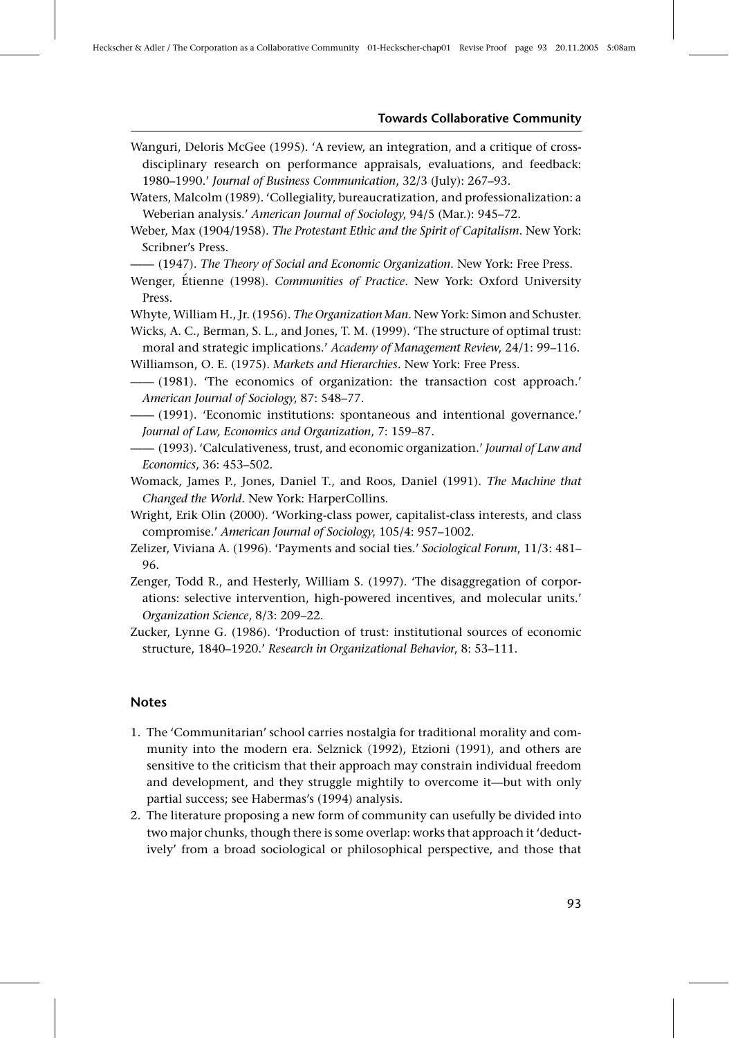Wanguri, Deloris McGee (1995). 'A review, an integration, and a critique of cross-disciplinary research on performance appraisals, evaluations, and feedback: 1980–1990.' *Journal of Business Communication*, 32/3 (July): 267–93.

Waters, Malcolm (1989). 'Collegiality, bureaucratization, and professionalization: a Weberian analysis.' *American Journal of Sociology*, 94/5 (Mar.): 945–72.

Weber, Max (1904/1958). *The Protestant Ethic and the Spirit of Capitalism*. New York: Scribner's Press.

—— (1947). *The Theory of Social and Economic Organization*. New York: Free Press.

Wenger, Étienne (1998). *Communities of Practice*. New York: Oxford University Press.

Whyte, William H., Jr. (1956). *The Organization Man*. New York: Simon and Schuster.

Wicks, A. C., Berman, S. L., and Jones, T. M. (1999). 'The structure of optimal trust: moral and strategic implications.' *Academy of Management Review*, 24/1: 99–116.

Williamson, O. E. (1975). *Markets and Hierarchies*. New York: Free Press.

—— (1981). 'The economics of organization: the transaction cost approach.' *American Journal of Sociology*, 87: 548–77.

—— (1991). 'Economic institutions: spontaneous and intentional governance.' *Journal of Law, Economics and Organization*, 7: 159–87.

—— (1993). 'Calculativeness, trust, and economic organization.' *Journal of Law and Economics*, 36: 453–502.

Womack, James P., Jones, Daniel T., and Roos, Daniel (1991). *The Machine that Changed the World*. New York: HarperCollins.

Wright, Erik Olin (2000). 'Working-class power, capitalist-class interests, and class compromise.' *American Journal of Sociology*, 105/4: 957–1002.

Zelizer, Viviana A. (1996). 'Payments and social ties.' *Sociological Forum*, 11/3: 481–96.

Zenger, Todd R., and Hesterly, William S. (1997). 'The disaggregation of corporations: selective intervention, high-powered incentives, and molecular units.' *Organization Science*, 8/3: 209–22.

Zucker, Lynne G. (1986). 'Production of trust: institutional sources of economic structure, 1840–1920.' *Research in Organizational Behavior*, 8: 53–111.

## Notes

1. The 'Communitarian' school carries nostalgia for traditional morality and community into the modern era. Selznick (1992), Etzioni (1991), and others are sensitive to the criticism that their approach may constrain individual freedom and development, and they struggle mightily to overcome it—but with only partial success; see Habermas's (1994) analysis.
2. The literature proposing a new form of community can usefully be divided into two major chunks, though there is some overlap: works that approach it 'deductively' from a broad sociological or philosophical perspective, and those that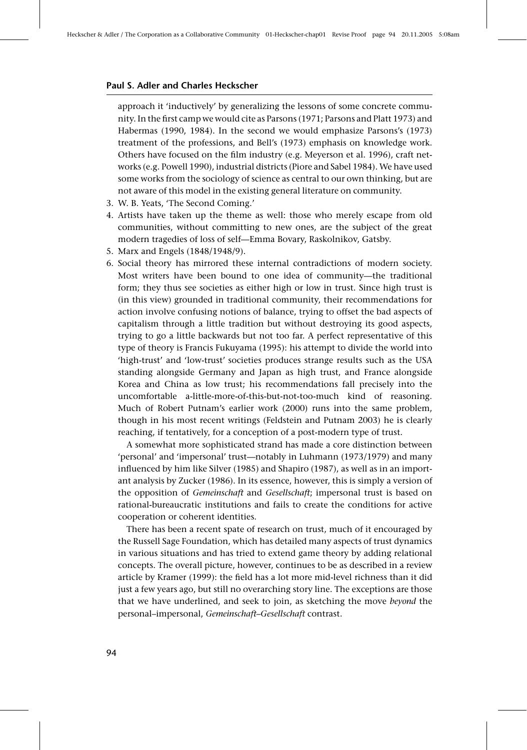approach it 'inductively' by generalizing the lessons of some concrete community. In the first camp we would cite as Parsons (1971; Parsons and Platt 1973) and Habermas (1990, 1984). In the second we would emphasize Parsons's (1973) treatment of the professions, and Bell's (1973) emphasis on knowledge work. Others have focused on the film industry (e.g. Meyerson et al. 1996), craft networks (e.g. Powell 1990), industrial districts (Piore and Sabel 1984). We have used some works from the sociology of science as central to our own thinking, but are not aware of this model in the existing general literature on community.

3. W. B. Yeats, 'The Second Coming.'
4. Artists have taken up the theme as well: those who merely escape from old communities, without committing to new ones, are the subject of the great modern tragedies of loss of self—Emma Bovary, Raskolnikov, Gatsby.
5. Marx and Engels (1848/1948/9).
6. Social theory has mirrored these internal contradictions of modern society. Most writers have been bound to one idea of community—the traditional form; they thus see societies as either high or low in trust. Since high trust is (in this view) grounded in traditional community, their recommendations for action involve confusing notions of balance, trying to offset the bad aspects of capitalism through a little tradition but without destroying its good aspects, trying to go a little backwards but not too far. A perfect representative of this type of theory is Francis Fukuyama (1995): his attempt to divide the world into 'high-trust' and 'low-trust' societies produces strange results such as the USA standing alongside Germany and Japan as high trust, and France alongside Korea and China as low trust; his recommendations fall precisely into the uncomfortable a-little-more-of-this-but-not-too-much kind of reasoning. Much of Robert Putnam's earlier work (2000) runs into the same problem, though in his most recent writings (Feldstein and Putnam 2003) he is clearly reaching, if tentatively, for a conception of a post-modern type of trust.

   A somewhat more sophisticated strand has made a core distinction between 'personal' and 'impersonal' trust—notably in Luhmann (1973/1979) and many influenced by him like Silver (1985) and Shapiro (1987), as well as in an important analysis by Zucker (1986). In its essence, however, this is simply a version of the opposition of *Gemeinschaft* and *Gesellschaft*; impersonal trust is based on rational-bureaucratic institutions and fails to create the conditions for active cooperation or coherent identities.

   There has been a recent spate of research on trust, much of it encouraged by the Russell Sage Foundation, which has detailed many aspects of trust dynamics in various situations and has tried to extend game theory by adding relational concepts. The overall picture, however, continues to be as described in a review article by Kramer (1999): the field has a lot more mid-level richness than it did just a few years ago, but still no overarching story line. The exceptions are those that we have underlined, and seek to join, as sketching the move *beyond* the personal–impersonal, *Gemeinschaft*–*Gesellschaft* contrast.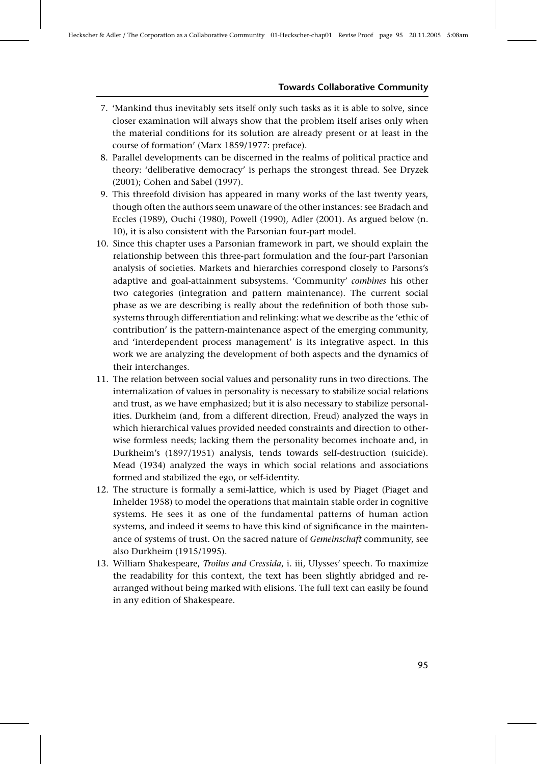7. 'Mankind thus inevitably sets itself only such tasks as it is able to solve, since closer examination will always show that the problem itself arises only when the material conditions for its solution are already present or at least in the course of formation' (Marx 1859/1977: preface).
8. Parallel developments can be discerned in the realms of political practice and theory: 'deliberative democracy' is perhaps the strongest thread. See Dryzek (2001); Cohen and Sabel (1997).
9. This threefold division has appeared in many works of the last twenty years, though often the authors seem unaware of the other instances: see Bradach and Eccles (1989), Ouchi (1980), Powell (1990), Adler (2001). As argued below (n. 10), it is also consistent with the Parsonian four-part model.
10. Since this chapter uses a Parsonian framework in part, we should explain the relationship between this three-part formulation and the four-part Parsonian analysis of societies. Markets and hierarchies correspond closely to Parsons's adaptive and goal-attainment subsystems. 'Community' *combines* his other two categories (integration and pattern maintenance). The current social phase as we are describing is really about the redefinition of both those subsystems through differentiation and relinking: what we describe as the 'ethic of contribution' is the pattern-maintenance aspect of the emerging community, and 'interdependent process management' is its integrative aspect. In this work we are analyzing the development of both aspects and the dynamics of their interchanges.
11. The relation between social values and personality runs in two directions. The internalization of values in personality is necessary to stabilize social relations and trust, as we have emphasized; but it is also necessary to stabilize personalities. Durkheim (and, from a different direction, Freud) analyzed the ways in which hierarchical values provided needed constraints and direction to otherwise formless needs; lacking them the personality becomes inchoate and, in Durkheim's (1897/1951) analysis, tends towards self-destruction (suicide). Mead (1934) analyzed the ways in which social relations and associations formed and stabilized the ego, or self-identity.
12. The structure is formally a semi-lattice, which is used by Piaget (Piaget and Inhelder 1958) to model the operations that maintain stable order in cognitive systems. He sees it as one of the fundamental patterns of human action systems, and indeed it seems to have this kind of significance in the maintenance of systems of trust. On the sacred nature of *Gemeinschaft* community, see also Durkheim (1915/1995).
13. William Shakespeare, *Troilus and Cressida*, i. iii, Ulysses' speech. To maximize the readability for this context, the text has been slightly abridged and rearranged without being marked with elisions. The full text can easily be found in any edition of Shakespeare.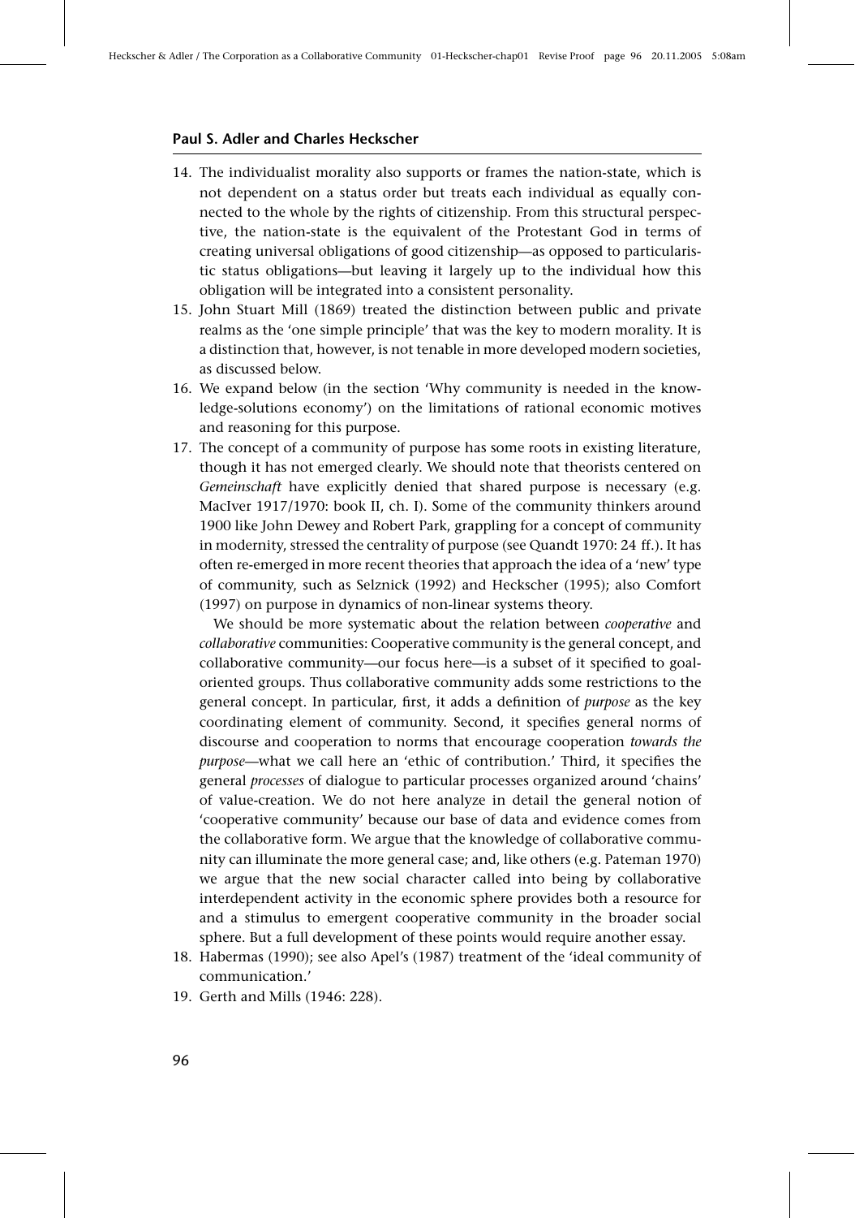14. The individualist morality also supports or frames the nation-state, which is not dependent on a status order but treats each individual as equally connected to the whole by the rights of citizenship. From this structural perspective, the nation-state is the equivalent of the Protestant God in terms of creating universal obligations of good citizenship—as opposed to particularistic status obligations—but leaving it largely up to the individual how this obligation will be integrated into a consistent personality.
15. John Stuart Mill (1869) treated the distinction between public and private realms as the 'one simple principle' that was the key to modern morality. It is a distinction that, however, is not tenable in more developed modern societies, as discussed below.
16. We expand below (in the section 'Why community is needed in the knowledge-solutions economy') on the limitations of rational economic motives and reasoning for this purpose.
17. The concept of a community of purpose has some roots in existing literature, though it has not emerged clearly. We should note that theorists centered on *Gemeinschaft* have explicitly denied that shared purpose is necessary (e.g. MacIver 1917/1970: book II, ch. I). Some of the community thinkers around 1900 like John Dewey and Robert Park, grappling for a concept of community in modernity, stressed the centrality of purpose (see Quandt 1970: 24 ff.). It has often re-emerged in more recent theories that approach the idea of a 'new' type of community, such as Selznick (1992) and Heckscher (1995); also Comfort (1997) on purpose in dynamics of non-linear systems theory.

    We should be more systematic about the relation between *cooperative* and *collaborative* communities: Cooperative community is the general concept, and collaborative community—our focus here—is a subset of it specified to goal-oriented groups. Thus collaborative community adds some restrictions to the general concept. In particular, first, it adds a definition of *purpose* as the key coordinating element of community. Second, it specifies general norms of discourse and cooperation to norms that encourage cooperation *towards the purpose*—what we call here an 'ethic of contribution.' Third, it specifies the general *processes* of dialogue to particular processes organized around 'chains' of value-creation. We do not here analyze in detail the general notion of 'cooperative community' because our base of data and evidence comes from the collaborative form. We argue that the knowledge of collaborative community can illuminate the more general case; and, like others (e.g. Pateman 1970) we argue that the new social character called into being by collaborative interdependent activity in the economic sphere provides both a resource for and a stimulus to emergent cooperative community in the broader social sphere. But a full development of these points would require another essay.
18. Habermas (1990); see also Apel's (1987) treatment of the 'ideal community of communication.'
19. Gerth and Mills (1946: 228).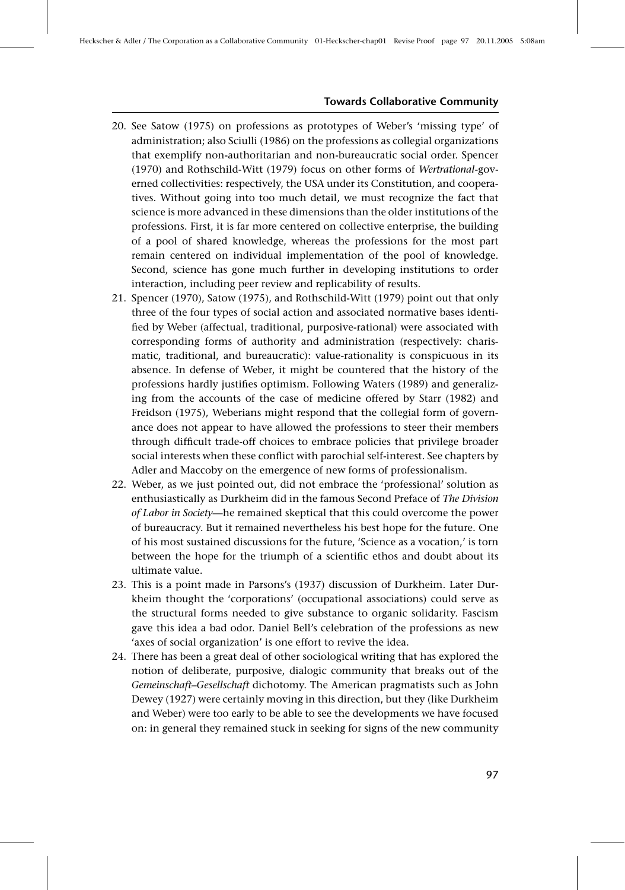20. See Satow (1975) on professions as prototypes of Weber's 'missing type' of administration; also Sciulli (1986) on the professions as collegial organizations that exemplify non-authoritarian and non-bureaucratic social order. Spencer (1970) and Rothschild-Witt (1979) focus on other forms of *Wertrational*-governed collectivities: respectively, the USA under its Constitution, and cooperatives. Without going into too much detail, we must recognize the fact that science is more advanced in these dimensions than the older institutions of the professions. First, it is far more centered on collective enterprise, the building of a pool of shared knowledge, whereas the professions for the most part remain centered on individual implementation of the pool of knowledge. Second, science has gone much further in developing institutions to order interaction, including peer review and replicability of results.
21. Spencer (1970), Satow (1975), and Rothschild-Witt (1979) point out that only three of the four types of social action and associated normative bases identified by Weber (affectual, traditional, purposive-rational) were associated with corresponding forms of authority and administration (respectively: charismatic, traditional, and bureaucratic): value-rationality is conspicuous in its absence. In defense of Weber, it might be countered that the history of the professions hardly justifies optimism. Following Waters (1989) and generalizing from the accounts of the case of medicine offered by Starr (1982) and Freidson (1975), Weberians might respond that the collegial form of governance does not appear to have allowed the professions to steer their members through difficult trade-off choices to embrace policies that privilege broader social interests when these conflict with parochial self-interest. See chapters by Adler and Maccoby on the emergence of new forms of professionalism.
22. Weber, as we just pointed out, did not embrace the 'professional' solution as enthusiastically as Durkheim did in the famous Second Preface of *The Division of Labor in Society*—he remained skeptical that this could overcome the power of bureaucracy. But it remained nevertheless his best hope for the future. One of his most sustained discussions for the future, 'Science as a vocation,' is torn between the hope for the triumph of a scientific ethos and doubt about its ultimate value.
23. This is a point made in Parsons's (1937) discussion of Durkheim. Later Durkheim thought the 'corporations' (occupational associations) could serve as the structural forms needed to give substance to organic solidarity. Fascism gave this idea a bad odor. Daniel Bell's celebration of the professions as new 'axes of social organization' is one effort to revive the idea.
24. There has been a great deal of other sociological writing that has explored the notion of deliberate, purposive, dialogic community that breaks out of the *Gemeinschaft–Gesellschaft* dichotomy. The American pragmatists such as John Dewey (1927) were certainly moving in this direction, but they (like Durkheim and Weber) were too early to be able to see the developments we have focused on: in general they remained stuck in seeking for signs of the new community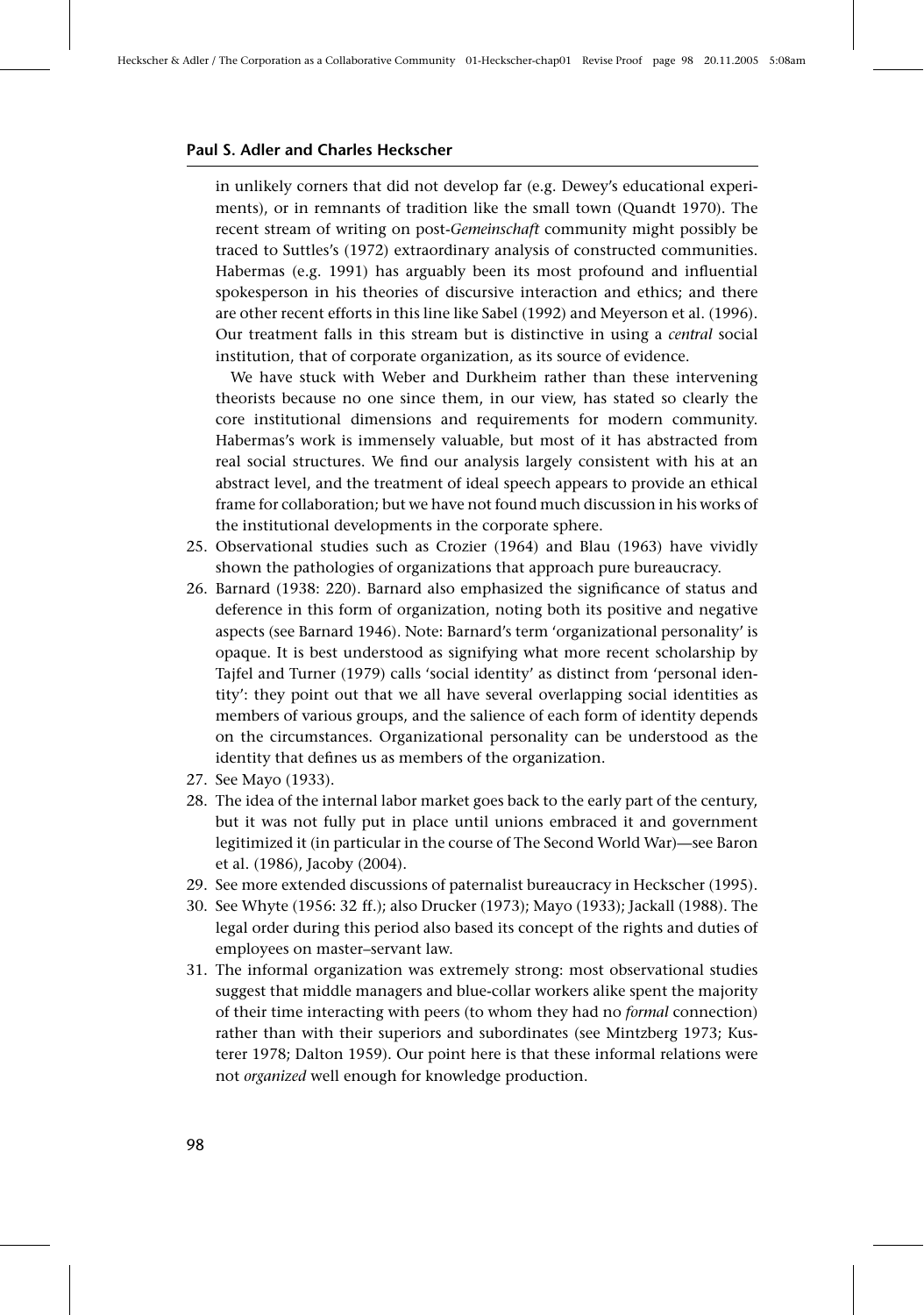in unlikely corners that did not develop far (e.g. Dewey's educational experiments), or in remnants of tradition like the small town (Quandt 1970). The recent stream of writing on post-*Gemeinschaft* community might possibly be traced to Suttles's (1972) extraordinary analysis of constructed communities. Habermas (e.g. 1991) has arguably been its most profound and influential spokesperson in his theories of discursive interaction and ethics; and there are other recent efforts in this line like Sabel (1992) and Meyerson et al. (1996). Our treatment falls in this stream but is distinctive in using a *central* social institution, that of corporate organization, as its source of evidence.

We have stuck with Weber and Durkheim rather than these intervening theorists because no one since them, in our view, has stated so clearly the core institutional dimensions and requirements for modern community. Habermas's work is immensely valuable, but most of it has abstracted from real social structures. We find our analysis largely consistent with his at an abstract level, and the treatment of ideal speech appears to provide an ethical frame for collaboration; but we have not found much discussion in his works of the institutional developments in the corporate sphere.

25. Observational studies such as Crozier (1964) and Blau (1963) have vividly shown the pathologies of organizations that approach pure bureaucracy.
26. Barnard (1938: 220). Barnard also emphasized the significance of status and deference in this form of organization, noting both its positive and negative aspects (see Barnard 1946). Note: Barnard's term 'organizational personality' is opaque. It is best understood as signifying what more recent scholarship by Tajfel and Turner (1979) calls 'social identity' as distinct from 'personal identity': they point out that we all have several overlapping social identities as members of various groups, and the salience of each form of identity depends on the circumstances. Organizational personality can be understood as the identity that defines us as members of the organization.
27. See Mayo (1933).
28. The idea of the internal labor market goes back to the early part of the century, but it was not fully put in place until unions embraced it and government legitimized it (in particular in the course of The Second World War)—see Baron et al. (1986), Jacoby (2004).
29. See more extended discussions of paternalist bureaucracy in Heckscher (1995).
30. See Whyte (1956: 32 ff.); also Drucker (1973); Mayo (1933); Jackall (1988). The legal order during this period also based its concept of the rights and duties of employees on master–servant law.
31. The informal organization was extremely strong: most observational studies suggest that middle managers and blue-collar workers alike spent the majority of their time interacting with peers (to whom they had no *formal* connection) rather than with their superiors and subordinates (see Mintzberg 1973; Kusterer 1978; Dalton 1959). Our point here is that these informal relations were not *organized* well enough for knowledge production.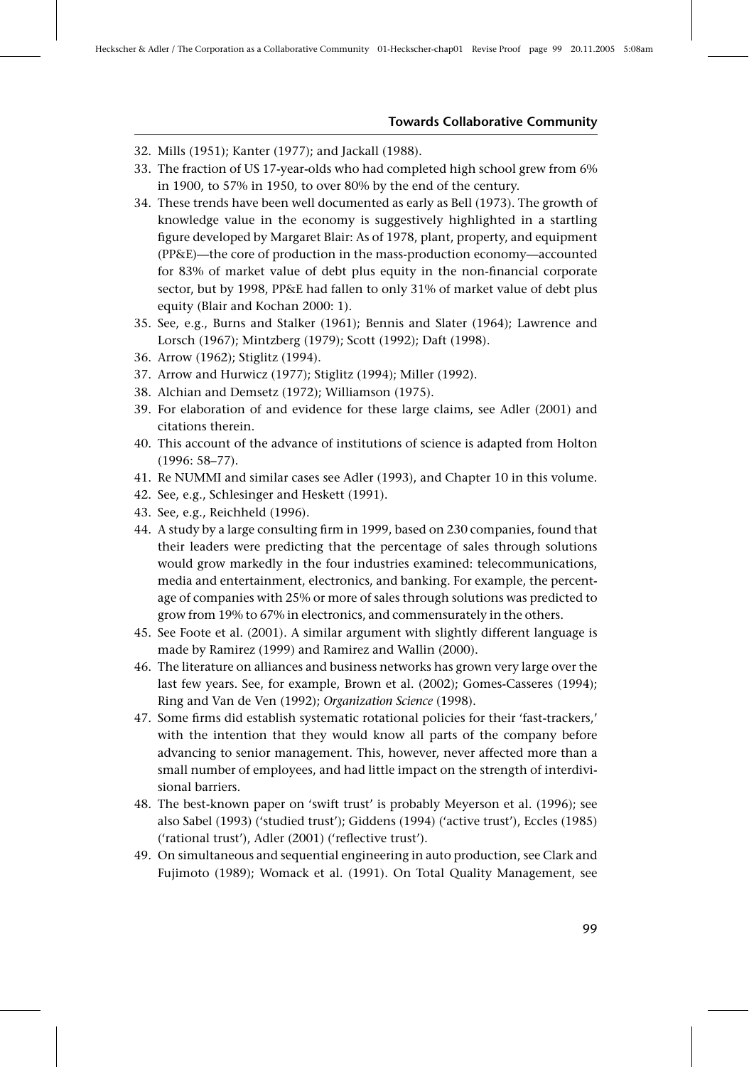32. Mills (1951); Kanter (1977); and Jackall (1988).
33. The fraction of US 17-year-olds who had completed high school grew from 6% in 1900, to 57% in 1950, to over 80% by the end of the century.
34. These trends have been well documented as early as Bell (1973). The growth of knowledge value in the economy is suggestively highlighted in a startling figure developed by Margaret Blair: As of 1978, plant, property, and equipment (PP&E)—the core of production in the mass-production economy—accounted for 83% of market value of debt plus equity in the non-financial corporate sector, but by 1998, PP&E had fallen to only 31% of market value of debt plus equity (Blair and Kochan 2000: 1).
35. See, e.g., Burns and Stalker (1961); Bennis and Slater (1964); Lawrence and Lorsch (1967); Mintzberg (1979); Scott (1992); Daft (1998).
36. Arrow (1962); Stiglitz (1994).
37. Arrow and Hurwicz (1977); Stiglitz (1994); Miller (1992).
38. Alchian and Demsetz (1972); Williamson (1975).
39. For elaboration of and evidence for these large claims, see Adler (2001) and citations therein.
40. This account of the advance of institutions of science is adapted from Holton (1996: 58–77).
41. Re NUMMI and similar cases see Adler (1993), and Chapter 10 in this volume.
42. See, e.g., Schlesinger and Heskett (1991).
43. See, e.g., Reichheld (1996).
44. A study by a large consulting firm in 1999, based on 230 companies, found that their leaders were predicting that the percentage of sales through solutions would grow markedly in the four industries examined: telecommunications, media and entertainment, electronics, and banking. For example, the percentage of companies with 25% or more of sales through solutions was predicted to grow from 19% to 67% in electronics, and commensurately in the others.
45. See Foote et al. (2001). A similar argument with slightly different language is made by Ramirez (1999) and Ramirez and Wallin (2000).
46. The literature on alliances and business networks has grown very large over the last few years. See, for example, Brown et al. (2002); Gomes-Casseres (1994); Ring and Van de Ven (1992); *Organization Science* (1998).
47. Some firms did establish systematic rotational policies for their 'fast-trackers,' with the intention that they would know all parts of the company before advancing to senior management. This, however, never affected more than a small number of employees, and had little impact on the strength of interdivisional barriers.
48. The best-known paper on 'swift trust' is probably Meyerson et al. (1996); see also Sabel (1993) ('studied trust'); Giddens (1994) ('active trust'), Eccles (1985) ('rational trust'), Adler (2001) ('reflective trust').
49. On simultaneous and sequential engineering in auto production, see Clark and Fujimoto (1989); Womack et al. (1991). On Total Quality Management, see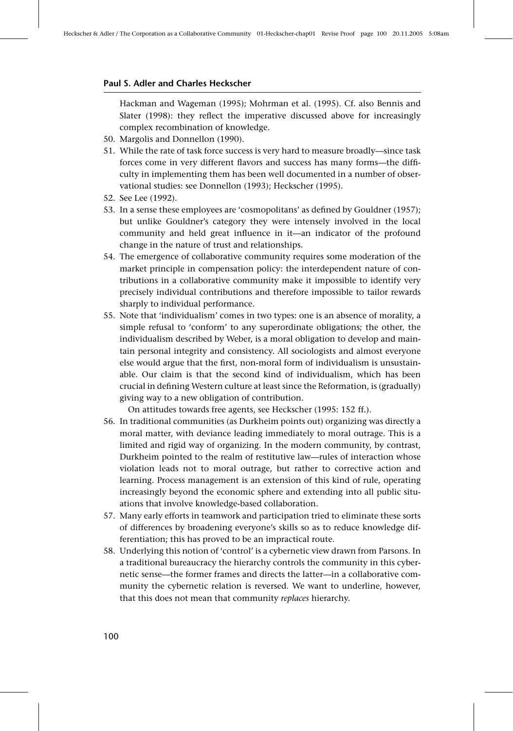Hackman and Wageman (1995); Mohrman et al. (1995). Cf. also Bennis and Slater (1998): they reflect the imperative discussed above for increasingly complex recombination of knowledge.

50. Margolis and Donnellon (1990).
51. While the rate of task force success is very hard to measure broadly—since task forces come in very different flavors and success has many forms—the difficulty in implementing them has been well documented in a number of observational studies: see Donnellon (1993); Heckscher (1995).
52. See Lee (1992).
53. In a sense these employees are 'cosmopolitans' as defined by Gouldner (1957); but unlike Gouldner's category they were intensely involved in the local community and held great influence in it—an indicator of the profound change in the nature of trust and relationships.
54. The emergence of collaborative community requires some moderation of the market principle in compensation policy: the interdependent nature of contributions in a collaborative community make it impossible to identify very precisely individual contributions and therefore impossible to tailor rewards sharply to individual performance.
55. Note that 'individualism' comes in two types: one is an absence of morality, a simple refusal to 'conform' to any superordinate obligations; the other, the individualism described by Weber, is a moral obligation to develop and maintain personal integrity and consistency. All sociologists and almost everyone else would argue that the first, non-moral form of individualism is unsustainable. Our claim is that the second kind of individualism, which has been crucial in defining Western culture at least since the Reformation, is (gradually) giving way to a new obligation of contribution.

    On attitudes towards free agents, see Heckscher (1995: 152 ff.).
56. In traditional communities (as Durkheim points out) organizing was directly a moral matter, with deviance leading immediately to moral outrage. This is a limited and rigid way of organizing. In the modern community, by contrast, Durkheim pointed to the realm of restitutive law—rules of interaction whose violation leads not to moral outrage, but rather to corrective action and learning. Process management is an extension of this kind of rule, operating increasingly beyond the economic sphere and extending into all public situations that involve knowledge-based collaboration.
57. Many early efforts in teamwork and participation tried to eliminate these sorts of differences by broadening everyone's skills so as to reduce knowledge differentiation; this has proved to be an impractical route.
58. Underlying this notion of 'control' is a cybernetic view drawn from Parsons. In a traditional bureaucracy the hierarchy controls the community in this cybernetic sense—the former frames and directs the latter—in a collaborative community the cybernetic relation is reversed. We want to underline, however, that this does not mean that community *replaces* hierarchy.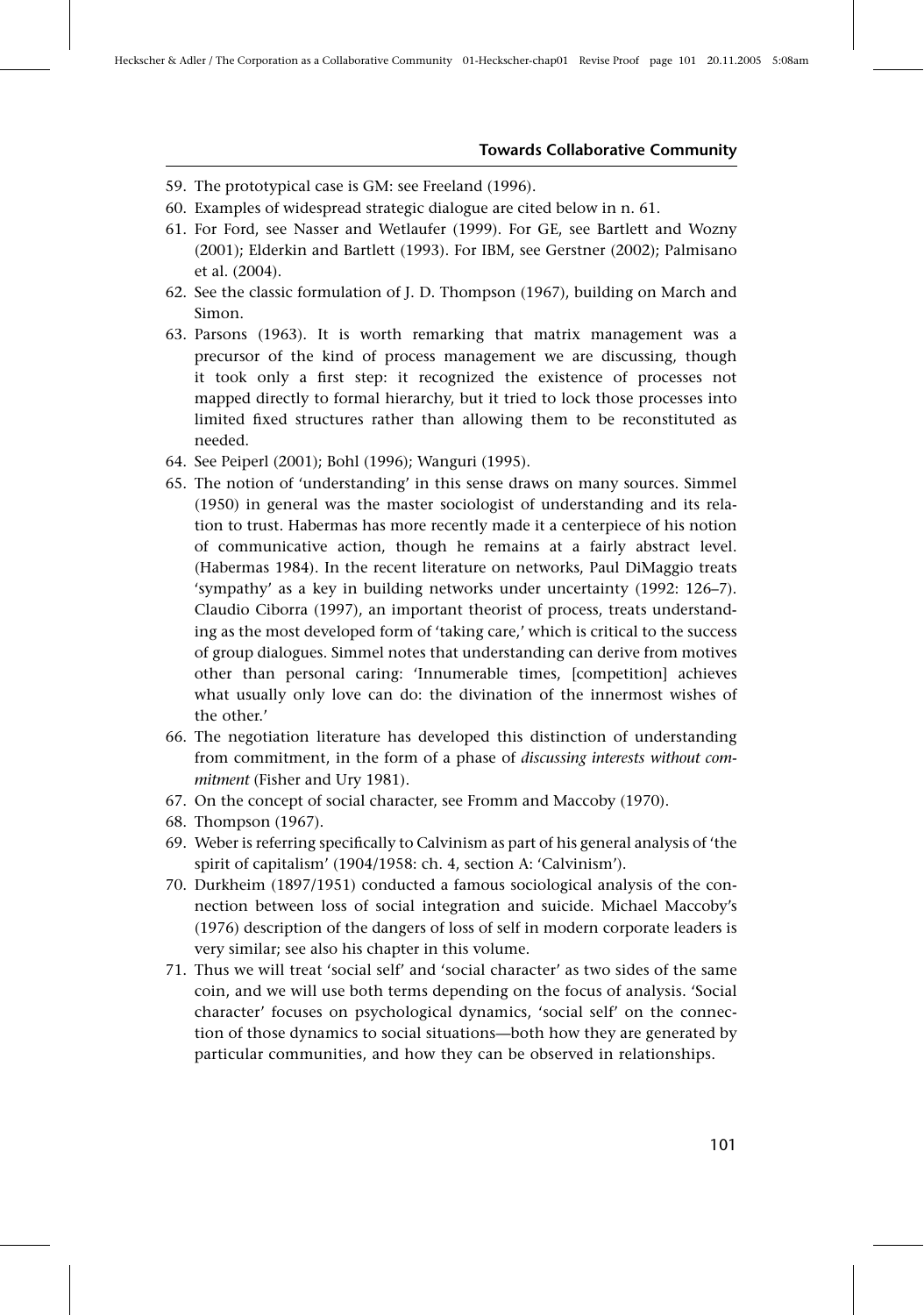59. The prototypical case is GM: see Freeland (1996).
60. Examples of widespread strategic dialogue are cited below in n. 61.
61. For Ford, see Nasser and Wetlaufer (1999). For GE, see Bartlett and Wozny (2001); Elderkin and Bartlett (1993). For IBM, see Gerstner (2002); Palmisano et al. (2004).
62. See the classic formulation of J. D. Thompson (1967), building on March and Simon.
63. Parsons (1963). It is worth remarking that matrix management was a precursor of the kind of process management we are discussing, though it took only a first step: it recognized the existence of processes not mapped directly to formal hierarchy, but it tried to lock those processes into limited fixed structures rather than allowing them to be reconstituted as needed.
64. See Peiperl (2001); Bohl (1996); Wanguri (1995).
65. The notion of 'understanding' in this sense draws on many sources. Simmel (1950) in general was the master sociologist of understanding and its relation to trust. Habermas has more recently made it a centerpiece of his notion of communicative action, though he remains at a fairly abstract level. (Habermas 1984). In the recent literature on networks, Paul DiMaggio treats 'sympathy' as a key in building networks under uncertainty (1992: 126–7). Claudio Ciborra (1997), an important theorist of process, treats understanding as the most developed form of 'taking care,' which is critical to the success of group dialogues. Simmel notes that understanding can derive from motives other than personal caring: 'Innumerable times, [competition] achieves what usually only love can do: the divination of the innermost wishes of the other.'
66. The negotiation literature has developed this distinction of understanding from commitment, in the form of a phase of *discussing interests without commitment* (Fisher and Ury 1981).
67. On the concept of social character, see Fromm and Maccoby (1970).
68. Thompson (1967).
69. Weber is referring specifically to Calvinism as part of his general analysis of 'the spirit of capitalism' (1904/1958: ch. 4, section A: 'Calvinism').
70. Durkheim (1897/1951) conducted a famous sociological analysis of the connection between loss of social integration and suicide. Michael Maccoby's (1976) description of the dangers of loss of self in modern corporate leaders is very similar; see also his chapter in this volume.
71. Thus we will treat 'social self' and 'social character' as two sides of the same coin, and we will use both terms depending on the focus of analysis. 'Social character' focuses on psychological dynamics, 'social self' on the connection of those dynamics to social situations—both how they are generated by particular communities, and how they can be observed in relationships.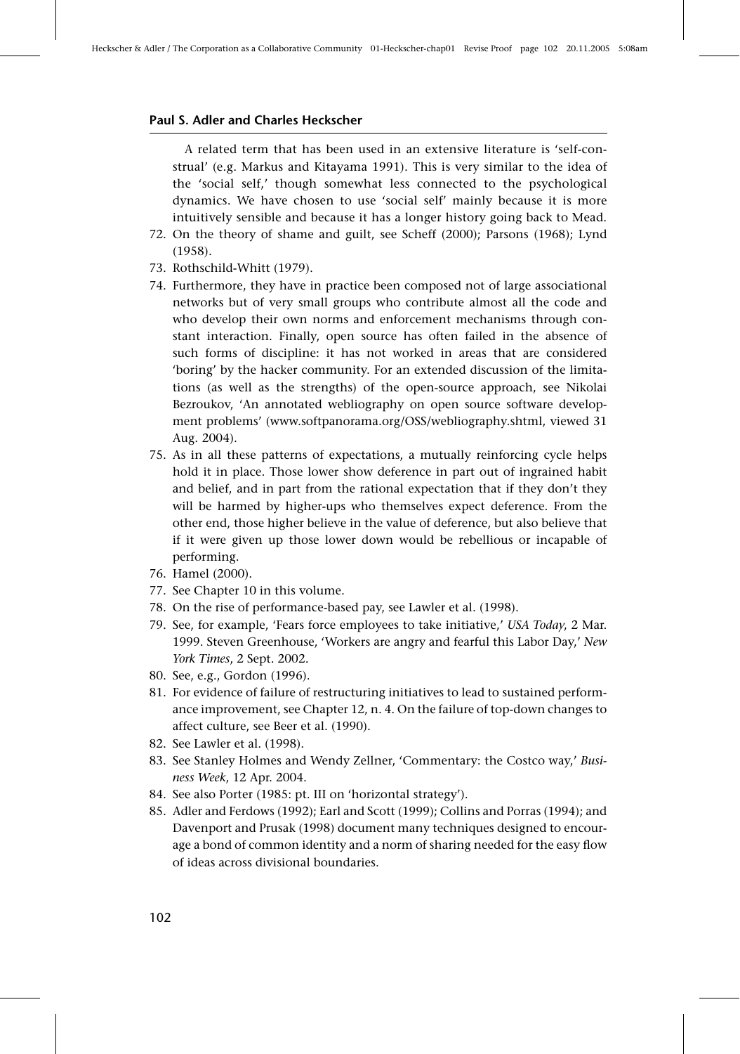A related term that has been used in an extensive literature is 'self-construal' (e.g. Markus and Kitayama 1991). This is very similar to the idea of the 'social self,' though somewhat less connected to the psychological dynamics. We have chosen to use 'social self' mainly because it is more intuitively sensible and because it has a longer history going back to Mead.

72. On the theory of shame and guilt, see Scheff (2000); Parsons (1968); Lynd (1958).
73. Rothschild-Whitt (1979).
74. Furthermore, they have in practice been composed not of large associational networks but of very small groups who contribute almost all the code and who develop their own norms and enforcement mechanisms through constant interaction. Finally, open source has often failed in the absence of such forms of discipline: it has not worked in areas that are considered 'boring' by the hacker community. For an extended discussion of the limitations (as well as the strengths) of the open-source approach, see Nikolai Bezroukov, 'An annotated webliography on open source software development problems' (www.softpanorama.org/OSS/webliography.shtml, viewed 31 Aug. 2004).
75. As in all these patterns of expectations, a mutually reinforcing cycle helps hold it in place. Those lower show deference in part out of ingrained habit and belief, and in part from the rational expectation that if they don't they will be harmed by higher-ups who themselves expect deference. From the other end, those higher believe in the value of deference, but also believe that if it were given up those lower down would be rebellious or incapable of performing.
76. Hamel (2000).
77. See Chapter 10 in this volume.
78. On the rise of performance-based pay, see Lawler et al. (1998).
79. See, for example, 'Fears force employees to take initiative,' *USA Today*, 2 Mar. 1999. Steven Greenhouse, 'Workers are angry and fearful this Labor Day,' *New York Times*, 2 Sept. 2002.
80. See, e.g., Gordon (1996).
81. For evidence of failure of restructuring initiatives to lead to sustained performance improvement, see Chapter 12, n. 4. On the failure of top-down changes to affect culture, see Beer et al. (1990).
82. See Lawler et al. (1998).
83. See Stanley Holmes and Wendy Zellner, 'Commentary: the Costco way,' *Business Week*, 12 Apr. 2004.
84. See also Porter (1985: pt. III on 'horizontal strategy').
85. Adler and Ferdows (1992); Earl and Scott (1999); Collins and Porras (1994); and Davenport and Prusak (1998) document many techniques designed to encourage a bond of common identity and a norm of sharing needed for the easy flow of ideas across divisional boundaries.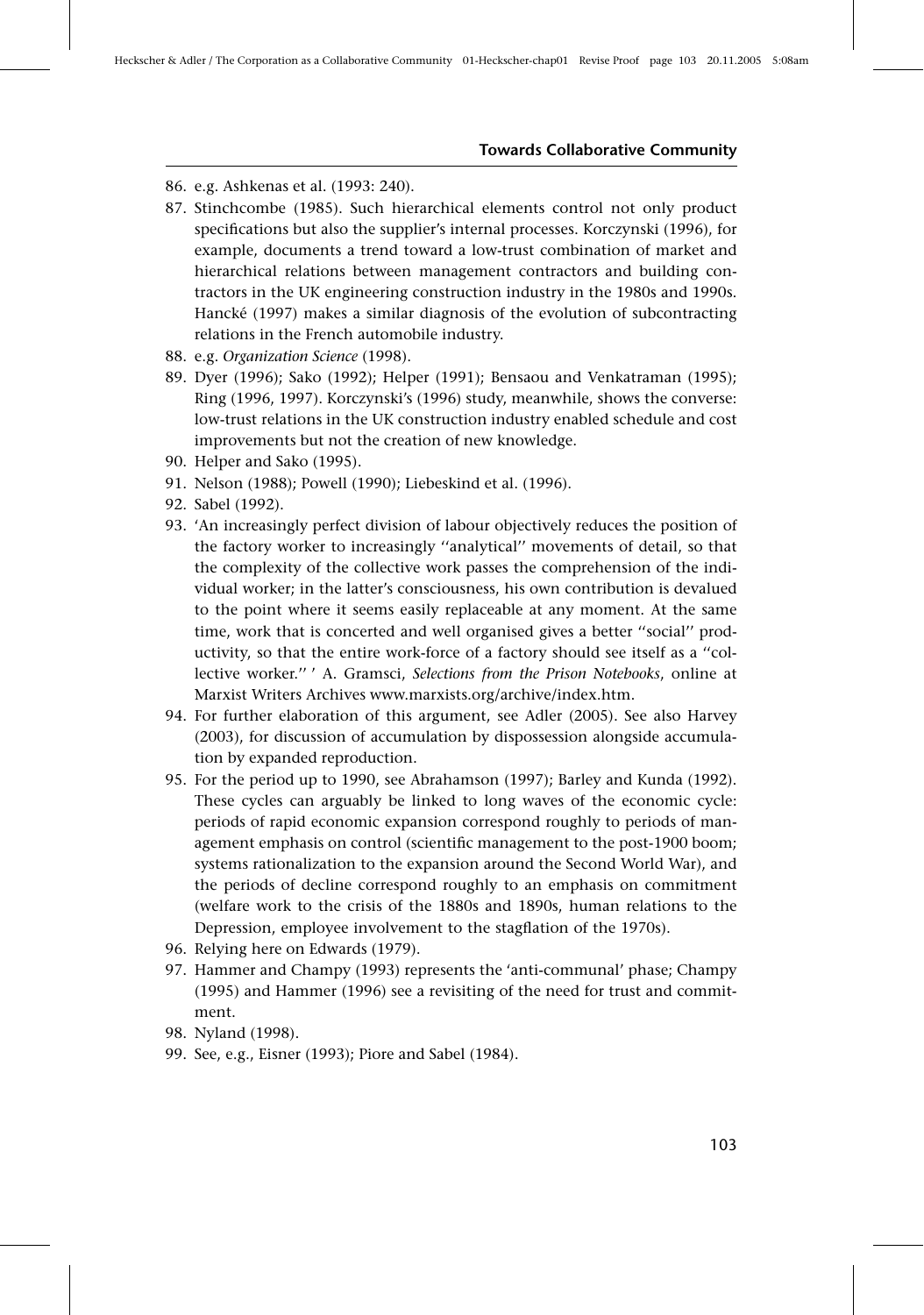86. e.g. Ashkenas et al. (1993: 240).
87. Stinchcombe (1985). Such hierarchical elements control not only product specifications but also the supplier's internal processes. Korczynski (1996), for example, documents a trend toward a low-trust combination of market and hierarchical relations between management contractors and building contractors in the UK engineering construction industry in the 1980s and 1990s. Hancké (1997) makes a similar diagnosis of the evolution of subcontracting relations in the French automobile industry.
88. e.g. *Organization Science* (1998).
89. Dyer (1996); Sako (1992); Helper (1991); Bensaou and Venkatraman (1995); Ring (1996, 1997). Korczynski's (1996) study, meanwhile, shows the converse: low-trust relations in the UK construction industry enabled schedule and cost improvements but not the creation of new knowledge.
90. Helper and Sako (1995).
91. Nelson (1988); Powell (1990); Liebeskind et al. (1996).
92. Sabel (1992).
93. 'An increasingly perfect division of labour objectively reduces the position of the factory worker to increasingly ''analytical'' movements of detail, so that the complexity of the collective work passes the comprehension of the individual worker; in the latter's consciousness, his own contribution is devalued to the point where it seems easily replaceable at any moment. At the same time, work that is concerted and well organised gives a better ''social'' productivity, so that the entire work-force of a factory should see itself as a ''collective worker.'' ' A. Gramsci, *Selections from the Prison Notebooks*, online at Marxist Writers Archives www.marxists.org/archive/index.htm.
94. For further elaboration of this argument, see Adler (2005). See also Harvey (2003), for discussion of accumulation by dispossession alongside accumulation by expanded reproduction.
95. For the period up to 1990, see Abrahamson (1997); Barley and Kunda (1992). These cycles can arguably be linked to long waves of the economic cycle: periods of rapid economic expansion correspond roughly to periods of management emphasis on control (scientific management to the post-1900 boom; systems rationalization to the expansion around the Second World War), and the periods of decline correspond roughly to an emphasis on commitment (welfare work to the crisis of the 1880s and 1890s, human relations to the Depression, employee involvement to the stagflation of the 1970s).
96. Relying here on Edwards (1979).
97. Hammer and Champy (1993) represents the 'anti-communal' phase; Champy (1995) and Hammer (1996) see a revisiting of the need for trust and commitment.
98. Nyland (1998).
99. See, e.g., Eisner (1993); Piore and Sabel (1984).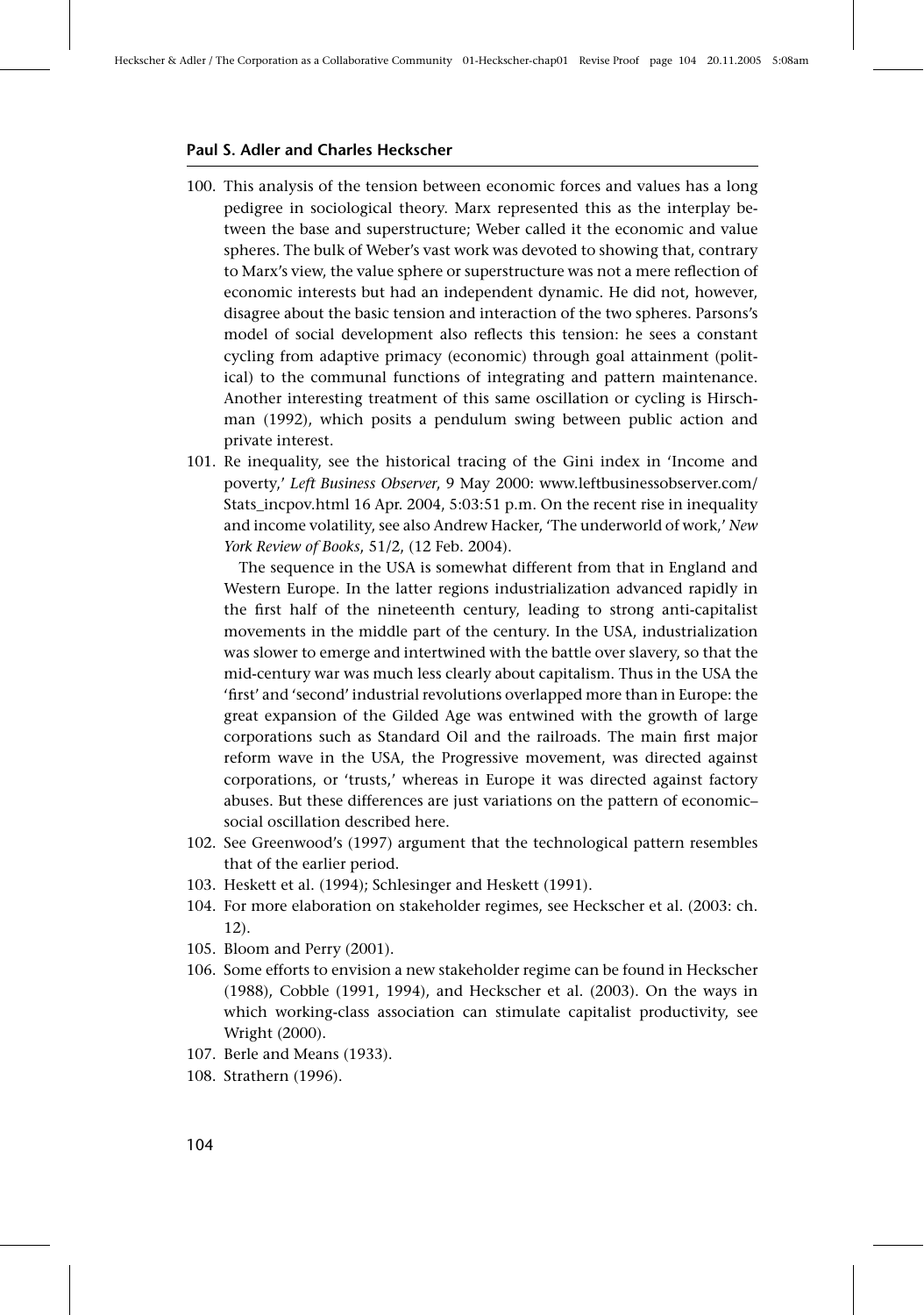100. This analysis of the tension between economic forces and values has a long pedigree in sociological theory. Marx represented this as the interplay between the base and superstructure; Weber called it the economic and value spheres. The bulk of Weber's vast work was devoted to showing that, contrary to Marx's view, the value sphere or superstructure was not a mere reflection of economic interests but had an independent dynamic. He did not, however, disagree about the basic tension and interaction of the two spheres. Parsons's model of social development also reflects this tension: he sees a constant cycling from adaptive primacy (economic) through goal attainment (political) to the communal functions of integrating and pattern maintenance. Another interesting treatment of this same oscillation or cycling is Hirschman (1992), which posits a pendulum swing between public action and private interest.
101. Re inequality, see the historical tracing of the Gini index in 'Income and poverty,' *Left Business Observer*, 9 May 2000: www.leftbusinessobserver.com/Stats_incpov.html 16 Apr. 2004, 5:03:51 p.m. On the recent rise in inequality and income volatility, see also Andrew Hacker, 'The underworld of work,' *New York Review of Books*, 51/2, (12 Feb. 2004).

    The sequence in the USA is somewhat different from that in England and Western Europe. In the latter regions industrialization advanced rapidly in the first half of the nineteenth century, leading to strong anti-capitalist movements in the middle part of the century. In the USA, industrialization was slower to emerge and intertwined with the battle over slavery, so that the mid-century war was much less clearly about capitalism. Thus in the USA the 'first' and 'second' industrial revolutions overlapped more than in Europe: the great expansion of the Gilded Age was entwined with the growth of large corporations such as Standard Oil and the railroads. The main first major reform wave in the USA, the Progressive movement, was directed against corporations, or 'trusts,' whereas in Europe it was directed against factory abuses. But these differences are just variations on the pattern of economic–social oscillation described here.
102. See Greenwood's (1997) argument that the technological pattern resembles that of the earlier period.
103. Heskett et al. (1994); Schlesinger and Heskett (1991).
104. For more elaboration on stakeholder regimes, see Heckscher et al. (2003: ch. 12).
105. Bloom and Perry (2001).
106. Some efforts to envision a new stakeholder regime can be found in Heckscher (1988), Cobble (1991, 1994), and Heckscher et al. (2003). On the ways in which working-class association can stimulate capitalist productivity, see Wright (2000).
107. Berle and Means (1933).
108. Strathern (1996).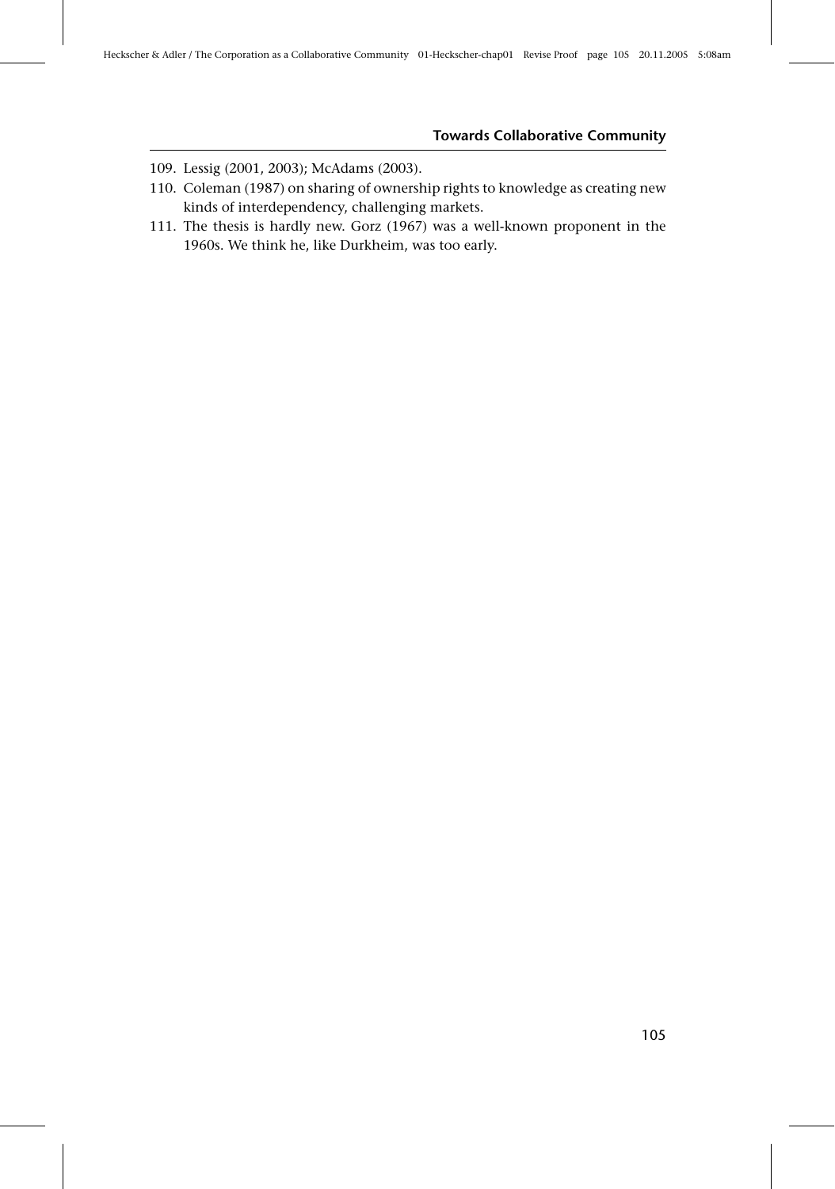109. Lessig (2001, 2003); McAdams (2003).
110. Coleman (1987) on sharing of ownership rights to knowledge as creating new kinds of interdependency, challenging markets.
111. The thesis is hardly new. Gorz (1967) was a well-known proponent in the 1960s. We think he, like Durkheim, was too early.